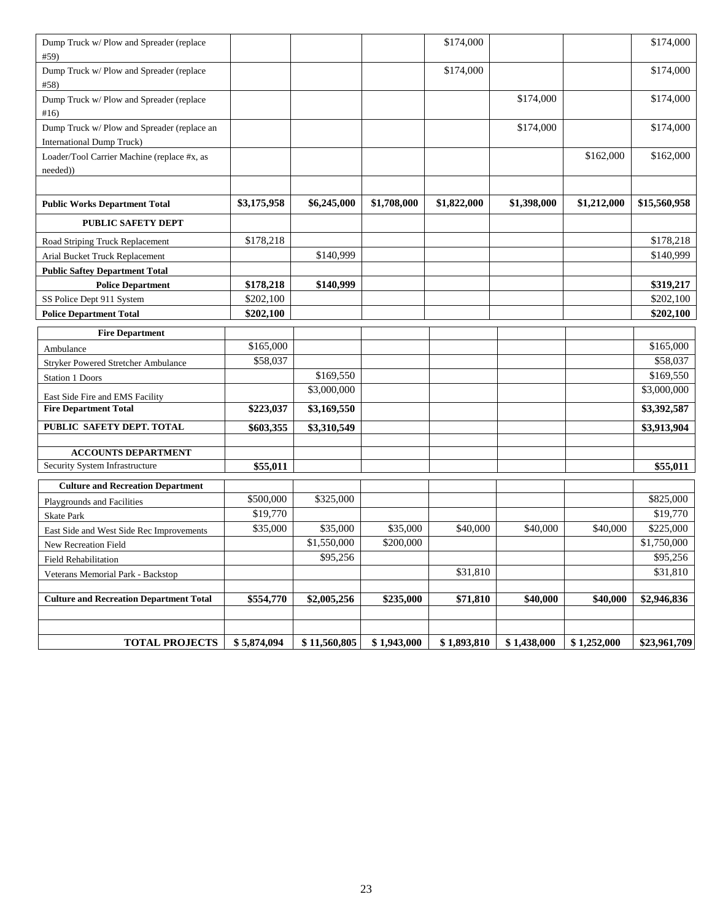| | | | | | | | |
|---|---|---|---|---|---|---|---|
| Dump Truck w/ Plow and Spreader (replace #59) | | | | $174,000 | | | $174,000 |
| Dump Truck w/ Plow and Spreader (replace #58) | | | | $174,000 | | | $174,000 |
| Dump Truck w/ Plow and Spreader (replace #16) | | | | | $174,000 | | $174,000 |
| Dump Truck w/ Plow and Spreader (replace an International Dump Truck) | | | | | $174,000 | | $174,000 |
| Loader/Tool Carrier Machine (replace #x, as needed)) | | | | | | $162,000 | $162,000 |
| | | | | | | | |
| **Public Works Department Total** | **$3,175,958** | **$6,245,000** | **$1,708,000** | **$1,822,000** | **$1,398,000** | **$1,212,000** | **$15,560,958** |
| **PUBLIC SAFETY DEPT** | | | | | | | |
| Road Striping Truck Replacement | $178,218 | | | | | | $178,218 |
| Arial Bucket Truck Replacement | | $140,999 | | | | | $140,999 |
| **Public Saftey Department Total** | | | | | | | |
| **Police Department** | **$178,218** | **$140,999** | | | | | **$319,217** |
| SS Police Dept 911 System | $202,100 | | | | | | $202,100 |
| **Police Department Total** | **$202,100** | | | | | | **$202,100** |
| **Fire Department** | | | | | | | |
| Ambulance | $165,000 | | | | | | $165,000 |
| Stryker Powered Stretcher Ambulance | $58,037 | | | | | | $58,037 |
| Station 1 Doors | | $169,550 | | | | | $169,550 |
| East Side Fire and EMS Facility | | $3,000,000 | | | | | $3,000,000 |
| **Fire Department Total** | **$223,037** | **$3,169,550** | | | | | **$3,392,587** |
| **PUBLIC SAFETY DEPT. TOTAL** | **$603,355** | **$3,310,549** | | | | | **$3,913,904** |
| | | | | | | | |
| **ACCOUNTS DEPARTMENT** | | | | | | | |
| Security System Infrastructure | **$55,011** | | | | | | **$55,011** |
| **Culture and Recreation Department** | | | | | | | |
| Playgrounds and Facilities | $500,000 | $325,000 | | | | | $825,000 |
| Skate Park | $19,770 | | | | | | $19,770 |
| East Side and West Side Rec Improvements | $35,000 | $35,000 | $35,000 | $40,000 | $40,000 | $40,000 | $225,000 |
| New Recreation Field | | $1,550,000 | $200,000 | | | | $1,750,000 |
| Field Rehabilitation | | $95,256 | | | | | $95,256 |
| Veterans Memorial Park - Backstop | | | | $31,810 | | | $31,810 |
| | | | | | | | |
| **Culture and Recreation Department Total** | **$554,770** | **$2,005,256** | **$235,000** | **$71,810** | **$40,000** | **$40,000** | **$2,946,836** |
| | | | | | | | |
| | | | | | | | |
| **TOTAL PROJECTS** | **$ 5,874,094** | **$ 11,560,805** | **$ 1,943,000** | **$ 1,893,810** | **$ 1,438,000** | **$ 1,252,000** | **$23,961,709** |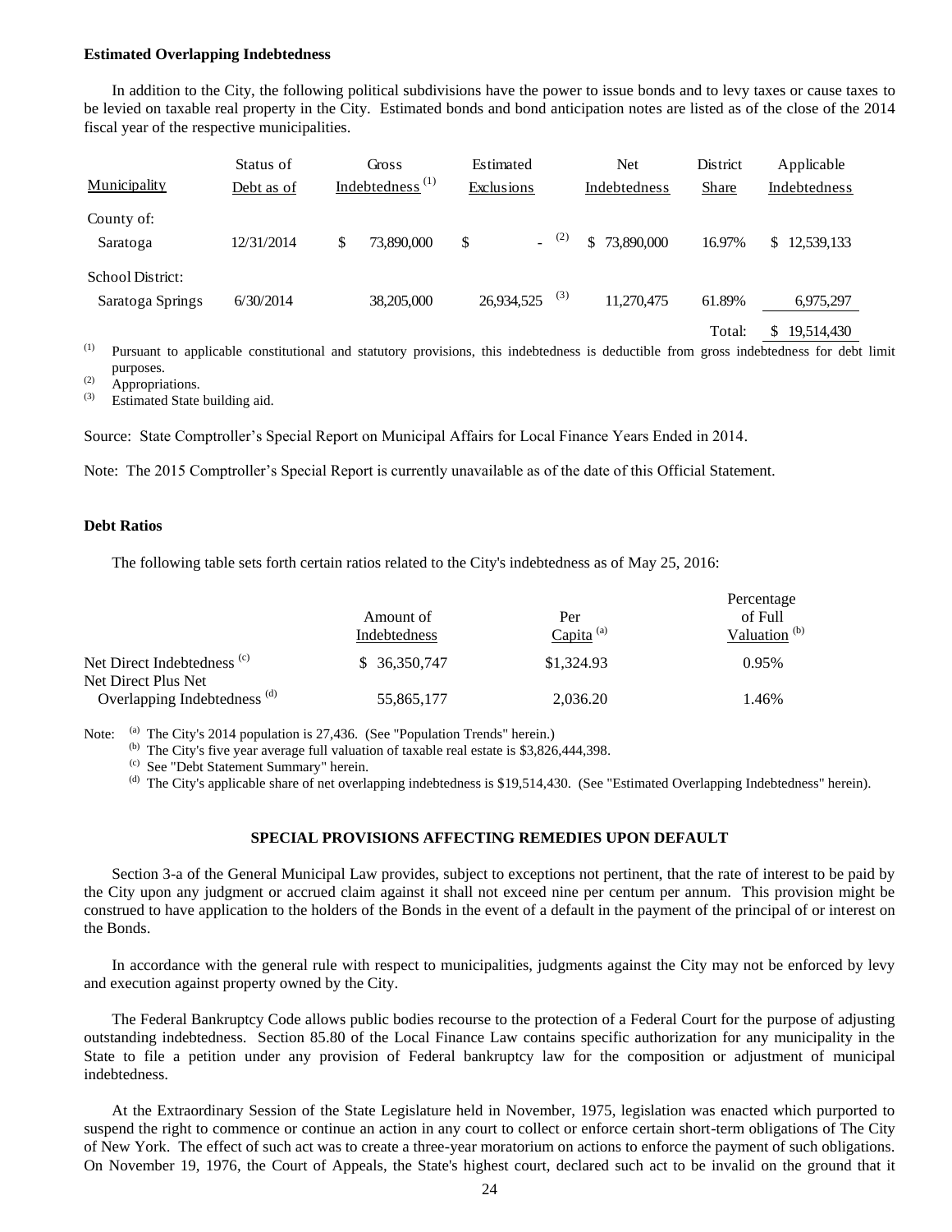**Estimated Overlapping Indebtedness**

In addition to the City, the following political subdivisions have the power to issue bonds and to levy taxes or cause taxes to be levied on taxable real property in the City. Estimated bonds and bond anticipation notes are listed as of the close of the 2014 fiscal year of the respective municipalities.

| Municipality | Status of Debt as of | Gross Indebtedness [1] | Estimated Exclusions | Net Indebtedness | District Share | Applicable Indebtedness |
|---|---|---|---|---|---|---|
| County of: | | | | | | |
| Saratoga | 12/31/2014 | $ 73,890,000 | $ - [2] | $ 73,890,000 | 16.97% | $ 12,539,133 |
| School District: | | | | | | |
| Saratoga Springs | 6/30/2014 | 38,205,000 | 26,934,525 [3] | 11,270,475 | 61.89% | 6,975,297 |
| | | | | | Total: | $ 19,514,430 |

[1] Pursuant to applicable constitutional and statutory provisions, this indebtedness is deductible from gross indebtedness for debt limit purposes.
[2] Appropriations.
[3] Estimated State building aid.

Source: State Comptroller's Special Report on Municipal Affairs for Local Finance Years Ended in 2014.

Note: The 2015 Comptroller's Special Report is currently unavailable as of the date of this Official Statement.

**Debt Ratios**

The following table sets forth certain ratios related to the City's indebtedness as of May 25, 2016:

| | Amount of Indebtedness | Per Capita [a] | Percentage of Full Valuation [b] |
|---|---|---|---|
| Net Direct Indebtedness [c] | $ 36,350,747 | $1,324.93 | 0.95% |
| Net Direct Plus Net Overlapping Indebtedness [d] | 55,865,177 | 2,036.20 | 1.46% |

Note: [a] The City's 2014 population is 27,436. (See "Population Trends" herein.)
[b] The City's five year average full valuation of taxable real estate is $3,826,444,398.
[c] See "Debt Statement Summary" herein.
[d] The City's applicable share of net overlapping indebtedness is $19,514,430. (See "Estimated Overlapping Indebtedness" herein).

## SPECIAL PROVISIONS AFFECTING REMEDIES UPON DEFAULT

Section 3-a of the General Municipal Law provides, subject to exceptions not pertinent, that the rate of interest to be paid by the City upon any judgment or accrued claim against it shall not exceed nine per centum per annum. This provision might be construed to have application to the holders of the Bonds in the event of a default in the payment of the principal of or interest on the Bonds.

In accordance with the general rule with respect to municipalities, judgments against the City may not be enforced by levy and execution against property owned by the City.

The Federal Bankruptcy Code allows public bodies recourse to the protection of a Federal Court for the purpose of adjusting outstanding indebtedness. Section 85.80 of the Local Finance Law contains specific authorization for any municipality in the State to file a petition under any provision of Federal bankruptcy law for the composition or adjustment of municipal indebtedness.

At the Extraordinary Session of the State Legislature held in November, 1975, legislation was enacted which purported to suspend the right to commence or continue an action in any court to collect or enforce certain short-term obligations of The City of New York. The effect of such act was to create a three-year moratorium on actions to enforce the payment of such obligations. On November 19, 1976, the Court of Appeals, the State's highest court, declared such act to be invalid on the ground that it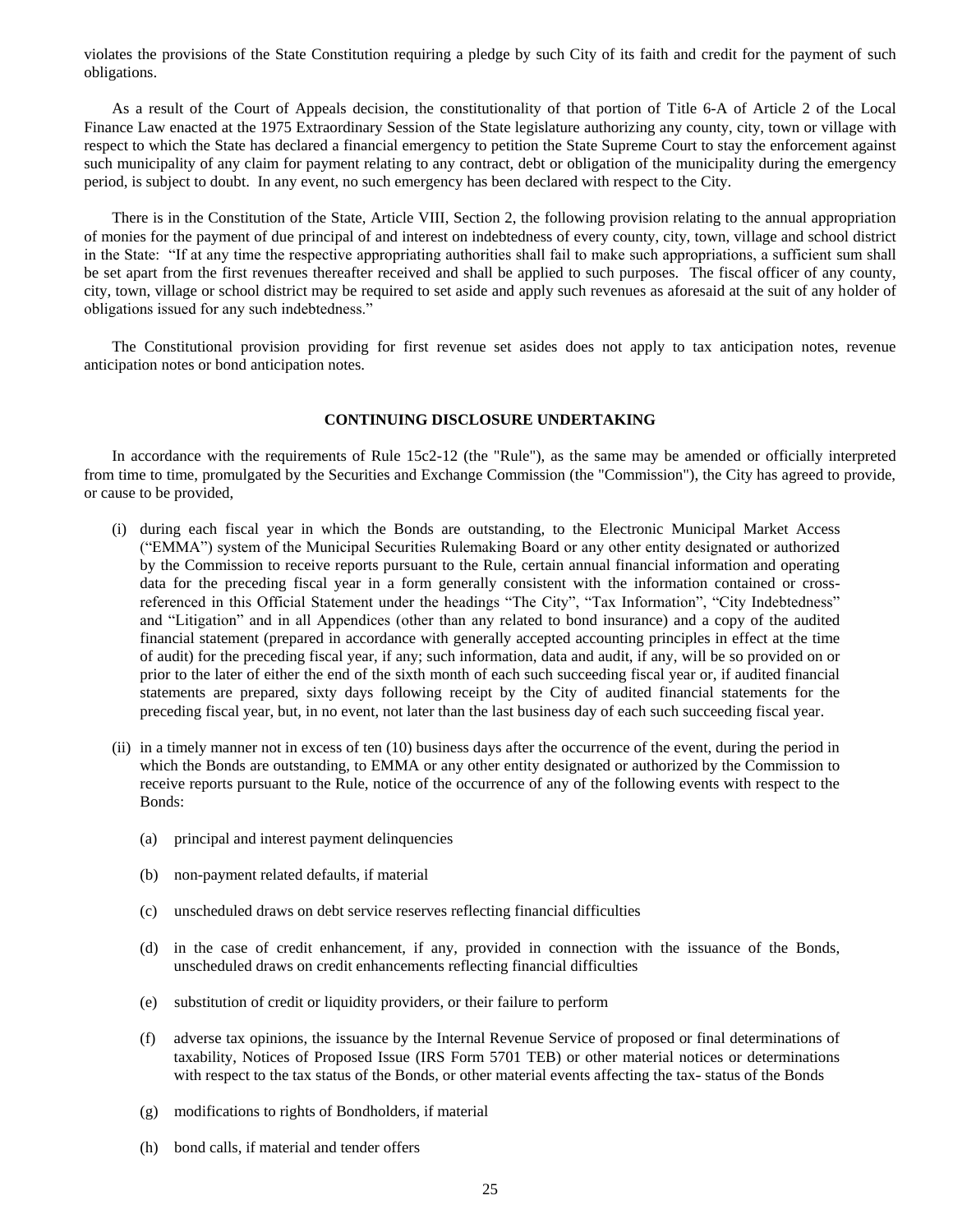violates the provisions of the State Constitution requiring a pledge by such City of its faith and credit for the payment of such obligations.

As a result of the Court of Appeals decision, the constitutionality of that portion of Title 6-A of Article 2 of the Local Finance Law enacted at the 1975 Extraordinary Session of the State legislature authorizing any county, city, town or village with respect to which the State has declared a financial emergency to petition the State Supreme Court to stay the enforcement against such municipality of any claim for payment relating to any contract, debt or obligation of the municipality during the emergency period, is subject to doubt. In any event, no such emergency has been declared with respect to the City.

There is in the Constitution of the State, Article VIII, Section 2, the following provision relating to the annual appropriation of monies for the payment of due principal of and interest on indebtedness of every county, city, town, village and school district in the State: "If at any time the respective appropriating authorities shall fail to make such appropriations, a sufficient sum shall be set apart from the first revenues thereafter received and shall be applied to such purposes. The fiscal officer of any county, city, town, village or school district may be required to set aside and apply such revenues as aforesaid at the suit of any holder of obligations issued for any such indebtedness."

The Constitutional provision providing for first revenue set asides does not apply to tax anticipation notes, revenue anticipation notes or bond anticipation notes.

## CONTINUING DISCLOSURE UNDERTAKING

In accordance with the requirements of Rule 15c2-12 (the "Rule"), as the same may be amended or officially interpreted from time to time, promulgated by the Securities and Exchange Commission (the "Commission"), the City has agreed to provide, or cause to be provided,

(i) during each fiscal year in which the Bonds are outstanding, to the Electronic Municipal Market Access ("EMMA") system of the Municipal Securities Rulemaking Board or any other entity designated or authorized by the Commission to receive reports pursuant to the Rule, certain annual financial information and operating data for the preceding fiscal year in a form generally consistent with the information contained or cross-referenced in this Official Statement under the headings "The City", "Tax Information", "City Indebtedness" and "Litigation" and in all Appendices (other than any related to bond insurance) and a copy of the audited financial statement (prepared in accordance with generally accepted accounting principles in effect at the time of audit) for the preceding fiscal year, if any; such information, data and audit, if any, will be so provided on or prior to the later of either the end of the sixth month of each such succeeding fiscal year or, if audited financial statements are prepared, sixty days following receipt by the City of audited financial statements for the preceding fiscal year, but, in no event, not later than the last business day of each such succeeding fiscal year.

(ii) in a timely manner not in excess of ten (10) business days after the occurrence of the event, during the period in which the Bonds are outstanding, to EMMA or any other entity designated or authorized by the Commission to receive reports pursuant to the Rule, notice of the occurrence of any of the following events with respect to the Bonds:

   (a) principal and interest payment delinquencies

   (b) non-payment related defaults, if material

   (c) unscheduled draws on debt service reserves reflecting financial difficulties

   (d) in the case of credit enhancement, if any, provided in connection with the issuance of the Bonds, unscheduled draws on credit enhancements reflecting financial difficulties

   (e) substitution of credit or liquidity providers, or their failure to perform

   (f) adverse tax opinions, the issuance by the Internal Revenue Service of proposed or final determinations of taxability, Notices of Proposed Issue (IRS Form 5701 TEB) or other material notices or determinations with respect to the tax status of the Bonds, or other material events affecting the tax- status of the Bonds

   (g) modifications to rights of Bondholders, if material

   (h) bond calls, if material and tender offers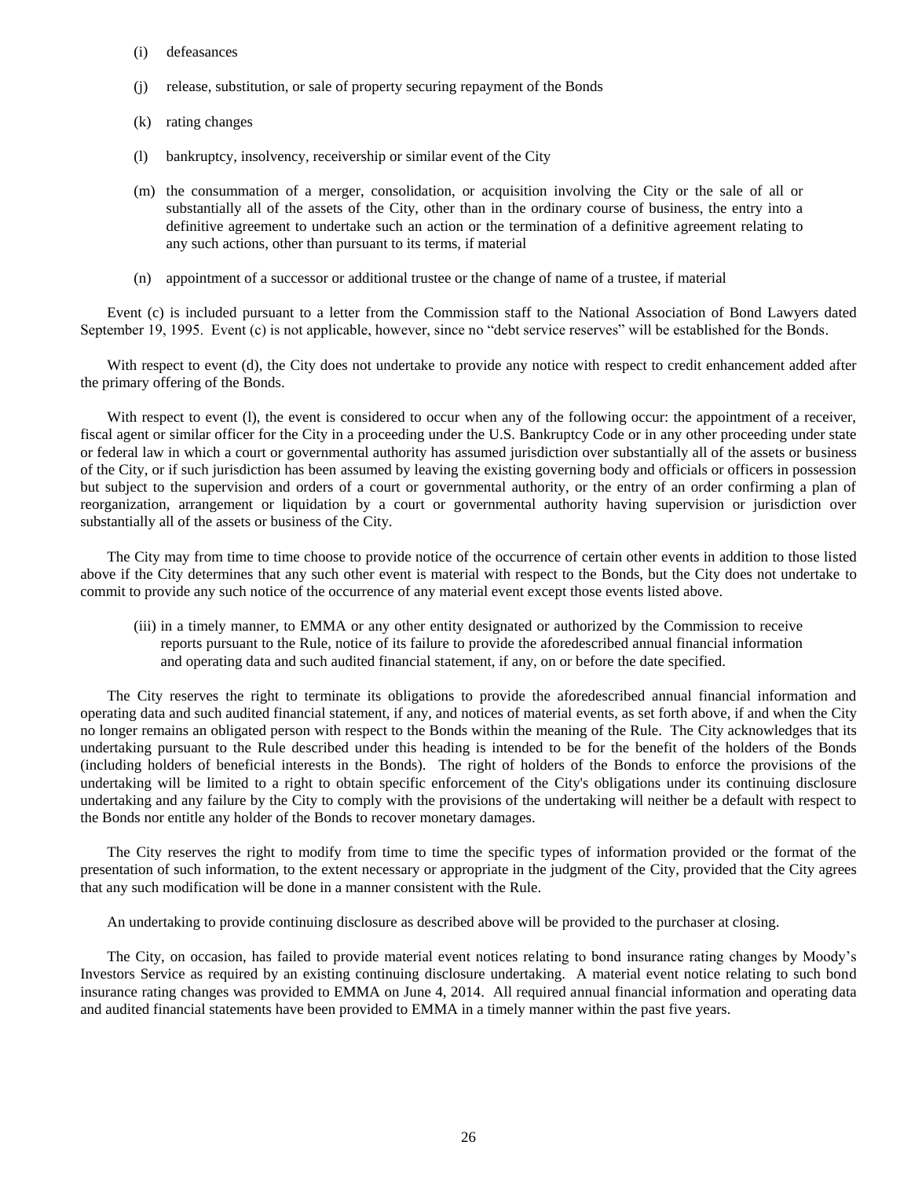(i) defeasances

(j) release, substitution, or sale of property securing repayment of the Bonds

(k) rating changes

(l) bankruptcy, insolvency, receivership or similar event of the City

(m) the consummation of a merger, consolidation, or acquisition involving the City or the sale of all or substantially all of the assets of the City, other than in the ordinary course of business, the entry into a definitive agreement to undertake such an action or the termination of a definitive agreement relating to any such actions, other than pursuant to its terms, if material

(n) appointment of a successor or additional trustee or the change of name of a trustee, if material

Event (c) is included pursuant to a letter from the Commission staff to the National Association of Bond Lawyers dated September 19, 1995. Event (c) is not applicable, however, since no "debt service reserves" will be established for the Bonds.

With respect to event (d), the City does not undertake to provide any notice with respect to credit enhancement added after the primary offering of the Bonds.

With respect to event (l), the event is considered to occur when any of the following occur: the appointment of a receiver, fiscal agent or similar officer for the City in a proceeding under the U.S. Bankruptcy Code or in any other proceeding under state or federal law in which a court or governmental authority has assumed jurisdiction over substantially all of the assets or business of the City, or if such jurisdiction has been assumed by leaving the existing governing body and officials or officers in possession but subject to the supervision and orders of a court or governmental authority, or the entry of an order confirming a plan of reorganization, arrangement or liquidation by a court or governmental authority having supervision or jurisdiction over substantially all of the assets or business of the City.

The City may from time to time choose to provide notice of the occurrence of certain other events in addition to those listed above if the City determines that any such other event is material with respect to the Bonds, but the City does not undertake to commit to provide any such notice of the occurrence of any material event except those events listed above.

(iii) in a timely manner, to EMMA or any other entity designated or authorized by the Commission to receive reports pursuant to the Rule, notice of its failure to provide the aforedescribed annual financial information and operating data and such audited financial statement, if any, on or before the date specified.

The City reserves the right to terminate its obligations to provide the aforedescribed annual financial information and operating data and such audited financial statement, if any, and notices of material events, as set forth above, if and when the City no longer remains an obligated person with respect to the Bonds within the meaning of the Rule. The City acknowledges that its undertaking pursuant to the Rule described under this heading is intended to be for the benefit of the holders of the Bonds (including holders of beneficial interests in the Bonds). The right of holders of the Bonds to enforce the provisions of the undertaking will be limited to a right to obtain specific enforcement of the City's obligations under its continuing disclosure undertaking and any failure by the City to comply with the provisions of the undertaking will neither be a default with respect to the Bonds nor entitle any holder of the Bonds to recover monetary damages.

The City reserves the right to modify from time to time the specific types of information provided or the format of the presentation of such information, to the extent necessary or appropriate in the judgment of the City, provided that the City agrees that any such modification will be done in a manner consistent with the Rule.

An undertaking to provide continuing disclosure as described above will be provided to the purchaser at closing.

The City, on occasion, has failed to provide material event notices relating to bond insurance rating changes by Moody's Investors Service as required by an existing continuing disclosure undertaking. A material event notice relating to such bond insurance rating changes was provided to EMMA on June 4, 2014. All required annual financial information and operating data and audited financial statements have been provided to EMMA in a timely manner within the past five years.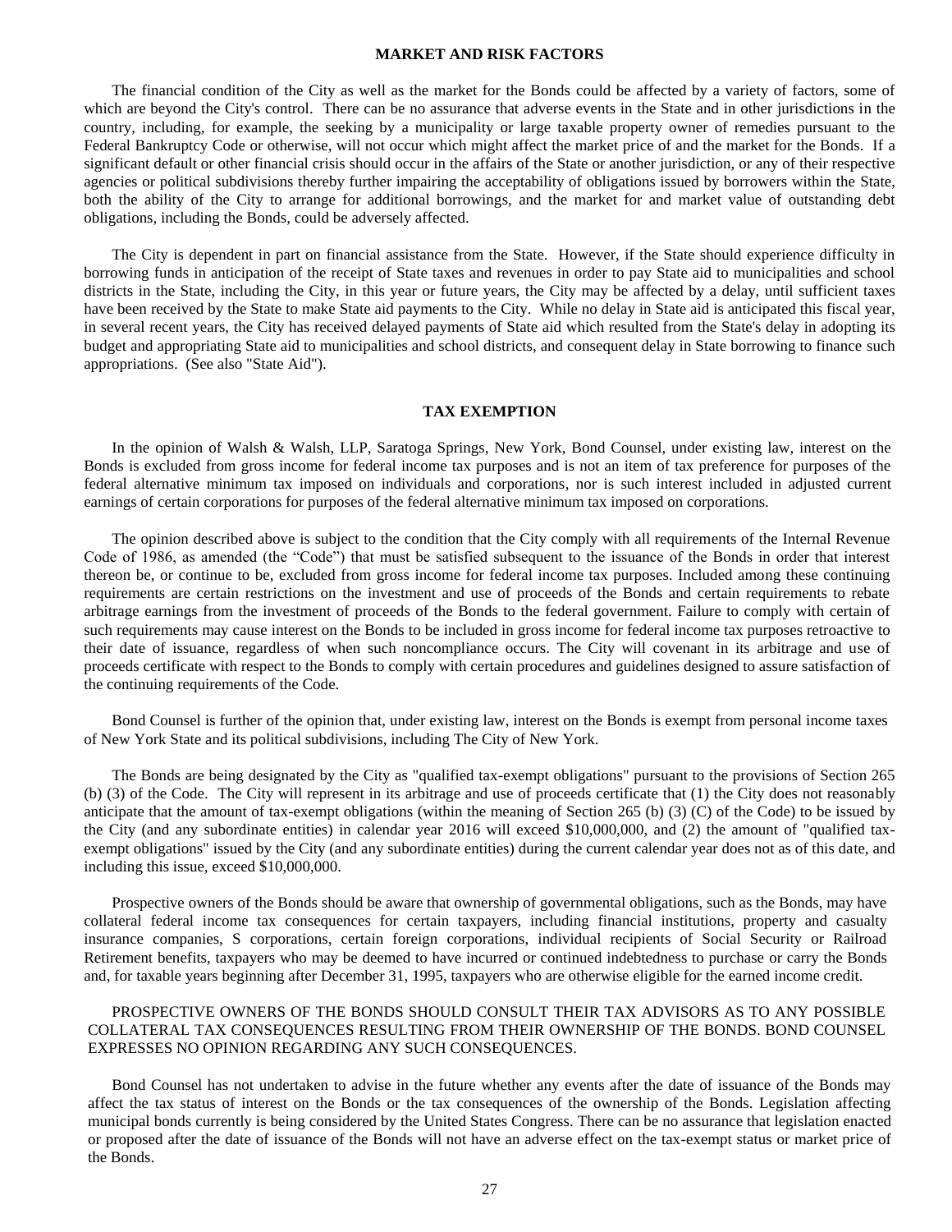## MARKET AND RISK FACTORS

The financial condition of the City as well as the market for the Bonds could be affected by a variety of factors, some of which are beyond the City's control. There can be no assurance that adverse events in the State and in other jurisdictions in the country, including, for example, the seeking by a municipality or large taxable property owner of remedies pursuant to the Federal Bankruptcy Code or otherwise, will not occur which might affect the market price of and the market for the Bonds. If a significant default or other financial crisis should occur in the affairs of the State or another jurisdiction, or any of their respective agencies or political subdivisions thereby further impairing the acceptability of obligations issued by borrowers within the State, both the ability of the City to arrange for additional borrowings, and the market for and market value of outstanding debt obligations, including the Bonds, could be adversely affected.

The City is dependent in part on financial assistance from the State. However, if the State should experience difficulty in borrowing funds in anticipation of the receipt of State taxes and revenues in order to pay State aid to municipalities and school districts in the State, including the City, in this year or future years, the City may be affected by a delay, until sufficient taxes have been received by the State to make State aid payments to the City. While no delay in State aid is anticipated this fiscal year, in several recent years, the City has received delayed payments of State aid which resulted from the State's delay in adopting its budget and appropriating State aid to municipalities and school districts, and consequent delay in State borrowing to finance such appropriations. (See also "State Aid").

## TAX EXEMPTION

In the opinion of Walsh & Walsh, LLP, Saratoga Springs, New York, Bond Counsel, under existing law, interest on the Bonds is excluded from gross income for federal income tax purposes and is not an item of tax preference for purposes of the federal alternative minimum tax imposed on individuals and corporations, nor is such interest included in adjusted current earnings of certain corporations for purposes of the federal alternative minimum tax imposed on corporations.

The opinion described above is subject to the condition that the City comply with all requirements of the Internal Revenue Code of 1986, as amended (the "Code") that must be satisfied subsequent to the issuance of the Bonds in order that interest thereon be, or continue to be, excluded from gross income for federal income tax purposes. Included among these continuing requirements are certain restrictions on the investment and use of proceeds of the Bonds and certain requirements to rebate arbitrage earnings from the investment of proceeds of the Bonds to the federal government. Failure to comply with certain of such requirements may cause interest on the Bonds to be included in gross income for federal income tax purposes retroactive to their date of issuance, regardless of when such noncompliance occurs. The City will covenant in its arbitrage and use of proceeds certificate with respect to the Bonds to comply with certain procedures and guidelines designed to assure satisfaction of the continuing requirements of the Code.

Bond Counsel is further of the opinion that, under existing law, interest on the Bonds is exempt from personal income taxes of New York State and its political subdivisions, including The City of New York.

The Bonds are being designated by the City as "qualified tax-exempt obligations" pursuant to the provisions of Section 265 (b) (3) of the Code. The City will represent in its arbitrage and use of proceeds certificate that (1) the City does not reasonably anticipate that the amount of tax-exempt obligations (within the meaning of Section 265 (b) (3) (C) of the Code) to be issued by the City (and any subordinate entities) in calendar year 2016 will exceed $10,000,000, and (2) the amount of "qualified tax-exempt obligations" issued by the City (and any subordinate entities) during the current calendar year does not as of this date, and including this issue, exceed $10,000,000.

Prospective owners of the Bonds should be aware that ownership of governmental obligations, such as the Bonds, may have collateral federal income tax consequences for certain taxpayers, including financial institutions, property and casualty insurance companies, S corporations, certain foreign corporations, individual recipients of Social Security or Railroad Retirement benefits, taxpayers who may be deemed to have incurred or continued indebtedness to purchase or carry the Bonds and, for taxable years beginning after December 31, 1995, taxpayers who are otherwise eligible for the earned income credit.

PROSPECTIVE OWNERS OF THE BONDS SHOULD CONSULT THEIR TAX ADVISORS AS TO ANY POSSIBLE COLLATERAL TAX CONSEQUENCES RESULTING FROM THEIR OWNERSHIP OF THE BONDS. BOND COUNSEL EXPRESSES NO OPINION REGARDING ANY SUCH CONSEQUENCES.

Bond Counsel has not undertaken to advise in the future whether any events after the date of issuance of the Bonds may affect the tax status of interest on the Bonds or the tax consequences of the ownership of the Bonds. Legislation affecting municipal bonds currently is being considered by the United States Congress. There can be no assurance that legislation enacted or proposed after the date of issuance of the Bonds will not have an adverse effect on the tax-exempt status or market price of the Bonds.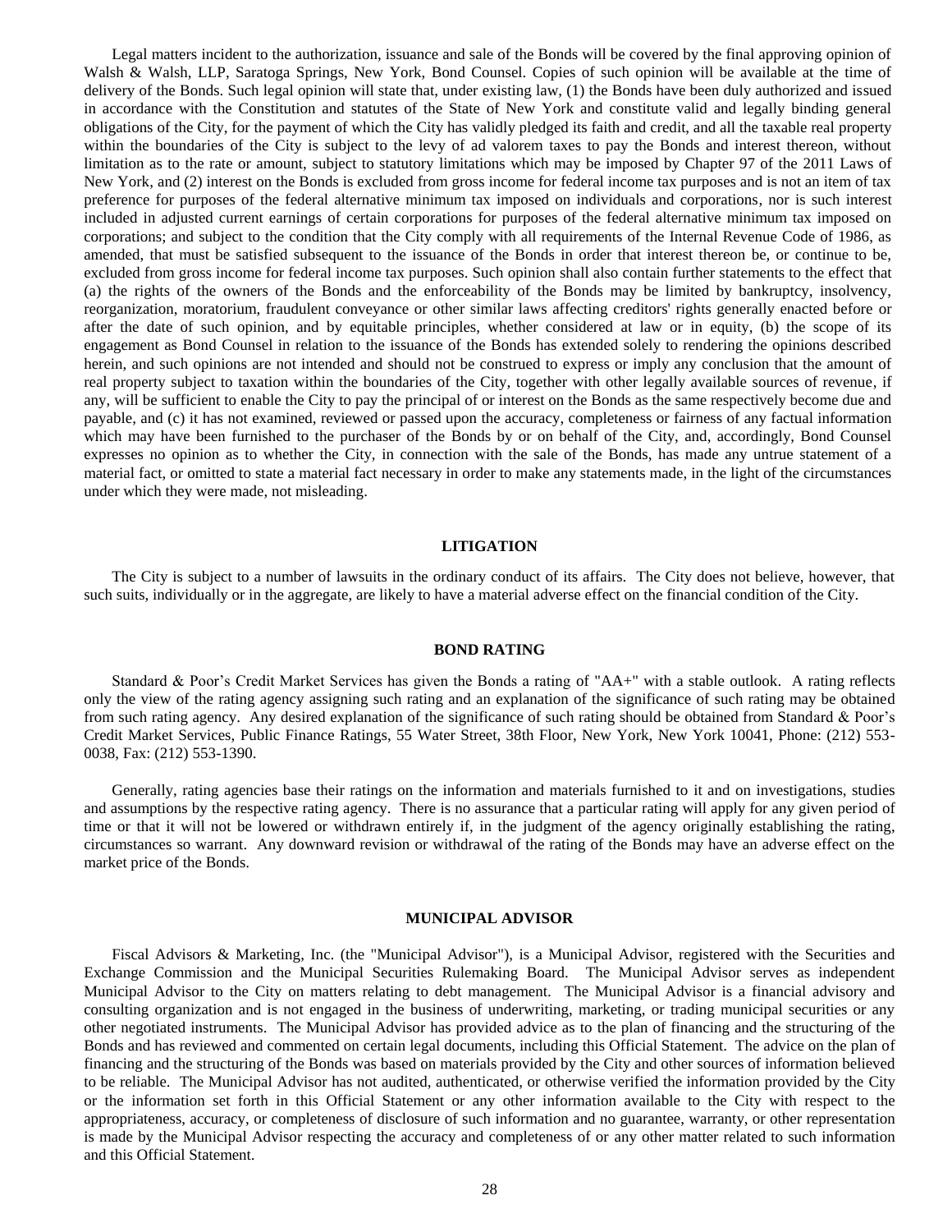Legal matters incident to the authorization, issuance and sale of the Bonds will be covered by the final approving opinion of Walsh & Walsh, LLP, Saratoga Springs, New York, Bond Counsel. Copies of such opinion will be available at the time of delivery of the Bonds. Such legal opinion will state that, under existing law, (1) the Bonds have been duly authorized and issued in accordance with the Constitution and statutes of the State of New York and constitute valid and legally binding general obligations of the City, for the payment of which the City has validly pledged its faith and credit, and all the taxable real property within the boundaries of the City is subject to the levy of ad valorem taxes to pay the Bonds and interest thereon, without limitation as to the rate or amount, subject to statutory limitations which may be imposed by Chapter 97 of the 2011 Laws of New York, and (2) interest on the Bonds is excluded from gross income for federal income tax purposes and is not an item of tax preference for purposes of the federal alternative minimum tax imposed on individuals and corporations, nor is such interest included in adjusted current earnings of certain corporations for purposes of the federal alternative minimum tax imposed on corporations; and subject to the condition that the City comply with all requirements of the Internal Revenue Code of 1986, as amended, that must be satisfied subsequent to the issuance of the Bonds in order that interest thereon be, or continue to be, excluded from gross income for federal income tax purposes. Such opinion shall also contain further statements to the effect that (a) the rights of the owners of the Bonds and the enforceability of the Bonds may be limited by bankruptcy, insolvency, reorganization, moratorium, fraudulent conveyance or other similar laws affecting creditors' rights generally enacted before or after the date of such opinion, and by equitable principles, whether considered at law or in equity, (b) the scope of its engagement as Bond Counsel in relation to the issuance of the Bonds has extended solely to rendering the opinions described herein, and such opinions are not intended and should not be construed to express or imply any conclusion that the amount of real property subject to taxation within the boundaries of the City, together with other legally available sources of revenue, if any, will be sufficient to enable the City to pay the principal of or interest on the Bonds as the same respectively become due and payable, and (c) it has not examined, reviewed or passed upon the accuracy, completeness or fairness of any factual information which may have been furnished to the purchaser of the Bonds by or on behalf of the City, and, accordingly, Bond Counsel expresses no opinion as to whether the City, in connection with the sale of the Bonds, has made any untrue statement of a material fact, or omitted to state a material fact necessary in order to make any statements made, in the light of the circumstances under which they were made, not misleading.

## LITIGATION

The City is subject to a number of lawsuits in the ordinary conduct of its affairs. The City does not believe, however, that such suits, individually or in the aggregate, are likely to have a material adverse effect on the financial condition of the City.

## BOND RATING

Standard & Poor's Credit Market Services has given the Bonds a rating of "AA+" with a stable outlook. A rating reflects only the view of the rating agency assigning such rating and an explanation of the significance of such rating may be obtained from such rating agency. Any desired explanation of the significance of such rating should be obtained from Standard & Poor's Credit Market Services, Public Finance Ratings, 55 Water Street, 38th Floor, New York, New York 10041, Phone: (212) 553-0038, Fax: (212) 553-1390.

Generally, rating agencies base their ratings on the information and materials furnished to it and on investigations, studies and assumptions by the respective rating agency. There is no assurance that a particular rating will apply for any given period of time or that it will not be lowered or withdrawn entirely if, in the judgment of the agency originally establishing the rating, circumstances so warrant. Any downward revision or withdrawal of the rating of the Bonds may have an adverse effect on the market price of the Bonds.

## MUNICIPAL ADVISOR

Fiscal Advisors & Marketing, Inc. (the "Municipal Advisor"), is a Municipal Advisor, registered with the Securities and Exchange Commission and the Municipal Securities Rulemaking Board. The Municipal Advisor serves as independent Municipal Advisor to the City on matters relating to debt management. The Municipal Advisor is a financial advisory and consulting organization and is not engaged in the business of underwriting, marketing, or trading municipal securities or any other negotiated instruments. The Municipal Advisor has provided advice as to the plan of financing and the structuring of the Bonds and has reviewed and commented on certain legal documents, including this Official Statement. The advice on the plan of financing and the structuring of the Bonds was based on materials provided by the City and other sources of information believed to be reliable. The Municipal Advisor has not audited, authenticated, or otherwise verified the information provided by the City or the information set forth in this Official Statement or any other information available to the City with respect to the appropriateness, accuracy, or completeness of disclosure of such information and no guarantee, warranty, or other representation is made by the Municipal Advisor respecting the accuracy and completeness of or any other matter related to such information and this Official Statement.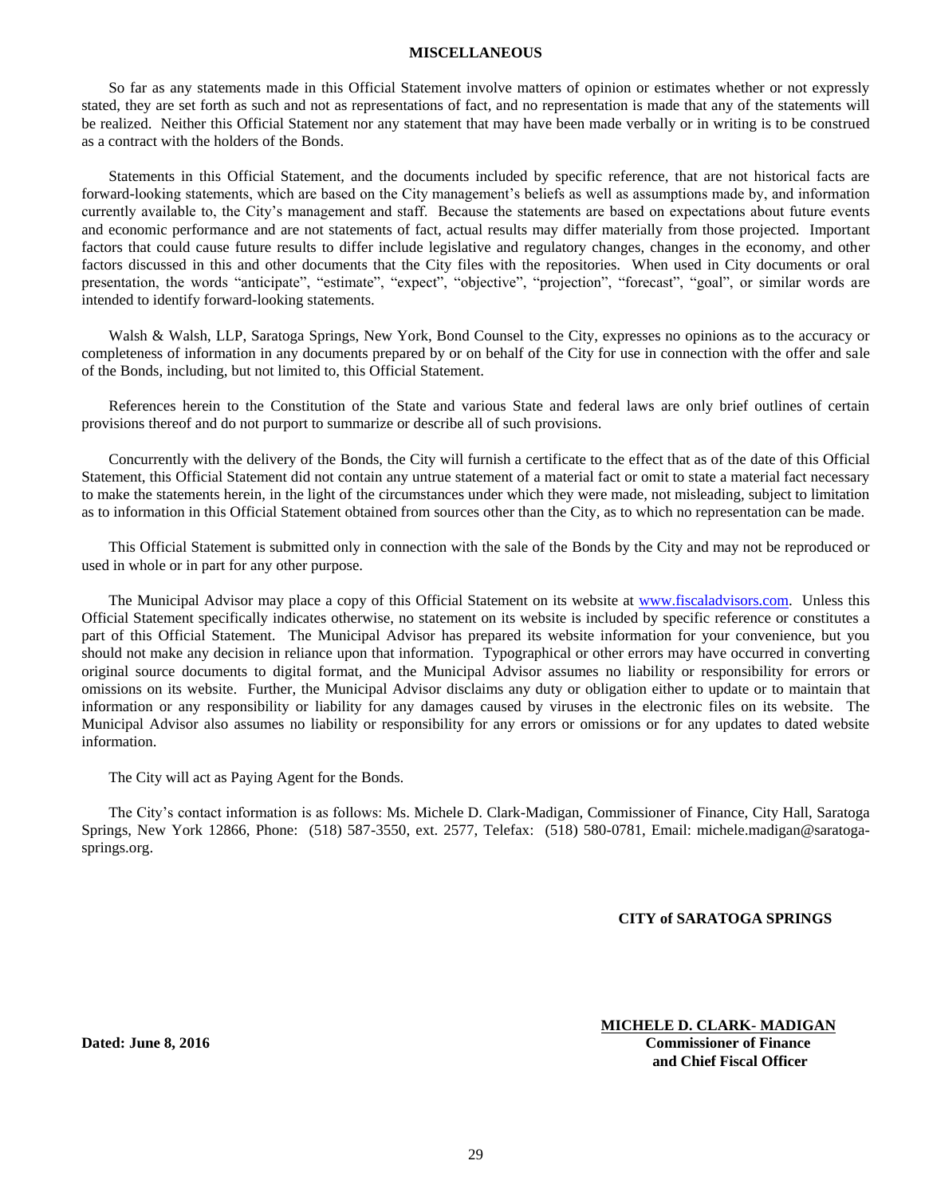## MISCELLANEOUS

So far as any statements made in this Official Statement involve matters of opinion or estimates whether or not expressly stated, they are set forth as such and not as representations of fact, and no representation is made that any of the statements will be realized. Neither this Official Statement nor any statement that may have been made verbally or in writing is to be construed as a contract with the holders of the Bonds.

Statements in this Official Statement, and the documents included by specific reference, that are not historical facts are forward-looking statements, which are based on the City management's beliefs as well as assumptions made by, and information currently available to, the City's management and staff. Because the statements are based on expectations about future events and economic performance and are not statements of fact, actual results may differ materially from those projected. Important factors that could cause future results to differ include legislative and regulatory changes, changes in the economy, and other factors discussed in this and other documents that the City files with the repositories. When used in City documents or oral presentation, the words "anticipate", "estimate", "expect", "objective", "projection", "forecast", "goal", or similar words are intended to identify forward-looking statements.

Walsh & Walsh, LLP, Saratoga Springs, New York, Bond Counsel to the City, expresses no opinions as to the accuracy or completeness of information in any documents prepared by or on behalf of the City for use in connection with the offer and sale of the Bonds, including, but not limited to, this Official Statement.

References herein to the Constitution of the State and various State and federal laws are only brief outlines of certain provisions thereof and do not purport to summarize or describe all of such provisions.

Concurrently with the delivery of the Bonds, the City will furnish a certificate to the effect that as of the date of this Official Statement, this Official Statement did not contain any untrue statement of a material fact or omit to state a material fact necessary to make the statements herein, in the light of the circumstances under which they were made, not misleading, subject to limitation as to information in this Official Statement obtained from sources other than the City, as to which no representation can be made.

This Official Statement is submitted only in connection with the sale of the Bonds by the City and may not be reproduced or used in whole or in part for any other purpose.

The Municipal Advisor may place a copy of this Official Statement on its website at www.fiscaladvisors.com. Unless this Official Statement specifically indicates otherwise, no statement on its website is included by specific reference or constitutes a part of this Official Statement. The Municipal Advisor has prepared its website information for your convenience, but you should not make any decision in reliance upon that information. Typographical or other errors may have occurred in converting original source documents to digital format, and the Municipal Advisor assumes no liability or responsibility for errors or omissions on its website. Further, the Municipal Advisor disclaims any duty or obligation either to update or to maintain that information or any responsibility or liability for any damages caused by viruses in the electronic files on its website. The Municipal Advisor also assumes no liability or responsibility for any errors or omissions or for any updates to dated website information.

The City will act as Paying Agent for the Bonds.

The City's contact information is as follows: Ms. Michele D. Clark-Madigan, Commissioner of Finance, City Hall, Saratoga Springs, New York 12866, Phone: (518) 587-3550, ext. 2577, Telefax: (518) 580-0781, Email: michele.madigan@saratoga-springs.org.

**CITY of SARATOGA SPRINGS**

**MICHELE D. CLARK- MADIGAN**
**Commissioner of Finance**
**and Chief Fiscal Officer**

**Dated: June 8, 2016**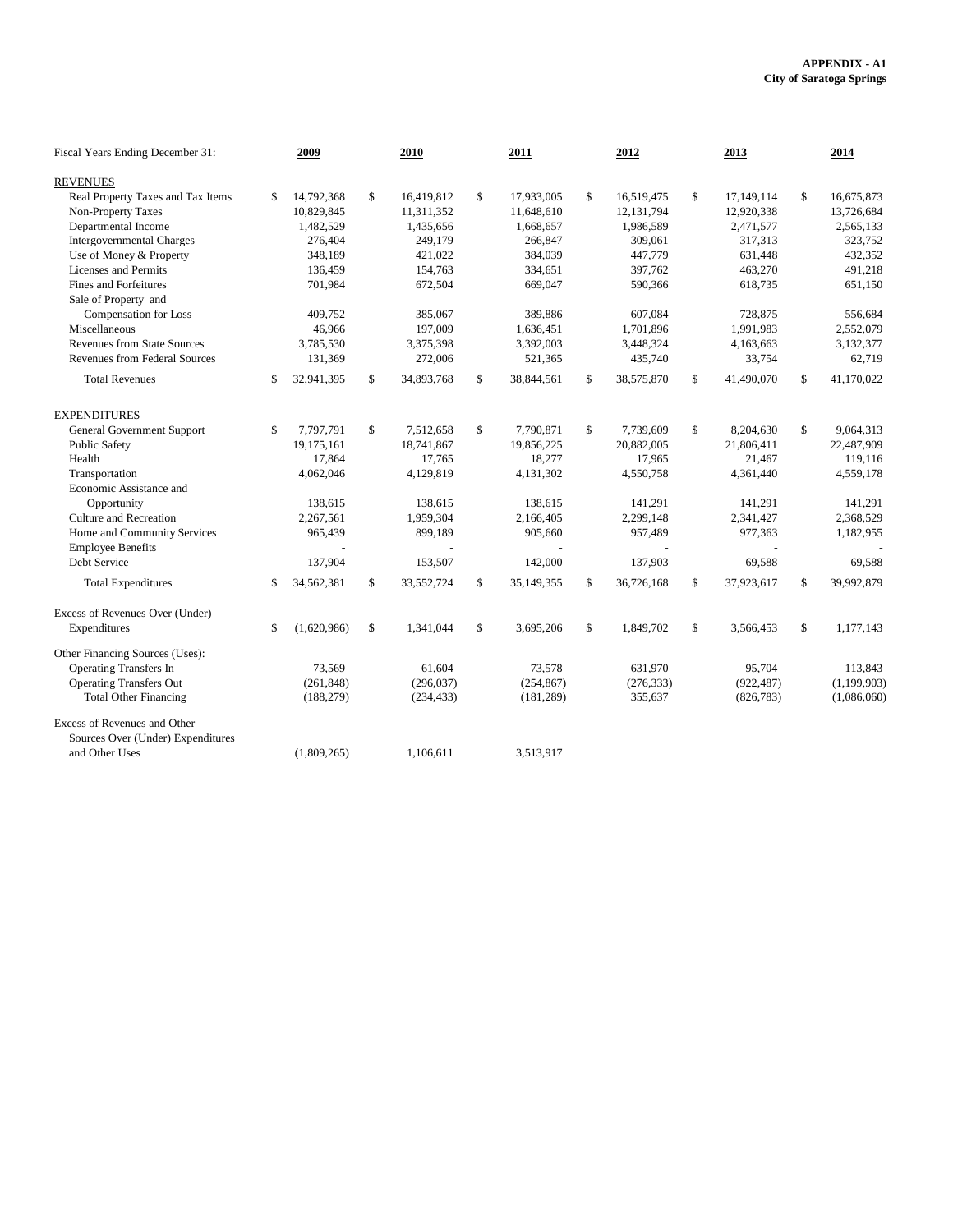**APPENDIX - A1**
**City of Saratoga Springs**

| Fiscal Years Ending December 31: | 2009 | 2010 | 2011 | 2012 | 2013 | 2014 |
|---|---|---|---|---|---|---|
| REVENUES | | | | | | |
| Real Property Taxes and Tax Items | $ 14,792,368 | $ 16,419,812 | $ 17,933,005 | $ 16,519,475 | $ 17,149,114 | $ 16,675,873 |
| Non-Property Taxes | 10,829,845 | 11,311,352 | 11,648,610 | 12,131,794 | 12,920,338 | 13,726,684 |
| Departmental Income | 1,482,529 | 1,435,656 | 1,668,657 | 1,986,589 | 2,471,577 | 2,565,133 |
| Intergovernmental Charges | 276,404 | 249,179 | 266,847 | 309,061 | 317,313 | 323,752 |
| Use of Money & Property | 348,189 | 421,022 | 384,039 | 447,779 | 631,448 | 432,352 |
| Licenses and Permits | 136,459 | 154,763 | 334,651 | 397,762 | 463,270 | 491,218 |
| Fines and Forfeitures | 701,984 | 672,504 | 669,047 | 590,366 | 618,735 | 651,150 |
| Sale of Property and Compensation for Loss | 409,752 | 385,067 | 389,886 | 607,084 | 728,875 | 556,684 |
| Miscellaneous | 46,966 | 197,009 | 1,636,451 | 1,701,896 | 1,991,983 | 2,552,079 |
| Revenues from State Sources | 3,785,530 | 3,375,398 | 3,392,003 | 3,448,324 | 4,163,663 | 3,132,377 |
| Revenues from Federal Sources | 131,369 | 272,006 | 521,365 | 435,740 | 33,754 | 62,719 |
| Total Revenues | $ 32,941,395 | $ 34,893,768 | $ 38,844,561 | $ 38,575,870 | $ 41,490,070 | $ 41,170,022 |
| EXPENDITURES | | | | | | |
| General Government Support | $ 7,797,791 | $ 7,512,658 | $ 7,790,871 | $ 7,739,609 | $ 8,204,630 | $ 9,064,313 |
| Public Safety | 19,175,161 | 18,741,867 | 19,856,225 | 20,882,005 | 21,806,411 | 22,487,909 |
| Health | 17,864 | 17,765 | 18,277 | 17,965 | 21,467 | 119,116 |
| Transportation | 4,062,046 | 4,129,819 | 4,131,302 | 4,550,758 | 4,361,440 | 4,559,178 |
| Economic Assistance and Opportunity | 138,615 | 138,615 | 138,615 | 141,291 | 141,291 | 141,291 |
| Culture and Recreation | 2,267,561 | 1,959,304 | 2,166,405 | 2,299,148 | 2,341,427 | 2,368,529 |
| Home and Community Services | 965,439 | 899,189 | 905,660 | 957,489 | 977,363 | 1,182,955 |
| Employee Benefits | - | - | - | - | - | - |
| Debt Service | 137,904 | 153,507 | 142,000 | 137,903 | 69,588 | 69,588 |
| Total Expenditures | $ 34,562,381 | $ 33,552,724 | $ 35,149,355 | $ 36,726,168 | $ 37,923,617 | $ 39,992,879 |
| Excess of Revenues Over (Under) Expenditures | $ (1,620,986) | $ 1,341,044 | $ 3,695,206 | $ 1,849,702 | $ 3,566,453 | $ 1,177,143 |
| Other Financing Sources (Uses): | | | | | | |
| Operating Transfers In | 73,569 | 61,604 | 73,578 | 631,970 | 95,704 | 113,843 |
| Operating Transfers Out | (261,848) | (296,037) | (254,867) | (276,333) | (922,487) | (1,199,903) |
| Total Other Financing | (188,279) | (234,433) | (181,289) | 355,637 | (826,783) | (1,086,060) |
| Excess of Revenues and Other Sources Over (Under) Expenditures and Other Uses | (1,809,265) | 1,106,611 | 3,513,917 | | | |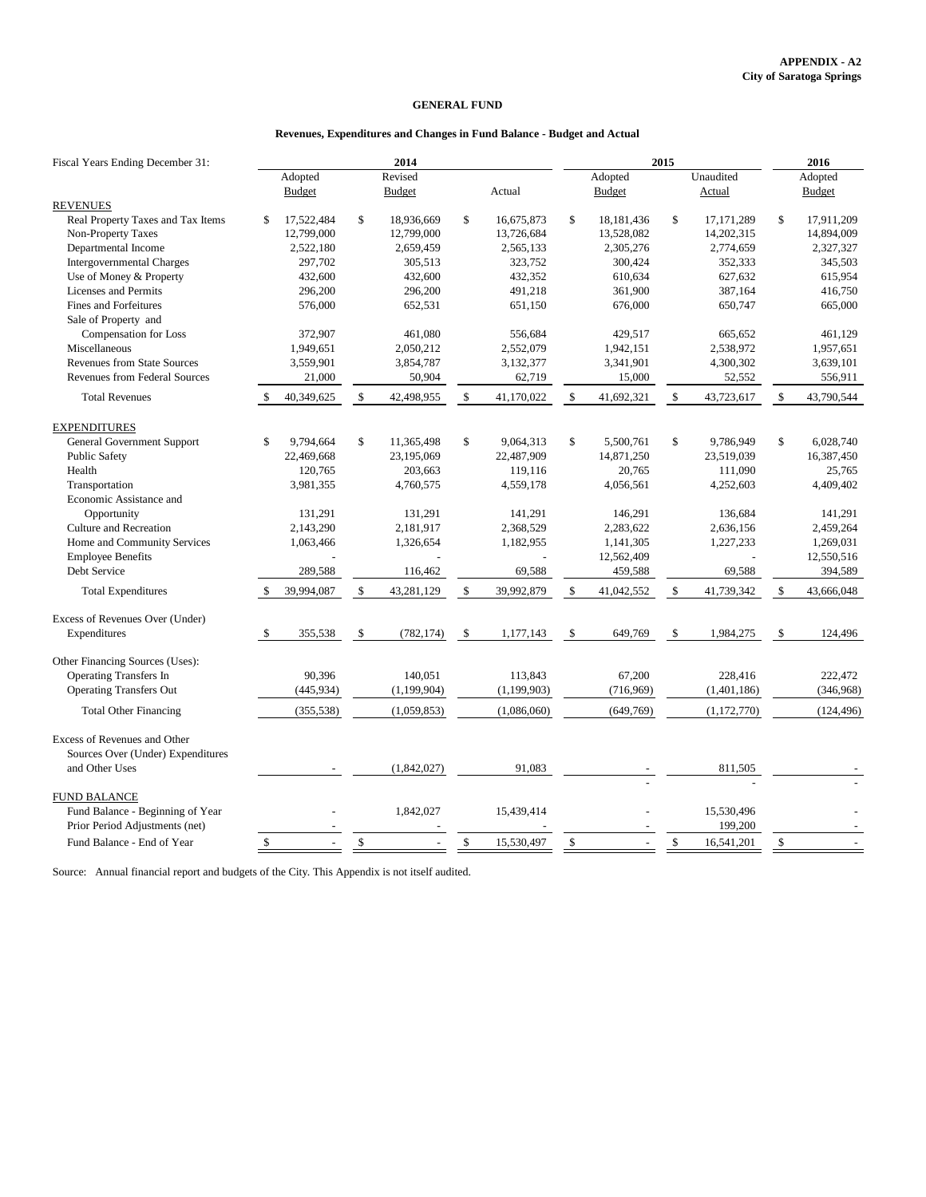**APPENDIX - A2**
**City of Saratoga Springs**

## GENERAL FUND

### Revenues, Expenditures and Changes in Fund Balance - Budget and Actual

| Fiscal Years Ending December 31: | 2014 | | | 2015 | | 2016 |
|---|---|---|---|---|---|---|
| | Adopted Budget | Revised Budget | Actual | Adopted Budget | Unaudited Actual | Adopted Budget |
| **REVENUES** | | | | | | |
| Real Property Taxes and Tax Items | $ 17,522,484 | $ 18,936,669 | $ 16,675,873 | $ 18,181,436 | $ 17,171,289 | $ 17,911,209 |
| Non-Property Taxes | 12,799,000 | 12,799,000 | 13,726,684 | 13,528,082 | 14,202,315 | 14,894,009 |
| Departmental Income | 2,522,180 | 2,659,459 | 2,565,133 | 2,305,276 | 2,774,659 | 2,327,327 |
| Intergovernmental Charges | 297,702 | 305,513 | 323,752 | 300,424 | 352,333 | 345,503 |
| Use of Money & Property | 432,600 | 432,600 | 432,352 | 610,634 | 627,632 | 615,954 |
| Licenses and Permits | 296,200 | 296,200 | 491,218 | 361,900 | 387,164 | 416,750 |
| Fines and Forfeitures | 576,000 | 652,531 | 651,150 | 676,000 | 650,747 | 665,000 |
| Sale of Property and Compensation for Loss | 372,907 | 461,080 | 556,684 | 429,517 | 665,652 | 461,129 |
| Miscellaneous | 1,949,651 | 2,050,212 | 2,552,079 | 1,942,151 | 2,538,972 | 1,957,651 |
| Revenues from State Sources | 3,559,901 | 3,854,787 | 3,132,377 | 3,341,901 | 4,300,302 | 3,639,101 |
| Revenues from Federal Sources | 21,000 | 50,904 | 62,719 | 15,000 | 52,552 | 556,911 |
| Total Revenues | $ 40,349,625 | $ 42,498,955 | $ 41,170,022 | $ 41,692,321 | $ 43,723,617 | $ 43,790,544 |
| **EXPENDITURES** | | | | | | |
| General Government Support | $ 9,794,664 | $ 11,365,498 | $ 9,064,313 | $ 5,500,761 | $ 9,786,949 | $ 6,028,740 |
| Public Safety | 22,469,668 | 23,195,069 | 22,487,909 | 14,871,250 | 23,519,039 | 16,387,450 |
| Health | 120,765 | 203,663 | 119,116 | 20,765 | 111,090 | 25,765 |
| Transportation | 3,981,355 | 4,760,575 | 4,559,178 | 4,056,561 | 4,252,603 | 4,409,402 |
| Economic Assistance and Opportunity | 131,291 | 131,291 | 141,291 | 146,291 | 136,684 | 141,291 |
| Culture and Recreation | 2,143,290 | 2,181,917 | 2,368,529 | 2,283,622 | 2,636,156 | 2,459,264 |
| Home and Community Services | 1,063,466 | 1,326,654 | 1,182,955 | 1,141,305 | 1,227,233 | 1,269,031 |
| Employee Benefits | - | - | - | 12,562,409 | - | 12,550,516 |
| Debt Service | 289,588 | 116,462 | 69,588 | 459,588 | 69,588 | 394,589 |
| Total Expenditures | $ 39,994,087 | $ 43,281,129 | $ 39,992,879 | $ 41,042,552 | $ 41,739,342 | $ 43,666,048 |
| Excess of Revenues Over (Under) Expenditures | $ 355,538 | $ (782,174) | $ 1,177,143 | $ 649,769 | $ 1,984,275 | $ 124,496 |
| Other Financing Sources (Uses): | | | | | | |
| Operating Transfers In | 90,396 | 140,051 | 113,843 | 67,200 | 228,416 | 222,472 |
| Operating Transfers Out | (445,934) | (1,199,904) | (1,199,903) | (716,969) | (1,401,186) | (346,968) |
| Total Other Financing | (355,538) | (1,059,853) | (1,086,060) | (649,769) | (1,172,770) | (124,496) |
| Excess of Revenues and Other Sources Over (Under) Expenditures and Other Uses | - | (1,842,027) | 91,083 | - | 811,505 | - |
| **FUND BALANCE** | | | | | | |
| Fund Balance - Beginning of Year | - | 1,842,027 | 15,439,414 | - | 15,530,496 | - |
| Prior Period Adjustments (net) | - | - | - | - | 199,200 | - |
| Fund Balance - End of Year | $ - | $ - | $ 15,530,497 | $ - | $ 16,541,201 | $ - |

Source: Annual financial report and budgets of the City. This Appendix is not itself audited.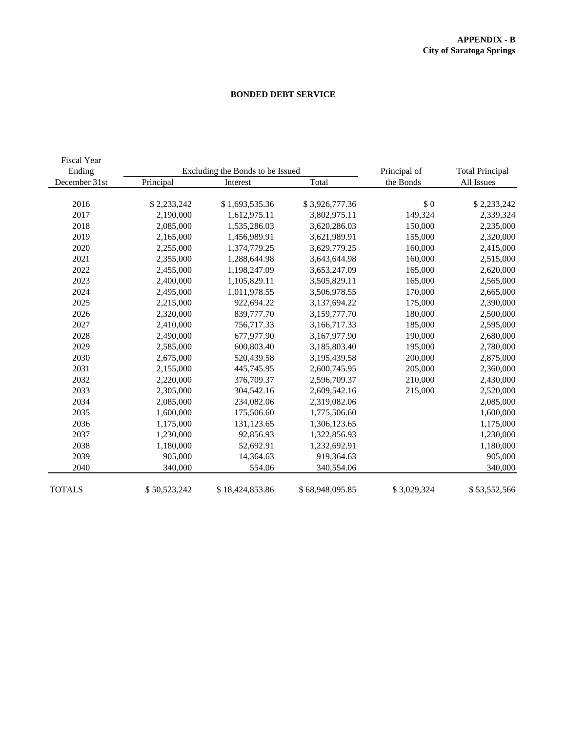**APPENDIX - B**
**City of Saratoga Springs**

## BONDED DEBT SERVICE

| Fiscal Year Ending December 31st | Excluding the Bonds to be Issued | | | Principal of the Bonds | Total Principal All Issues |
|---|---|---|---|---|---|
| | Principal | Interest | Total | | |
| 2016 | $ 2,233,242 | $ 1,693,535.36 | $ 3,926,777.36 | $ 0 | $ 2,233,242 |
| 2017 | 2,190,000 | 1,612,975.11 | 3,802,975.11 | 149,324 | 2,339,324 |
| 2018 | 2,085,000 | 1,535,286.03 | 3,620,286.03 | 150,000 | 2,235,000 |
| 2019 | 2,165,000 | 1,456,989.91 | 3,621,989.91 | 155,000 | 2,320,000 |
| 2020 | 2,255,000 | 1,374,779.25 | 3,629,779.25 | 160,000 | 2,415,000 |
| 2021 | 2,355,000 | 1,288,644.98 | 3,643,644.98 | 160,000 | 2,515,000 |
| 2022 | 2,455,000 | 1,198,247.09 | 3,653,247.09 | 165,000 | 2,620,000 |
| 2023 | 2,400,000 | 1,105,829.11 | 3,505,829.11 | 165,000 | 2,565,000 |
| 2024 | 2,495,000 | 1,011,978.55 | 3,506,978.55 | 170,000 | 2,665,000 |
| 2025 | 2,215,000 | 922,694.22 | 3,137,694.22 | 175,000 | 2,390,000 |
| 2026 | 2,320,000 | 839,777.70 | 3,159,777.70 | 180,000 | 2,500,000 |
| 2027 | 2,410,000 | 756,717.33 | 3,166,717.33 | 185,000 | 2,595,000 |
| 2028 | 2,490,000 | 677,977.90 | 3,167,977.90 | 190,000 | 2,680,000 |
| 2029 | 2,585,000 | 600,803.40 | 3,185,803.40 | 195,000 | 2,780,000 |
| 2030 | 2,675,000 | 520,439.58 | 3,195,439.58 | 200,000 | 2,875,000 |
| 2031 | 2,155,000 | 445,745.95 | 2,600,745.95 | 205,000 | 2,360,000 |
| 2032 | 2,220,000 | 376,709.37 | 2,596,709.37 | 210,000 | 2,430,000 |
| 2033 | 2,305,000 | 304,542.16 | 2,609,542.16 | 215,000 | 2,520,000 |
| 2034 | 2,085,000 | 234,082.06 | 2,319,082.06 | | 2,085,000 |
| 2035 | 1,600,000 | 175,506.60 | 1,775,506.60 | | 1,600,000 |
| 2036 | 1,175,000 | 131,123.65 | 1,306,123.65 | | 1,175,000 |
| 2037 | 1,230,000 | 92,856.93 | 1,322,856.93 | | 1,230,000 |
| 2038 | 1,180,000 | 52,692.91 | 1,232,692.91 | | 1,180,000 |
| 2039 | 905,000 | 14,364.63 | 919,364.63 | | 905,000 |
| 2040 | 340,000 | 554.06 | 340,554.06 | | 340,000 |
| TOTALS | $ 50,523,242 | $ 18,424,853.86 | $ 68,948,095.85 | $ 3,029,324 | $ 53,552,566 |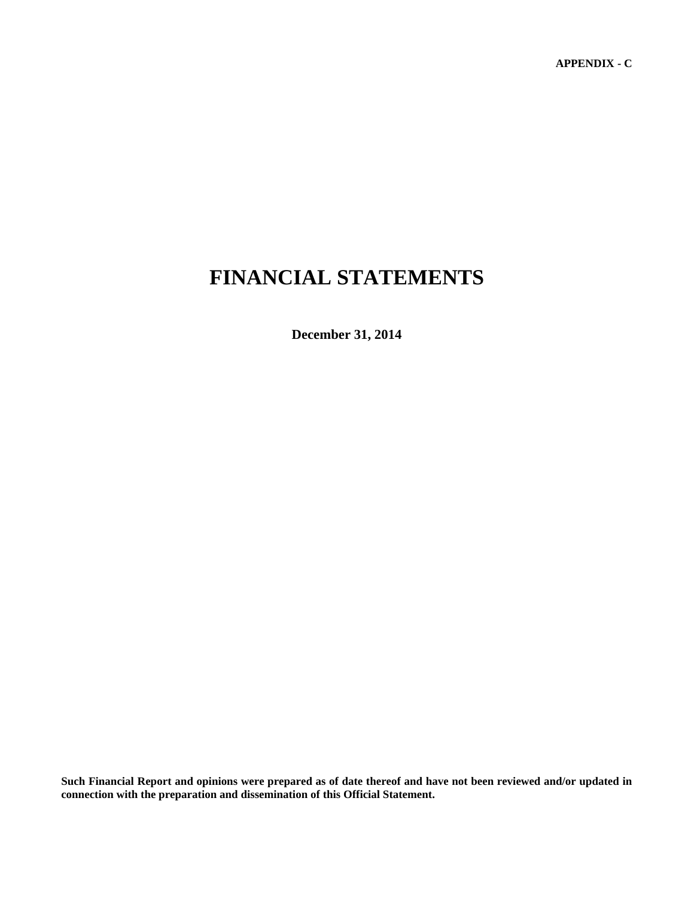**APPENDIX - C**

# FINANCIAL STATEMENTS

**December 31, 2014**

**Such Financial Report and opinions were prepared as of date thereof and have not been reviewed and/or updated in connection with the preparation and dissemination of this Official Statement.**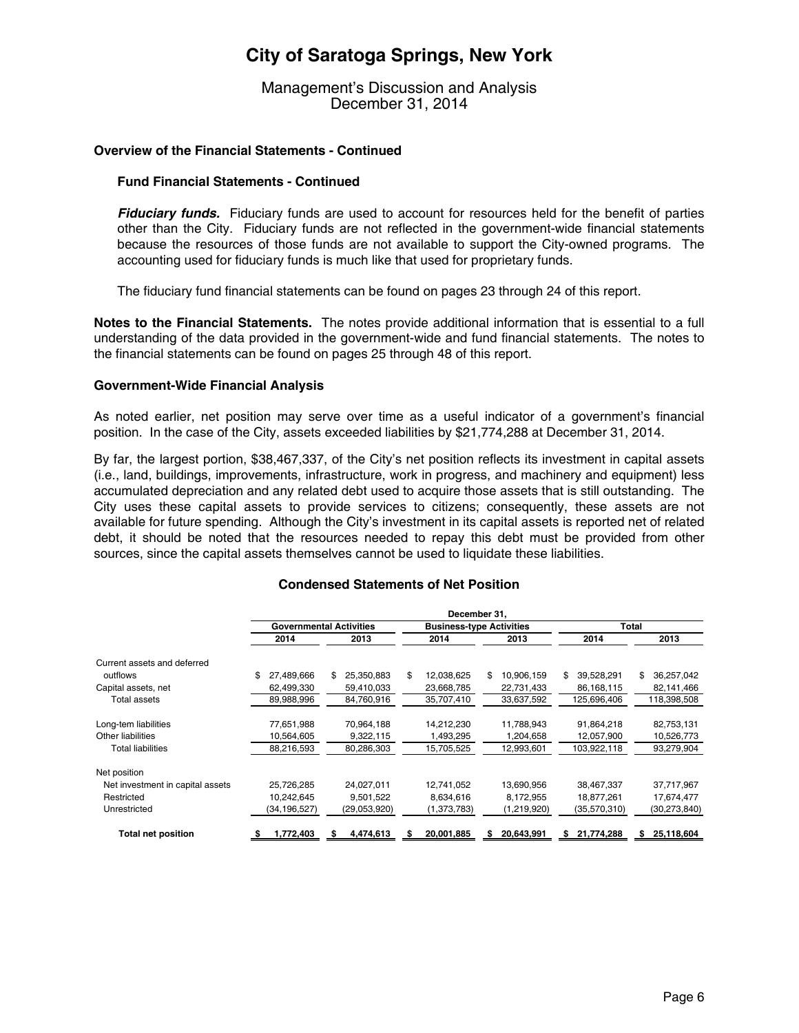# City of Saratoga Springs, New York

Management's Discussion and Analysis
December 31, 2014

**Overview of the Financial Statements - Continued**

**Fund Financial Statements - Continued**

***Fiduciary funds.*** Fiduciary funds are used to account for resources held for the benefit of parties other than the City. Fiduciary funds are not reflected in the government-wide financial statements because the resources of those funds are not available to support the City-owned programs. The accounting used for fiduciary funds is much like that used for proprietary funds.

The fiduciary fund financial statements can be found on pages 23 through 24 of this report.

**Notes to the Financial Statements.** The notes provide additional information that is essential to a full understanding of the data provided in the government-wide and fund financial statements. The notes to the financial statements can be found on pages 25 through 48 of this report.

**Government-Wide Financial Analysis**

As noted earlier, net position may serve over time as a useful indicator of a government's financial position. In the case of the City, assets exceeded liabilities by $21,774,288 at December 31, 2014.

By far, the largest portion, $38,467,337, of the City's net position reflects its investment in capital assets (i.e., land, buildings, improvements, infrastructure, work in progress, and machinery and equipment) less accumulated depreciation and any related debt used to acquire those assets that is still outstanding. The City uses these capital assets to provide services to citizens; consequently, these assets are not available for future spending. Although the City's investment in its capital assets is reported net of related debt, it should be noted that the resources needed to repay this debt must be provided from other sources, since the capital assets themselves cannot be used to liquidate these liabilities.

**Condensed Statements of Net Position**

| | December 31, | | | | | |
|---|---|---|---|---|---|---|
| | Governmental Activities | | Business-type Activities | | Total | |
| | 2014 | 2013 | 2014 | 2013 | 2014 | 2013 |
| Current assets and deferred outflows | $ 27,489,666 | $ 25,350,883 | $ 12,038,625 | $ 10,906,159 | $ 39,528,291 | $ 36,257,042 |
| Capital assets, net | 62,499,330 | 59,410,033 | 23,668,785 | 22,731,433 | 86,168,115 | 82,141,466 |
| Total assets | 89,988,996 | 84,760,916 | 35,707,410 | 33,637,592 | 125,696,406 | 118,398,508 |
| Long-tem liabilities | 77,651,988 | 70,964,188 | 14,212,230 | 11,788,943 | 91,864,218 | 82,753,131 |
| Other liabilities | 10,564,605 | 9,322,115 | 1,493,295 | 1,204,658 | 12,057,900 | 10,526,773 |
| Total liabilities | 88,216,593 | 80,286,303 | 15,705,525 | 12,993,601 | 103,922,118 | 93,279,904 |
| Net position | | | | | | |
| Net investment in capital assets | 25,726,285 | 24,027,011 | 12,741,052 | 13,690,956 | 38,467,337 | 37,717,967 |
| Restricted | 10,242,645 | 9,501,522 | 8,634,616 | 8,172,955 | 18,877,261 | 17,674,477 |
| Unrestricted | (34,196,527) | (29,053,920) | (1,373,783) | (1,219,920) | (35,570,310) | (30,273,840) |
| **Total net position** | **$ 1,772,403** | **$ 4,474,613** | **$ 20,001,885** | **$ 20,643,991** | **$ 21,774,288** | **$ 25,118,604** |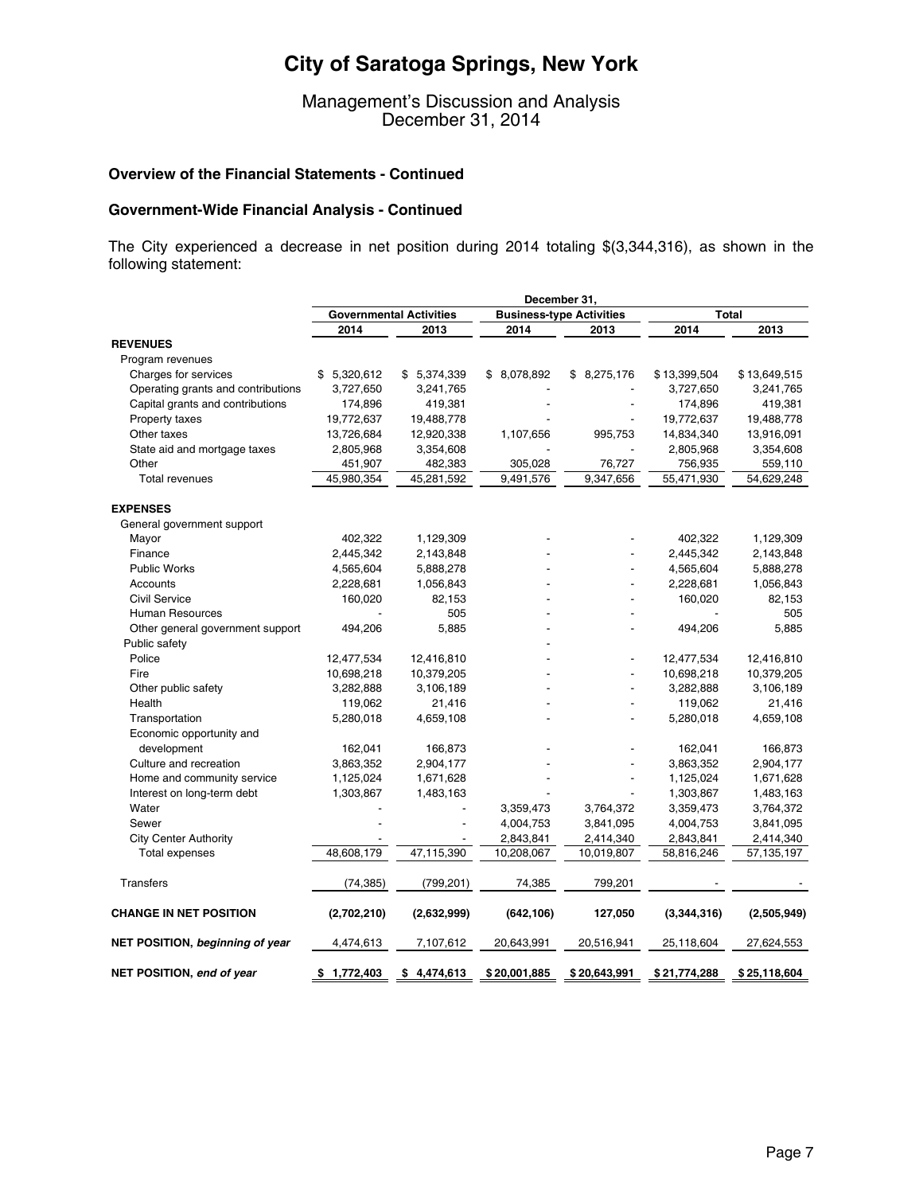# City of Saratoga Springs, New York

Management's Discussion and Analysis
December 31, 2014

### Overview of the Financial Statements - Continued

### Government-Wide Financial Analysis - Continued

The City experienced a decrease in net position during 2014 totaling $(3,344,316), as shown in the following statement:

| | December 31, | | | | | |
|---|---|---|---|---|---|---|
| | Governmental Activities | | Business-type Activities | | Total | |
| | 2014 | 2013 | 2014 | 2013 | 2014 | 2013 |
| **REVENUES** | | | | | | |
| Program revenues | | | | | | |
| Charges for services | $ 5,320,612 | $ 5,374,339 | $ 8,078,892 | $ 8,275,176 | $ 13,399,504 | $ 13,649,515 |
| Operating grants and contributions | 3,727,650 | 3,241,765 | - | - | 3,727,650 | 3,241,765 |
| Capital grants and contributions | 174,896 | 419,381 | - | - | 174,896 | 419,381 |
| Property taxes | 19,772,637 | 19,488,778 | - | - | 19,772,637 | 19,488,778 |
| Other taxes | 13,726,684 | 12,920,338 | 1,107,656 | 995,753 | 14,834,340 | 13,916,091 |
| State aid and mortgage taxes | 2,805,968 | 3,354,608 | - | - | 2,805,968 | 3,354,608 |
| Other | 451,907 | 482,383 | 305,028 | 76,727 | 756,935 | 559,110 |
| Total revenues | 45,980,354 | 45,281,592 | 9,491,576 | 9,347,656 | 55,471,930 | 54,629,248 |
| **EXPENSES** | | | | | | |
| General government support | | | | | | |
| Mayor | 402,322 | 1,129,309 | - | - | 402,322 | 1,129,309 |
| Finance | 2,445,342 | 2,143,848 | - | - | 2,445,342 | 2,143,848 |
| Public Works | 4,565,604 | 5,888,278 | - | - | 4,565,604 | 5,888,278 |
| Accounts | 2,228,681 | 1,056,843 | - | - | 2,228,681 | 1,056,843 |
| Civil Service | 160,020 | 82,153 | - | - | 160,020 | 82,153 |
| Human Resources | - | 505 | - | - | - | 505 |
| Other general government support | 494,206 | 5,885 | - | - | 494,206 | 5,885 |
| Public safety | | | - | | | |
| Police | 12,477,534 | 12,416,810 | - | - | 12,477,534 | 12,416,810 |
| Fire | 10,698,218 | 10,379,205 | - | - | 10,698,218 | 10,379,205 |
| Other public safety | 3,282,888 | 3,106,189 | - | - | 3,282,888 | 3,106,189 |
| Health | 119,062 | 21,416 | - | - | 119,062 | 21,416 |
| Transportation | 5,280,018 | 4,659,108 | - | - | 5,280,018 | 4,659,108 |
| Economic opportunity and development | 162,041 | 166,873 | - | - | 162,041 | 166,873 |
| Culture and recreation | 3,863,352 | 2,904,177 | - | - | 3,863,352 | 2,904,177 |
| Home and community service | 1,125,024 | 1,671,628 | - | - | 1,125,024 | 1,671,628 |
| Interest on long-term debt | 1,303,867 | 1,483,163 | - | - | 1,303,867 | 1,483,163 |
| Water | - | - | 3,359,473 | 3,764,372 | 3,359,473 | 3,764,372 |
| Sewer | - | - | 4,004,753 | 3,841,095 | 4,004,753 | 3,841,095 |
| City Center Authority | - | - | 2,843,841 | 2,414,340 | 2,843,841 | 2,414,340 |
| Total expenses | 48,608,179 | 47,115,390 | 10,208,067 | 10,019,807 | 58,816,246 | 57,135,197 |
| Transfers | (74,385) | (799,201) | 74,385 | 799,201 | - | - |
| **CHANGE IN NET POSITION** | **(2,702,210)** | **(2,632,999)** | **(642,106)** | **127,050** | **(3,344,316)** | **(2,505,949)** |
| **NET POSITION, *beginning of year*** | 4,474,613 | 7,107,612 | 20,643,991 | 20,516,941 | 25,118,604 | 27,624,553 |
| **NET POSITION, *end of year*** | **$ 1,772,403** | **$ 4,474,613** | **$ 20,001,885** | **$ 20,643,991** | **$ 21,774,288** | **$ 25,118,604** |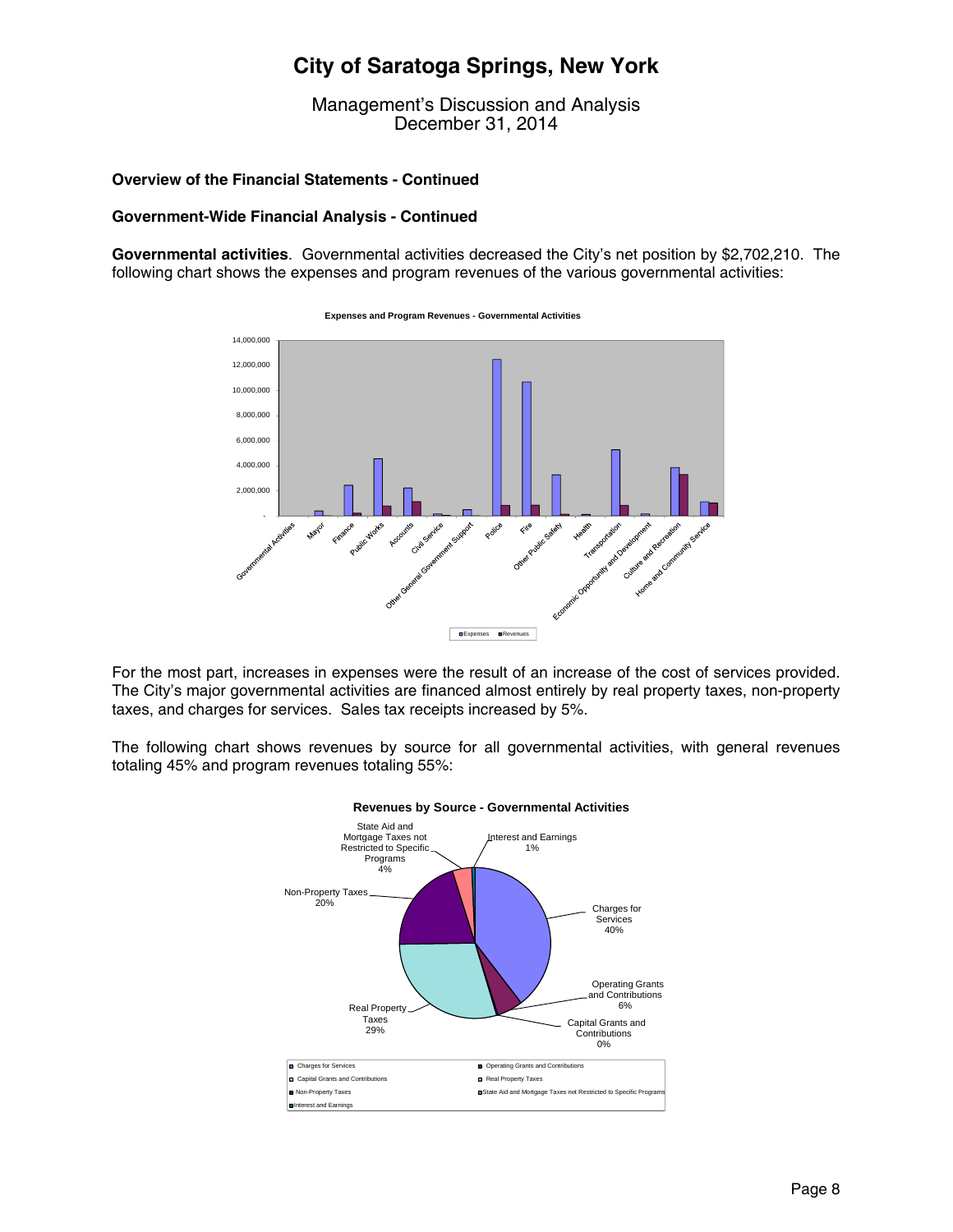## Overview of the Financial Statements - Continued

### Government-Wide Financial Analysis - Continued

**Governmental activities**. Governmental activities decreased the City's net position by $2,702,210. The following chart shows the expenses and program revenues of the various governmental activities:

**Expenses and Program Revenues - Governmental Activities**

For the most part, increases in expenses were the result of an increase of the cost of services provided. The City's major governmental activities are financed almost entirely by real property taxes, non-property taxes, and charges for services. Sales tax receipts increased by 5%.

The following chart shows revenues by source for all governmental activities, with general revenues totaling 45% and program revenues totaling 55%:

**Revenues by Source - Governmental Activities**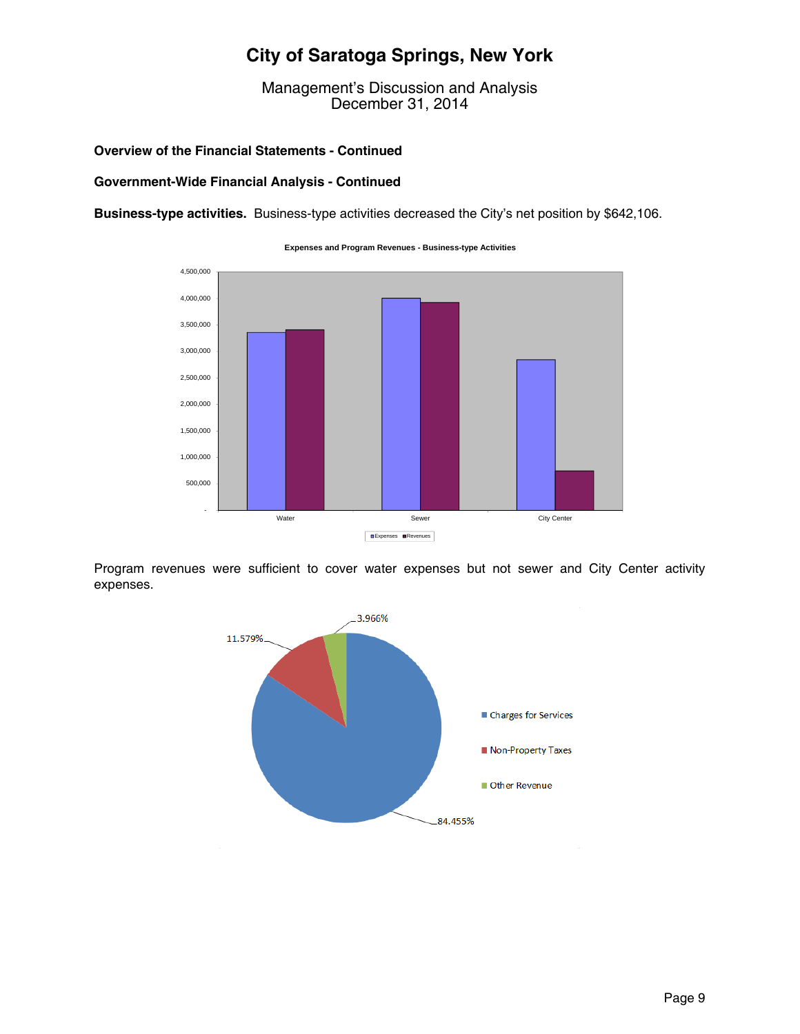### Overview of the Financial Statements - Continued

### Government-Wide Financial Analysis - Continued

**Business-type activities.** Business-type activities decreased the City's net position by $642,106.

Expenses and Program Revenues - Business-type Activities

Program revenues were sufficient to cover water expenses but not sewer and City Center activity expenses.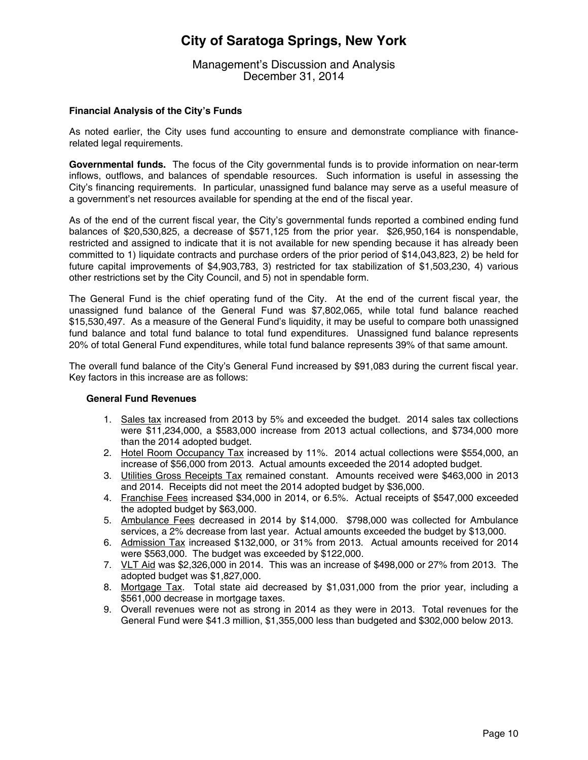## Financial Analysis of the City's Funds

As noted earlier, the City uses fund accounting to ensure and demonstrate compliance with finance-related legal requirements.

**Governmental funds.** The focus of the City governmental funds is to provide information on near-term inflows, outflows, and balances of spendable resources. Such information is useful in assessing the City's financing requirements. In particular, unassigned fund balance may serve as a useful measure of a government's net resources available for spending at the end of the fiscal year.

As of the end of the current fiscal year, the City's governmental funds reported a combined ending fund balances of $20,530,825, a decrease of $571,125 from the prior year. $26,950,164 is nonspendable, restricted and assigned to indicate that it is not available for new spending because it has already been committed to 1) liquidate contracts and purchase orders of the prior period of $14,043,823, 2) be held for future capital improvements of $4,903,783, 3) restricted for tax stabilization of $1,503,230, 4) various other restrictions set by the City Council, and 5) not in spendable form.

The General Fund is the chief operating fund of the City. At the end of the current fiscal year, the unassigned fund balance of the General Fund was $7,802,065, while total fund balance reached $15,530,497. As a measure of the General Fund's liquidity, it may be useful to compare both unassigned fund balance and total fund balance to total fund expenditures. Unassigned fund balance represents 20% of total General Fund expenditures, while total fund balance represents 39% of that same amount.

The overall fund balance of the City's General Fund increased by $91,083 during the current fiscal year. Key factors in this increase are as follows:

### General Fund Revenues

1. Sales tax increased from 2013 by 5% and exceeded the budget. 2014 sales tax collections were $11,234,000, a $583,000 increase from 2013 actual collections, and $734,000 more than the 2014 adopted budget.
2. Hotel Room Occupancy Tax increased by 11%. 2014 actual collections were $554,000, an increase of $56,000 from 2013. Actual amounts exceeded the 2014 adopted budget.
3. Utilities Gross Receipts Tax remained constant. Amounts received were $463,000 in 2013 and 2014. Receipts did not meet the 2014 adopted budget by $36,000.
4. Franchise Fees increased $34,000 in 2014, or 6.5%. Actual receipts of $547,000 exceeded the adopted budget by $63,000.
5. Ambulance Fees decreased in 2014 by $14,000. $798,000 was collected for Ambulance services, a 2% decrease from last year. Actual amounts exceeded the budget by $13,000.
6. Admission Tax increased $132,000, or 31% from 2013. Actual amounts received for 2014 were $563,000. The budget was exceeded by $122,000.
7. VLT Aid was $2,326,000 in 2014. This was an increase of $498,000 or 27% from 2013. The adopted budget was $1,827,000.
8. Mortgage Tax. Total state aid decreased by $1,031,000 from the prior year, including a $561,000 decrease in mortgage taxes.
9. Overall revenues were not as strong in 2014 as they were in 2013. Total revenues for the General Fund were $41.3 million, $1,355,000 less than budgeted and $302,000 below 2013.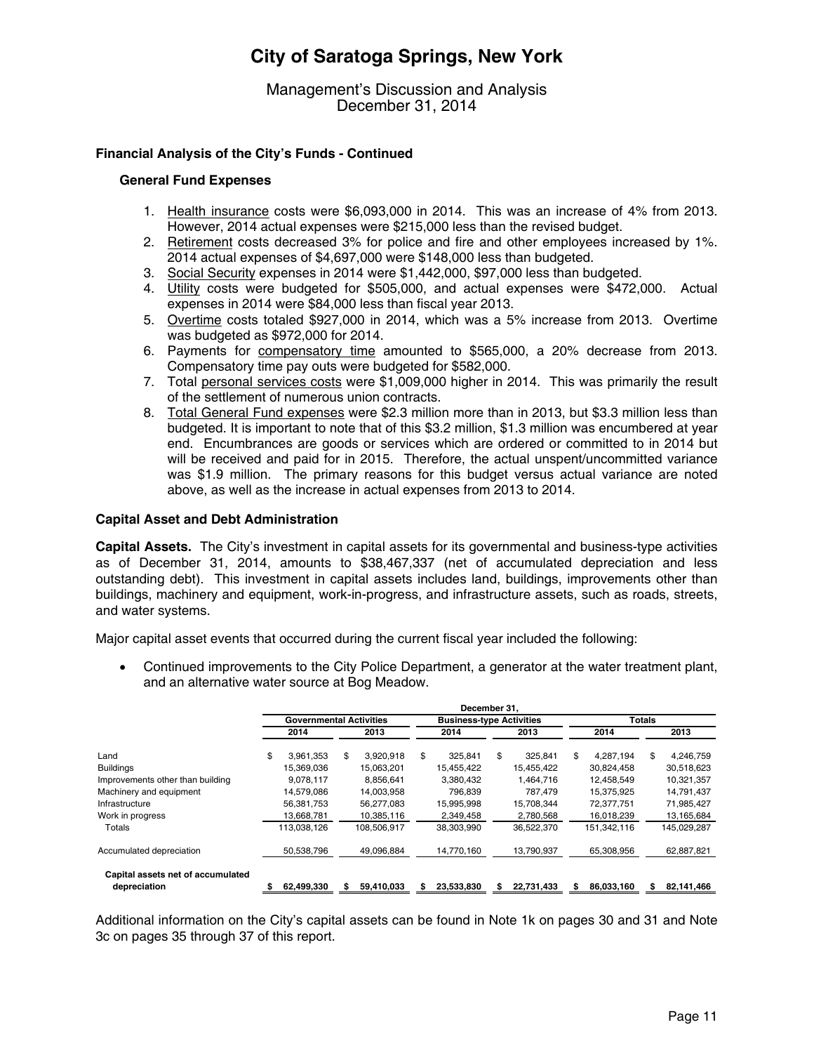# City of Saratoga Springs, New York

Management's Discussion and Analysis
December 31, 2014

**Financial Analysis of the City's Funds - Continued**

**General Fund Expenses**

1. Health insurance costs were $6,093,000 in 2014. This was an increase of 4% from 2013. However, 2014 actual expenses were $215,000 less than the revised budget.
2. Retirement costs decreased 3% for police and fire and other employees increased by 1%. 2014 actual expenses of $4,697,000 were $148,000 less than budgeted.
3. Social Security expenses in 2014 were $1,442,000, $97,000 less than budgeted.
4. Utility costs were budgeted for $505,000, and actual expenses were $472,000. Actual expenses in 2014 were $84,000 less than fiscal year 2013.
5. Overtime costs totaled $927,000 in 2014, which was a 5% increase from 2013. Overtime was budgeted as $972,000 for 2014.
6. Payments for compensatory time amounted to $565,000, a 20% decrease from 2013. Compensatory time pay outs were budgeted for $582,000.
7. Total personal services costs were $1,009,000 higher in 2014. This was primarily the result of the settlement of numerous union contracts.
8. Total General Fund expenses were $2.3 million more than in 2013, but $3.3 million less than budgeted. It is important to note that of this $3.2 million, $1.3 million was encumbered at year end. Encumbrances are goods or services which are ordered or committed to in 2014 but will be received and paid for in 2015. Therefore, the actual unspent/uncommitted variance was $1.9 million. The primary reasons for this budget versus actual variance are noted above, as well as the increase in actual expenses from 2013 to 2014.

**Capital Asset and Debt Administration**

**Capital Assets.** The City's investment in capital assets for its governmental and business-type activities as of December 31, 2014, amounts to $38,467,337 (net of accumulated depreciation and less outstanding debt). This investment in capital assets includes land, buildings, improvements other than buildings, machinery and equipment, work-in-progress, and infrastructure assets, such as roads, streets, and water systems.

Major capital asset events that occurred during the current fiscal year included the following:

- Continued improvements to the City Police Department, a generator at the water treatment plant, and an alternative water source at Bog Meadow.

| | December 31, | | | | | |
|---|---|---|---|---|---|---|
| | Governmental Activities | | Business-type Activities | | Totals | |
| | 2014 | 2013 | 2014 | 2013 | 2014 | 2013 |
| Land | $ 3,961,353 | $ 3,920,918 | $ 325,841 | $ 325,841 | $ 4,287,194 | $ 4,246,759 |
| Buildings | 15,369,036 | 15,063,201 | 15,455,422 | 15,455,422 | 30,824,458 | 30,518,623 |
| Improvements other than building | 9,078,117 | 8,856,641 | 3,380,432 | 1,464,716 | 12,458,549 | 10,321,357 |
| Machinery and equipment | 14,579,086 | 14,003,958 | 796,839 | 787,479 | 15,375,925 | 14,791,437 |
| Infrastructure | 56,381,753 | 56,277,083 | 15,995,998 | 15,708,344 | 72,377,751 | 71,985,427 |
| Work in progress | 13,668,781 | 10,385,116 | 2,349,458 | 2,780,568 | 16,018,239 | 13,165,684 |
| Totals | 113,038,126 | 108,506,917 | 38,303,990 | 36,522,370 | 151,342,116 | 145,029,287 |
| Accumulated depreciation | 50,538,796 | 49,096,884 | 14,770,160 | 13,790,937 | 65,308,956 | 62,887,821 |
| **Capital assets net of accumulated depreciation** | **$ 62,499,330** | **$ 59,410,033** | **$ 23,533,830** | **$ 22,731,433** | **$ 86,033,160** | **$ 82,141,466** |

Additional information on the City's capital assets can be found in Note 1k on pages 30 and 31 and Note 3c on pages 35 through 37 of this report.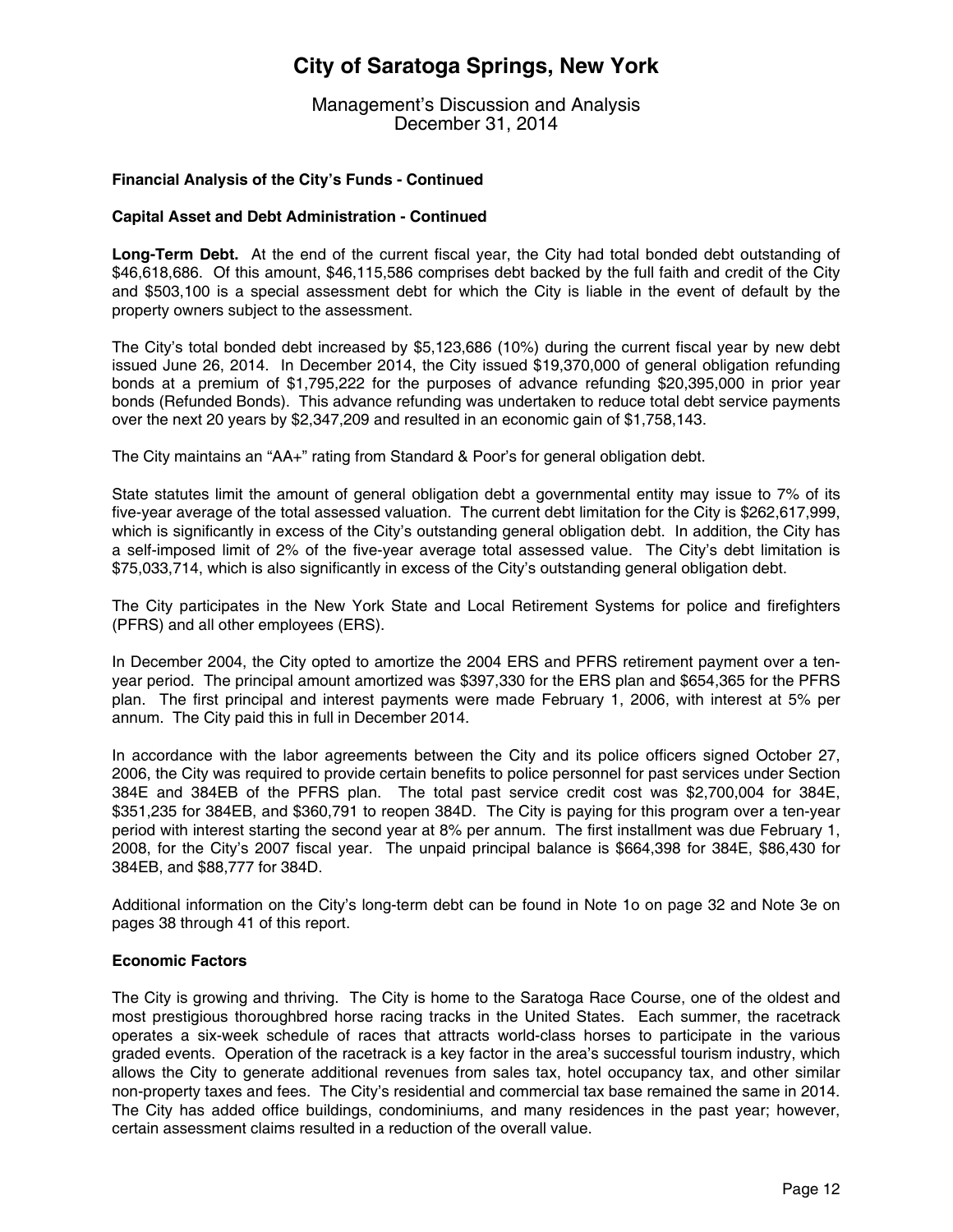**Financial Analysis of the City's Funds - Continued**

**Capital Asset and Debt Administration - Continued**

**Long-Term Debt.** At the end of the current fiscal year, the City had total bonded debt outstanding of $46,618,686. Of this amount, $46,115,586 comprises debt backed by the full faith and credit of the City and $503,100 is a special assessment debt for which the City is liable in the event of default by the property owners subject to the assessment.

The City's total bonded debt increased by $5,123,686 (10%) during the current fiscal year by new debt issued June 26, 2014. In December 2014, the City issued $19,370,000 of general obligation refunding bonds at a premium of $1,795,222 for the purposes of advance refunding $20,395,000 in prior year bonds (Refunded Bonds). This advance refunding was undertaken to reduce total debt service payments over the next 20 years by $2,347,209 and resulted in an economic gain of $1,758,143.

The City maintains an "AA+" rating from Standard & Poor's for general obligation debt.

State statutes limit the amount of general obligation debt a governmental entity may issue to 7% of its five-year average of the total assessed valuation. The current debt limitation for the City is $262,617,999, which is significantly in excess of the City's outstanding general obligation debt. In addition, the City has a self-imposed limit of 2% of the five-year average total assessed value. The City's debt limitation is $75,033,714, which is also significantly in excess of the City's outstanding general obligation debt.

The City participates in the New York State and Local Retirement Systems for police and firefighters (PFRS) and all other employees (ERS).

In December 2004, the City opted to amortize the 2004 ERS and PFRS retirement payment over a ten-year period. The principal amount amortized was $397,330 for the ERS plan and $654,365 for the PFRS plan. The first principal and interest payments were made February 1, 2006, with interest at 5% per annum. The City paid this in full in December 2014.

In accordance with the labor agreements between the City and its police officers signed October 27, 2006, the City was required to provide certain benefits to police personnel for past services under Section 384E and 384EB of the PFRS plan. The total past service credit cost was $2,700,004 for 384E, $351,235 for 384EB, and $360,791 to reopen 384D. The City is paying for this program over a ten-year period with interest starting the second year at 8% per annum. The first installment was due February 1, 2008, for the City's 2007 fiscal year. The unpaid principal balance is $664,398 for 384E, $86,430 for 384EB, and $88,777 for 384D.

Additional information on the City's long-term debt can be found in Note 1o on page 32 and Note 3e on pages 38 through 41 of this report.

**Economic Factors**

The City is growing and thriving. The City is home to the Saratoga Race Course, one of the oldest and most prestigious thoroughbred horse racing tracks in the United States. Each summer, the racetrack operates a six-week schedule of races that attracts world-class horses to participate in the various graded events. Operation of the racetrack is a key factor in the area's successful tourism industry, which allows the City to generate additional revenues from sales tax, hotel occupancy tax, and other similar non-property taxes and fees. The City's residential and commercial tax base remained the same in 2014. The City has added office buildings, condominiums, and many residences in the past year; however, certain assessment claims resulted in a reduction of the overall value.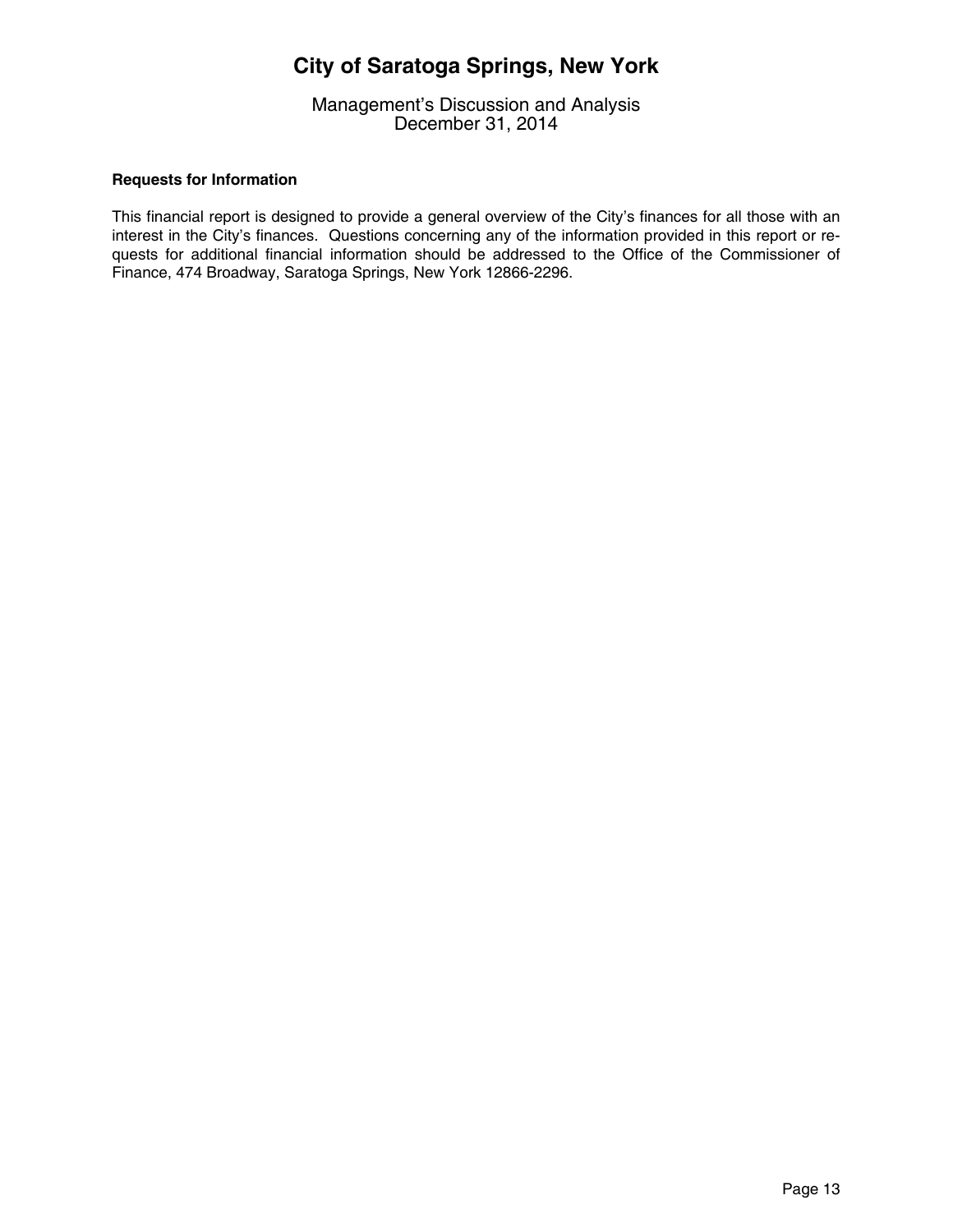### Requests for Information

This financial report is designed to provide a general overview of the City's finances for all those with an interest in the City's finances. Questions concerning any of the information provided in this report or requests for additional financial information should be addressed to the Office of the Commissioner of Finance, 474 Broadway, Saratoga Springs, New York 12866-2296.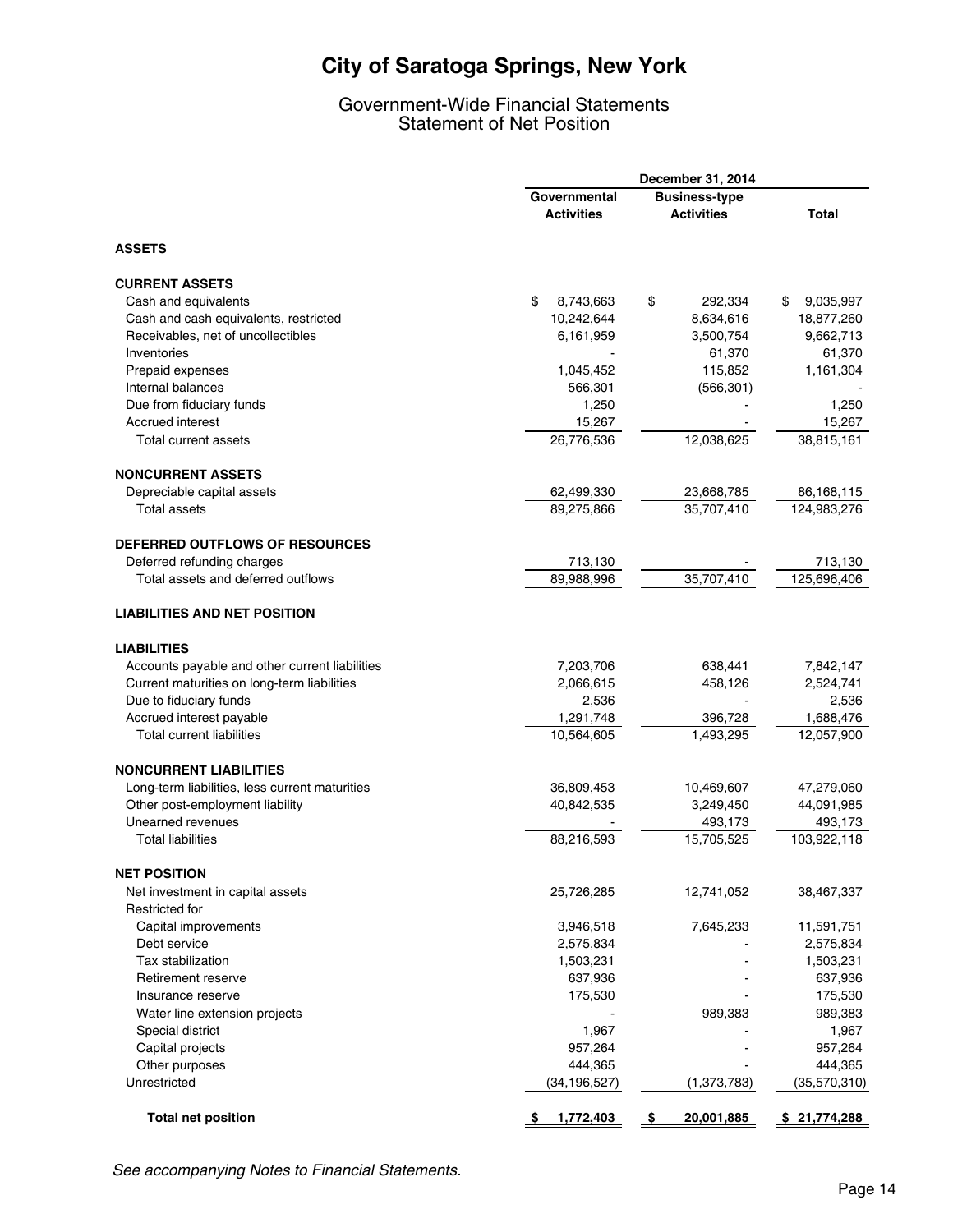# City of Saratoga Springs, New York

## Government-Wide Financial Statements
## Statement of Net Position

| | December 31, 2014 | | |
|---|---|---|---|
| | Governmental Activities | Business-type Activities | Total |
| **ASSETS** | | | |
| **CURRENT ASSETS** | | | |
| Cash and equivalents | $ 8,743,663 | $ 292,334 | $ 9,035,997 |
| Cash and cash equivalents, restricted | 10,242,644 | 8,634,616 | 18,877,260 |
| Receivables, net of uncollectibles | 6,161,959 | 3,500,754 | 9,662,713 |
| Inventories | - | 61,370 | 61,370 |
| Prepaid expenses | 1,045,452 | 115,852 | 1,161,304 |
| Internal balances | 566,301 | (566,301) | - |
| Due from fiduciary funds | 1,250 | - | 1,250 |
| Accrued interest | 15,267 | - | 15,267 |
| Total current assets | 26,776,536 | 12,038,625 | 38,815,161 |
| **NONCURRENT ASSETS** | | | |
| Depreciable capital assets | 62,499,330 | 23,668,785 | 86,168,115 |
| Total assets | 89,275,866 | 35,707,410 | 124,983,276 |
| **DEFERRED OUTFLOWS OF RESOURCES** | | | |
| Deferred refunding charges | 713,130 | - | 713,130 |
| Total assets and deferred outflows | 89,988,996 | 35,707,410 | 125,696,406 |
| **LIABILITIES AND NET POSITION** | | | |
| **LIABILITIES** | | | |
| Accounts payable and other current liabilities | 7,203,706 | 638,441 | 7,842,147 |
| Current maturities on long-term liabilities | 2,066,615 | 458,126 | 2,524,741 |
| Due to fiduciary funds | 2,536 | - | 2,536 |
| Accrued interest payable | 1,291,748 | 396,728 | 1,688,476 |
| Total current liabilities | 10,564,605 | 1,493,295 | 12,057,900 |
| **NONCURRENT LIABILITIES** | | | |
| Long-term liabilities, less current maturities | 36,809,453 | 10,469,607 | 47,279,060 |
| Other post-employment liability | 40,842,535 | 3,249,450 | 44,091,985 |
| Unearned revenues | - | 493,173 | 493,173 |
| Total liabilities | 88,216,593 | 15,705,525 | 103,922,118 |
| **NET POSITION** | | | |
| Net investment in capital assets | 25,726,285 | 12,741,052 | 38,467,337 |
| Restricted for | | | |
| Capital improvements | 3,946,518 | 7,645,233 | 11,591,751 |
| Debt service | 2,575,834 | - | 2,575,834 |
| Tax stabilization | 1,503,231 | - | 1,503,231 |
| Retirement reserve | 637,936 | - | 637,936 |
| Insurance reserve | 175,530 | - | 175,530 |
| Water line extension projects | - | 989,383 | 989,383 |
| Special district | 1,967 | - | 1,967 |
| Capital projects | 957,264 | - | 957,264 |
| Other purposes | 444,365 | - | 444,365 |
| Unrestricted | (34,196,527) | (1,373,783) | (35,570,310) |
| **Total net position** | **$ 1,772,403** | **$ 20,001,885** | **$ 21,774,288** |

*See accompanying Notes to Financial Statements.*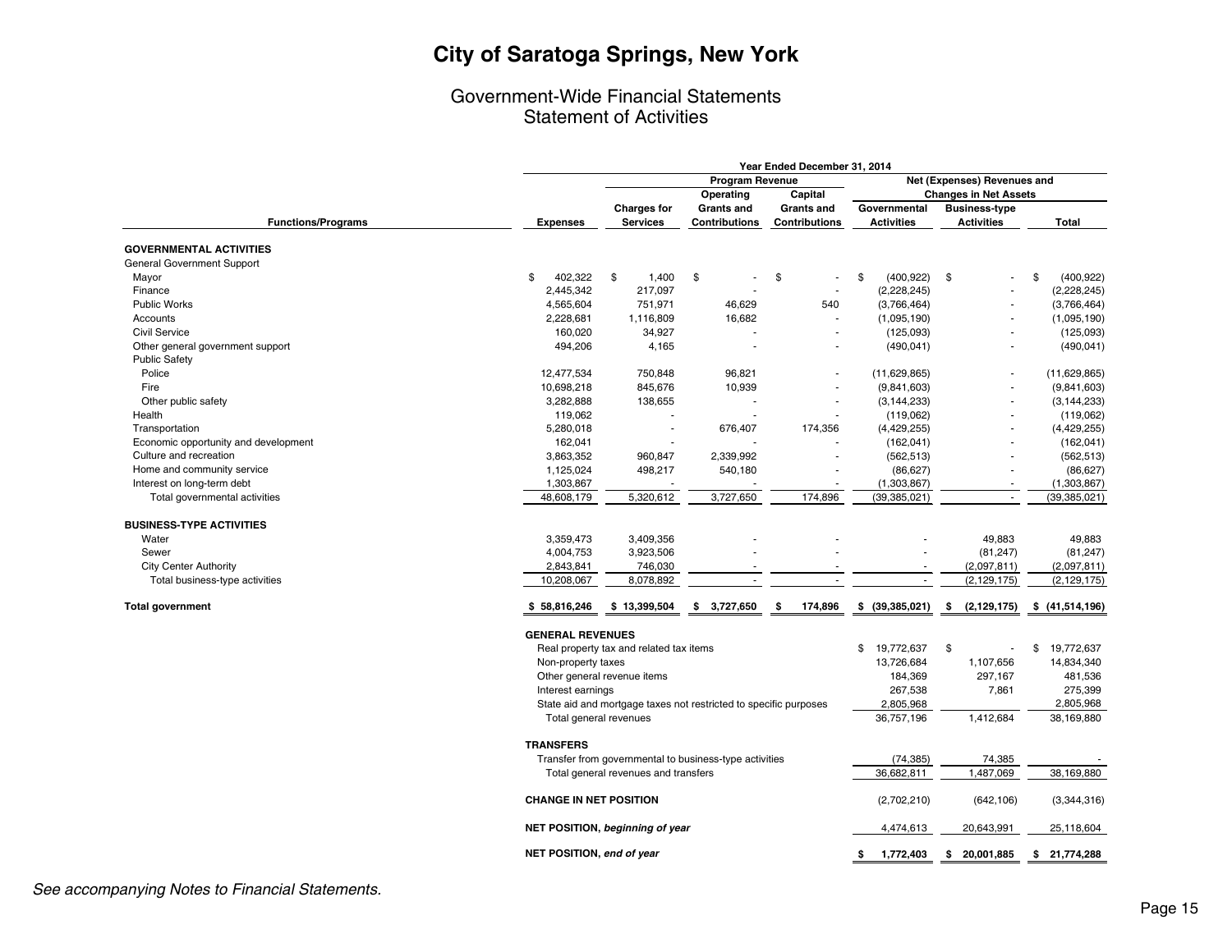# City of Saratoga Springs, New York

## Government-Wide Financial Statements
## Statement of Activities

| | | Year Ended December 31, 2014 | | | | | |
|---|---|---|---|---|---|---|---|
| | | Program Revenue | | | Net (Expenses) Revenues and Changes in Net Assets | | |
| Functions/Programs | Expenses | Charges for Services | Operating Grants and Contributions | Capital Grants and Contributions | Governmental Activities | Business-type Activities | Total |
| **GOVERNMENTAL ACTIVITIES** | | | | | | | |
| General Government Support | | | | | | | |
| Mayor | $ 402,322 | $ 1,400 | $ - | $ - | $ (400,922) | $ - | $ (400,922) |
| Finance | 2,445,342 | 217,097 | - | - | (2,228,245) | - | (2,228,245) |
| Public Works | 4,565,604 | 751,971 | 46,629 | 540 | (3,766,464) | - | (3,766,464) |
| Accounts | 2,228,681 | 1,116,809 | 16,682 | - | (1,095,190) | - | (1,095,190) |
| Civil Service | 160,020 | 34,927 | - | - | (125,093) | - | (125,093) |
| Other general government support | 494,206 | 4,165 | - | - | (490,041) | - | (490,041) |
| Public Safety | | | | | | | |
| Police | 12,477,534 | 750,848 | 96,821 | - | (11,629,865) | - | (11,629,865) |
| Fire | 10,698,218 | 845,676 | 10,939 | - | (9,841,603) | - | (9,841,603) |
| Other public safety | 3,282,888 | 138,655 | - | - | (3,144,233) | - | (3,144,233) |
| Health | 119,062 | - | - | - | (119,062) | - | (119,062) |
| Transportation | 5,280,018 | - | 676,407 | 174,356 | (4,429,255) | - | (4,429,255) |
| Economic opportunity and development | 162,041 | - | - | - | (162,041) | - | (162,041) |
| Culture and recreation | 3,863,352 | 960,847 | 2,339,992 | - | (562,513) | - | (562,513) |
| Home and community service | 1,125,024 | 498,217 | 540,180 | - | (86,627) | - | (86,627) |
| Interest on long-term debt | 1,303,867 | - | - | - | (1,303,867) | - | (1,303,867) |
| Total governmental activities | 48,608,179 | 5,320,612 | 3,727,650 | 174,896 | (39,385,021) | - | (39,385,021) |
| **BUSINESS-TYPE ACTIVITIES** | | | | | | | |
| Water | 3,359,473 | 3,409,356 | - | - | - | 49,883 | 49,883 |
| Sewer | 4,004,753 | 3,923,506 | - | - | - | (81,247) | (81,247) |
| City Center Authority | 2,843,841 | 746,030 | - | - | - | (2,097,811) | (2,097,811) |
| Total business-type activities | 10,208,067 | 8,078,892 | - | - | - | (2,129,175) | (2,129,175) |
| **Total government** | **$ 58,816,246** | **$ 13,399,504** | **$ 3,727,650** | **$ 174,896** | **$ (39,385,021)** | **$ (2,129,175)** | **$ (41,514,196)** |
| **GENERAL REVENUES** | | | | | | | |
| Real property tax and related tax items | | | | | $ 19,772,637 | $ - | $ 19,772,637 |
| Non-property taxes | | | | | 13,726,684 | 1,107,656 | 14,834,340 |
| Other general revenue items | | | | | 184,369 | 297,167 | 481,536 |
| Interest earnings | | | | | 267,538 | 7,861 | 275,399 |
| State aid and mortgage taxes not restricted to specific purposes | | | | | 2,805,968 | | 2,805,968 |
| Total general revenues | | | | | 36,757,196 | 1,412,684 | 38,169,880 |
| **TRANSFERS** | | | | | | | |
| Transfer from governmental to business-type activities | | | | | (74,385) | 74,385 | - |
| Total general revenues and transfers | | | | | 36,682,811 | 1,487,069 | 38,169,880 |
| **CHANGE IN NET POSITION** | | | | | (2,702,210) | (642,106) | (3,344,316) |
| **NET POSITION,** ***beginning of year*** | | | | | 4,474,613 | 20,643,991 | 25,118,604 |
| **NET POSITION,** ***end of year*** | | | | | **$ 1,772,403** | **$ 20,001,885** | **$ 21,774,288** |

*See accompanying Notes to Financial Statements.*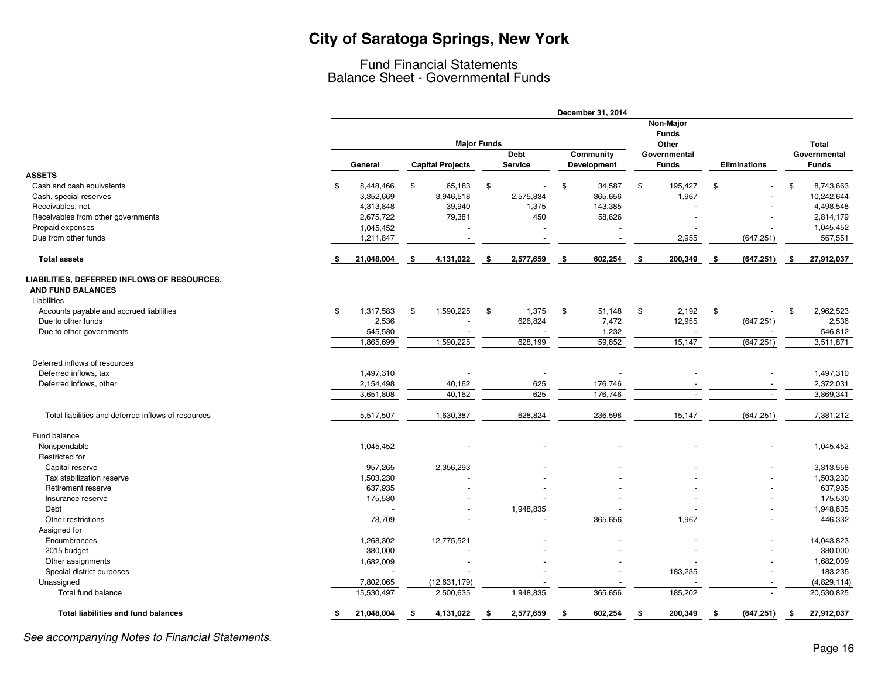# City of Saratoga Springs, New York

## Fund Financial Statements
## Balance Sheet - Governmental Funds

| | December 31, 2014 | | | | | | |
|---|---|---|---|---|---|---|---|
| | Major Funds | | | | Non-Major Funds | | |
| | General | Capital Projects | Debt Service | Community Development | Other Governmental Funds | Eliminations | Total Governmental Funds |
| **ASSETS** | | | | | | | |
| Cash and cash equivalents | $ 8,448,466 | $ 65,183 | $ - | $ 34,587 | $ 195,427 | $ - | $ 8,743,663 |
| Cash, special reserves | 3,352,669 | 3,946,518 | 2,575,834 | 365,656 | 1,967 | - | 10,242,644 |
| Receivables, net | 4,313,848 | 39,940 | 1,375 | 143,385 | - | - | 4,498,548 |
| Receivables from other governments | 2,675,722 | 79,381 | 450 | 58,626 | - | - | 2,814,179 |
| Prepaid expenses | 1,045,452 | - | - | - | - | - | 1,045,452 |
| Due from other funds | 1,211,847 | - | - | - | 2,955 | (647,251) | 567,551 |
| **Total assets** | **$ 21,048,004** | **$ 4,131,022** | **$ 2,577,659** | **$ 602,254** | **$ 200,349** | **$ (647,251)** | **$ 27,912,037** |
| **LIABILITIES, DEFERRED INFLOWS OF RESOURCES, AND FUND BALANCES** | | | | | | | |
| Liabilities | | | | | | | |
| Accounts payable and accrued liabilities | $ 1,317,583 | $ 1,590,225 | $ 1,375 | $ 51,148 | $ 2,192 | $ - | $ 2,962,523 |
| Due to other funds | 2,536 | - | 626,824 | 7,472 | 12,955 | (647,251) | 2,536 |
| Due to other governments | 545,580 | - | - | 1,232 | - | - | 546,812 |
| | 1,865,699 | 1,590,225 | 628,199 | 59,852 | 15,147 | (647,251) | 3,511,871 |
| Deferred inflows of resources | | | | | | | |
| Deferred inflows, tax | 1,497,310 | - | - | - | - | - | 1,497,310 |
| Deferred inflows, other | 2,154,498 | 40,162 | 625 | 176,746 | - | - | 2,372,031 |
| | 3,651,808 | 40,162 | 625 | 176,746 | - | - | 3,869,341 |
| Total liabilities and deferred inflows of resources | 5,517,507 | 1,630,387 | 628,824 | 236,598 | 15,147 | (647,251) | 7,381,212 |
| Fund balance | | | | | | | |
| Nonspendable | 1,045,452 | - | - | - | - | - | 1,045,452 |
| Restricted for | | | | | | | |
| Capital reserve | 957,265 | 2,356,293 | - | - | - | - | 3,313,558 |
| Tax stabilization reserve | 1,503,230 | - | - | - | - | - | 1,503,230 |
| Retirement reserve | 637,935 | - | - | - | - | - | 637,935 |
| Insurance reserve | 175,530 | - | - | - | - | - | 175,530 |
| Debt | - | - | 1,948,835 | - | - | - | 1,948,835 |
| Other restrictions | 78,709 | - | - | 365,656 | 1,967 | - | 446,332 |
| Assigned for | | | | | | | |
| Encumbrances | 1,268,302 | 12,775,521 | - | - | - | - | 14,043,823 |
| 2015 budget | 380,000 | - | - | - | - | - | 380,000 |
| Other assignments | 1,682,009 | - | - | - | - | - | 1,682,009 |
| Special district purposes | - | - | - | - | 183,235 | - | 183,235 |
| Unassigned | 7,802,065 | (12,631,179) | - | - | - | - | (4,829,114) |
| Total fund balance | 15,530,497 | 2,500,635 | 1,948,835 | 365,656 | 185,202 | - | 20,530,825 |
| **Total liabilities and fund balances** | **$ 21,048,004** | **$ 4,131,022** | **$ 2,577,659** | **$ 602,254** | **$ 200,349** | **$ (647,251)** | **$ 27,912,037** |

*See accompanying Notes to Financial Statements.*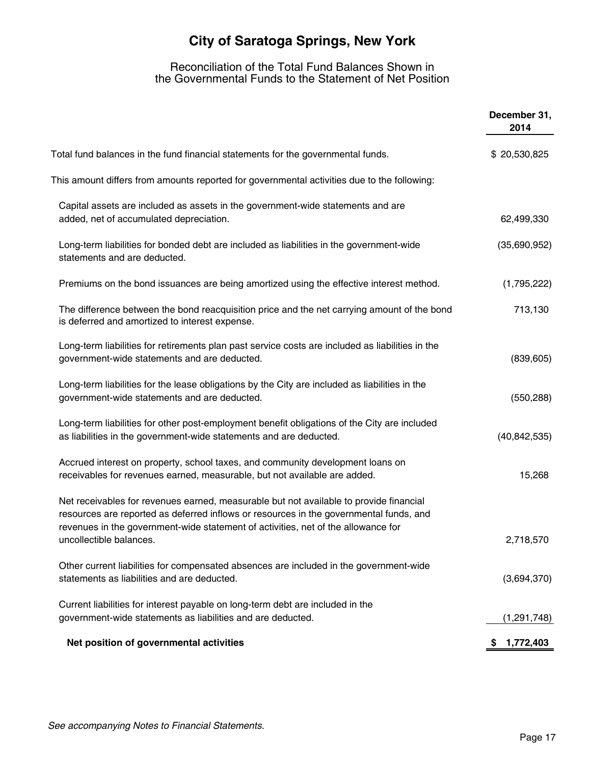# City of Saratoga Springs, New York

## Reconciliation of the Total Fund Balances Shown in the Governmental Funds to the Statement of Net Position

| | December 31, 2014 |
|---|---|
| Total fund balances in the fund financial statements for the governmental funds. | $ 20,530,825 |
| This amount differs from amounts reported for governmental activities due to the following: | |
| Capital assets are included as assets in the government-wide statements and are added, net of accumulated depreciation. | 62,499,330 |
| Long-term liabilities for bonded debt are included as liabilities in the government-wide statements and are deducted. | (35,690,952) |
| Premiums on the bond issuances are being amortized using the effective interest method. | (1,795,222) |
| The difference between the bond reacquisition price and the net carrying amount of the bond is deferred and amortized to interest expense. | 713,130 |
| Long-term liabilities for retirements plan past service costs are included as liabilities in the government-wide statements and are deducted. | (839,605) |
| Long-term liabilities for the lease obligations by the City are included as liabilities in the government-wide statements and are deducted. | (550,288) |
| Long-term liabilities for other post-employment benefit obligations of the City are included as liabilities in the government-wide statements and are deducted. | (40,842,535) |
| Accrued interest on property, school taxes, and community development loans on receivables for revenues earned, measurable, but not available are added. | 15,268 |
| Net receivables for revenues earned, measurable but not available to provide financial resources are reported as deferred inflows or resources in the governmental funds, and revenues in the government-wide statement of activities, net of the allowance for uncollectible balances. | 2,718,570 |
| Other current liabilities for compensated absences are included in the government-wide statements as liabilities and are deducted. | (3,694,370) |
| Current liabilities for interest payable on long-term debt are included in the government-wide statements as liabilities and are deducted. | (1,291,748) |
| **Net position of governmental activities** | **$ 1,772,403** |

*See accompanying Notes to Financial Statements.*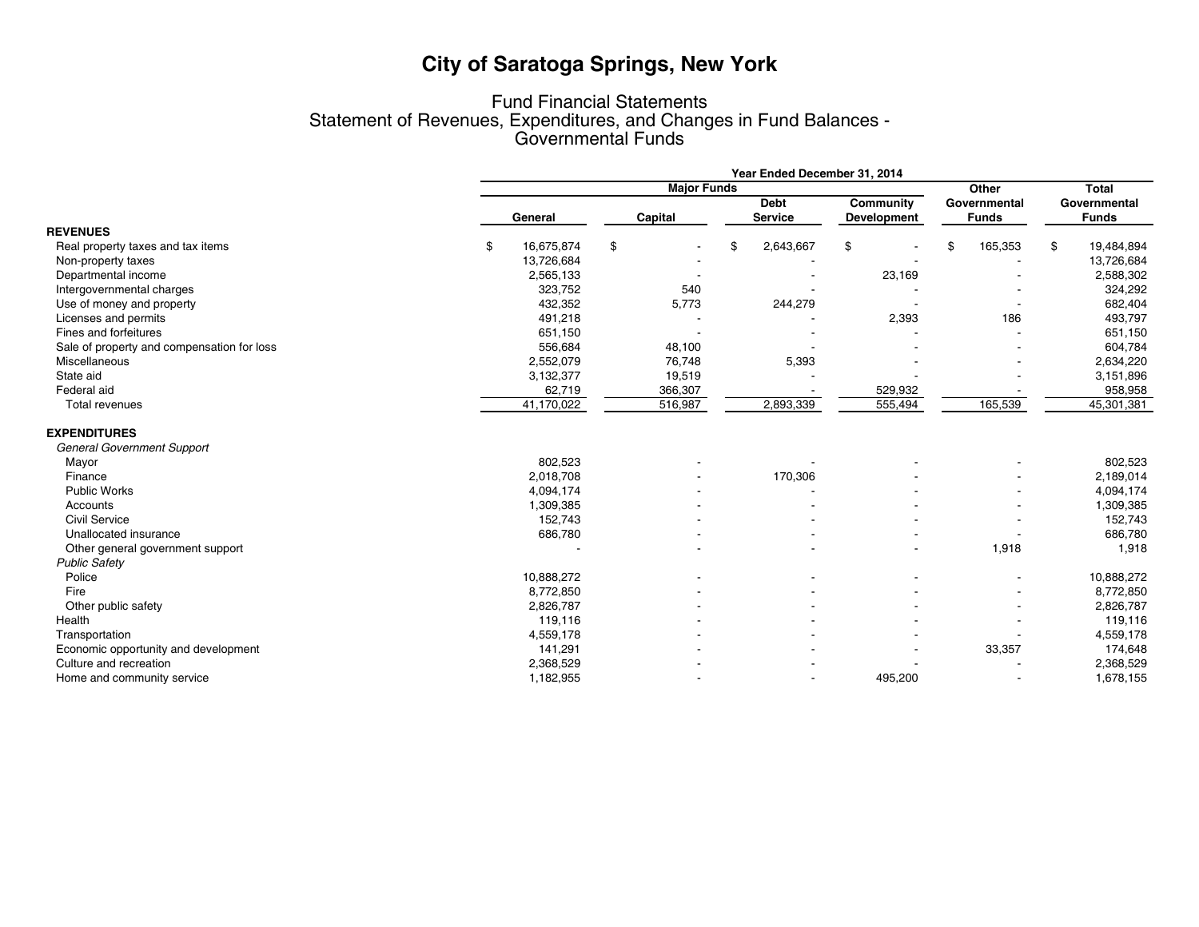# City of Saratoga Springs, New York

## Fund Financial Statements
## Statement of Revenues, Expenditures, and Changes in Fund Balances - Governmental Funds

| | Year Ended December 31, 2014 | | | | | |
|---|---|---|---|---|---|---|
| | Major Funds | | | | Other Governmental Funds | Total Governmental Funds |
| | General | Capital | Debt Service | Community Development | | |
| **REVENUES** | | | | | | |
| Real property taxes and tax items | $ 16,675,874 | $ - | $ 2,643,667 | $ - | $ 165,353 | $ 19,484,894 |
| Non-property taxes | 13,726,684 | - | - | - | - | 13,726,684 |
| Departmental income | 2,565,133 | - | - | 23,169 | - | 2,588,302 |
| Intergovernmental charges | 323,752 | 540 | - | - | - | 324,292 |
| Use of money and property | 432,352 | 5,773 | 244,279 | - | - | 682,404 |
| Licenses and permits | 491,218 | - | - | 2,393 | 186 | 493,797 |
| Fines and forfeitures | 651,150 | - | - | - | - | 651,150 |
| Sale of property and compensation for loss | 556,684 | 48,100 | - | - | - | 604,784 |
| Miscellaneous | 2,552,079 | 76,748 | 5,393 | - | - | 2,634,220 |
| State aid | 3,132,377 | 19,519 | - | - | - | 3,151,896 |
| Federal aid | 62,719 | 366,307 | - | 529,932 | - | 958,958 |
| Total revenues | 41,170,022 | 516,987 | 2,893,339 | 555,494 | 165,539 | 45,301,381 |
| **EXPENDITURES** | | | | | | |
| *General Government Support* | | | | | | |
| Mayor | 802,523 | - | - | - | - | 802,523 |
| Finance | 2,018,708 | - | 170,306 | - | - | 2,189,014 |
| Public Works | 4,094,174 | - | - | - | - | 4,094,174 |
| Accounts | 1,309,385 | - | - | - | - | 1,309,385 |
| Civil Service | 152,743 | - | - | - | - | 152,743 |
| Unallocated insurance | 686,780 | - | - | - | - | 686,780 |
| Other general government support | - | - | - | - | 1,918 | 1,918 |
| *Public Safety* | | | | | | |
| Police | 10,888,272 | - | - | - | - | 10,888,272 |
| Fire | 8,772,850 | - | - | - | - | 8,772,850 |
| Other public safety | 2,826,787 | - | - | - | - | 2,826,787 |
| Health | 119,116 | - | - | - | - | 119,116 |
| Transportation | 4,559,178 | - | - | - | - | 4,559,178 |
| Economic opportunity and development | 141,291 | - | - | - | 33,357 | 174,648 |
| Culture and recreation | 2,368,529 | - | - | - | - | 2,368,529 |
| Home and community service | 1,182,955 | - | - | 495,200 | - | 1,678,155 |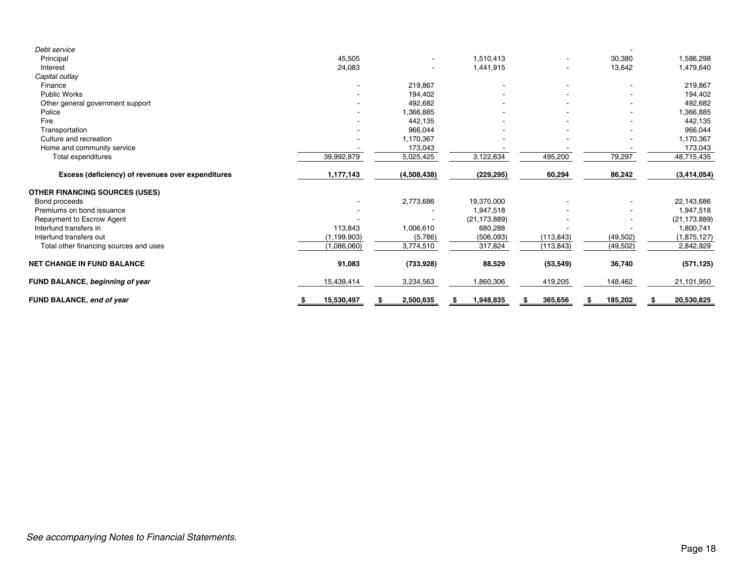| | | | | | | |
|---|---|---|---|---|---|---|
| *Debt service* | | | | | - | |
| Principal | 45,505 | - | 1,510,413 | - | 30,380 | 1,586,298 |
| Interest | 24,083 | - | 1,441,915 | - | 13,642 | 1,479,640 |
| *Capital outlay* | | | | | | |
| Finance | - | 219,867 | - | - | - | 219,867 |
| Public Works | - | 194,402 | - | - | - | 194,402 |
| Other general government support | - | 492,682 | - | - | - | 492,682 |
| Police | - | 1,366,885 | - | - | - | 1,366,885 |
| Fire | - | 442,135 | - | - | - | 442,135 |
| Transportation | - | 966,044 | - | - | - | 966,044 |
| Culture and recreation | - | 1,170,367 | - | - | - | 1,170,367 |
| Home and community service | - | 173,043 | - | - | - | 173,043 |
| Total expenditures | 39,992,879 | 5,025,425 | 3,122,634 | 495,200 | 79,297 | 48,715,435 |
| **Excess (deficiency) of revenues over expenditures** | **1,177,143** | **(4,508,438)** | **(229,295)** | **60,294** | **86,242** | **(3,414,054)** |
| **OTHER FINANCING SOURCES (USES)** | | | | | | |
| Bond proceeds | - | 2,773,686 | 19,370,000 | - | - | 22,143,686 |
| Premiums on bond issuance | - | - | 1,947,518 | - | - | 1,947,518 |
| Repayment to Escrow Agent | - | - | (21,173,889) | - | - | (21,173,889) |
| Interfund transfers in | 113,843 | 1,006,610 | 680,288 | - | - | 1,800,741 |
| Interfund transfers out | (1,199,903) | (5,786) | (506,093) | (113,843) | (49,502) | (1,875,127) |
| Total other financing sources and uses | (1,086,060) | 3,774,510 | 317,824 | (113,843) | (49,502) | 2,842,929 |
| **NET CHANGE IN FUND BALANCE** | **91,083** | **(733,928)** | **88,529** | **(53,549)** | **36,740** | **(571,125)** |
| **FUND BALANCE, *beginning of year*** | 15,439,414 | 3,234,563 | 1,860,306 | 419,205 | 148,462 | 21,101,950 |
| **FUND BALANCE, *end of year*** | **$ 15,530,497** | **$ 2,500,635** | **$ 1,948,835** | **$ 365,656** | **$ 185,202** | **$ 20,530,825** |

*See accompanying Notes to Financial Statements.*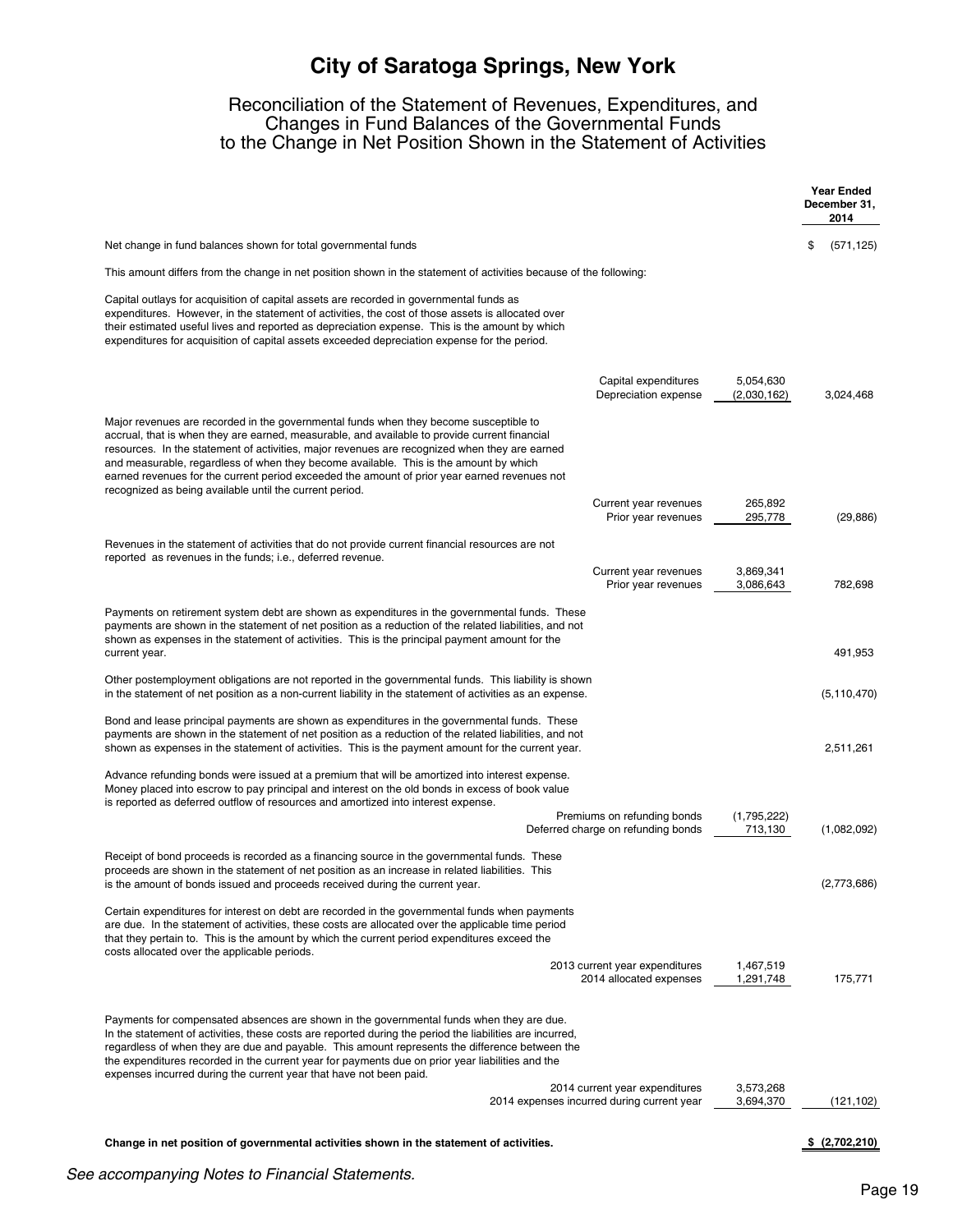# City of Saratoga Springs, New York

## Reconciliation of the Statement of Revenues, Expenditures, and Changes in Fund Balances of the Governmental Funds to the Change in Net Position Shown in the Statement of Activities

| | | | Year Ended December 31, 2014 |
|---|---|---|---|
| Net change in fund balances shown for total governmental funds | | | $ (571,125) |
| This amount differs from the change in net position shown in the statement of activities because of the following: | | | |
| Capital outlays for acquisition of capital assets are recorded in governmental funds as expenditures. However, in the statement of activities, the cost of those assets is allocated over their estimated useful lives and reported as depreciation expense. This is the amount by which expenditures for acquisition of capital assets exceeded depreciation expense for the period. | | | |
| | Capital expenditures | 5,054,630 | |
| | Depreciation expense | (2,030,162) | 3,024,468 |
| Major revenues are recorded in the governmental funds when they become susceptible to accrual, that is when they are earned, measurable, and available to provide current financial resources. In the statement of activities, major revenues are recognized when they are earned and measurable, regardless of when they become available. This is the amount by which earned revenues for the current period exceeded the amount of prior year earned revenues not recognized as being available until the current period. | | | |
| | Current year revenues | 265,892 | |
| | Prior year revenues | 295,778 | (29,886) |
| Revenues in the statement of activities that do not provide current financial resources are not reported as revenues in the funds; i.e., deferred revenue. | | | |
| | Current year revenues | 3,869,341 | |
| | Prior year revenues | 3,086,643 | 782,698 |
| Payments on retirement system debt are shown as expenditures in the governmental funds. These payments are shown in the statement of net position as a reduction of the related liabilities, and not shown as expenses in the statement of activities. This is the principal payment amount for the current year. | | | 491,953 |
| Other postemployment obligations are not reported in the governmental funds. This liability is shown in the statement of net position as a non-current liability in the statement of activities as an expense. | | | (5,110,470) |
| Bond and lease principal payments are shown as expenditures in the governmental funds. These payments are shown in the statement of net position as a reduction of the related liabilities, and not shown as expenses in the statement of activities. This is the payment amount for the current year. | | | 2,511,261 |
| Advance refunding bonds were issued at a premium that will be amortized into interest expense. Money placed into escrow to pay principal and interest on the old bonds in excess of book value is reported as deferred outflow of resources and amortized into interest expense. | | | |
| | Premiums on refunding bonds | (1,795,222) | |
| | Deferred charge on refunding bonds | 713,130 | (1,082,092) |
| Receipt of bond proceeds is recorded as a financing source in the governmental funds. These proceeds are shown in the statement of net position as an increase in related liabilities. This is the amount of bonds issued and proceeds received during the current year. | | | (2,773,686) |
| Certain expenditures for interest on debt are recorded in the governmental funds when payments are due. In the statement of activities, these costs are allocated over the applicable time period that they pertain to. This is the amount by which the current period expenditures exceed the costs allocated over the applicable periods. | | | |
| | 2013 current year expenditures | 1,467,519 | |
| | 2014 allocated expenses | 1,291,748 | 175,771 |
| Payments for compensated absences are shown in the governmental funds when they are due. In the statement of activities, these costs are reported during the period the liabilities are incurred, regardless of when they are due and payable. This amount represents the difference between the the expenditures recorded in the current year for payments due on prior year liabilities and the expenses incurred during the current year that have not been paid. | | | |
| | 2014 current year expenditures | 3,573,268 | |
| | 2014 expenses incurred during current year | 3,694,370 | (121,102) |
| **Change in net position of governmental activities shown in the statement of activities.** | | | **$ (2,702,210)** |

*See accompanying Notes to Financial Statements.*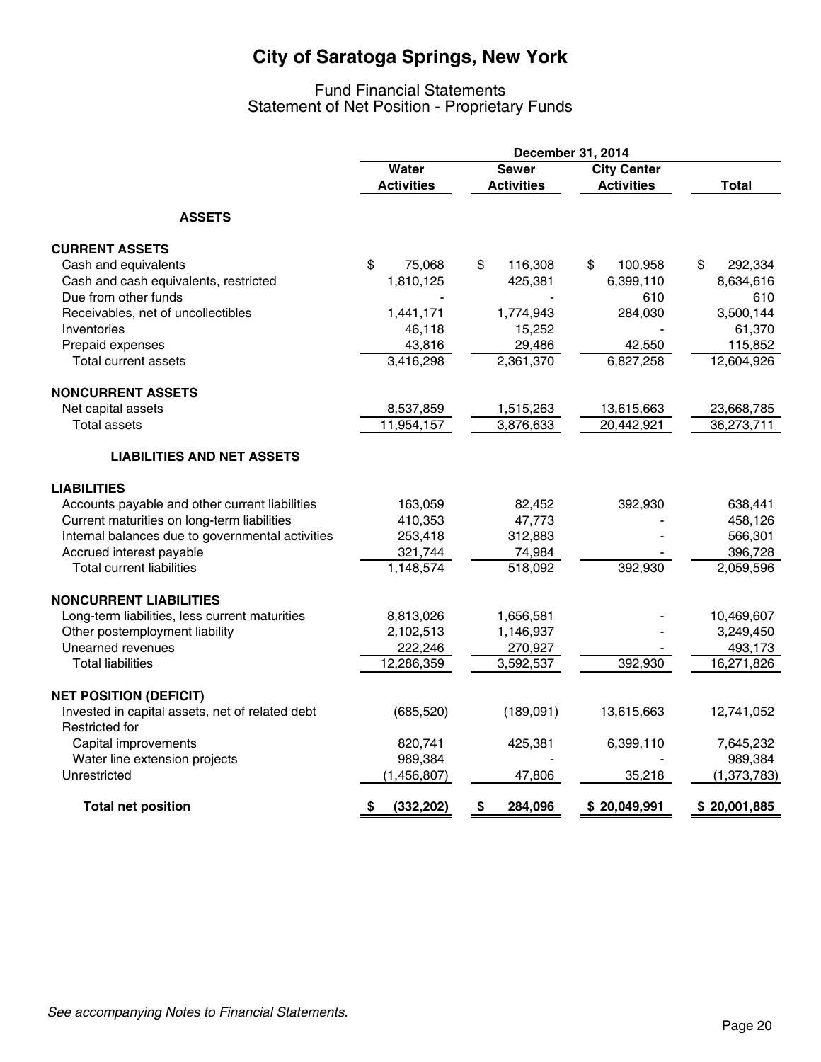# City of Saratoga Springs, New York

## Fund Financial Statements
## Statement of Net Position - Proprietary Funds

| | December 31, 2014 | | | |
|---|---|---|---|---|
| | Water Activities | Sewer Activities | City Center Activities | Total |
| **ASSETS** | | | | |
| **CURRENT ASSETS** | | | | |
| Cash and equivalents | $ 75,068 | $ 116,308 | $ 100,958 | $ 292,334 |
| Cash and cash equivalents, restricted | 1,810,125 | 425,381 | 6,399,110 | 8,634,616 |
| Due from other funds | - | - | 610 | 610 |
| Receivables, net of uncollectibles | 1,441,171 | 1,774,943 | 284,030 | 3,500,144 |
| Inventories | 46,118 | 15,252 | - | 61,370 |
| Prepaid expenses | 43,816 | 29,486 | 42,550 | 115,852 |
| Total current assets | 3,416,298 | 2,361,370 | 6,827,258 | 12,604,926 |
| **NONCURRENT ASSETS** | | | | |
| Net capital assets | 8,537,859 | 1,515,263 | 13,615,663 | 23,668,785 |
| Total assets | 11,954,157 | 3,876,633 | 20,442,921 | 36,273,711 |
| **LIABILITIES AND NET ASSETS** | | | | |
| **LIABILITIES** | | | | |
| Accounts payable and other current liabilities | 163,059 | 82,452 | 392,930 | 638,441 |
| Current maturities on long-term liabilities | 410,353 | 47,773 | - | 458,126 |
| Internal balances due to governmental activities | 253,418 | 312,883 | - | 566,301 |
| Accrued interest payable | 321,744 | 74,984 | - | 396,728 |
| Total current liabilities | 1,148,574 | 518,092 | 392,930 | 2,059,596 |
| **NONCURRENT LIABILITIES** | | | | |
| Long-term liabilities, less current maturities | 8,813,026 | 1,656,581 | - | 10,469,607 |
| Other postemployment liability | 2,102,513 | 1,146,937 | - | 3,249,450 |
| Unearned revenues | 222,246 | 270,927 | - | 493,173 |
| Total liabilities | 12,286,359 | 3,592,537 | 392,930 | 16,271,826 |
| **NET POSITION (DEFICIT)** | | | | |
| Invested in capital assets, net of related debt | (685,520) | (189,091) | 13,615,663 | 12,741,052 |
| Restricted for | | | | |
| Capital improvements | 820,741 | 425,381 | 6,399,110 | 7,645,232 |
| Water line extension projects | 989,384 | - | - | 989,384 |
| Unrestricted | (1,456,807) | 47,806 | 35,218 | (1,373,783) |
| **Total net position** | **$ (332,202)** | **$ 284,096** | **$ 20,049,991** | **$ 20,001,885** |

*See accompanying Notes to Financial Statements.*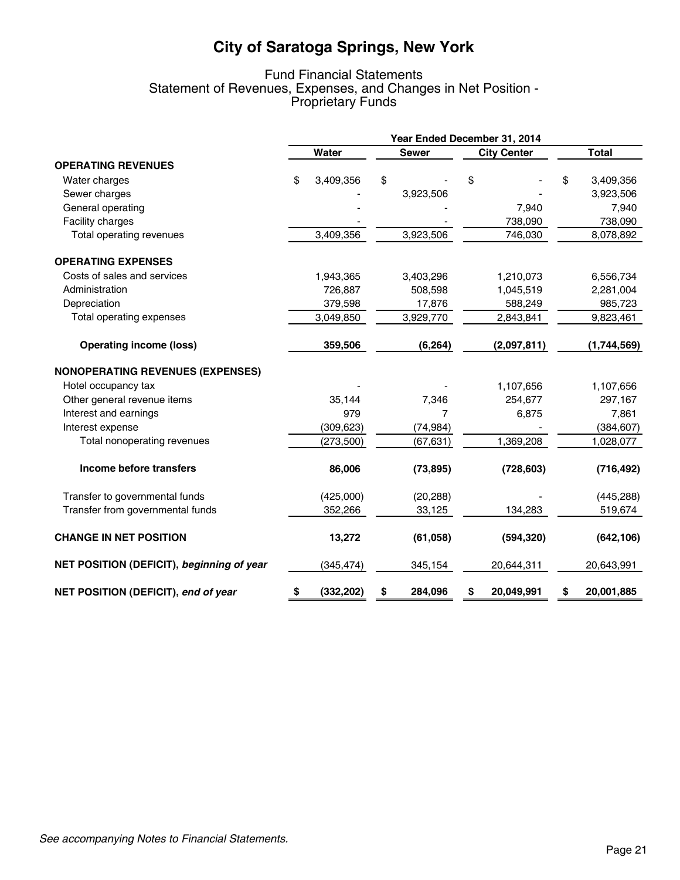# City of Saratoga Springs, New York

## Fund Financial Statements
## Statement of Revenues, Expenses, and Changes in Net Position - Proprietary Funds

| | Year Ended December 31, 2014 | | | |
|---|---|---|---|---|
| | Water | Sewer | City Center | Total |
| **OPERATING REVENUES** | | | | |
| Water charges | $ 3,409,356 | $ - | $ - | $ 3,409,356 |
| Sewer charges | - | 3,923,506 | - | 3,923,506 |
| General operating | - | - | 7,940 | 7,940 |
| Facility charges | - | - | 738,090 | 738,090 |
| Total operating revenues | 3,409,356 | 3,923,506 | 746,030 | 8,078,892 |
| **OPERATING EXPENSES** | | | | |
| Costs of sales and services | 1,943,365 | 3,403,296 | 1,210,073 | 6,556,734 |
| Administration | 726,887 | 508,598 | 1,045,519 | 2,281,004 |
| Depreciation | 379,598 | 17,876 | 588,249 | 985,723 |
| Total operating expenses | 3,049,850 | 3,929,770 | 2,843,841 | 9,823,461 |
| **Operating income (loss)** | **359,506** | **(6,264)** | **(2,097,811)** | **(1,744,569)** |
| **NONOPERATING REVENUES (EXPENSES)** | | | | |
| Hotel occupancy tax | - | - | 1,107,656 | 1,107,656 |
| Other general revenue items | 35,144 | 7,346 | 254,677 | 297,167 |
| Interest and earnings | 979 | 7 | 6,875 | 7,861 |
| Interest expense | (309,623) | (74,984) | - | (384,607) |
| Total nonoperating revenues | (273,500) | (67,631) | 1,369,208 | 1,028,077 |
| **Income before transfers** | **86,006** | **(73,895)** | **(728,603)** | **(716,492)** |
| Transfer to governmental funds | (425,000) | (20,288) | - | (445,288) |
| Transfer from governmental funds | 352,266 | 33,125 | 134,283 | 519,674 |
| **CHANGE IN NET POSITION** | **13,272** | **(61,058)** | **(594,320)** | **(642,106)** |
| **NET POSITION (DEFICIT),** ***beginning of year*** | (345,474) | 345,154 | 20,644,311 | 20,643,991 |
| **NET POSITION (DEFICIT),** ***end of year*** | **$ (332,202)** | **$ 284,096** | **$ 20,049,991** | **$ 20,001,885** |

*See accompanying Notes to Financial Statements.*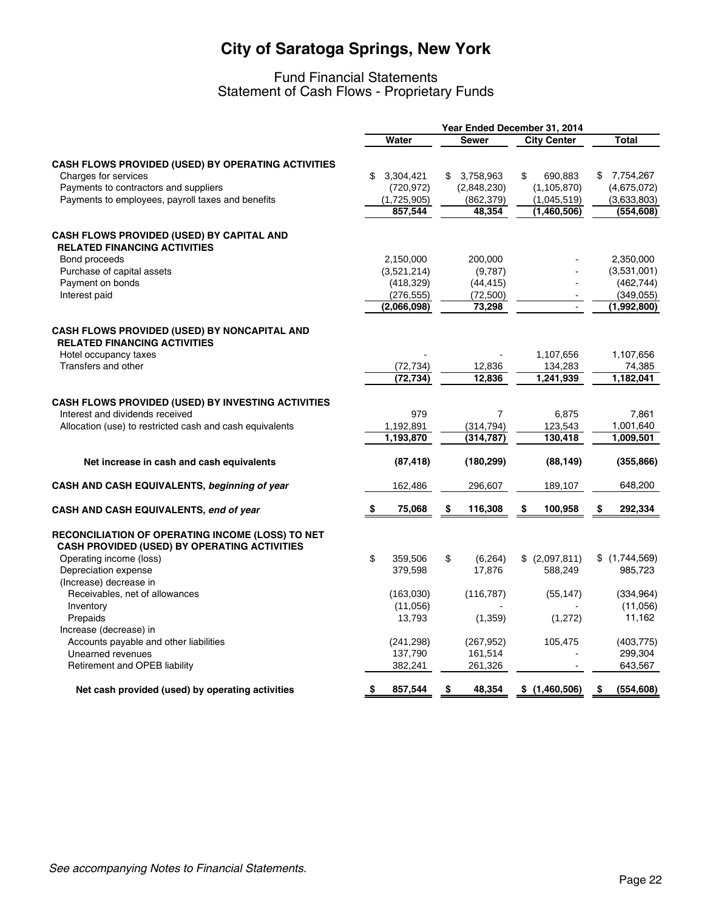# City of Saratoga Springs, New York

## Fund Financial Statements
## Statement of Cash Flows - Proprietary Funds

| | Year Ended December 31, 2014 | | | |
|---|---|---|---|---|
| | **Water** | **Sewer** | **City Center** | **Total** |
| **CASH FLOWS PROVIDED (USED) BY OPERATING ACTIVITIES** | | | | |
| Charges for services | $ 3,304,421 | $ 3,758,963 | $ 690,883 | $ 7,754,267 |
| Payments to contractors and suppliers | (720,972) | (2,848,230) | (1,105,870) | (4,675,072) |
| Payments to employees, payroll taxes and benefits | (1,725,905) | (862,379) | (1,045,519) | (3,633,803) |
| | **857,544** | **48,354** | **(1,460,506)** | **(554,608)** |
| **CASH FLOWS PROVIDED (USED) BY CAPITAL AND RELATED FINANCING ACTIVITIES** | | | | |
| Bond proceeds | 2,150,000 | 200,000 | - | 2,350,000 |
| Purchase of capital assets | (3,521,214) | (9,787) | - | (3,531,001) |
| Payment on bonds | (418,329) | (44,415) | - | (462,744) |
| Interest paid | (276,555) | (72,500) | - | (349,055) |
| | **(2,066,098)** | **73,298** | **-** | **(1,992,800)** |
| **CASH FLOWS PROVIDED (USED) BY NONCAPITAL AND RELATED FINANCING ACTIVITIES** | | | | |
| Hotel occupancy taxes | - | - | 1,107,656 | 1,107,656 |
| Transfers and other | (72,734) | 12,836 | 134,283 | 74,385 |
| | **(72,734)** | **12,836** | **1,241,939** | **1,182,041** |
| **CASH FLOWS PROVIDED (USED) BY INVESTING ACTIVITIES** | | | | |
| Interest and dividends received | 979 | 7 | 6,875 | 7,861 |
| Allocation (use) to restricted cash and cash equivalents | 1,192,891 | (314,794) | 123,543 | 1,001,640 |
| | **1,193,870** | **(314,787)** | **130,418** | **1,009,501** |
| **Net increase in cash and cash equivalents** | **(87,418)** | **(180,299)** | **(88,149)** | **(355,866)** |
| **CASH AND CASH EQUIVALENTS, *beginning of year*** | 162,486 | 296,607 | 189,107 | 648,200 |
| **CASH AND CASH EQUIVALENTS, *end of year*** | **$ 75,068** | **$ 116,308** | **$ 100,958** | **$ 292,334** |
| **RECONCILIATION OF OPERATING INCOME (LOSS) TO NET CASH PROVIDED (USED) BY OPERATING ACTIVITIES** | | | | |
| Operating income (loss) | $ 359,506 | $ (6,264) | $ (2,097,811) | $ (1,744,569) |
| Depreciation expense | 379,598 | 17,876 | 588,249 | 985,723 |
| (Increase) decrease in | | | | |
| Receivables, net of allowances | (163,030) | (116,787) | (55,147) | (334,964) |
| Inventory | (11,056) | - | - | (11,056) |
| Prepaids | 13,793 | (1,359) | (1,272) | 11,162 |
| Increase (decrease) in | | | | |
| Accounts payable and other liabilities | (241,298) | (267,952) | 105,475 | (403,775) |
| Unearned revenues | 137,790 | 161,514 | - | 299,304 |
| Retirement and OPEB liability | 382,241 | 261,326 | - | 643,567 |
| **Net cash provided (used) by operating activities** | **$ 857,544** | **$ 48,354** | **$ (1,460,506)** | **$ (554,608)** |

*See accompanying Notes to Financial Statements.*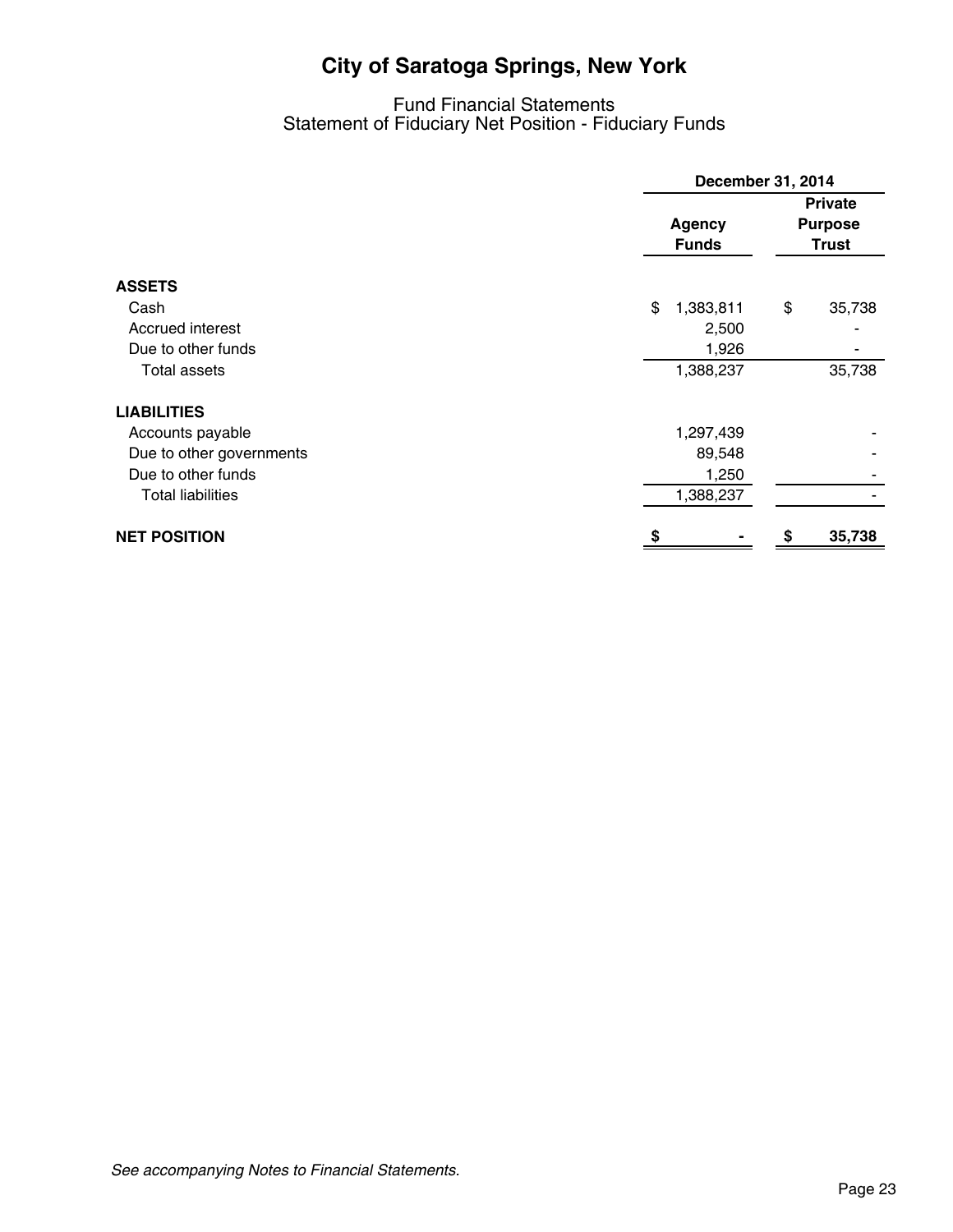# City of Saratoga Springs, New York

## Fund Financial Statements
## Statement of Fiduciary Net Position - Fiduciary Funds

| | December 31, 2014 | |
|---|---|---|
| | Agency Funds | Private Purpose Trust |
| **ASSETS** | | |
| Cash | $ 1,383,811 | $ 35,738 |
| Accrued interest | 2,500 | - |
| Due to other funds | 1,926 | - |
| Total assets | 1,388,237 | 35,738 |
| **LIABILITIES** | | |
| Accounts payable | 1,297,439 | - |
| Due to other governments | 89,548 | - |
| Due to other funds | 1,250 | - |
| Total liabilities | 1,388,237 | - |
| **NET POSITION** | **$ -** | **$ 35,738** |

*See accompanying Notes to Financial Statements.*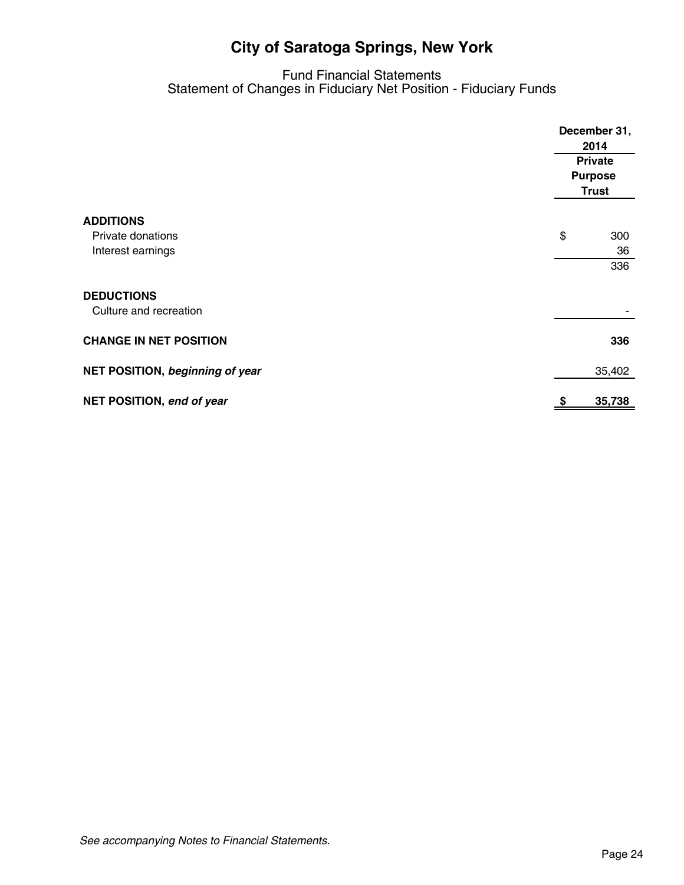# City of Saratoga Springs, New York

Fund Financial Statements
Statement of Changes in Fiduciary Net Position - Fiduciary Funds

| | December 31, 2014 |
|---|---|
| | Private Purpose Trust |
| **ADDITIONS** | |
| Private donations | $ 300 |
| Interest earnings | 36 |
| | 336 |
| **DEDUCTIONS** | |
| Culture and recreation | - |
| **CHANGE IN NET POSITION** | **336** |
| **NET POSITION,** ***beginning of year*** | 35,402 |
| **NET POSITION,** ***end of year*** | **$ 35,738** |

*See accompanying Notes to Financial Statements.*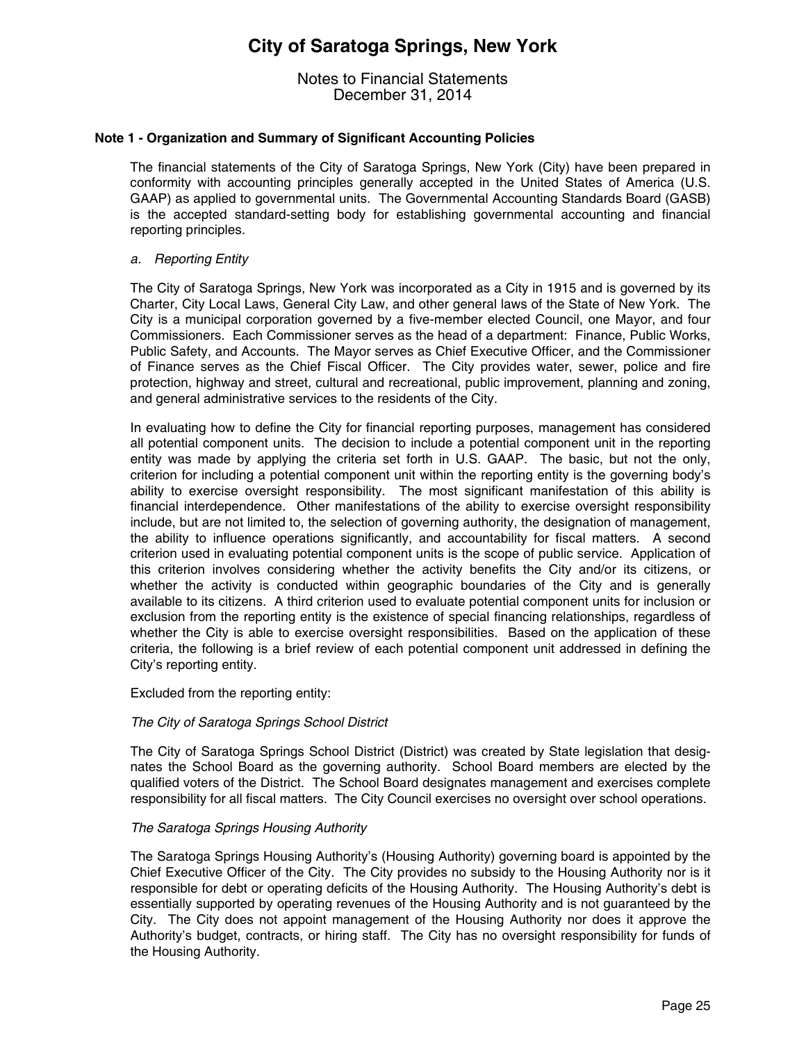## Note 1 - Organization and Summary of Significant Accounting Policies

The financial statements of the City of Saratoga Springs, New York (City) have been prepared in conformity with accounting principles generally accepted in the United States of America (U.S. GAAP) as applied to governmental units. The Governmental Accounting Standards Board (GASB) is the accepted standard-setting body for establishing governmental accounting and financial reporting principles.

*a. Reporting Entity*

The City of Saratoga Springs, New York was incorporated as a City in 1915 and is governed by its Charter, City Local Laws, General City Law, and other general laws of the State of New York. The City is a municipal corporation governed by a five-member elected Council, one Mayor, and four Commissioners. Each Commissioner serves as the head of a department: Finance, Public Works, Public Safety, and Accounts. The Mayor serves as Chief Executive Officer, and the Commissioner of Finance serves as the Chief Fiscal Officer. The City provides water, sewer, police and fire protection, highway and street, cultural and recreational, public improvement, planning and zoning, and general administrative services to the residents of the City.

In evaluating how to define the City for financial reporting purposes, management has considered all potential component units. The decision to include a potential component unit in the reporting entity was made by applying the criteria set forth in U.S. GAAP. The basic, but not the only, criterion for including a potential component unit within the reporting entity is the governing body's ability to exercise oversight responsibility. The most significant manifestation of this ability is financial interdependence. Other manifestations of the ability to exercise oversight responsibility include, but are not limited to, the selection of governing authority, the designation of management, the ability to influence operations significantly, and accountability for fiscal matters. A second criterion used in evaluating potential component units is the scope of public service. Application of this criterion involves considering whether the activity benefits the City and/or its citizens, or whether the activity is conducted within geographic boundaries of the City and is generally available to its citizens. A third criterion used to evaluate potential component units for inclusion or exclusion from the reporting entity is the existence of special financing relationships, regardless of whether the City is able to exercise oversight responsibilities. Based on the application of these criteria, the following is a brief review of each potential component unit addressed in defining the City's reporting entity.

Excluded from the reporting entity:

*The City of Saratoga Springs School District*

The City of Saratoga Springs School District (District) was created by State legislation that designates the School Board as the governing authority. School Board members are elected by the qualified voters of the District. The School Board designates management and exercises complete responsibility for all fiscal matters. The City Council exercises no oversight over school operations.

*The Saratoga Springs Housing Authority*

The Saratoga Springs Housing Authority's (Housing Authority) governing board is appointed by the Chief Executive Officer of the City. The City provides no subsidy to the Housing Authority nor is it responsible for debt or operating deficits of the Housing Authority. The Housing Authority's debt is essentially supported by operating revenues of the Housing Authority and is not guaranteed by the City. The City does not appoint management of the Housing Authority nor does it approve the Authority's budget, contracts, or hiring staff. The City has no oversight responsibility for funds of the Housing Authority.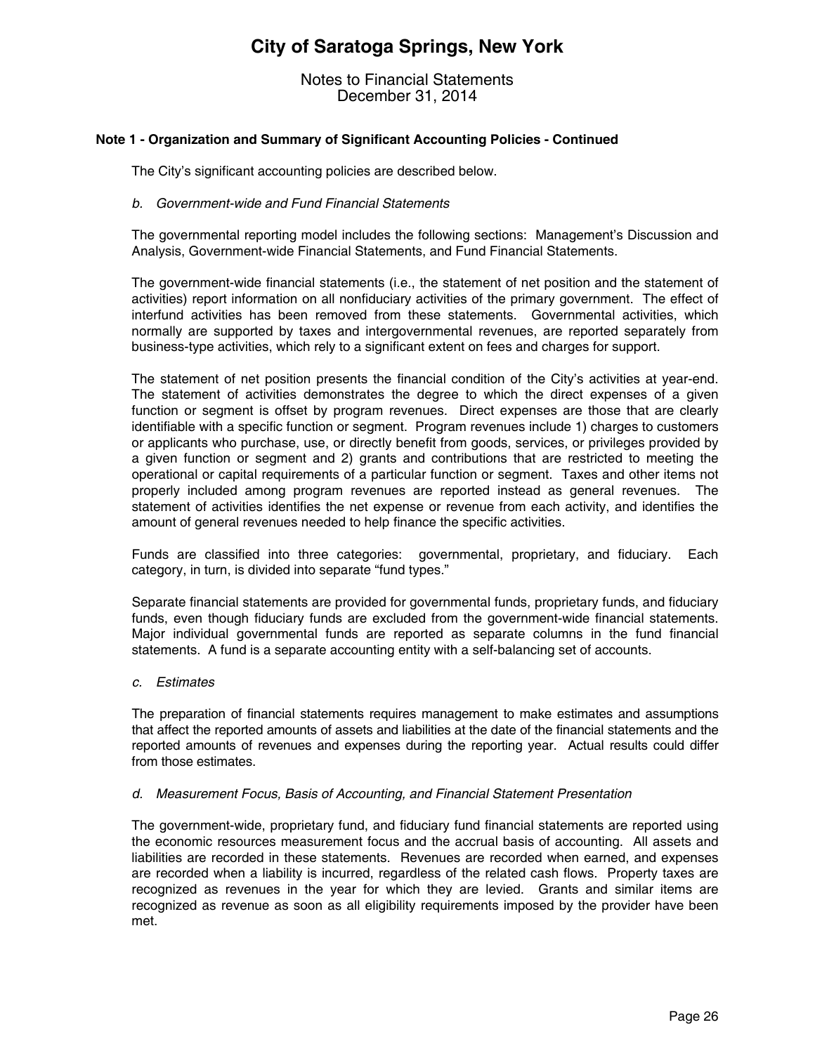## Note 1 - Organization and Summary of Significant Accounting Policies - Continued

The City's significant accounting policies are described below.

*b. Government-wide and Fund Financial Statements*

The governmental reporting model includes the following sections: Management's Discussion and Analysis, Government-wide Financial Statements, and Fund Financial Statements.

The government-wide financial statements (i.e., the statement of net position and the statement of activities) report information on all nonfiduciary activities of the primary government. The effect of interfund activities has been removed from these statements. Governmental activities, which normally are supported by taxes and intergovernmental revenues, are reported separately from business-type activities, which rely to a significant extent on fees and charges for support.

The statement of net position presents the financial condition of the City's activities at year-end. The statement of activities demonstrates the degree to which the direct expenses of a given function or segment is offset by program revenues. Direct expenses are those that are clearly identifiable with a specific function or segment. Program revenues include 1) charges to customers or applicants who purchase, use, or directly benefit from goods, services, or privileges provided by a given function or segment and 2) grants and contributions that are restricted to meeting the operational or capital requirements of a particular function or segment. Taxes and other items not properly included among program revenues are reported instead as general revenues. The statement of activities identifies the net expense or revenue from each activity, and identifies the amount of general revenues needed to help finance the specific activities.

Funds are classified into three categories: governmental, proprietary, and fiduciary. Each category, in turn, is divided into separate "fund types."

Separate financial statements are provided for governmental funds, proprietary funds, and fiduciary funds, even though fiduciary funds are excluded from the government-wide financial statements. Major individual governmental funds are reported as separate columns in the fund financial statements. A fund is a separate accounting entity with a self-balancing set of accounts.

*c. Estimates*

The preparation of financial statements requires management to make estimates and assumptions that affect the reported amounts of assets and liabilities at the date of the financial statements and the reported amounts of revenues and expenses during the reporting year. Actual results could differ from those estimates.

*d. Measurement Focus, Basis of Accounting, and Financial Statement Presentation*

The government-wide, proprietary fund, and fiduciary fund financial statements are reported using the economic resources measurement focus and the accrual basis of accounting. All assets and liabilities are recorded in these statements. Revenues are recorded when earned, and expenses are recorded when a liability is incurred, regardless of the related cash flows. Property taxes are recognized as revenues in the year for which they are levied. Grants and similar items are recognized as revenue as soon as all eligibility requirements imposed by the provider have been met.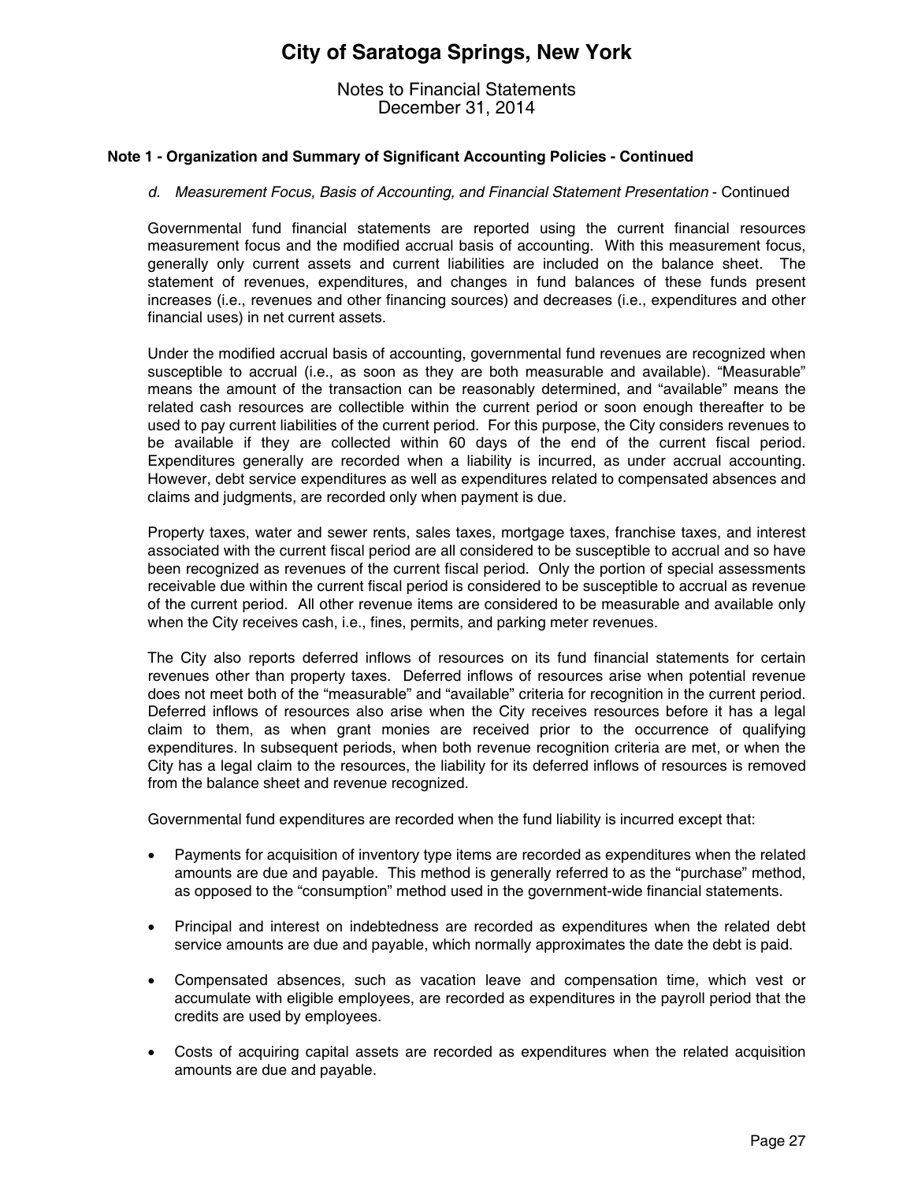### Note 1 - Organization and Summary of Significant Accounting Policies - Continued

*d. Measurement Focus, Basis of Accounting, and Financial Statement Presentation* - Continued

Governmental fund financial statements are reported using the current financial resources measurement focus and the modified accrual basis of accounting. With this measurement focus, generally only current assets and current liabilities are included on the balance sheet. The statement of revenues, expenditures, and changes in fund balances of these funds present increases (i.e., revenues and other financing sources) and decreases (i.e., expenditures and other financial uses) in net current assets.

Under the modified accrual basis of accounting, governmental fund revenues are recognized when susceptible to accrual (i.e., as soon as they are both measurable and available). "Measurable" means the amount of the transaction can be reasonably determined, and "available" means the related cash resources are collectible within the current period or soon enough thereafter to be used to pay current liabilities of the current period. For this purpose, the City considers revenues to be available if they are collected within 60 days of the end of the current fiscal period. Expenditures generally are recorded when a liability is incurred, as under accrual accounting. However, debt service expenditures as well as expenditures related to compensated absences and claims and judgments, are recorded only when payment is due.

Property taxes, water and sewer rents, sales taxes, mortgage taxes, franchise taxes, and interest associated with the current fiscal period are all considered to be susceptible to accrual and so have been recognized as revenues of the current fiscal period. Only the portion of special assessments receivable due within the current fiscal period is considered to be susceptible to accrual as revenue of the current period. All other revenue items are considered to be measurable and available only when the City receives cash, i.e., fines, permits, and parking meter revenues.

The City also reports deferred inflows of resources on its fund financial statements for certain revenues other than property taxes. Deferred inflows of resources arise when potential revenue does not meet both of the "measurable" and "available" criteria for recognition in the current period. Deferred inflows of resources also arise when the City receives resources before it has a legal claim to them, as when grant monies are received prior to the occurrence of qualifying expenditures. In subsequent periods, when both revenue recognition criteria are met, or when the City has a legal claim to the resources, the liability for its deferred inflows of resources is removed from the balance sheet and revenue recognized.

Governmental fund expenditures are recorded when the fund liability is incurred except that:

- Payments for acquisition of inventory type items are recorded as expenditures when the related amounts are due and payable. This method is generally referred to as the "purchase" method, as opposed to the "consumption" method used in the government-wide financial statements.

- Principal and interest on indebtedness are recorded as expenditures when the related debt service amounts are due and payable, which normally approximates the date the debt is paid.

- Compensated absences, such as vacation leave and compensation time, which vest or accumulate with eligible employees, are recorded as expenditures in the payroll period that the credits are used by employees.

- Costs of acquiring capital assets are recorded as expenditures when the related acquisition amounts are due and payable.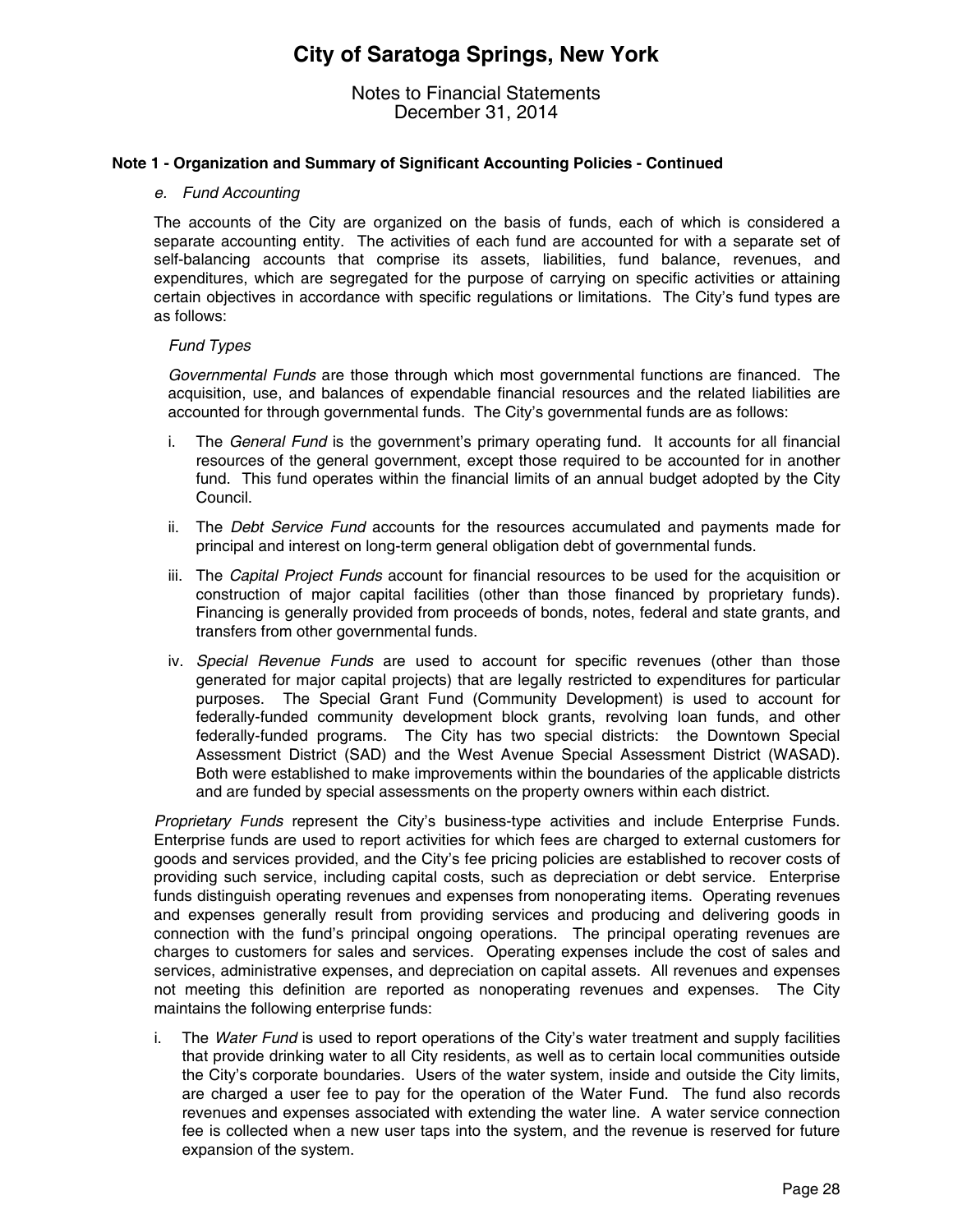### Note 1 - Organization and Summary of Significant Accounting Policies - Continued

*e. Fund Accounting*

The accounts of the City are organized on the basis of funds, each of which is considered a separate accounting entity. The activities of each fund are accounted for with a separate set of self-balancing accounts that comprise its assets, liabilities, fund balance, revenues, and expenditures, which are segregated for the purpose of carrying on specific activities or attaining certain objectives in accordance with specific regulations or limitations. The City's fund types are as follows:

*Fund Types*

*Governmental Funds* are those through which most governmental functions are financed. The acquisition, use, and balances of expendable financial resources and the related liabilities are accounted for through governmental funds. The City's governmental funds are as follows:

i. The *General Fund* is the government's primary operating fund. It accounts for all financial resources of the general government, except those required to be accounted for in another fund. This fund operates within the financial limits of an annual budget adopted by the City Council.

ii. The *Debt Service Fund* accounts for the resources accumulated and payments made for principal and interest on long-term general obligation debt of governmental funds.

iii. The *Capital Project Funds* account for financial resources to be used for the acquisition or construction of major capital facilities (other than those financed by proprietary funds). Financing is generally provided from proceeds of bonds, notes, federal and state grants, and transfers from other governmental funds.

iv. *Special Revenue Funds* are used to account for specific revenues (other than those generated for major capital projects) that are legally restricted to expenditures for particular purposes. The Special Grant Fund (Community Development) is used to account for federally-funded community development block grants, revolving loan funds, and other federally-funded programs. The City has two special districts: the Downtown Special Assessment District (SAD) and the West Avenue Special Assessment District (WASAD). Both were established to make improvements within the boundaries of the applicable districts and are funded by special assessments on the property owners within each district.

*Proprietary Funds* represent the City's business-type activities and include Enterprise Funds. Enterprise funds are used to report activities for which fees are charged to external customers for goods and services provided, and the City's fee pricing policies are established to recover costs of providing such service, including capital costs, such as depreciation or debt service. Enterprise funds distinguish operating revenues and expenses from nonoperating items. Operating revenues and expenses generally result from providing services and producing and delivering goods in connection with the fund's principal ongoing operations. The principal operating revenues are charges to customers for sales and services. Operating expenses include the cost of sales and services, administrative expenses, and depreciation on capital assets. All revenues and expenses not meeting this definition are reported as nonoperating revenues and expenses. The City maintains the following enterprise funds:

i. The *Water Fund* is used to report operations of the City's water treatment and supply facilities that provide drinking water to all City residents, as well as to certain local communities outside the City's corporate boundaries. Users of the water system, inside and outside the City limits, are charged a user fee to pay for the operation of the Water Fund. The fund also records revenues and expenses associated with extending the water line. A water service connection fee is collected when a new user taps into the system, and the revenue is reserved for future expansion of the system.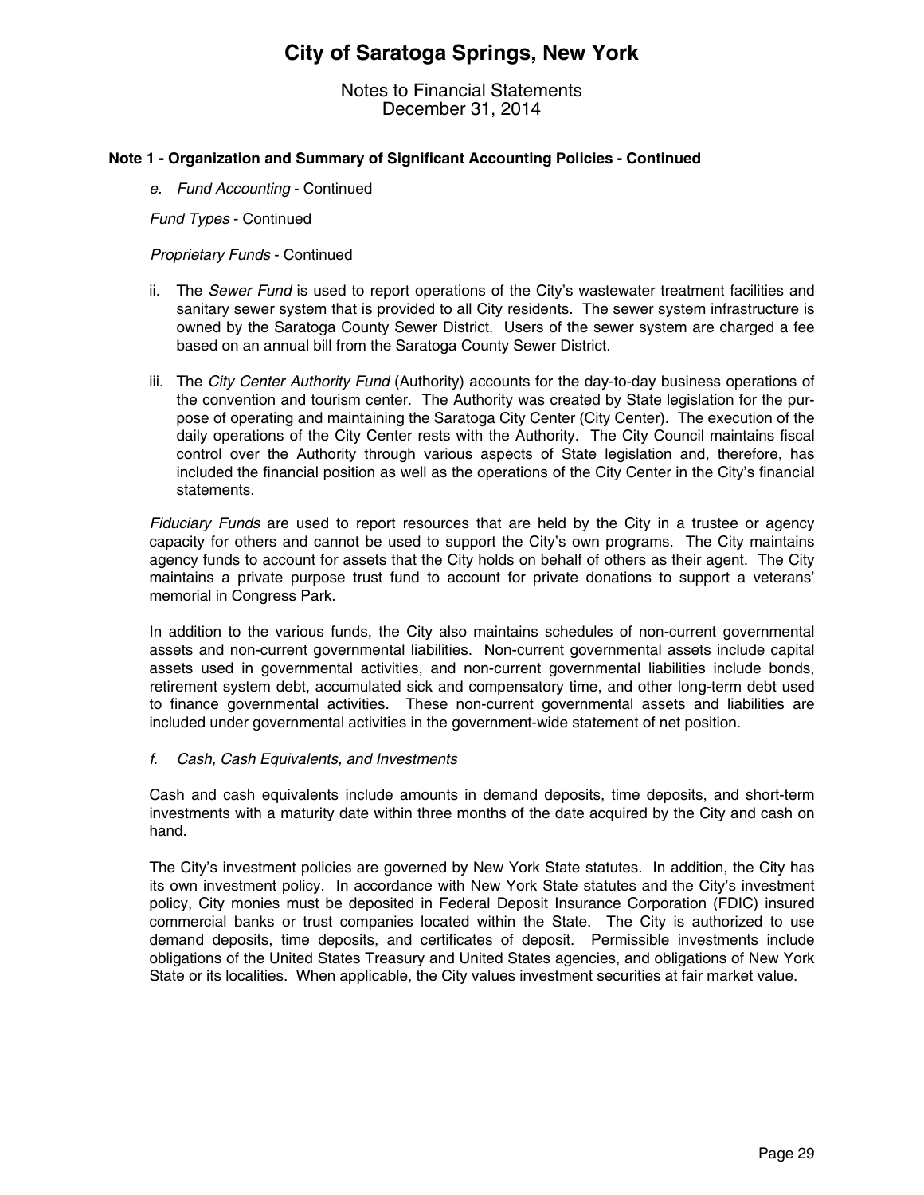### Note 1 - Organization and Summary of Significant Accounting Policies - Continued

*e. Fund Accounting* - Continued

*Fund Types* - Continued

*Proprietary Funds* - Continued

ii. The *Sewer Fund* is used to report operations of the City's wastewater treatment facilities and sanitary sewer system that is provided to all City residents. The sewer system infrastructure is owned by the Saratoga County Sewer District. Users of the sewer system are charged a fee based on an annual bill from the Saratoga County Sewer District.

iii. The *City Center Authority Fund* (Authority) accounts for the day-to-day business operations of the convention and tourism center. The Authority was created by State legislation for the purpose of operating and maintaining the Saratoga City Center (City Center). The execution of the daily operations of the City Center rests with the Authority. The City Council maintains fiscal control over the Authority through various aspects of State legislation and, therefore, has included the financial position as well as the operations of the City Center in the City's financial statements.

*Fiduciary Funds* are used to report resources that are held by the City in a trustee or agency capacity for others and cannot be used to support the City's own programs. The City maintains agency funds to account for assets that the City holds on behalf of others as their agent. The City maintains a private purpose trust fund to account for private donations to support a veterans' memorial in Congress Park.

In addition to the various funds, the City also maintains schedules of non-current governmental assets and non-current governmental liabilities. Non-current governmental assets include capital assets used in governmental activities, and non-current governmental liabilities include bonds, retirement system debt, accumulated sick and compensatory time, and other long-term debt used to finance governmental activities. These non-current governmental assets and liabilities are included under governmental activities in the government-wide statement of net position.

*f. Cash, Cash Equivalents, and Investments*

Cash and cash equivalents include amounts in demand deposits, time deposits, and short-term investments with a maturity date within three months of the date acquired by the City and cash on hand.

The City's investment policies are governed by New York State statutes. In addition, the City has its own investment policy. In accordance with New York State statutes and the City's investment policy, City monies must be deposited in Federal Deposit Insurance Corporation (FDIC) insured commercial banks or trust companies located within the State. The City is authorized to use demand deposits, time deposits, and certificates of deposit. Permissible investments include obligations of the United States Treasury and United States agencies, and obligations of New York State or its localities. When applicable, the City values investment securities at fair market value.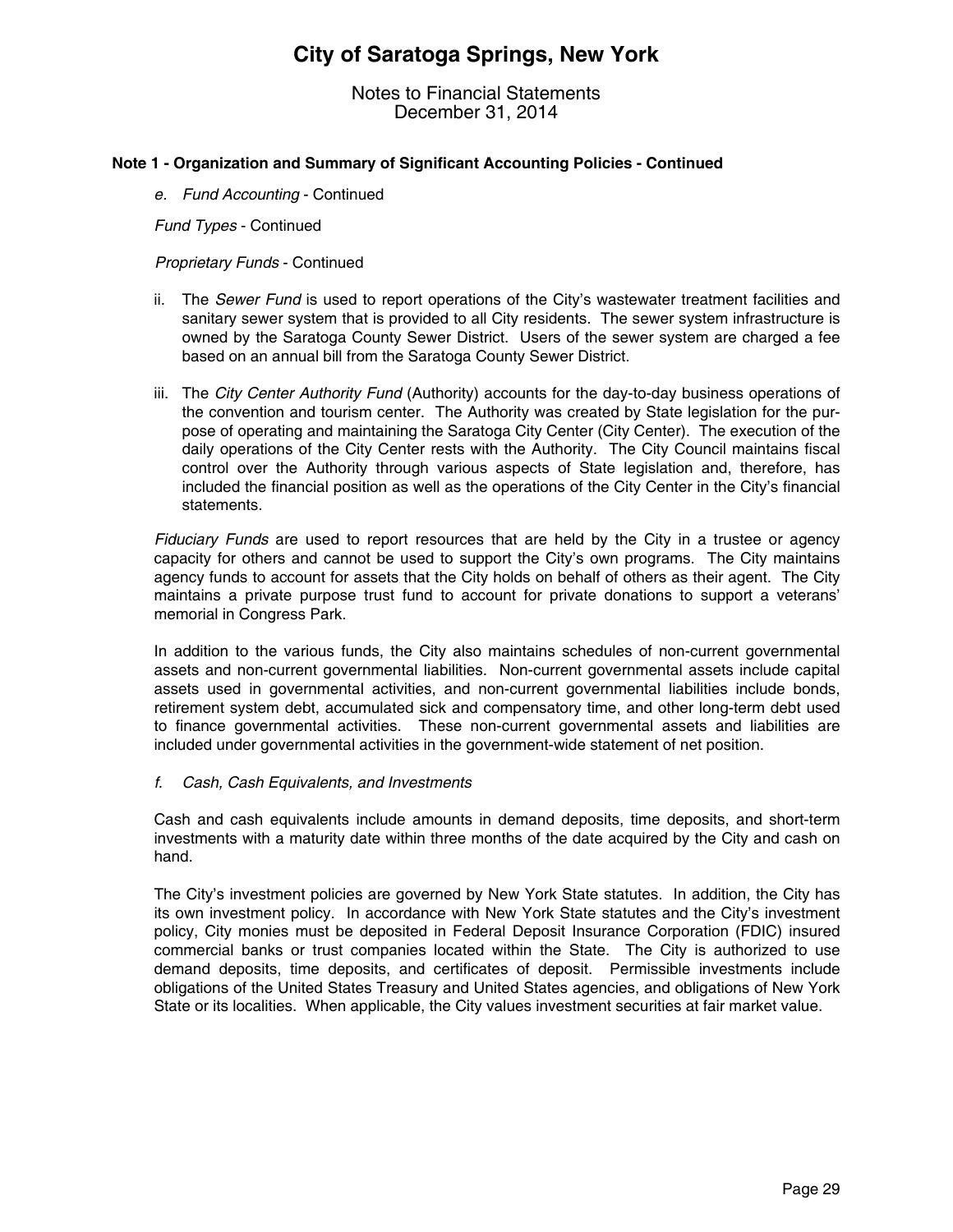# City of Saratoga Springs, New York

Notes to Financial Statements
December 31, 2014

**Note 1 - Organization and Summary of Significant Accounting Policies - Continued**

*e. Fund Accounting* - Continued

*Fund Types* - Continued

*Proprietary Funds* - Continued

ii. The *Sewer Fund* is used to report operations of the City's wastewater treatment facilities and sanitary sewer system that is provided to all City residents. The sewer system infrastructure is owned by the Saratoga County Sewer District. Users of the sewer system are charged a fee based on an annual bill from the Saratoga County Sewer District.

iii. The *City Center Authority Fund* (Authority) accounts for the day-to-day business operations of the convention and tourism center. The Authority was created by State legislation for the purpose of operating and maintaining the Saratoga City Center (City Center). The execution of the daily operations of the City Center rests with the Authority. The City Council maintains fiscal control over the Authority through various aspects of State legislation and, therefore, has included the financial position as well as the operations of the City Center in the City's financial statements.

*Fiduciary Funds* are used to report resources that are held by the City in a trustee or agency capacity for others and cannot be used to support the City's own programs. The City maintains agency funds to account for assets that the City holds on behalf of others as their agent. The City maintains a private purpose trust fund to account for private donations to support a veterans' memorial in Congress Park.

In addition to the various funds, the City also maintains schedules of non-current governmental assets and non-current governmental liabilities. Non-current governmental assets include capital assets used in governmental activities, and non-current governmental liabilities include bonds, retirement system debt, accumulated sick and compensatory time, and other long-term debt used to finance governmental activities. These non-current governmental assets and liabilities are included under governmental activities in the government-wide statement of net position.

*f. Cash, Cash Equivalents, and Investments*

Cash and cash equivalents include amounts in demand deposits, time deposits, and short-term investments with a maturity date within three months of the date acquired by the City and cash on hand.

The City's investment policies are governed by New York State statutes. In addition, the City has its own investment policy. In accordance with New York State statutes and the City's investment policy, City monies must be deposited in Federal Deposit Insurance Corporation (FDIC) insured commercial banks or trust companies located within the State. The City is authorized to use demand deposits, time deposits, and certificates of deposit. Permissible investments include obligations of the United States Treasury and United States agencies, and obligations of New York State or its localities. When applicable, the City values investment securities at fair market value.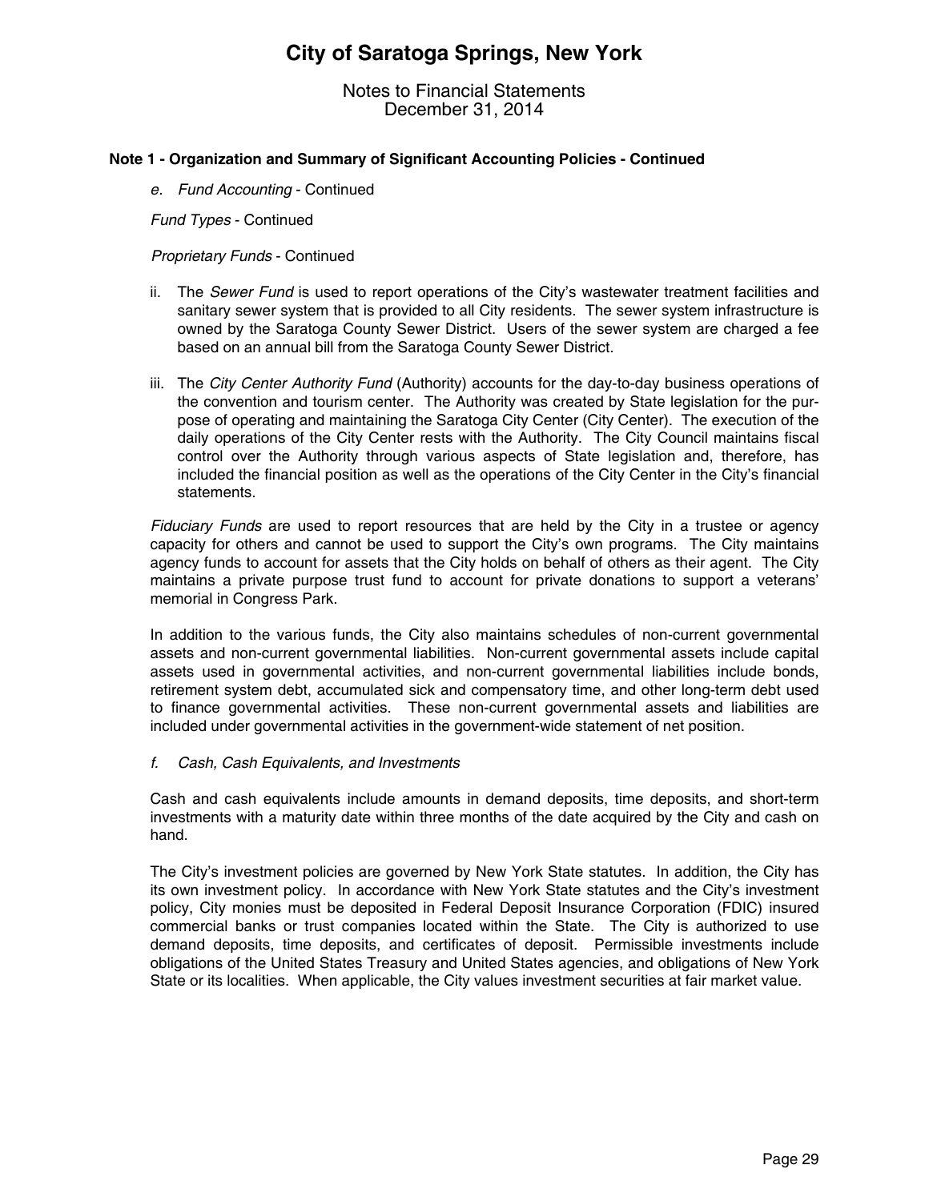**Note 1 - Organization and Summary of Significant Accounting Policies - Continued**

*e. Fund Accounting* - Continued

*Fund Types* - Continued

*Proprietary Funds* - Continued

ii. The *Sewer Fund* is used to report operations of the City's wastewater treatment facilities and sanitary sewer system that is provided to all City residents. The sewer system infrastructure is owned by the Saratoga County Sewer District. Users of the sewer system are charged a fee based on an annual bill from the Saratoga County Sewer District.

iii. The *City Center Authority Fund* (Authority) accounts for the day-to-day business operations of the convention and tourism center. The Authority was created by State legislation for the purpose of operating and maintaining the Saratoga City Center (City Center). The execution of the daily operations of the City Center rests with the Authority. The City Council maintains fiscal control over the Authority through various aspects of State legislation and, therefore, has included the financial position as well as the operations of the City Center in the City's financial statements.

*Fiduciary Funds* are used to report resources that are held by the City in a trustee or agency capacity for others and cannot be used to support the City's own programs. The City maintains agency funds to account for assets that the City holds on behalf of others as their agent. The City maintains a private purpose trust fund to account for private donations to support a veterans' memorial in Congress Park.

In addition to the various funds, the City also maintains schedules of non-current governmental assets and non-current governmental liabilities. Non-current governmental assets include capital assets used in governmental activities, and non-current governmental liabilities include bonds, retirement system debt, accumulated sick and compensatory time, and other long-term debt used to finance governmental activities. These non-current governmental assets and liabilities are included under governmental activities in the government-wide statement of net position.

*f. Cash, Cash Equivalents, and Investments*

Cash and cash equivalents include amounts in demand deposits, time deposits, and short-term investments with a maturity date within three months of the date acquired by the City and cash on hand.

The City's investment policies are governed by New York State statutes. In addition, the City has its own investment policy. In accordance with New York State statutes and the City's investment policy, City monies must be deposited in Federal Deposit Insurance Corporation (FDIC) insured commercial banks or trust companies located within the State. The City is authorized to use demand deposits, time deposits, and certificates of deposit. Permissible investments include obligations of the United States Treasury and United States agencies, and obligations of New York State or its localities. When applicable, the City values investment securities at fair market value.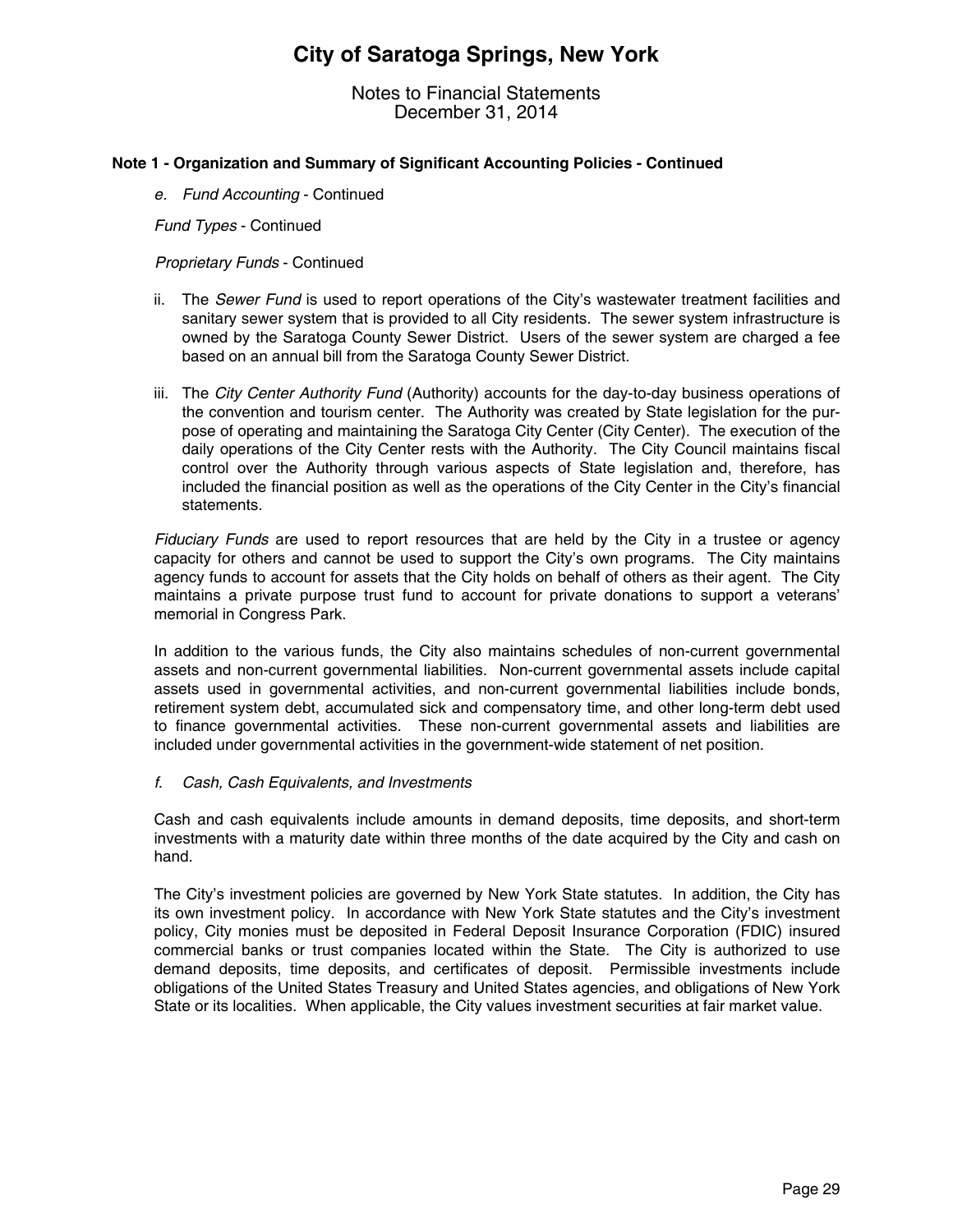## Note 1 - Organization and Summary of Significant Accounting Policies - Continued

*e. Fund Accounting* - Continued

*Fund Types* - Continued

*Proprietary Funds* - Continued

ii. The *Sewer Fund* is used to report operations of the City's wastewater treatment facilities and sanitary sewer system that is provided to all City residents. The sewer system infrastructure is owned by the Saratoga County Sewer District. Users of the sewer system are charged a fee based on an annual bill from the Saratoga County Sewer District.

iii. The *City Center Authority Fund* (Authority) accounts for the day-to-day business operations of the convention and tourism center. The Authority was created by State legislation for the purpose of operating and maintaining the Saratoga City Center (City Center). The execution of the daily operations of the City Center rests with the Authority. The City Council maintains fiscal control over the Authority through various aspects of State legislation and, therefore, has included the financial position as well as the operations of the City Center in the City's financial statements.

*Fiduciary Funds* are used to report resources that are held by the City in a trustee or agency capacity for others and cannot be used to support the City's own programs. The City maintains agency funds to account for assets that the City holds on behalf of others as their agent. The City maintains a private purpose trust fund to account for private donations to support a veterans' memorial in Congress Park.

In addition to the various funds, the City also maintains schedules of non-current governmental assets and non-current governmental liabilities. Non-current governmental assets include capital assets used in governmental activities, and non-current governmental liabilities include bonds, retirement system debt, accumulated sick and compensatory time, and other long-term debt used to finance governmental activities. These non-current governmental assets and liabilities are included under governmental activities in the government-wide statement of net position.

*f. Cash, Cash Equivalents, and Investments*

Cash and cash equivalents include amounts in demand deposits, time deposits, and short-term investments with a maturity date within three months of the date acquired by the City and cash on hand.

The City's investment policies are governed by New York State statutes. In addition, the City has its own investment policy. In accordance with New York State statutes and the City's investment policy, City monies must be deposited in Federal Deposit Insurance Corporation (FDIC) insured commercial banks or trust companies located within the State. The City is authorized to use demand deposits, time deposits, and certificates of deposit. Permissible investments include obligations of the United States Treasury and United States agencies, and obligations of New York State or its localities. When applicable, the City values investment securities at fair market value.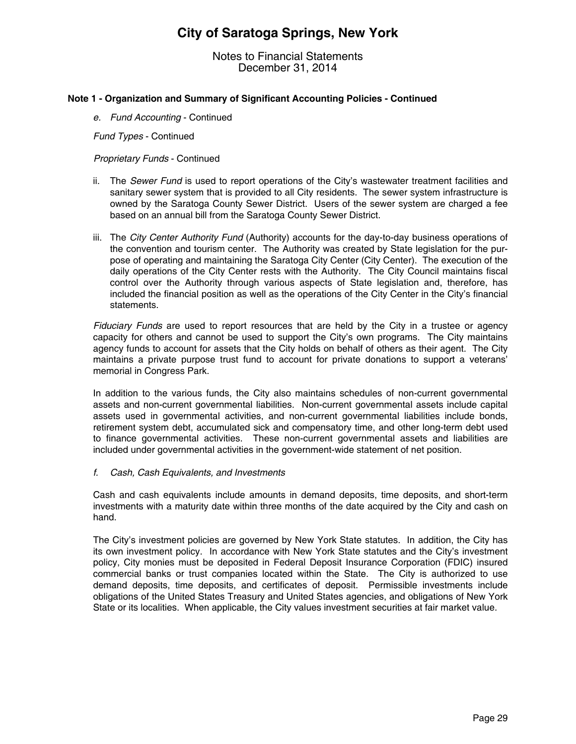### Note 1 - Organization and Summary of Significant Accounting Policies - Continued

*e. Fund Accounting* - Continued

*Fund Types* - Continued

*Proprietary Funds* - Continued

ii. The *Sewer Fund* is used to report operations of the City's wastewater treatment facilities and sanitary sewer system that is provided to all City residents. The sewer system infrastructure is owned by the Saratoga County Sewer District. Users of the sewer system are charged a fee based on an annual bill from the Saratoga County Sewer District.

iii. The *City Center Authority Fund* (Authority) accounts for the day-to-day business operations of the convention and tourism center. The Authority was created by State legislation for the purpose of operating and maintaining the Saratoga City Center (City Center). The execution of the daily operations of the City Center rests with the Authority. The City Council maintains fiscal control over the Authority through various aspects of State legislation and, therefore, has included the financial position as well as the operations of the City Center in the City's financial statements.

*Fiduciary Funds* are used to report resources that are held by the City in a trustee or agency capacity for others and cannot be used to support the City's own programs. The City maintains agency funds to account for assets that the City holds on behalf of others as their agent. The City maintains a private purpose trust fund to account for private donations to support a veterans' memorial in Congress Park.

In addition to the various funds, the City also maintains schedules of non-current governmental assets and non-current governmental liabilities. Non-current governmental assets include capital assets used in governmental activities, and non-current governmental liabilities include bonds, retirement system debt, accumulated sick and compensatory time, and other long-term debt used to finance governmental activities. These non-current governmental assets and liabilities are included under governmental activities in the government-wide statement of net position.

*f. Cash, Cash Equivalents, and Investments*

Cash and cash equivalents include amounts in demand deposits, time deposits, and short-term investments with a maturity date within three months of the date acquired by the City and cash on hand.

The City's investment policies are governed by New York State statutes. In addition, the City has its own investment policy. In accordance with New York State statutes and the City's investment policy, City monies must be deposited in Federal Deposit Insurance Corporation (FDIC) insured commercial banks or trust companies located within the State. The City is authorized to use demand deposits, time deposits, and certificates of deposit. Permissible investments include obligations of the United States Treasury and United States agencies, and obligations of New York State or its localities. When applicable, the City values investment securities at fair market value.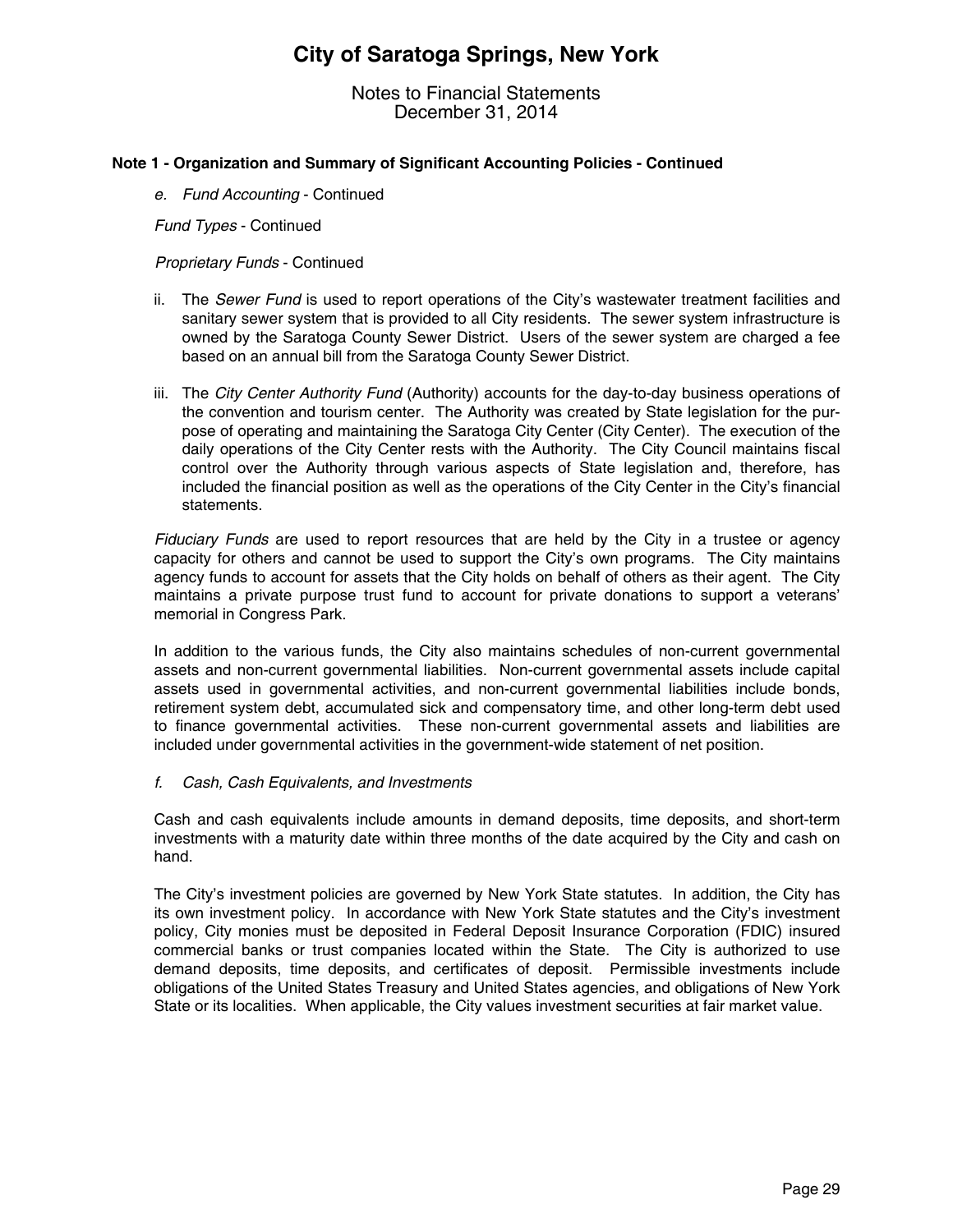### Note 1 - Organization and Summary of Significant Accounting Policies - Continued

*e. Fund Accounting* - Continued

*Fund Types* - Continued

*Proprietary Funds* - Continued

ii. The *Sewer Fund* is used to report operations of the City's wastewater treatment facilities and sanitary sewer system that is provided to all City residents. The sewer system infrastructure is owned by the Saratoga County Sewer District. Users of the sewer system are charged a fee based on an annual bill from the Saratoga County Sewer District.

iii. The *City Center Authority Fund* (Authority) accounts for the day-to-day business operations of the convention and tourism center. The Authority was created by State legislation for the purpose of operating and maintaining the Saratoga City Center (City Center). The execution of the daily operations of the City Center rests with the Authority. The City Council maintains fiscal control over the Authority through various aspects of State legislation and, therefore, has included the financial position as well as the operations of the City Center in the City's financial statements.

*Fiduciary Funds* are used to report resources that are held by the City in a trustee or agency capacity for others and cannot be used to support the City's own programs. The City maintains agency funds to account for assets that the City holds on behalf of others as their agent. The City maintains a private purpose trust fund to account for private donations to support a veterans' memorial in Congress Park.

In addition to the various funds, the City also maintains schedules of non-current governmental assets and non-current governmental liabilities. Non-current governmental assets include capital assets used in governmental activities, and non-current governmental liabilities include bonds, retirement system debt, accumulated sick and compensatory time, and other long-term debt used to finance governmental activities. These non-current governmental assets and liabilities are included under governmental activities in the government-wide statement of net position.

*f. Cash, Cash Equivalents, and Investments*

Cash and cash equivalents include amounts in demand deposits, time deposits, and short-term investments with a maturity date within three months of the date acquired by the City and cash on hand.

The City's investment policies are governed by New York State statutes. In addition, the City has its own investment policy. In accordance with New York State statutes and the City's investment policy, City monies must be deposited in Federal Deposit Insurance Corporation (FDIC) insured commercial banks or trust companies located within the State. The City is authorized to use demand deposits, time deposits, and certificates of deposit. Permissible investments include obligations of the United States Treasury and United States agencies, and obligations of New York State or its localities. When applicable, the City values investment securities at fair market value.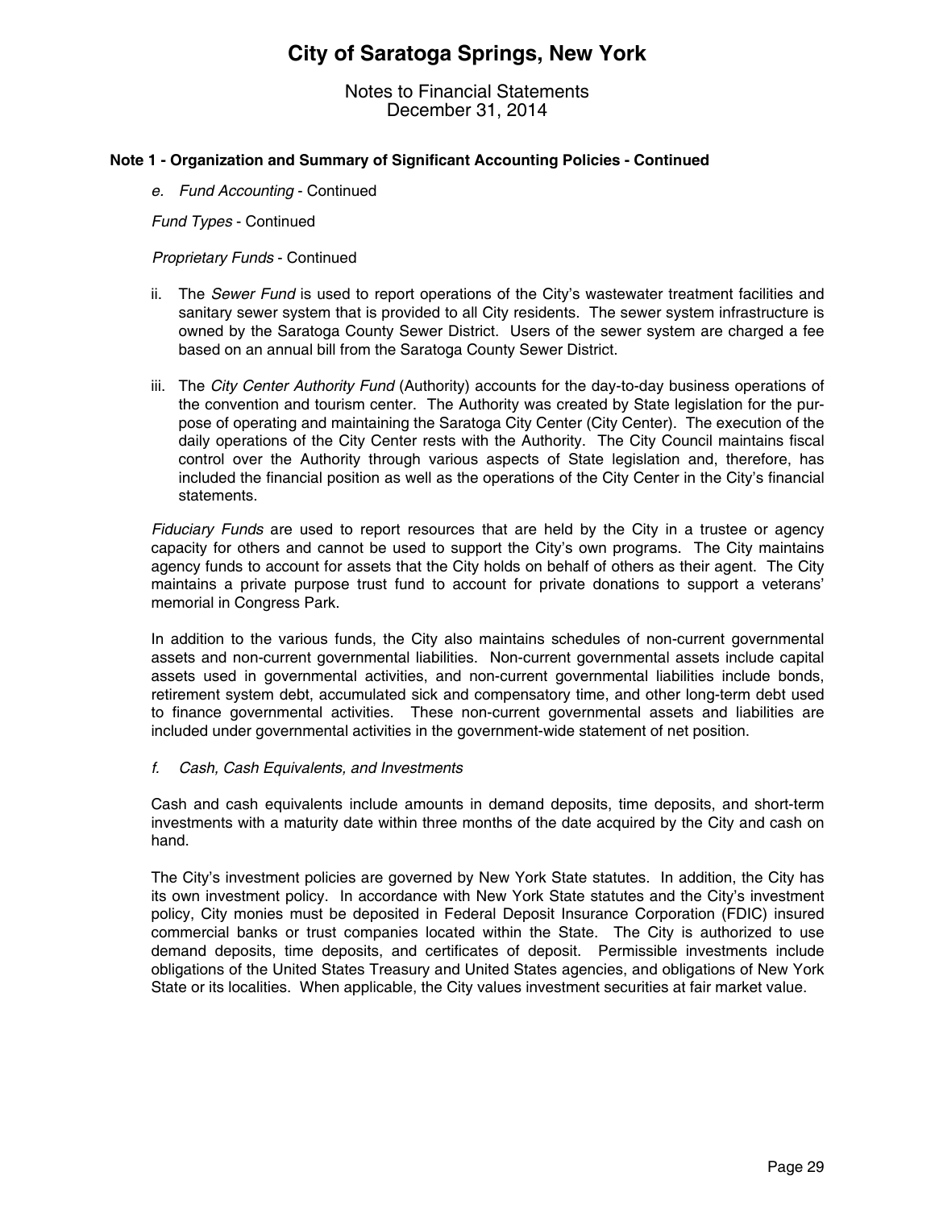### Note 1 - Organization and Summary of Significant Accounting Policies - Continued

*e. Fund Accounting* - Continued

*Fund Types* - Continued

*Proprietary Funds* - Continued

ii. The *Sewer Fund* is used to report operations of the City's wastewater treatment facilities and sanitary sewer system that is provided to all City residents. The sewer system infrastructure is owned by the Saratoga County Sewer District. Users of the sewer system are charged a fee based on an annual bill from the Saratoga County Sewer District.

iii. The *City Center Authority Fund* (Authority) accounts for the day-to-day business operations of the convention and tourism center. The Authority was created by State legislation for the purpose of operating and maintaining the Saratoga City Center (City Center). The execution of the daily operations of the City Center rests with the Authority. The City Council maintains fiscal control over the Authority through various aspects of State legislation and, therefore, has included the financial position as well as the operations of the City Center in the City's financial statements.

*Fiduciary Funds* are used to report resources that are held by the City in a trustee or agency capacity for others and cannot be used to support the City's own programs. The City maintains agency funds to account for assets that the City holds on behalf of others as their agent. The City maintains a private purpose trust fund to account for private donations to support a veterans' memorial in Congress Park.

In addition to the various funds, the City also maintains schedules of non-current governmental assets and non-current governmental liabilities. Non-current governmental assets include capital assets used in governmental activities, and non-current governmental liabilities include bonds, retirement system debt, accumulated sick and compensatory time, and other long-term debt used to finance governmental activities. These non-current governmental assets and liabilities are included under governmental activities in the government-wide statement of net position.

*f. Cash, Cash Equivalents, and Investments*

Cash and cash equivalents include amounts in demand deposits, time deposits, and short-term investments with a maturity date within three months of the date acquired by the City and cash on hand.

The City's investment policies are governed by New York State statutes. In addition, the City has its own investment policy. In accordance with New York State statutes and the City's investment policy, City monies must be deposited in Federal Deposit Insurance Corporation (FDIC) insured commercial banks or trust companies located within the State. The City is authorized to use demand deposits, time deposits, and certificates of deposit. Permissible investments include obligations of the United States Treasury and United States agencies, and obligations of New York State or its localities. When applicable, the City values investment securities at fair market value.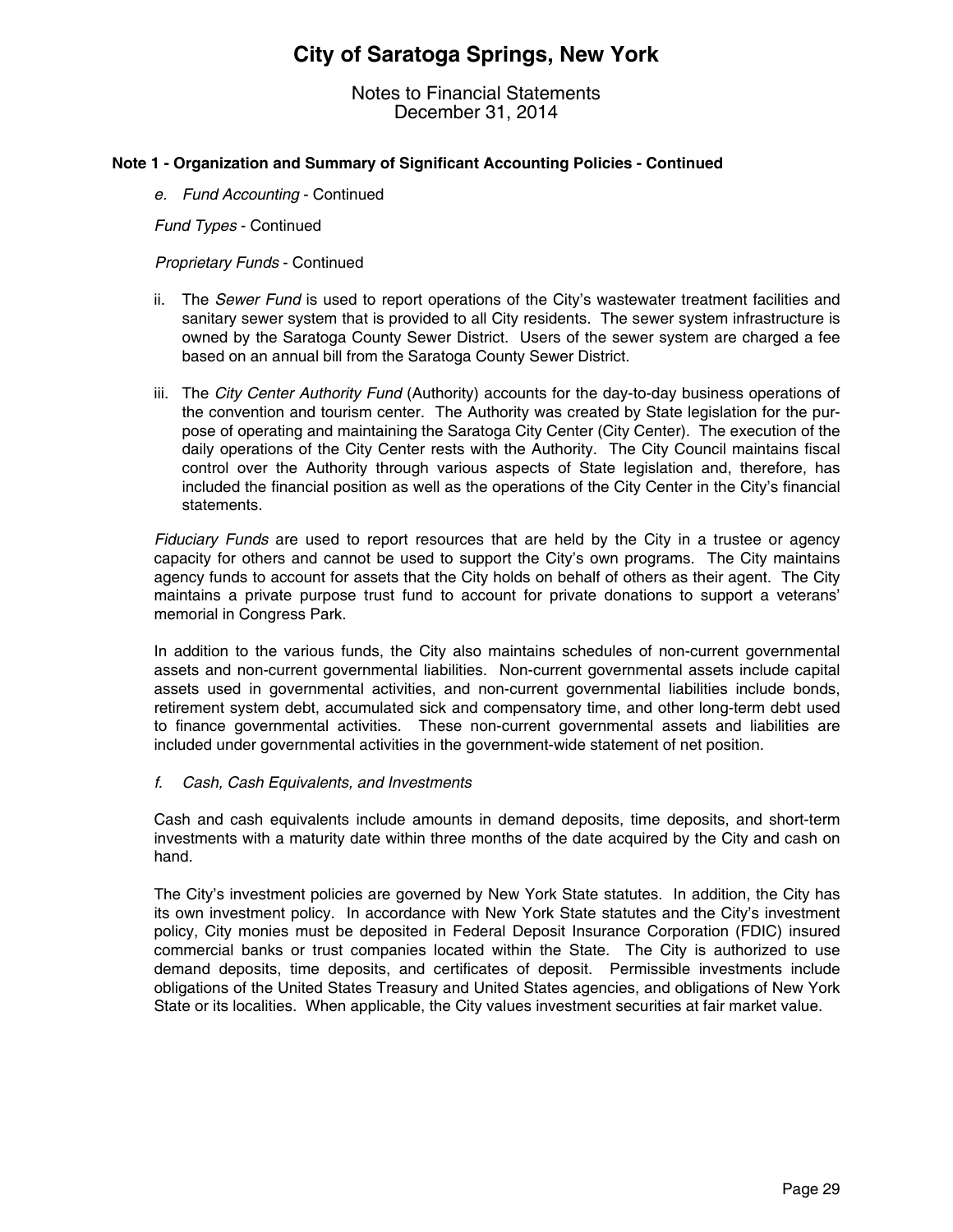# City of Saratoga Springs, New York

Notes to Financial Statements
December 31, 2014

**Note 1 - Organization and Summary of Significant Accounting Policies - Continued**

*e. Fund Accounting* - Continued

*Fund Types* - Continued

*Proprietary Funds* - Continued

ii. The *Sewer Fund* is used to report operations of the City's wastewater treatment facilities and sanitary sewer system that is provided to all City residents. The sewer system infrastructure is owned by the Saratoga County Sewer District. Users of the sewer system are charged a fee based on an annual bill from the Saratoga County Sewer District.

iii. The *City Center Authority Fund* (Authority) accounts for the day-to-day business operations of the convention and tourism center. The Authority was created by State legislation for the purpose of operating and maintaining the Saratoga City Center (City Center). The execution of the daily operations of the City Center rests with the Authority. The City Council maintains fiscal control over the Authority through various aspects of State legislation and, therefore, has included the financial position as well as the operations of the City Center in the City's financial statements.

*Fiduciary Funds* are used to report resources that are held by the City in a trustee or agency capacity for others and cannot be used to support the City's own programs. The City maintains agency funds to account for assets that the City holds on behalf of others as their agent. The City maintains a private purpose trust fund to account for private donations to support a veterans' memorial in Congress Park.

In addition to the various funds, the City also maintains schedules of non-current governmental assets and non-current governmental liabilities. Non-current governmental assets include capital assets used in governmental activities, and non-current governmental liabilities include bonds, retirement system debt, accumulated sick and compensatory time, and other long-term debt used to finance governmental activities. These non-current governmental assets and liabilities are included under governmental activities in the government-wide statement of net position.

*f. Cash, Cash Equivalents, and Investments*

Cash and cash equivalents include amounts in demand deposits, time deposits, and short-term investments with a maturity date within three months of the date acquired by the City and cash on hand.

The City's investment policies are governed by New York State statutes. In addition, the City has its own investment policy. In accordance with New York State statutes and the City's investment policy, City monies must be deposited in Federal Deposit Insurance Corporation (FDIC) insured commercial banks or trust companies located within the State. The City is authorized to use demand deposits, time deposits, and certificates of deposit. Permissible investments include obligations of the United States Treasury and United States agencies, and obligations of New York State or its localities. When applicable, the City values investment securities at fair market value.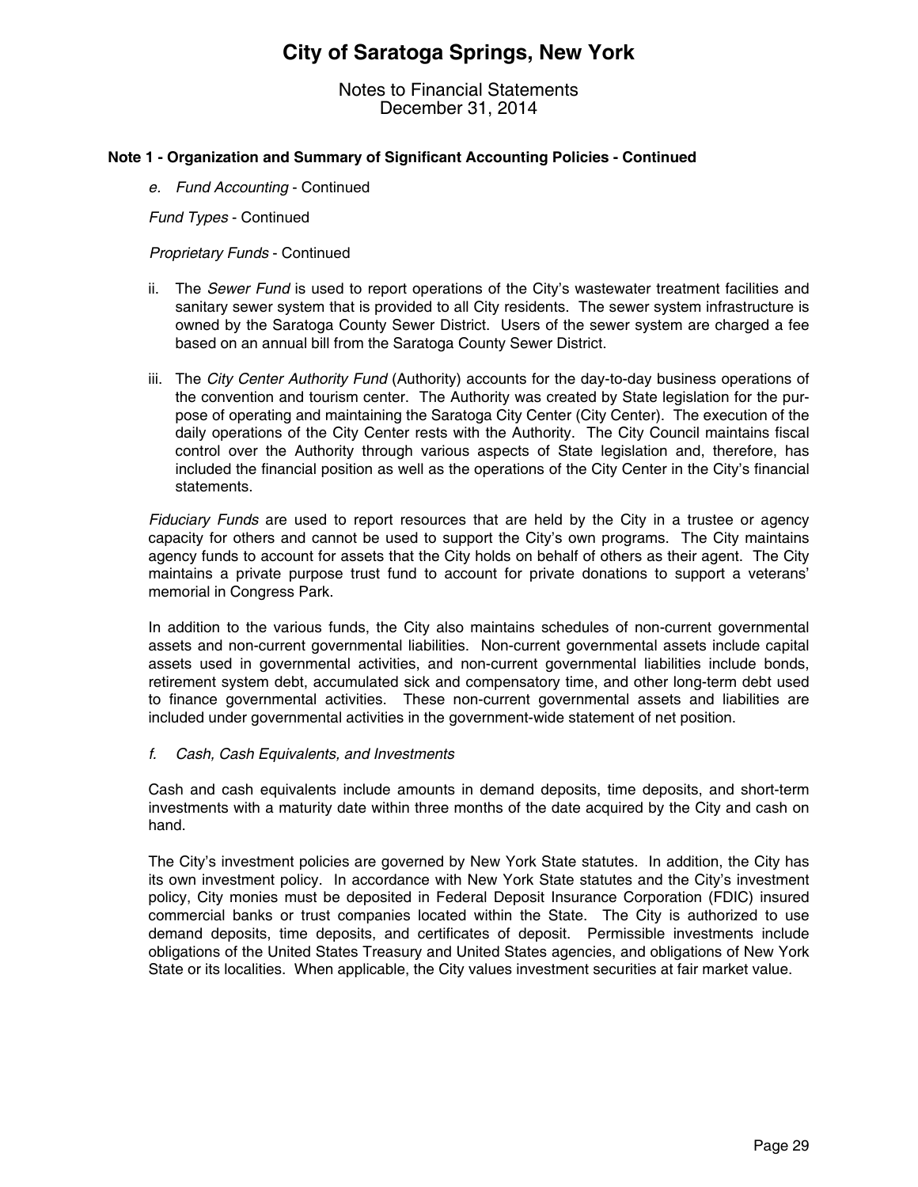**Note 1 - Organization and Summary of Significant Accounting Policies - Continued**

*e. Fund Accounting* - Continued

*Fund Types* - Continued

*Proprietary Funds* - Continued

ii. The *Sewer Fund* is used to report operations of the City's wastewater treatment facilities and sanitary sewer system that is provided to all City residents. The sewer system infrastructure is owned by the Saratoga County Sewer District. Users of the sewer system are charged a fee based on an annual bill from the Saratoga County Sewer District.

iii. The *City Center Authority Fund* (Authority) accounts for the day-to-day business operations of the convention and tourism center. The Authority was created by State legislation for the purpose of operating and maintaining the Saratoga City Center (City Center). The execution of the daily operations of the City Center rests with the Authority. The City Council maintains fiscal control over the Authority through various aspects of State legislation and, therefore, has included the financial position as well as the operations of the City Center in the City's financial statements.

*Fiduciary Funds* are used to report resources that are held by the City in a trustee or agency capacity for others and cannot be used to support the City's own programs. The City maintains agency funds to account for assets that the City holds on behalf of others as their agent. The City maintains a private purpose trust fund to account for private donations to support a veterans' memorial in Congress Park.

In addition to the various funds, the City also maintains schedules of non-current governmental assets and non-current governmental liabilities. Non-current governmental assets include capital assets used in governmental activities, and non-current governmental liabilities include bonds, retirement system debt, accumulated sick and compensatory time, and other long-term debt used to finance governmental activities. These non-current governmental assets and liabilities are included under governmental activities in the government-wide statement of net position.

*f. Cash, Cash Equivalents, and Investments*

Cash and cash equivalents include amounts in demand deposits, time deposits, and short-term investments with a maturity date within three months of the date acquired by the City and cash on hand.

The City's investment policies are governed by New York State statutes. In addition, the City has its own investment policy. In accordance with New York State statutes and the City's investment policy, City monies must be deposited in Federal Deposit Insurance Corporation (FDIC) insured commercial banks or trust companies located within the State. The City is authorized to use demand deposits, time deposits, and certificates of deposit. Permissible investments include obligations of the United States Treasury and United States agencies, and obligations of New York State or its localities. When applicable, the City values investment securities at fair market value.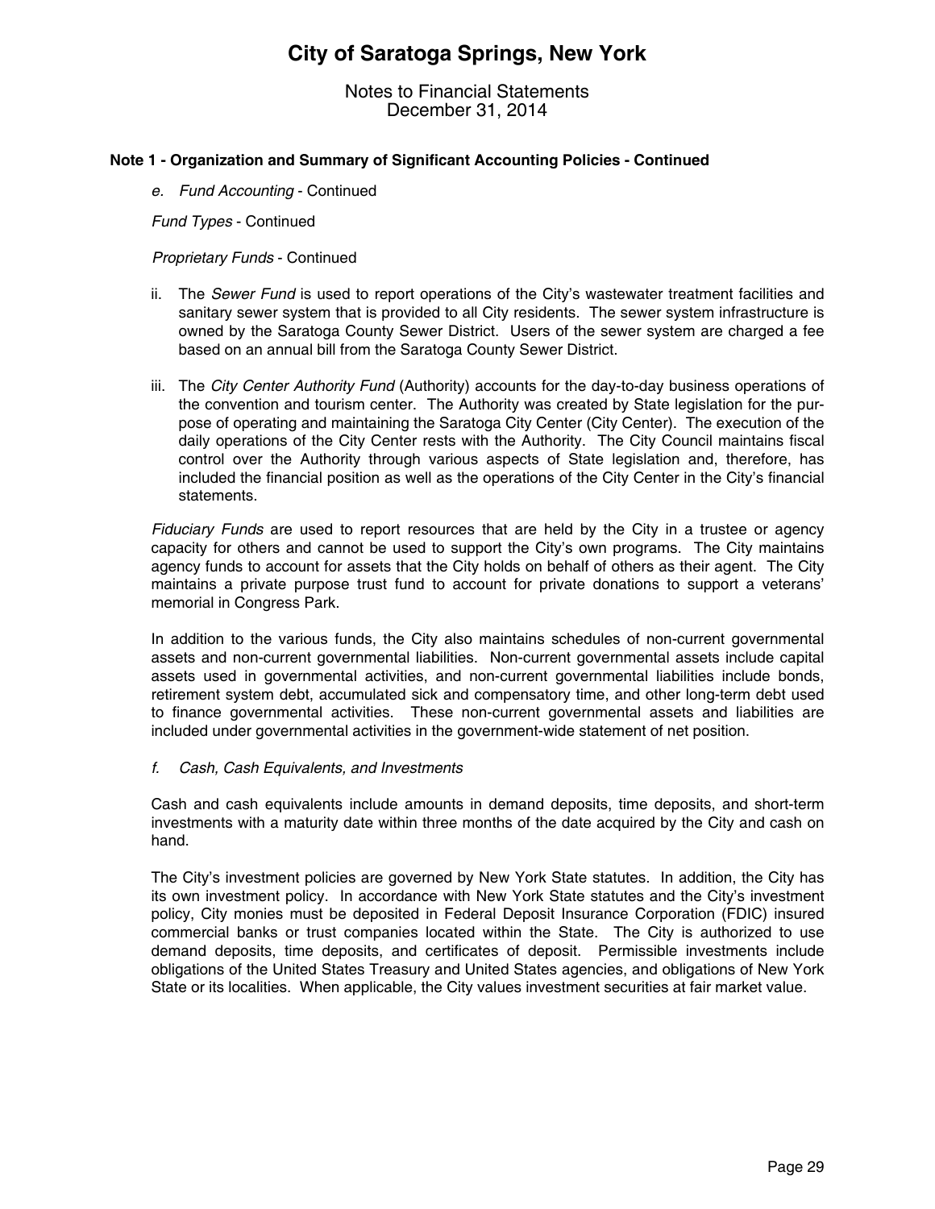**Note 1 - Organization and Summary of Significant Accounting Policies - Continued**

*e. Fund Accounting* - Continued

*Fund Types* - Continued

*Proprietary Funds* - Continued

ii. The *Sewer Fund* is used to report operations of the City's wastewater treatment facilities and sanitary sewer system that is provided to all City residents. The sewer system infrastructure is owned by the Saratoga County Sewer District. Users of the sewer system are charged a fee based on an annual bill from the Saratoga County Sewer District.

iii. The *City Center Authority Fund* (Authority) accounts for the day-to-day business operations of the convention and tourism center. The Authority was created by State legislation for the purpose of operating and maintaining the Saratoga City Center (City Center). The execution of the daily operations of the City Center rests with the Authority. The City Council maintains fiscal control over the Authority through various aspects of State legislation and, therefore, has included the financial position as well as the operations of the City Center in the City's financial statements.

*Fiduciary Funds* are used to report resources that are held by the City in a trustee or agency capacity for others and cannot be used to support the City's own programs. The City maintains agency funds to account for assets that the City holds on behalf of others as their agent. The City maintains a private purpose trust fund to account for private donations to support a veterans' memorial in Congress Park.

In addition to the various funds, the City also maintains schedules of non-current governmental assets and non-current governmental liabilities. Non-current governmental assets include capital assets used in governmental activities, and non-current governmental liabilities include bonds, retirement system debt, accumulated sick and compensatory time, and other long-term debt used to finance governmental activities. These non-current governmental assets and liabilities are included under governmental activities in the government-wide statement of net position.

*f. Cash, Cash Equivalents, and Investments*

Cash and cash equivalents include amounts in demand deposits, time deposits, and short-term investments with a maturity date within three months of the date acquired by the City and cash on hand.

The City's investment policies are governed by New York State statutes. In addition, the City has its own investment policy. In accordance with New York State statutes and the City's investment policy, City monies must be deposited in Federal Deposit Insurance Corporation (FDIC) insured commercial banks or trust companies located within the State. The City is authorized to use demand deposits, time deposits, and certificates of deposit. Permissible investments include obligations of the United States Treasury and United States agencies, and obligations of New York State or its localities. When applicable, the City values investment securities at fair market value.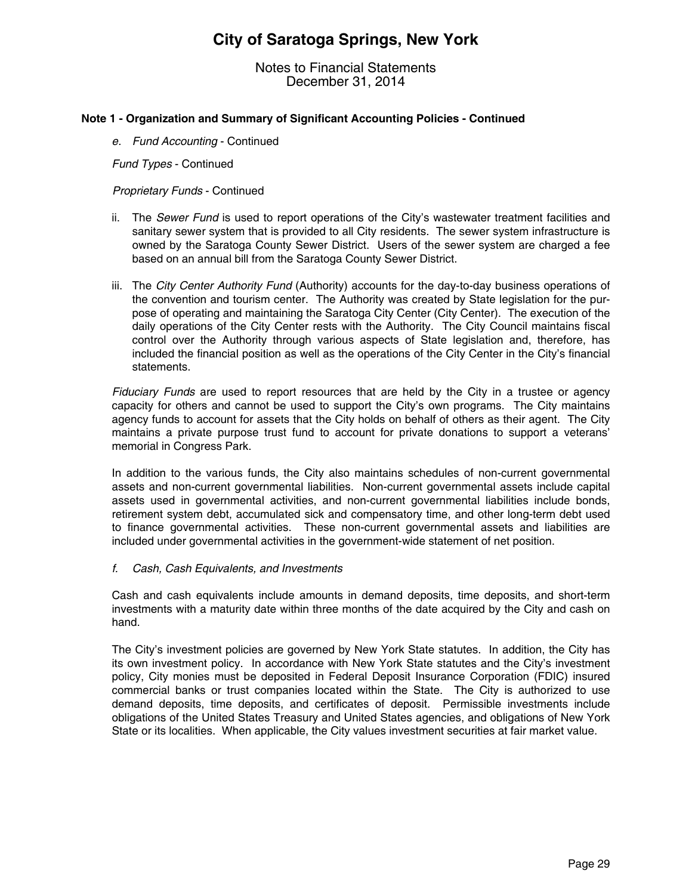### Note 1 - Organization and Summary of Significant Accounting Policies - Continued

*e. Fund Accounting* - Continued

*Fund Types* - Continued

*Proprietary Funds* - Continued

ii. The *Sewer Fund* is used to report operations of the City's wastewater treatment facilities and sanitary sewer system that is provided to all City residents. The sewer system infrastructure is owned by the Saratoga County Sewer District. Users of the sewer system are charged a fee based on an annual bill from the Saratoga County Sewer District.

iii. The *City Center Authority Fund* (Authority) accounts for the day-to-day business operations of the convention and tourism center. The Authority was created by State legislation for the purpose of operating and maintaining the Saratoga City Center (City Center). The execution of the daily operations of the City Center rests with the Authority. The City Council maintains fiscal control over the Authority through various aspects of State legislation and, therefore, has included the financial position as well as the operations of the City Center in the City's financial statements.

*Fiduciary Funds* are used to report resources that are held by the City in a trustee or agency capacity for others and cannot be used to support the City's own programs. The City maintains agency funds to account for assets that the City holds on behalf of others as their agent. The City maintains a private purpose trust fund to account for private donations to support a veterans' memorial in Congress Park.

In addition to the various funds, the City also maintains schedules of non-current governmental assets and non-current governmental liabilities. Non-current governmental assets include capital assets used in governmental activities, and non-current governmental liabilities include bonds, retirement system debt, accumulated sick and compensatory time, and other long-term debt used to finance governmental activities. These non-current governmental assets and liabilities are included under governmental activities in the government-wide statement of net position.

*f. Cash, Cash Equivalents, and Investments*

Cash and cash equivalents include amounts in demand deposits, time deposits, and short-term investments with a maturity date within three months of the date acquired by the City and cash on hand.

The City's investment policies are governed by New York State statutes. In addition, the City has its own investment policy. In accordance with New York State statutes and the City's investment policy, City monies must be deposited in Federal Deposit Insurance Corporation (FDIC) insured commercial banks or trust companies located within the State. The City is authorized to use demand deposits, time deposits, and certificates of deposit. Permissible investments include obligations of the United States Treasury and United States agencies, and obligations of New York State or its localities. When applicable, the City values investment securities at fair market value.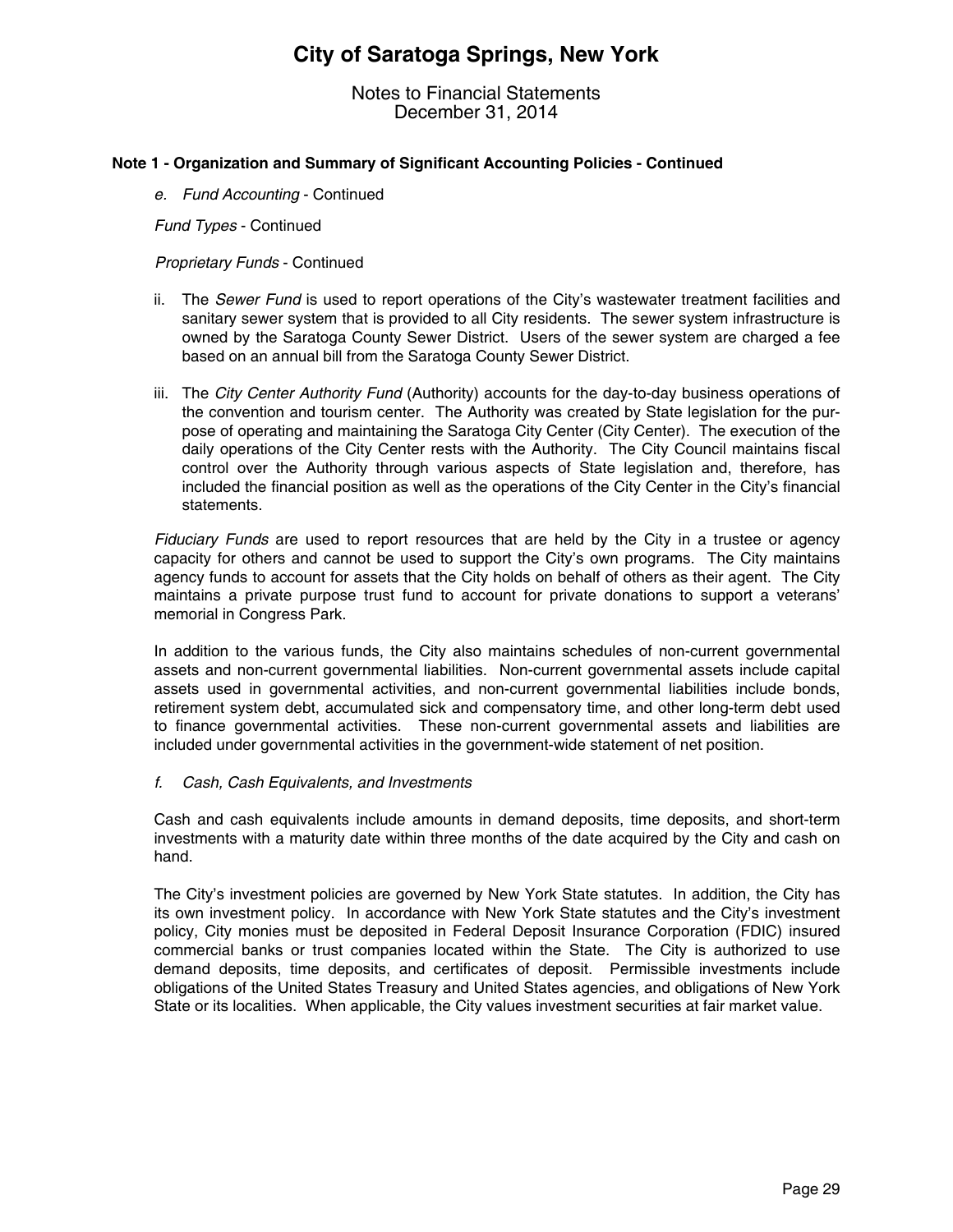### Note 1 - Organization and Summary of Significant Accounting Policies - Continued

*e. Fund Accounting* - Continued

*Fund Types* - Continued

*Proprietary Funds* - Continued

ii. The *Sewer Fund* is used to report operations of the City's wastewater treatment facilities and sanitary sewer system that is provided to all City residents. The sewer system infrastructure is owned by the Saratoga County Sewer District. Users of the sewer system are charged a fee based on an annual bill from the Saratoga County Sewer District.

iii. The *City Center Authority Fund* (Authority) accounts for the day-to-day business operations of the convention and tourism center. The Authority was created by State legislation for the purpose of operating and maintaining the Saratoga City Center (City Center). The execution of the daily operations of the City Center rests with the Authority. The City Council maintains fiscal control over the Authority through various aspects of State legislation and, therefore, has included the financial position as well as the operations of the City Center in the City's financial statements.

*Fiduciary Funds* are used to report resources that are held by the City in a trustee or agency capacity for others and cannot be used to support the City's own programs. The City maintains agency funds to account for assets that the City holds on behalf of others as their agent. The City maintains a private purpose trust fund to account for private donations to support a veterans' memorial in Congress Park.

In addition to the various funds, the City also maintains schedules of non-current governmental assets and non-current governmental liabilities. Non-current governmental assets include capital assets used in governmental activities, and non-current governmental liabilities include bonds, retirement system debt, accumulated sick and compensatory time, and other long-term debt used to finance governmental activities. These non-current governmental assets and liabilities are included under governmental activities in the government-wide statement of net position.

*f. Cash, Cash Equivalents, and Investments*

Cash and cash equivalents include amounts in demand deposits, time deposits, and short-term investments with a maturity date within three months of the date acquired by the City and cash on hand.

The City's investment policies are governed by New York State statutes. In addition, the City has its own investment policy. In accordance with New York State statutes and the City's investment policy, City monies must be deposited in Federal Deposit Insurance Corporation (FDIC) insured commercial banks or trust companies located within the State. The City is authorized to use demand deposits, time deposits, and certificates of deposit. Permissible investments include obligations of the United States Treasury and United States agencies, and obligations of New York State or its localities. When applicable, the City values investment securities at fair market value.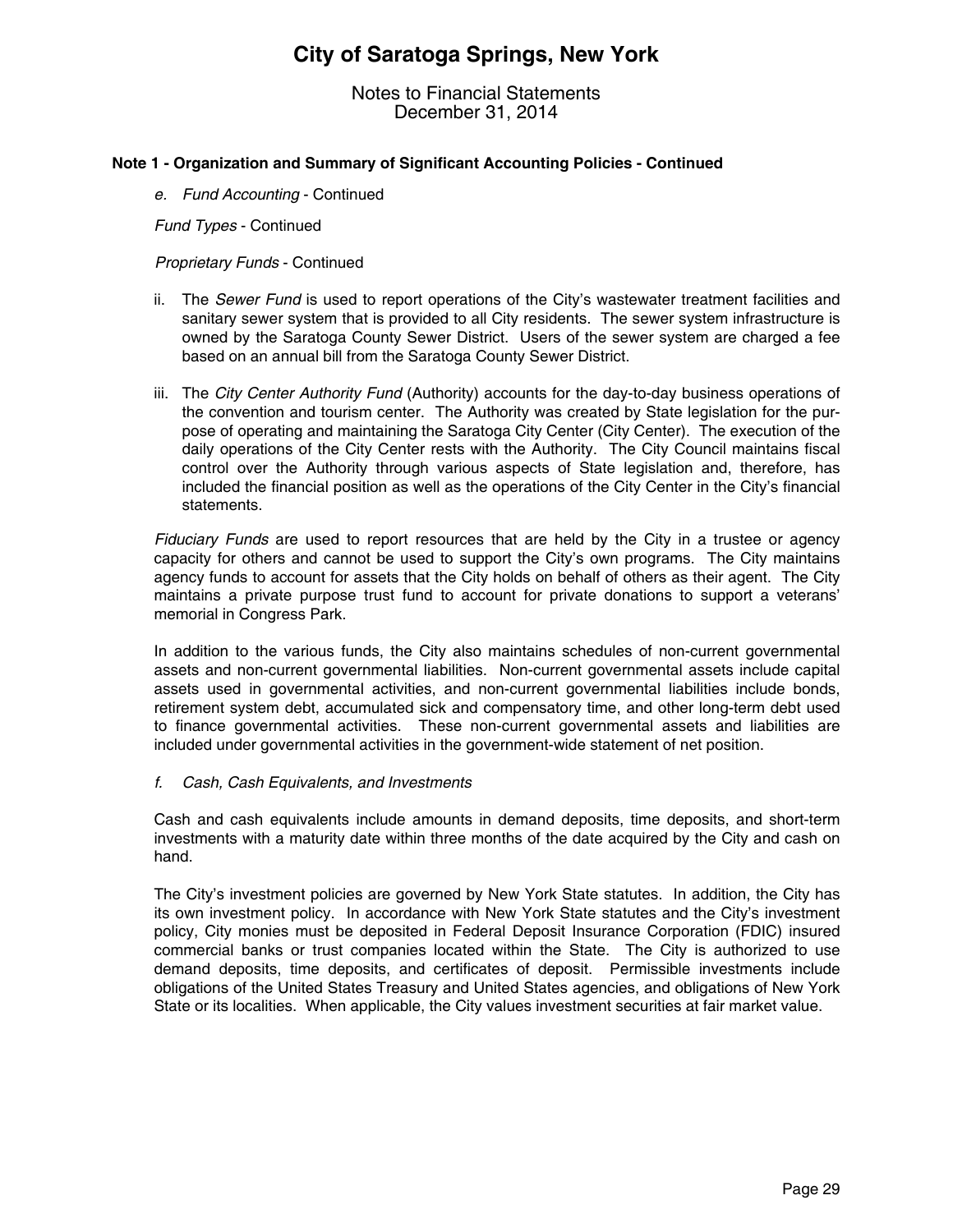# City of Saratoga Springs, New York

Notes to Financial Statements
December 31, 2014

**Note 1 - Organization and Summary of Significant Accounting Policies - Continued**

*e. Fund Accounting* - Continued

*Fund Types* - Continued

*Proprietary Funds* - Continued

ii. The *Sewer Fund* is used to report operations of the City's wastewater treatment facilities and sanitary sewer system that is provided to all City residents. The sewer system infrastructure is owned by the Saratoga County Sewer District. Users of the sewer system are charged a fee based on an annual bill from the Saratoga County Sewer District.

iii. The *City Center Authority Fund* (Authority) accounts for the day-to-day business operations of the convention and tourism center. The Authority was created by State legislation for the purpose of operating and maintaining the Saratoga City Center (City Center). The execution of the daily operations of the City Center rests with the Authority. The City Council maintains fiscal control over the Authority through various aspects of State legislation and, therefore, has included the financial position as well as the operations of the City Center in the City's financial statements.

*Fiduciary Funds* are used to report resources that are held by the City in a trustee or agency capacity for others and cannot be used to support the City's own programs. The City maintains agency funds to account for assets that the City holds on behalf of others as their agent. The City maintains a private purpose trust fund to account for private donations to support a veterans' memorial in Congress Park.

In addition to the various funds, the City also maintains schedules of non-current governmental assets and non-current governmental liabilities. Non-current governmental assets include capital assets used in governmental activities, and non-current governmental liabilities include bonds, retirement system debt, accumulated sick and compensatory time, and other long-term debt used to finance governmental activities. These non-current governmental assets and liabilities are included under governmental activities in the government-wide statement of net position.

*f. Cash, Cash Equivalents, and Investments*

Cash and cash equivalents include amounts in demand deposits, time deposits, and short-term investments with a maturity date within three months of the date acquired by the City and cash on hand.

The City's investment policies are governed by New York State statutes. In addition, the City has its own investment policy. In accordance with New York State statutes and the City's investment policy, City monies must be deposited in Federal Deposit Insurance Corporation (FDIC) insured commercial banks or trust companies located within the State. The City is authorized to use demand deposits, time deposits, and certificates of deposit. Permissible investments include obligations of the United States Treasury and United States agencies, and obligations of New York State or its localities. When applicable, the City values investment securities at fair market value.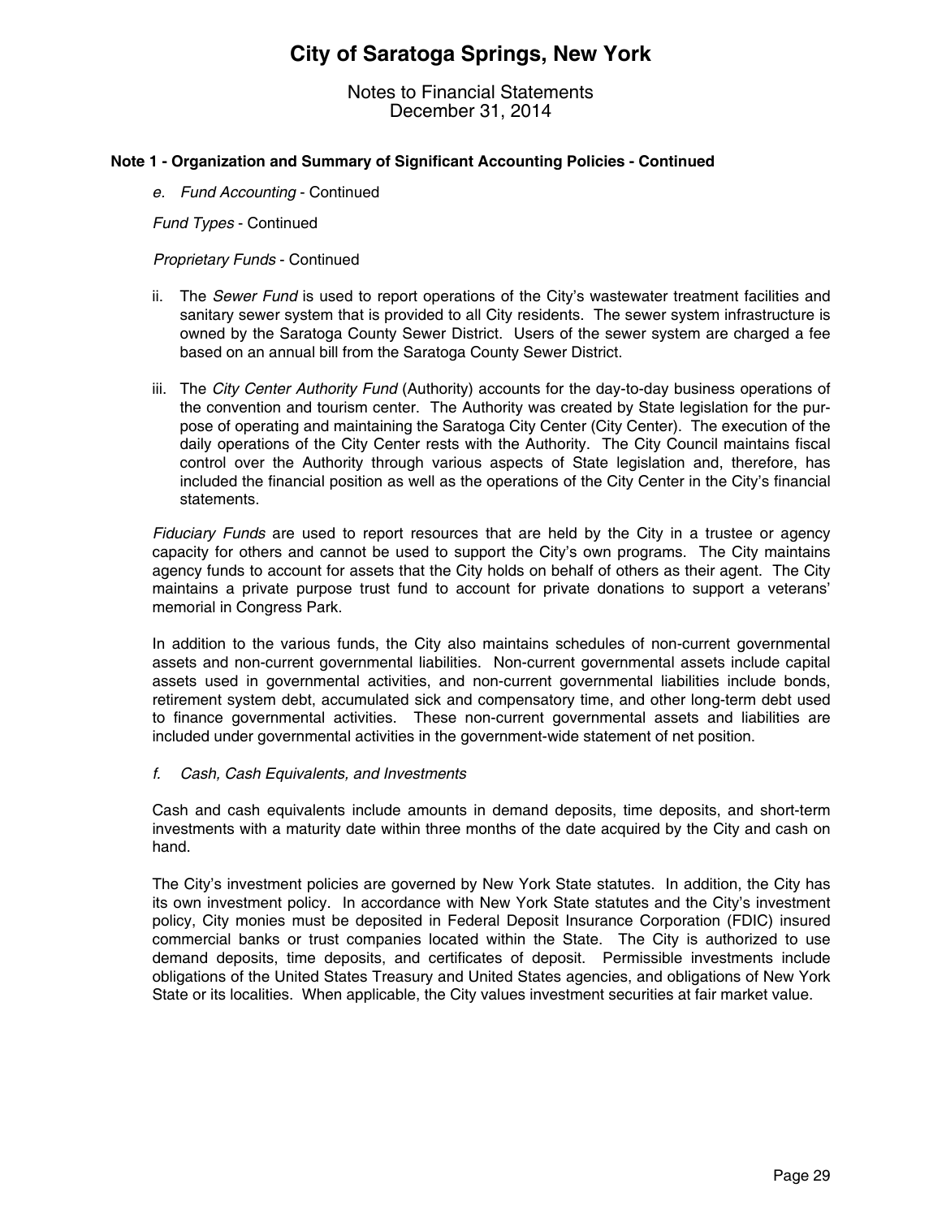### Note 1 - Organization and Summary of Significant Accounting Policies - Continued

*e. Fund Accounting* - Continued

*Fund Types* - Continued

*Proprietary Funds* - Continued

ii. The *Sewer Fund* is used to report operations of the City's wastewater treatment facilities and sanitary sewer system that is provided to all City residents. The sewer system infrastructure is owned by the Saratoga County Sewer District. Users of the sewer system are charged a fee based on an annual bill from the Saratoga County Sewer District.

iii. The *City Center Authority Fund* (Authority) accounts for the day-to-day business operations of the convention and tourism center. The Authority was created by State legislation for the purpose of operating and maintaining the Saratoga City Center (City Center). The execution of the daily operations of the City Center rests with the Authority. The City Council maintains fiscal control over the Authority through various aspects of State legislation and, therefore, has included the financial position as well as the operations of the City Center in the City's financial statements.

*Fiduciary Funds* are used to report resources that are held by the City in a trustee or agency capacity for others and cannot be used to support the City's own programs. The City maintains agency funds to account for assets that the City holds on behalf of others as their agent. The City maintains a private purpose trust fund to account for private donations to support a veterans' memorial in Congress Park.

In addition to the various funds, the City also maintains schedules of non-current governmental assets and non-current governmental liabilities. Non-current governmental assets include capital assets used in governmental activities, and non-current governmental liabilities include bonds, retirement system debt, accumulated sick and compensatory time, and other long-term debt used to finance governmental activities. These non-current governmental assets and liabilities are included under governmental activities in the government-wide statement of net position.

*f. Cash, Cash Equivalents, and Investments*

Cash and cash equivalents include amounts in demand deposits, time deposits, and short-term investments with a maturity date within three months of the date acquired by the City and cash on hand.

The City's investment policies are governed by New York State statutes. In addition, the City has its own investment policy. In accordance with New York State statutes and the City's investment policy, City monies must be deposited in Federal Deposit Insurance Corporation (FDIC) insured commercial banks or trust companies located within the State. The City is authorized to use demand deposits, time deposits, and certificates of deposit. Permissible investments include obligations of the United States Treasury and United States agencies, and obligations of New York State or its localities. When applicable, the City values investment securities at fair market value.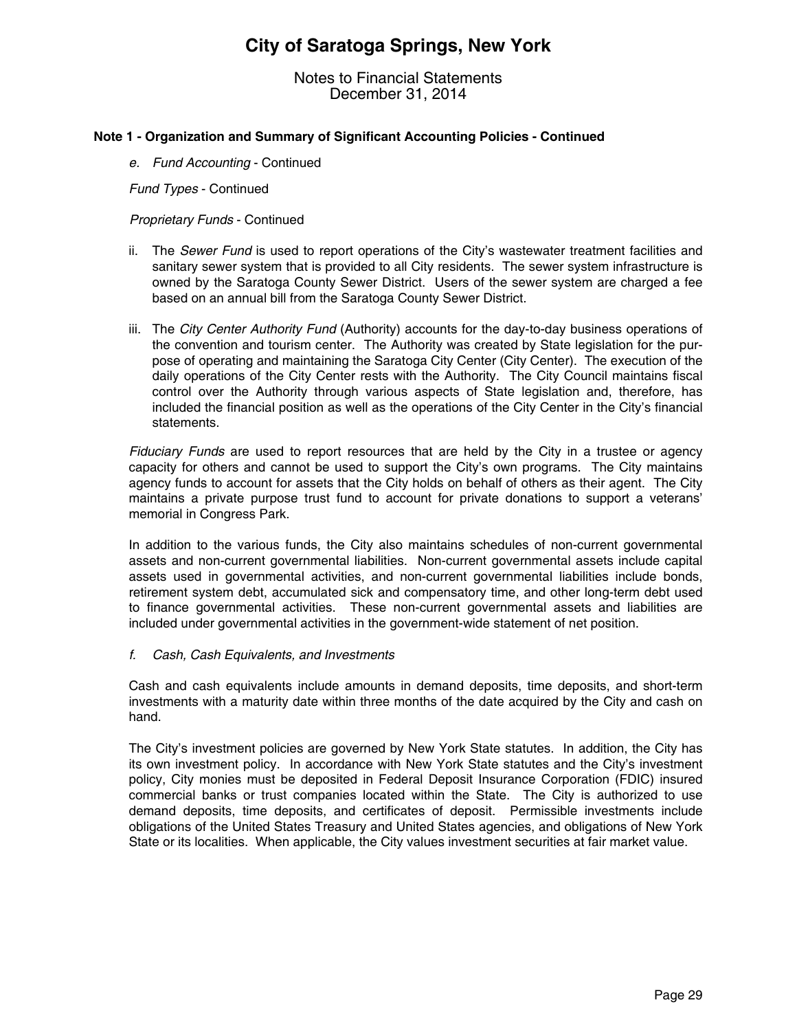## Note 1 - Organization and Summary of Significant Accounting Policies - Continued

*e. Fund Accounting* - Continued

*Fund Types* - Continued

*Proprietary Funds* - Continued

ii. The *Sewer Fund* is used to report operations of the City's wastewater treatment facilities and sanitary sewer system that is provided to all City residents. The sewer system infrastructure is owned by the Saratoga County Sewer District. Users of the sewer system are charged a fee based on an annual bill from the Saratoga County Sewer District.

iii. The *City Center Authority Fund* (Authority) accounts for the day-to-day business operations of the convention and tourism center. The Authority was created by State legislation for the purpose of operating and maintaining the Saratoga City Center (City Center). The execution of the daily operations of the City Center rests with the Authority. The City Council maintains fiscal control over the Authority through various aspects of State legislation and, therefore, has included the financial position as well as the operations of the City Center in the City's financial statements.

*Fiduciary Funds* are used to report resources that are held by the City in a trustee or agency capacity for others and cannot be used to support the City's own programs. The City maintains agency funds to account for assets that the City holds on behalf of others as their agent. The City maintains a private purpose trust fund to account for private donations to support a veterans' memorial in Congress Park.

In addition to the various funds, the City also maintains schedules of non-current governmental assets and non-current governmental liabilities. Non-current governmental assets include capital assets used in governmental activities, and non-current governmental liabilities include bonds, retirement system debt, accumulated sick and compensatory time, and other long-term debt used to finance governmental activities. These non-current governmental assets and liabilities are included under governmental activities in the government-wide statement of net position.

*f. Cash, Cash Equivalents, and Investments*

Cash and cash equivalents include amounts in demand deposits, time deposits, and short-term investments with a maturity date within three months of the date acquired by the City and cash on hand.

The City's investment policies are governed by New York State statutes. In addition, the City has its own investment policy. In accordance with New York State statutes and the City's investment policy, City monies must be deposited in Federal Deposit Insurance Corporation (FDIC) insured commercial banks or trust companies located within the State. The City is authorized to use demand deposits, time deposits, and certificates of deposit. Permissible investments include obligations of the United States Treasury and United States agencies, and obligations of New York State or its localities. When applicable, the City values investment securities at fair market value.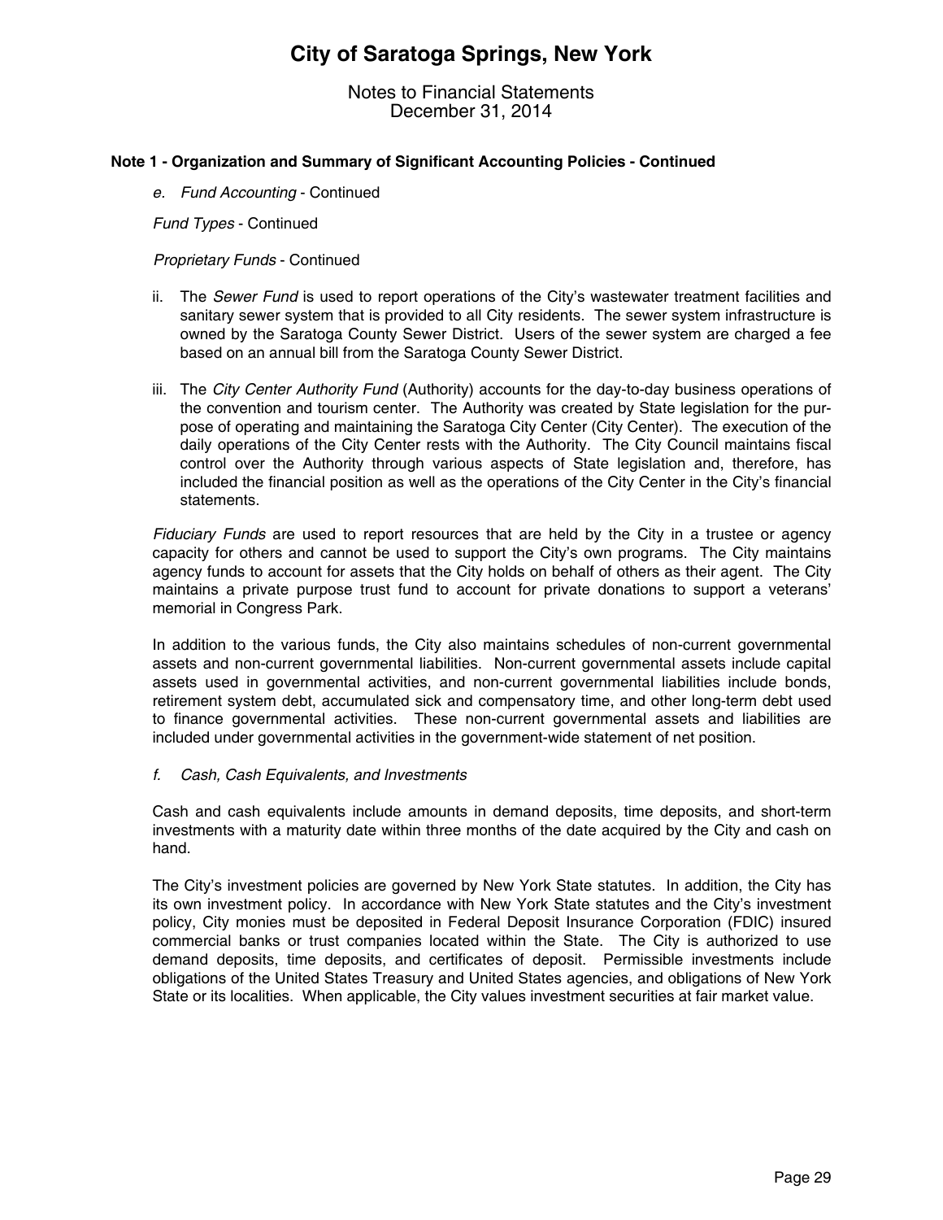### Note 1 - Organization and Summary of Significant Accounting Policies - Continued

*e. Fund Accounting* - Continued

*Fund Types* - Continued

*Proprietary Funds* - Continued

ii. The *Sewer Fund* is used to report operations of the City's wastewater treatment facilities and sanitary sewer system that is provided to all City residents. The sewer system infrastructure is owned by the Saratoga County Sewer District. Users of the sewer system are charged a fee based on an annual bill from the Saratoga County Sewer District.

iii. The *City Center Authority Fund* (Authority) accounts for the day-to-day business operations of the convention and tourism center. The Authority was created by State legislation for the purpose of operating and maintaining the Saratoga City Center (City Center). The execution of the daily operations of the City Center rests with the Authority. The City Council maintains fiscal control over the Authority through various aspects of State legislation and, therefore, has included the financial position as well as the operations of the City Center in the City's financial statements.

*Fiduciary Funds* are used to report resources that are held by the City in a trustee or agency capacity for others and cannot be used to support the City's own programs. The City maintains agency funds to account for assets that the City holds on behalf of others as their agent. The City maintains a private purpose trust fund to account for private donations to support a veterans' memorial in Congress Park.

In addition to the various funds, the City also maintains schedules of non-current governmental assets and non-current governmental liabilities. Non-current governmental assets include capital assets used in governmental activities, and non-current governmental liabilities include bonds, retirement system debt, accumulated sick and compensatory time, and other long-term debt used to finance governmental activities. These non-current governmental assets and liabilities are included under governmental activities in the government-wide statement of net position.

*f. Cash, Cash Equivalents, and Investments*

Cash and cash equivalents include amounts in demand deposits, time deposits, and short-term investments with a maturity date within three months of the date acquired by the City and cash on hand.

The City's investment policies are governed by New York State statutes. In addition, the City has its own investment policy. In accordance with New York State statutes and the City's investment policy, City monies must be deposited in Federal Deposit Insurance Corporation (FDIC) insured commercial banks or trust companies located within the State. The City is authorized to use demand deposits, time deposits, and certificates of deposit. Permissible investments include obligations of the United States Treasury and United States agencies, and obligations of New York State or its localities. When applicable, the City values investment securities at fair market value.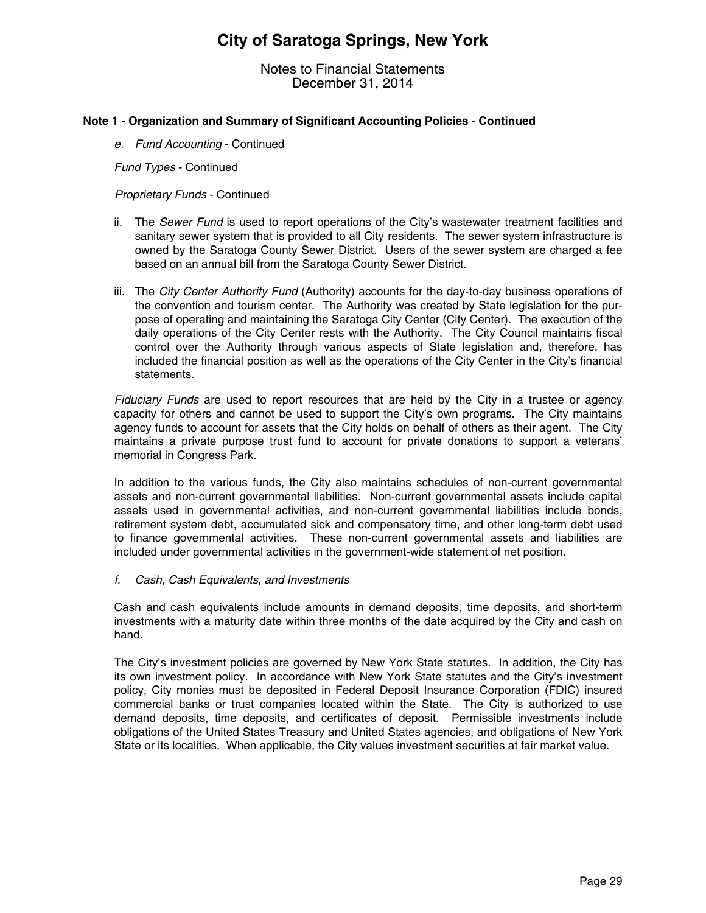### Note 1 - Organization and Summary of Significant Accounting Policies - Continued

*e. Fund Accounting* - Continued

*Fund Types* - Continued

*Proprietary Funds* - Continued

ii. The *Sewer Fund* is used to report operations of the City's wastewater treatment facilities and sanitary sewer system that is provided to all City residents. The sewer system infrastructure is owned by the Saratoga County Sewer District. Users of the sewer system are charged a fee based on an annual bill from the Saratoga County Sewer District.

iii. The *City Center Authority Fund* (Authority) accounts for the day-to-day business operations of the convention and tourism center. The Authority was created by State legislation for the purpose of operating and maintaining the Saratoga City Center (City Center). The execution of the daily operations of the City Center rests with the Authority. The City Council maintains fiscal control over the Authority through various aspects of State legislation and, therefore, has included the financial position as well as the operations of the City Center in the City's financial statements.

*Fiduciary Funds* are used to report resources that are held by the City in a trustee or agency capacity for others and cannot be used to support the City's own programs. The City maintains agency funds to account for assets that the City holds on behalf of others as their agent. The City maintains a private purpose trust fund to account for private donations to support a veterans' memorial in Congress Park.

In addition to the various funds, the City also maintains schedules of non-current governmental assets and non-current governmental liabilities. Non-current governmental assets include capital assets used in governmental activities, and non-current governmental liabilities include bonds, retirement system debt, accumulated sick and compensatory time, and other long-term debt used to finance governmental activities. These non-current governmental assets and liabilities are included under governmental activities in the government-wide statement of net position.

*f. Cash, Cash Equivalents, and Investments*

Cash and cash equivalents include amounts in demand deposits, time deposits, and short-term investments with a maturity date within three months of the date acquired by the City and cash on hand.

The City's investment policies are governed by New York State statutes. In addition, the City has its own investment policy. In accordance with New York State statutes and the City's investment policy, City monies must be deposited in Federal Deposit Insurance Corporation (FDIC) insured commercial banks or trust companies located within the State. The City is authorized to use demand deposits, time deposits, and certificates of deposit. Permissible investments include obligations of the United States Treasury and United States agencies, and obligations of New York State or its localities. When applicable, the City values investment securities at fair market value.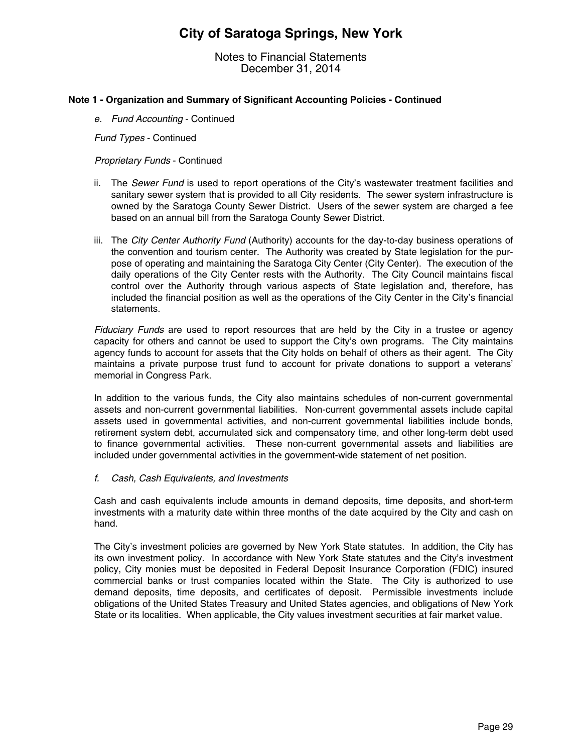## Note 1 - Organization and Summary of Significant Accounting Policies - Continued

*e. Fund Accounting* - Continued

*Fund Types* - Continued

*Proprietary Funds* - Continued

ii. The *Sewer Fund* is used to report operations of the City's wastewater treatment facilities and sanitary sewer system that is provided to all City residents. The sewer system infrastructure is owned by the Saratoga County Sewer District. Users of the sewer system are charged a fee based on an annual bill from the Saratoga County Sewer District.

iii. The *City Center Authority Fund* (Authority) accounts for the day-to-day business operations of the convention and tourism center. The Authority was created by State legislation for the purpose of operating and maintaining the Saratoga City Center (City Center). The execution of the daily operations of the City Center rests with the Authority. The City Council maintains fiscal control over the Authority through various aspects of State legislation and, therefore, has included the financial position as well as the operations of the City Center in the City's financial statements.

*Fiduciary Funds* are used to report resources that are held by the City in a trustee or agency capacity for others and cannot be used to support the City's own programs. The City maintains agency funds to account for assets that the City holds on behalf of others as their agent. The City maintains a private purpose trust fund to account for private donations to support a veterans' memorial in Congress Park.

In addition to the various funds, the City also maintains schedules of non-current governmental assets and non-current governmental liabilities. Non-current governmental assets include capital assets used in governmental activities, and non-current governmental liabilities include bonds, retirement system debt, accumulated sick and compensatory time, and other long-term debt used to finance governmental activities. These non-current governmental assets and liabilities are included under governmental activities in the government-wide statement of net position.

*f. Cash, Cash Equivalents, and Investments*

Cash and cash equivalents include amounts in demand deposits, time deposits, and short-term investments with a maturity date within three months of the date acquired by the City and cash on hand.

The City's investment policies are governed by New York State statutes. In addition, the City has its own investment policy. In accordance with New York State statutes and the City's investment policy, City monies must be deposited in Federal Deposit Insurance Corporation (FDIC) insured commercial banks or trust companies located within the State. The City is authorized to use demand deposits, time deposits, and certificates of deposit. Permissible investments include obligations of the United States Treasury and United States agencies, and obligations of New York State or its localities. When applicable, the City values investment securities at fair market value.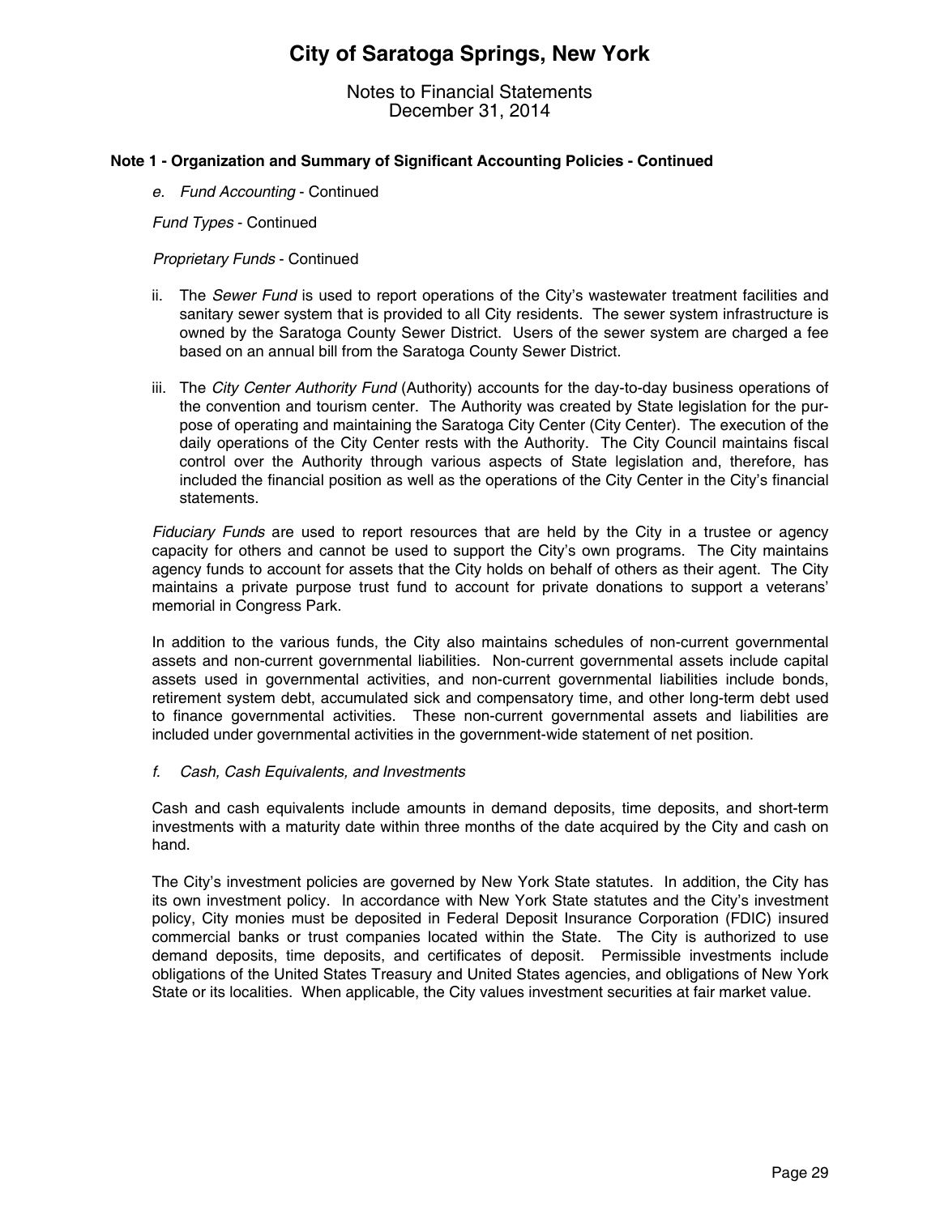### Note 1 - Organization and Summary of Significant Accounting Policies - Continued

*e. Fund Accounting* - Continued

*Fund Types* - Continued

*Proprietary Funds* - Continued

ii. The *Sewer Fund* is used to report operations of the City's wastewater treatment facilities and sanitary sewer system that is provided to all City residents. The sewer system infrastructure is owned by the Saratoga County Sewer District. Users of the sewer system are charged a fee based on an annual bill from the Saratoga County Sewer District.

iii. The *City Center Authority Fund* (Authority) accounts for the day-to-day business operations of the convention and tourism center. The Authority was created by State legislation for the purpose of operating and maintaining the Saratoga City Center (City Center). The execution of the daily operations of the City Center rests with the Authority. The City Council maintains fiscal control over the Authority through various aspects of State legislation and, therefore, has included the financial position as well as the operations of the City Center in the City's financial statements.

*Fiduciary Funds* are used to report resources that are held by the City in a trustee or agency capacity for others and cannot be used to support the City's own programs. The City maintains agency funds to account for assets that the City holds on behalf of others as their agent. The City maintains a private purpose trust fund to account for private donations to support a veterans' memorial in Congress Park.

In addition to the various funds, the City also maintains schedules of non-current governmental assets and non-current governmental liabilities. Non-current governmental assets include capital assets used in governmental activities, and non-current governmental liabilities include bonds, retirement system debt, accumulated sick and compensatory time, and other long-term debt used to finance governmental activities. These non-current governmental assets and liabilities are included under governmental activities in the government-wide statement of net position.

*f. Cash, Cash Equivalents, and Investments*

Cash and cash equivalents include amounts in demand deposits, time deposits, and short-term investments with a maturity date within three months of the date acquired by the City and cash on hand.

The City's investment policies are governed by New York State statutes. In addition, the City has its own investment policy. In accordance with New York State statutes and the City's investment policy, City monies must be deposited in Federal Deposit Insurance Corporation (FDIC) insured commercial banks or trust companies located within the State. The City is authorized to use demand deposits, time deposits, and certificates of deposit. Permissible investments include obligations of the United States Treasury and United States agencies, and obligations of New York State or its localities. When applicable, the City values investment securities at fair market value.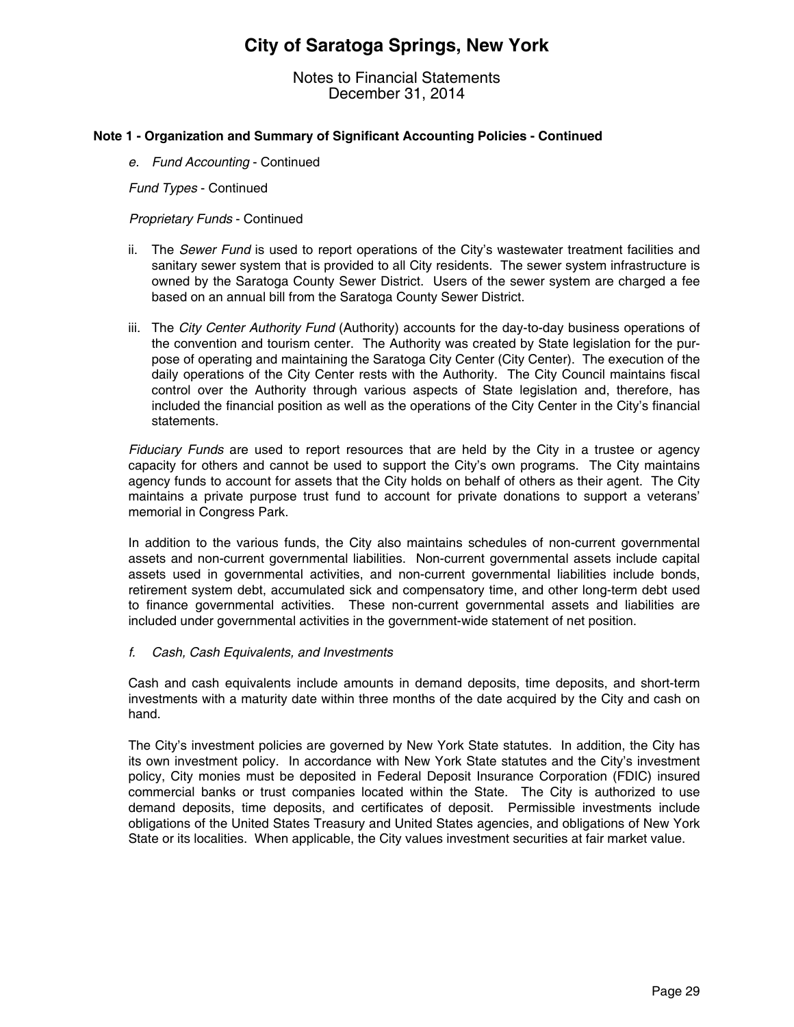### Note 1 - Organization and Summary of Significant Accounting Policies - Continued

*e. Fund Accounting* - Continued

*Fund Types* - Continued

*Proprietary Funds* - Continued

ii. The *Sewer Fund* is used to report operations of the City's wastewater treatment facilities and sanitary sewer system that is provided to all City residents. The sewer system infrastructure is owned by the Saratoga County Sewer District. Users of the sewer system are charged a fee based on an annual bill from the Saratoga County Sewer District.

iii. The *City Center Authority Fund* (Authority) accounts for the day-to-day business operations of the convention and tourism center. The Authority was created by State legislation for the purpose of operating and maintaining the Saratoga City Center (City Center). The execution of the daily operations of the City Center rests with the Authority. The City Council maintains fiscal control over the Authority through various aspects of State legislation and, therefore, has included the financial position as well as the operations of the City Center in the City's financial statements.

*Fiduciary Funds* are used to report resources that are held by the City in a trustee or agency capacity for others and cannot be used to support the City's own programs. The City maintains agency funds to account for assets that the City holds on behalf of others as their agent. The City maintains a private purpose trust fund to account for private donations to support a veterans' memorial in Congress Park.

In addition to the various funds, the City also maintains schedules of non-current governmental assets and non-current governmental liabilities. Non-current governmental assets include capital assets used in governmental activities, and non-current governmental liabilities include bonds, retirement system debt, accumulated sick and compensatory time, and other long-term debt used to finance governmental activities. These non-current governmental assets and liabilities are included under governmental activities in the government-wide statement of net position.

*f. Cash, Cash Equivalents, and Investments*

Cash and cash equivalents include amounts in demand deposits, time deposits, and short-term investments with a maturity date within three months of the date acquired by the City and cash on hand.

The City's investment policies are governed by New York State statutes. In addition, the City has its own investment policy. In accordance with New York State statutes and the City's investment policy, City monies must be deposited in Federal Deposit Insurance Corporation (FDIC) insured commercial banks or trust companies located within the State. The City is authorized to use demand deposits, time deposits, and certificates of deposit. Permissible investments include obligations of the United States Treasury and United States agencies, and obligations of New York State or its localities. When applicable, the City values investment securities at fair market value.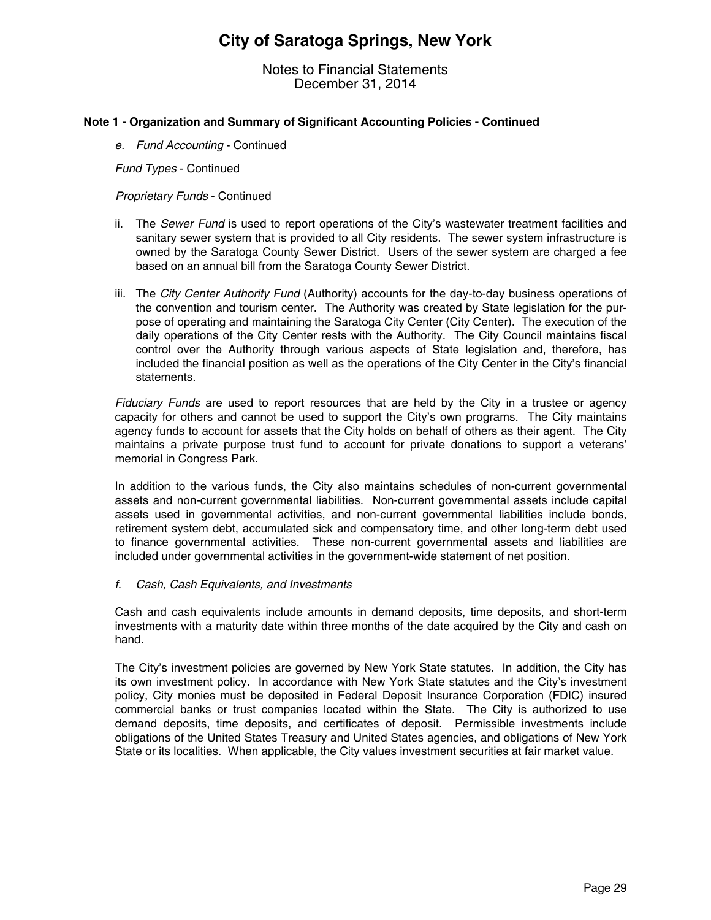## Note 1 - Organization and Summary of Significant Accounting Policies - Continued

*e. Fund Accounting* - Continued

*Fund Types* - Continued

*Proprietary Funds* - Continued

ii. The *Sewer Fund* is used to report operations of the City's wastewater treatment facilities and sanitary sewer system that is provided to all City residents. The sewer system infrastructure is owned by the Saratoga County Sewer District. Users of the sewer system are charged a fee based on an annual bill from the Saratoga County Sewer District.

iii. The *City Center Authority Fund* (Authority) accounts for the day-to-day business operations of the convention and tourism center. The Authority was created by State legislation for the purpose of operating and maintaining the Saratoga City Center (City Center). The execution of the daily operations of the City Center rests with the Authority. The City Council maintains fiscal control over the Authority through various aspects of State legislation and, therefore, has included the financial position as well as the operations of the City Center in the City's financial statements.

*Fiduciary Funds* are used to report resources that are held by the City in a trustee or agency capacity for others and cannot be used to support the City's own programs. The City maintains agency funds to account for assets that the City holds on behalf of others as their agent. The City maintains a private purpose trust fund to account for private donations to support a veterans' memorial in Congress Park.

In addition to the various funds, the City also maintains schedules of non-current governmental assets and non-current governmental liabilities. Non-current governmental assets include capital assets used in governmental activities, and non-current governmental liabilities include bonds, retirement system debt, accumulated sick and compensatory time, and other long-term debt used to finance governmental activities. These non-current governmental assets and liabilities are included under governmental activities in the government-wide statement of net position.

*f. Cash, Cash Equivalents, and Investments*

Cash and cash equivalents include amounts in demand deposits, time deposits, and short-term investments with a maturity date within three months of the date acquired by the City and cash on hand.

The City's investment policies are governed by New York State statutes. In addition, the City has its own investment policy. In accordance with New York State statutes and the City's investment policy, City monies must be deposited in Federal Deposit Insurance Corporation (FDIC) insured commercial banks or trust companies located within the State. The City is authorized to use demand deposits, time deposits, and certificates of deposit. Permissible investments include obligations of the United States Treasury and United States agencies, and obligations of New York State or its localities. When applicable, the City values investment securities at fair market value.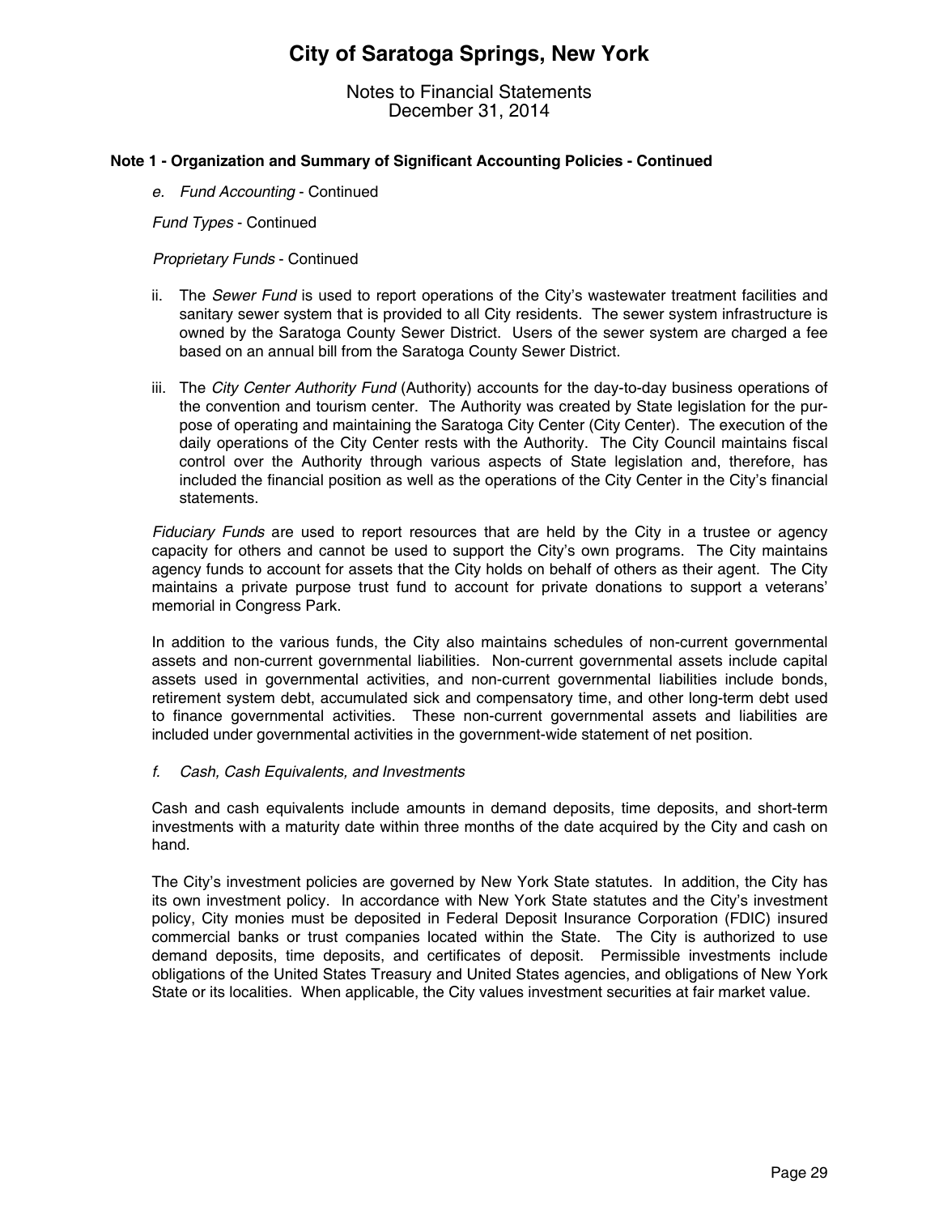**Note 1 - Organization and Summary of Significant Accounting Policies - Continued**

*e. Fund Accounting* - Continued

*Fund Types* - Continued

*Proprietary Funds* - Continued

ii. The *Sewer Fund* is used to report operations of the City's wastewater treatment facilities and sanitary sewer system that is provided to all City residents. The sewer system infrastructure is owned by the Saratoga County Sewer District. Users of the sewer system are charged a fee based on an annual bill from the Saratoga County Sewer District.

iii. The *City Center Authority Fund* (Authority) accounts for the day-to-day business operations of the convention and tourism center. The Authority was created by State legislation for the purpose of operating and maintaining the Saratoga City Center (City Center). The execution of the daily operations of the City Center rests with the Authority. The City Council maintains fiscal control over the Authority through various aspects of State legislation and, therefore, has included the financial position as well as the operations of the City Center in the City's financial statements.

*Fiduciary Funds* are used to report resources that are held by the City in a trustee or agency capacity for others and cannot be used to support the City's own programs. The City maintains agency funds to account for assets that the City holds on behalf of others as their agent. The City maintains a private purpose trust fund to account for private donations to support a veterans' memorial in Congress Park.

In addition to the various funds, the City also maintains schedules of non-current governmental assets and non-current governmental liabilities. Non-current governmental assets include capital assets used in governmental activities, and non-current governmental liabilities include bonds, retirement system debt, accumulated sick and compensatory time, and other long-term debt used to finance governmental activities. These non-current governmental assets and liabilities are included under governmental activities in the government-wide statement of net position.

*f. Cash, Cash Equivalents, and Investments*

Cash and cash equivalents include amounts in demand deposits, time deposits, and short-term investments with a maturity date within three months of the date acquired by the City and cash on hand.

The City's investment policies are governed by New York State statutes. In addition, the City has its own investment policy. In accordance with New York State statutes and the City's investment policy, City monies must be deposited in Federal Deposit Insurance Corporation (FDIC) insured commercial banks or trust companies located within the State. The City is authorized to use demand deposits, time deposits, and certificates of deposit. Permissible investments include obligations of the United States Treasury and United States agencies, and obligations of New York State or its localities. When applicable, the City values investment securities at fair market value.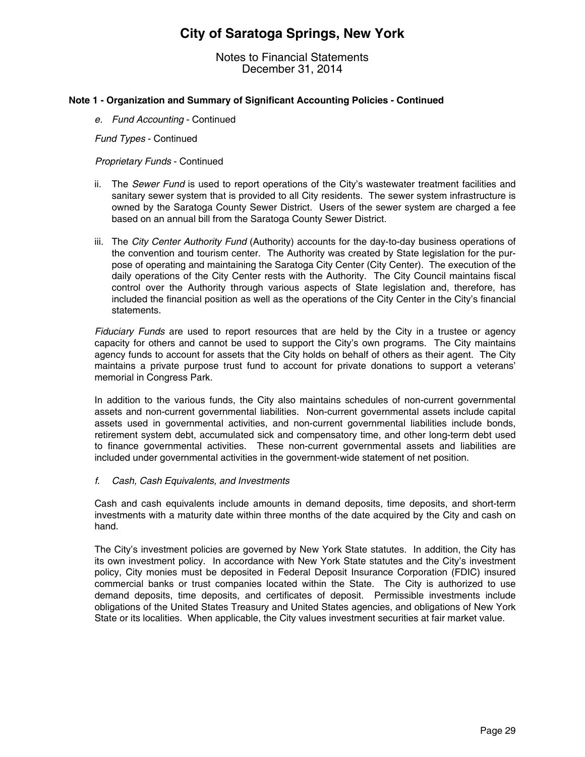**Note 1 - Organization and Summary of Significant Accounting Policies - Continued**

*e. Fund Accounting* - Continued

*Fund Types* - Continued

*Proprietary Funds* - Continued

ii. The *Sewer Fund* is used to report operations of the City's wastewater treatment facilities and sanitary sewer system that is provided to all City residents. The sewer system infrastructure is owned by the Saratoga County Sewer District. Users of the sewer system are charged a fee based on an annual bill from the Saratoga County Sewer District.

iii. The *City Center Authority Fund* (Authority) accounts for the day-to-day business operations of the convention and tourism center. The Authority was created by State legislation for the purpose of operating and maintaining the Saratoga City Center (City Center). The execution of the daily operations of the City Center rests with the Authority. The City Council maintains fiscal control over the Authority through various aspects of State legislation and, therefore, has included the financial position as well as the operations of the City Center in the City's financial statements.

*Fiduciary Funds* are used to report resources that are held by the City in a trustee or agency capacity for others and cannot be used to support the City's own programs. The City maintains agency funds to account for assets that the City holds on behalf of others as their agent. The City maintains a private purpose trust fund to account for private donations to support a veterans' memorial in Congress Park.

In addition to the various funds, the City also maintains schedules of non-current governmental assets and non-current governmental liabilities. Non-current governmental assets include capital assets used in governmental activities, and non-current governmental liabilities include bonds, retirement system debt, accumulated sick and compensatory time, and other long-term debt used to finance governmental activities. These non-current governmental assets and liabilities are included under governmental activities in the government-wide statement of net position.

*f. Cash, Cash Equivalents, and Investments*

Cash and cash equivalents include amounts in demand deposits, time deposits, and short-term investments with a maturity date within three months of the date acquired by the City and cash on hand.

The City's investment policies are governed by New York State statutes. In addition, the City has its own investment policy. In accordance with New York State statutes and the City's investment policy, City monies must be deposited in Federal Deposit Insurance Corporation (FDIC) insured commercial banks or trust companies located within the State. The City is authorized to use demand deposits, time deposits, and certificates of deposit. Permissible investments include obligations of the United States Treasury and United States agencies, and obligations of New York State or its localities. When applicable, the City values investment securities at fair market value.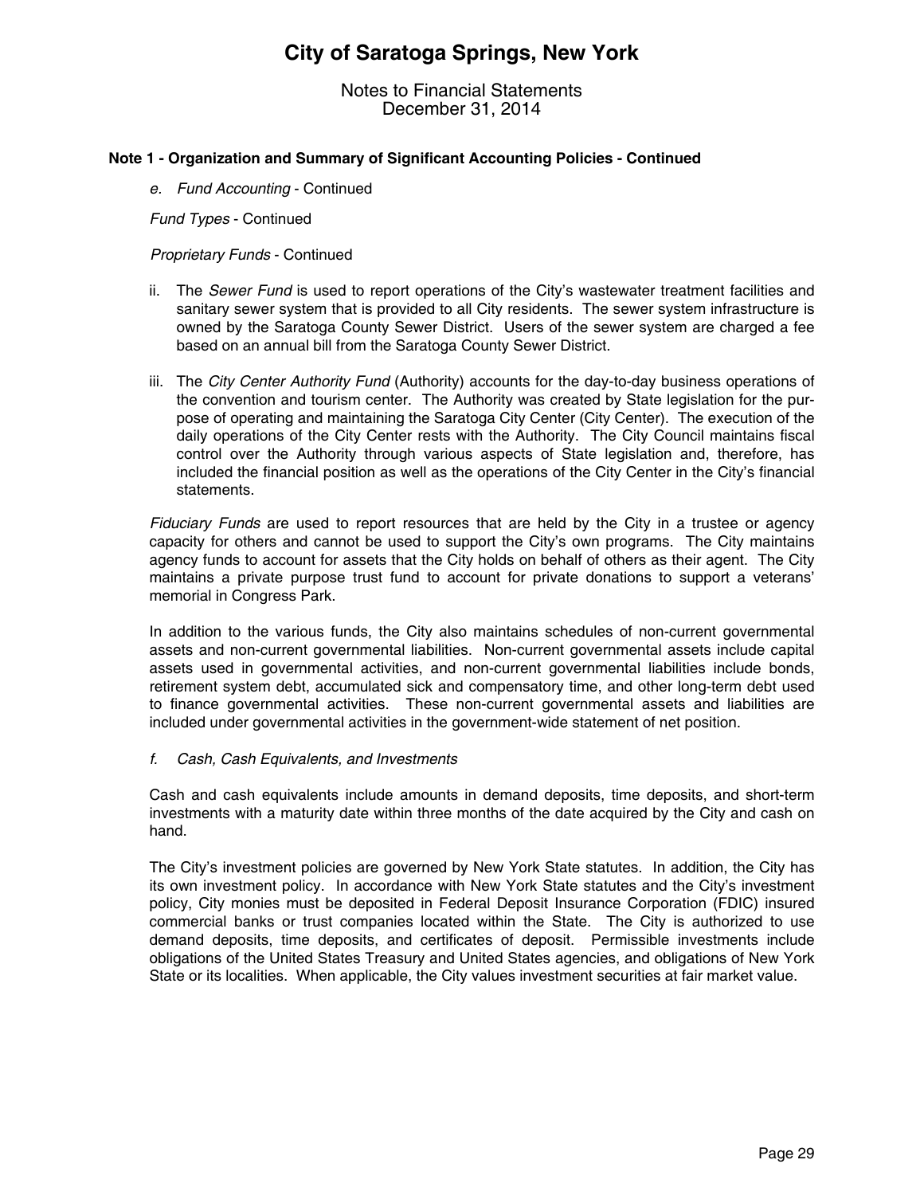# City of Saratoga Springs, New York

Notes to Financial Statements
December 31, 2014

**Note 1 - Organization and Summary of Significant Accounting Policies - Continued**

*e. Fund Accounting* - Continued

*Fund Types* - Continued

*Proprietary Funds* - Continued

ii. The *Sewer Fund* is used to report operations of the City's wastewater treatment facilities and sanitary sewer system that is provided to all City residents. The sewer system infrastructure is owned by the Saratoga County Sewer District. Users of the sewer system are charged a fee based on an annual bill from the Saratoga County Sewer District.

iii. The *City Center Authority Fund* (Authority) accounts for the day-to-day business operations of the convention and tourism center. The Authority was created by State legislation for the purpose of operating and maintaining the Saratoga City Center (City Center). The execution of the daily operations of the City Center rests with the Authority. The City Council maintains fiscal control over the Authority through various aspects of State legislation and, therefore, has included the financial position as well as the operations of the City Center in the City's financial statements.

*Fiduciary Funds* are used to report resources that are held by the City in a trustee or agency capacity for others and cannot be used to support the City's own programs. The City maintains agency funds to account for assets that the City holds on behalf of others as their agent. The City maintains a private purpose trust fund to account for private donations to support a veterans' memorial in Congress Park.

In addition to the various funds, the City also maintains schedules of non-current governmental assets and non-current governmental liabilities. Non-current governmental assets include capital assets used in governmental activities, and non-current governmental liabilities include bonds, retirement system debt, accumulated sick and compensatory time, and other long-term debt used to finance governmental activities. These non-current governmental assets and liabilities are included under governmental activities in the government-wide statement of net position.

*f. Cash, Cash Equivalents, and Investments*

Cash and cash equivalents include amounts in demand deposits, time deposits, and short-term investments with a maturity date within three months of the date acquired by the City and cash on hand.

The City's investment policies are governed by New York State statutes. In addition, the City has its own investment policy. In accordance with New York State statutes and the City's investment policy, City monies must be deposited in Federal Deposit Insurance Corporation (FDIC) insured commercial banks or trust companies located within the State. The City is authorized to use demand deposits, time deposits, and certificates of deposit. Permissible investments include obligations of the United States Treasury and United States agencies, and obligations of New York State or its localities. When applicable, the City values investment securities at fair market value.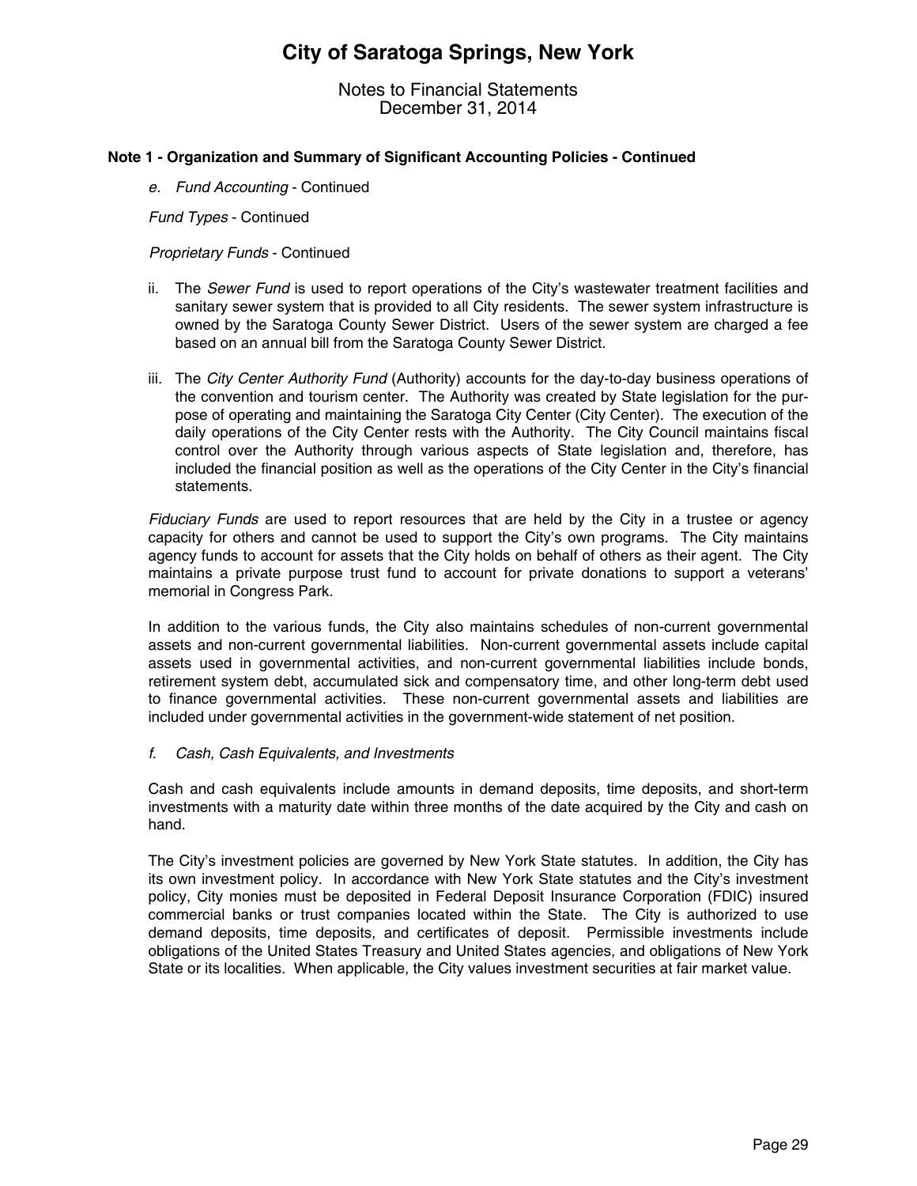### Note 1 - Organization and Summary of Significant Accounting Policies - Continued

*e. Fund Accounting* - Continued

*Fund Types* - Continued

*Proprietary Funds* - Continued

ii. The *Sewer Fund* is used to report operations of the City's wastewater treatment facilities and sanitary sewer system that is provided to all City residents. The sewer system infrastructure is owned by the Saratoga County Sewer District. Users of the sewer system are charged a fee based on an annual bill from the Saratoga County Sewer District.

iii. The *City Center Authority Fund* (Authority) accounts for the day-to-day business operations of the convention and tourism center. The Authority was created by State legislation for the purpose of operating and maintaining the Saratoga City Center (City Center). The execution of the daily operations of the City Center rests with the Authority. The City Council maintains fiscal control over the Authority through various aspects of State legislation and, therefore, has included the financial position as well as the operations of the City Center in the City's financial statements.

*Fiduciary Funds* are used to report resources that are held by the City in a trustee or agency capacity for others and cannot be used to support the City's own programs. The City maintains agency funds to account for assets that the City holds on behalf of others as their agent. The City maintains a private purpose trust fund to account for private donations to support a veterans' memorial in Congress Park.

In addition to the various funds, the City also maintains schedules of non-current governmental assets and non-current governmental liabilities. Non-current governmental assets include capital assets used in governmental activities, and non-current governmental liabilities include bonds, retirement system debt, accumulated sick and compensatory time, and other long-term debt used to finance governmental activities. These non-current governmental assets and liabilities are included under governmental activities in the government-wide statement of net position.

*f. Cash, Cash Equivalents, and Investments*

Cash and cash equivalents include amounts in demand deposits, time deposits, and short-term investments with a maturity date within three months of the date acquired by the City and cash on hand.

The City's investment policies are governed by New York State statutes. In addition, the City has its own investment policy. In accordance with New York State statutes and the City's investment policy, City monies must be deposited in Federal Deposit Insurance Corporation (FDIC) insured commercial banks or trust companies located within the State. The City is authorized to use demand deposits, time deposits, and certificates of deposit. Permissible investments include obligations of the United States Treasury and United States agencies, and obligations of New York State or its localities. When applicable, the City values investment securities at fair market value.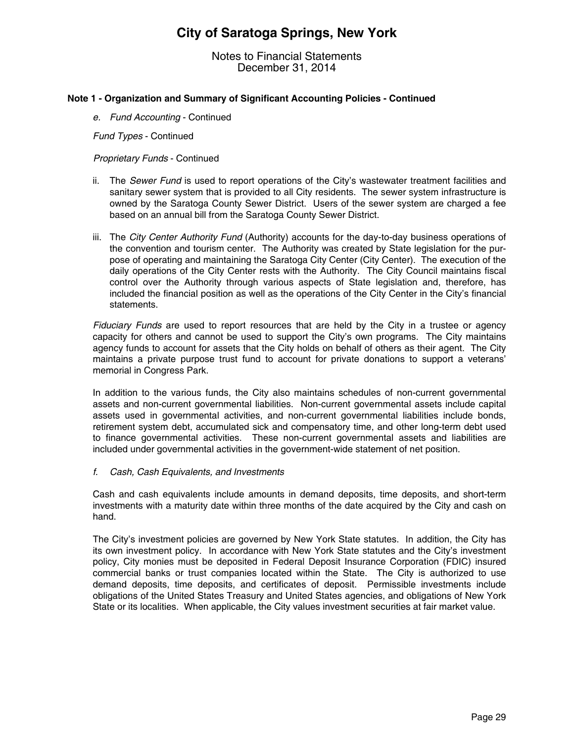# City of Saratoga Springs, New York

Notes to Financial Statements
December 31, 2014

**Note 1 - Organization and Summary of Significant Accounting Policies - Continued**

*e. Fund Accounting* - Continued

*Fund Types* - Continued

*Proprietary Funds* - Continued

ii. The *Sewer Fund* is used to report operations of the City's wastewater treatment facilities and sanitary sewer system that is provided to all City residents. The sewer system infrastructure is owned by the Saratoga County Sewer District. Users of the sewer system are charged a fee based on an annual bill from the Saratoga County Sewer District.

iii. The *City Center Authority Fund* (Authority) accounts for the day-to-day business operations of the convention and tourism center. The Authority was created by State legislation for the purpose of operating and maintaining the Saratoga City Center (City Center). The execution of the daily operations of the City Center rests with the Authority. The City Council maintains fiscal control over the Authority through various aspects of State legislation and, therefore, has included the financial position as well as the operations of the City Center in the City's financial statements.

*Fiduciary Funds* are used to report resources that are held by the City in a trustee or agency capacity for others and cannot be used to support the City's own programs. The City maintains agency funds to account for assets that the City holds on behalf of others as their agent. The City maintains a private purpose trust fund to account for private donations to support a veterans' memorial in Congress Park.

In addition to the various funds, the City also maintains schedules of non-current governmental assets and non-current governmental liabilities. Non-current governmental assets include capital assets used in governmental activities, and non-current governmental liabilities include bonds, retirement system debt, accumulated sick and compensatory time, and other long-term debt used to finance governmental activities. These non-current governmental assets and liabilities are included under governmental activities in the government-wide statement of net position.

*f. Cash, Cash Equivalents, and Investments*

Cash and cash equivalents include amounts in demand deposits, time deposits, and short-term investments with a maturity date within three months of the date acquired by the City and cash on hand.

The City's investment policies are governed by New York State statutes. In addition, the City has its own investment policy. In accordance with New York State statutes and the City's investment policy, City monies must be deposited in Federal Deposit Insurance Corporation (FDIC) insured commercial banks or trust companies located within the State. The City is authorized to use demand deposits, time deposits, and certificates of deposit. Permissible investments include obligations of the United States Treasury and United States agencies, and obligations of New York State or its localities. When applicable, the City values investment securities at fair market value.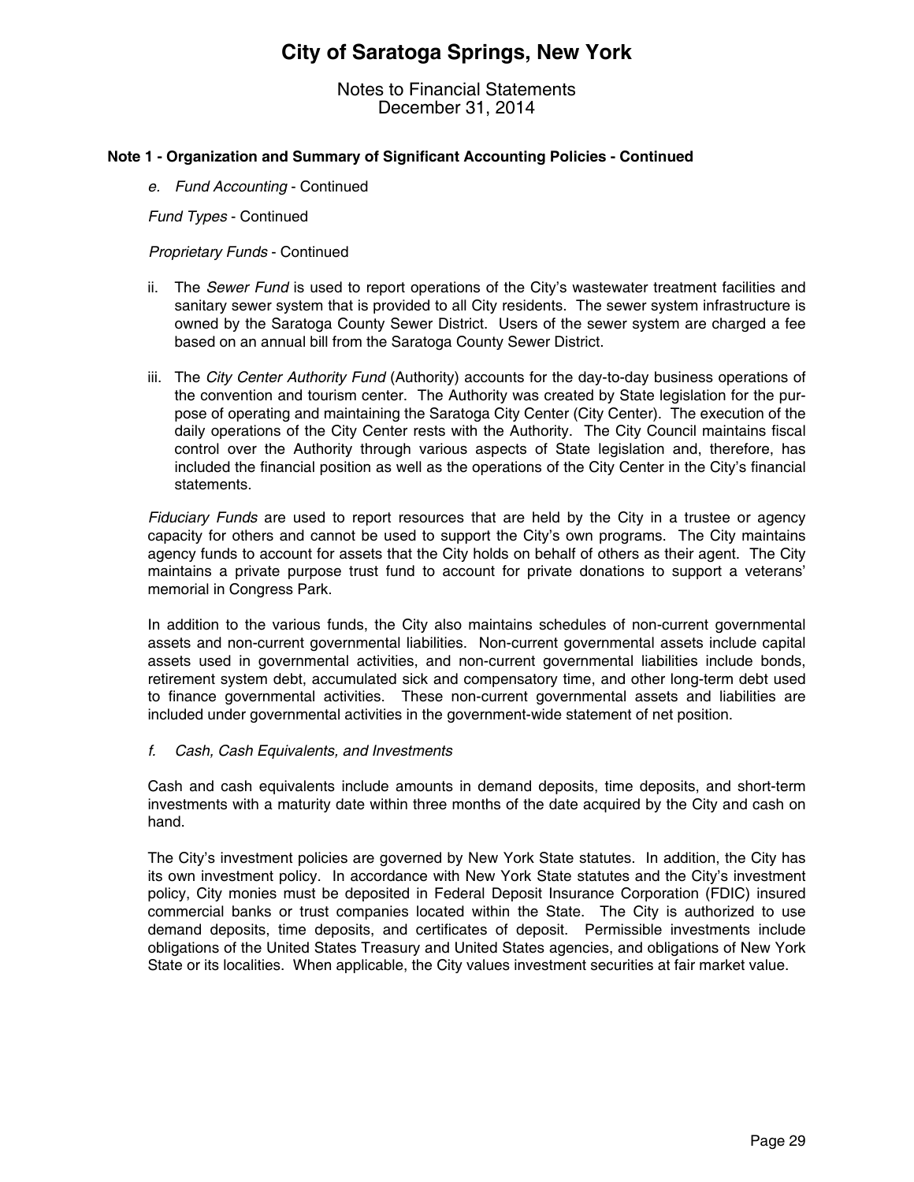### Note 1 - Organization and Summary of Significant Accounting Policies - Continued

*e. Fund Accounting* - Continued

*Fund Types* - Continued

*Proprietary Funds* - Continued

ii. The *Sewer Fund* is used to report operations of the City's wastewater treatment facilities and sanitary sewer system that is provided to all City residents. The sewer system infrastructure is owned by the Saratoga County Sewer District. Users of the sewer system are charged a fee based on an annual bill from the Saratoga County Sewer District.

iii. The *City Center Authority Fund* (Authority) accounts for the day-to-day business operations of the convention and tourism center. The Authority was created by State legislation for the purpose of operating and maintaining the Saratoga City Center (City Center). The execution of the daily operations of the City Center rests with the Authority. The City Council maintains fiscal control over the Authority through various aspects of State legislation and, therefore, has included the financial position as well as the operations of the City Center in the City's financial statements.

*Fiduciary Funds* are used to report resources that are held by the City in a trustee or agency capacity for others and cannot be used to support the City's own programs. The City maintains agency funds to account for assets that the City holds on behalf of others as their agent. The City maintains a private purpose trust fund to account for private donations to support a veterans' memorial in Congress Park.

In addition to the various funds, the City also maintains schedules of non-current governmental assets and non-current governmental liabilities. Non-current governmental assets include capital assets used in governmental activities, and non-current governmental liabilities include bonds, retirement system debt, accumulated sick and compensatory time, and other long-term debt used to finance governmental activities. These non-current governmental assets and liabilities are included under governmental activities in the government-wide statement of net position.

*f. Cash, Cash Equivalents, and Investments*

Cash and cash equivalents include amounts in demand deposits, time deposits, and short-term investments with a maturity date within three months of the date acquired by the City and cash on hand.

The City's investment policies are governed by New York State statutes. In addition, the City has its own investment policy. In accordance with New York State statutes and the City's investment policy, City monies must be deposited in Federal Deposit Insurance Corporation (FDIC) insured commercial banks or trust companies located within the State. The City is authorized to use demand deposits, time deposits, and certificates of deposit. Permissible investments include obligations of the United States Treasury and United States agencies, and obligations of New York State or its localities. When applicable, the City values investment securities at fair market value.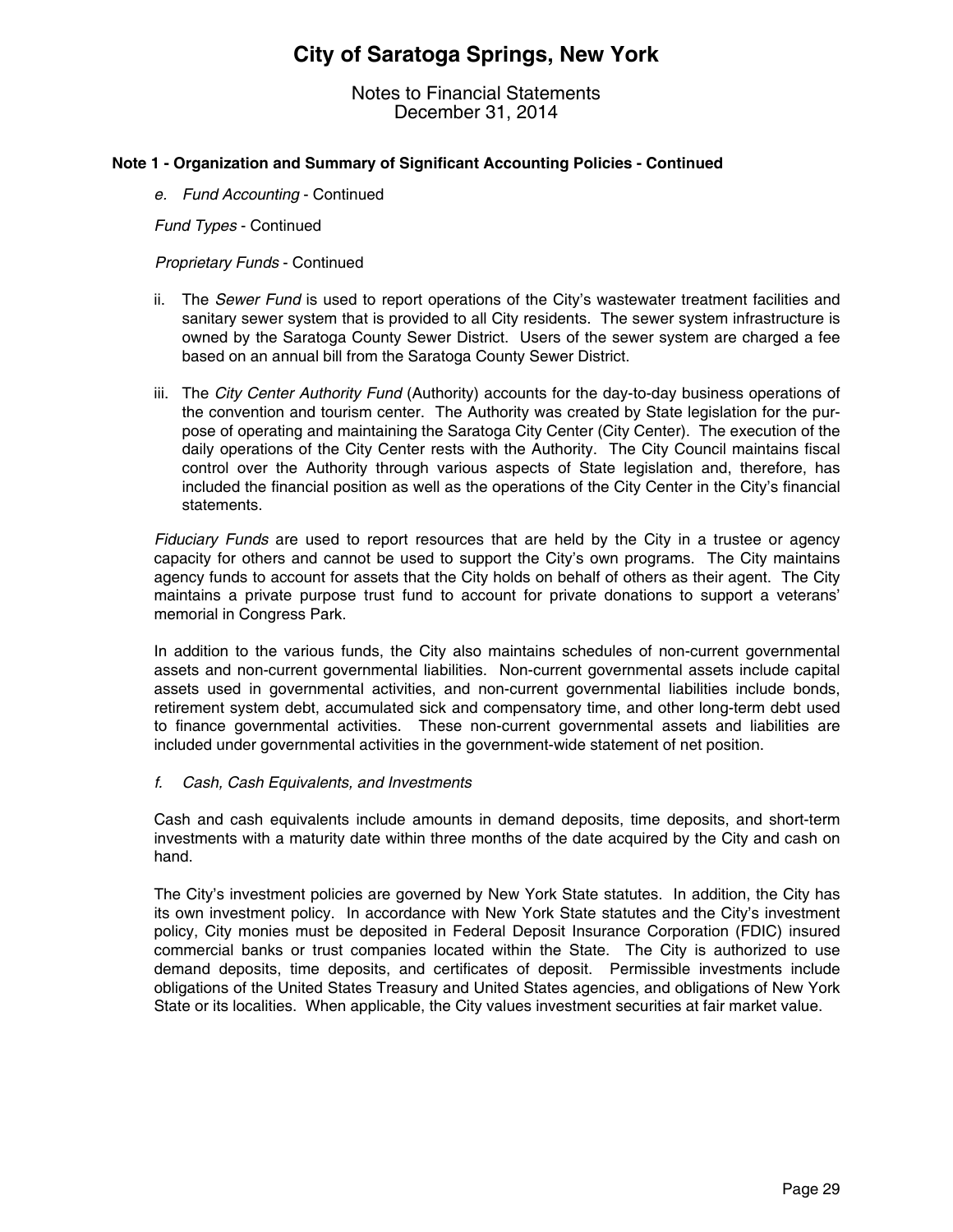# City of Saratoga Springs, New York

Notes to Financial Statements
December 31, 2014

**Note 1 - Organization and Summary of Significant Accounting Policies - Continued**

*e. Fund Accounting* - Continued

*Fund Types* - Continued

*Proprietary Funds* - Continued

ii. The *Sewer Fund* is used to report operations of the City's wastewater treatment facilities and sanitary sewer system that is provided to all City residents. The sewer system infrastructure is owned by the Saratoga County Sewer District. Users of the sewer system are charged a fee based on an annual bill from the Saratoga County Sewer District.

iii. The *City Center Authority Fund* (Authority) accounts for the day-to-day business operations of the convention and tourism center. The Authority was created by State legislation for the purpose of operating and maintaining the Saratoga City Center (City Center). The execution of the daily operations of the City Center rests with the Authority. The City Council maintains fiscal control over the Authority through various aspects of State legislation and, therefore, has included the financial position as well as the operations of the City Center in the City's financial statements.

*Fiduciary Funds* are used to report resources that are held by the City in a trustee or agency capacity for others and cannot be used to support the City's own programs. The City maintains agency funds to account for assets that the City holds on behalf of others as their agent. The City maintains a private purpose trust fund to account for private donations to support a veterans' memorial in Congress Park.

In addition to the various funds, the City also maintains schedules of non-current governmental assets and non-current governmental liabilities. Non-current governmental assets include capital assets used in governmental activities, and non-current governmental liabilities include bonds, retirement system debt, accumulated sick and compensatory time, and other long-term debt used to finance governmental activities. These non-current governmental assets and liabilities are included under governmental activities in the government-wide statement of net position.

*f. Cash, Cash Equivalents, and Investments*

Cash and cash equivalents include amounts in demand deposits, time deposits, and short-term investments with a maturity date within three months of the date acquired by the City and cash on hand.

The City's investment policies are governed by New York State statutes. In addition, the City has its own investment policy. In accordance with New York State statutes and the City's investment policy, City monies must be deposited in Federal Deposit Insurance Corporation (FDIC) insured commercial banks or trust companies located within the State. The City is authorized to use demand deposits, time deposits, and certificates of deposit. Permissible investments include obligations of the United States Treasury and United States agencies, and obligations of New York State or its localities. When applicable, the City values investment securities at fair market value.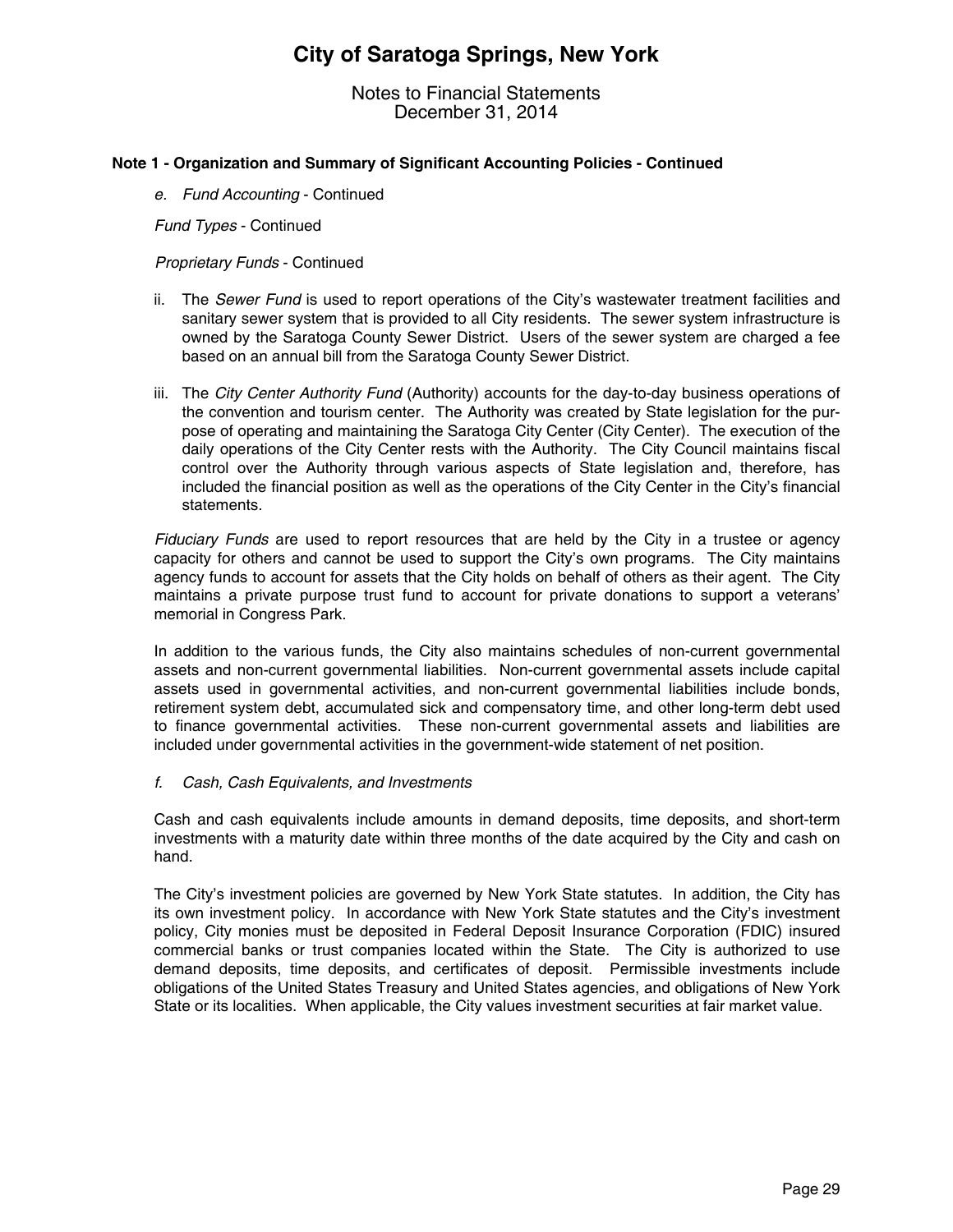### Note 1 - Organization and Summary of Significant Accounting Policies - Continued

*e. Fund Accounting* - Continued

*Fund Types* - Continued

*Proprietary Funds* - Continued

ii. The *Sewer Fund* is used to report operations of the City's wastewater treatment facilities and sanitary sewer system that is provided to all City residents. The sewer system infrastructure is owned by the Saratoga County Sewer District. Users of the sewer system are charged a fee based on an annual bill from the Saratoga County Sewer District.

iii. The *City Center Authority Fund* (Authority) accounts for the day-to-day business operations of the convention and tourism center. The Authority was created by State legislation for the purpose of operating and maintaining the Saratoga City Center (City Center). The execution of the daily operations of the City Center rests with the Authority. The City Council maintains fiscal control over the Authority through various aspects of State legislation and, therefore, has included the financial position as well as the operations of the City Center in the City's financial statements.

*Fiduciary Funds* are used to report resources that are held by the City in a trustee or agency capacity for others and cannot be used to support the City's own programs. The City maintains agency funds to account for assets that the City holds on behalf of others as their agent. The City maintains a private purpose trust fund to account for private donations to support a veterans' memorial in Congress Park.

In addition to the various funds, the City also maintains schedules of non-current governmental assets and non-current governmental liabilities. Non-current governmental assets include capital assets used in governmental activities, and non-current governmental liabilities include bonds, retirement system debt, accumulated sick and compensatory time, and other long-term debt used to finance governmental activities. These non-current governmental assets and liabilities are included under governmental activities in the government-wide statement of net position.

*f. Cash, Cash Equivalents, and Investments*

Cash and cash equivalents include amounts in demand deposits, time deposits, and short-term investments with a maturity date within three months of the date acquired by the City and cash on hand.

The City's investment policies are governed by New York State statutes. In addition, the City has its own investment policy. In accordance with New York State statutes and the City's investment policy, City monies must be deposited in Federal Deposit Insurance Corporation (FDIC) insured commercial banks or trust companies located within the State. The City is authorized to use demand deposits, time deposits, and certificates of deposit. Permissible investments include obligations of the United States Treasury and United States agencies, and obligations of New York State or its localities. When applicable, the City values investment securities at fair market value.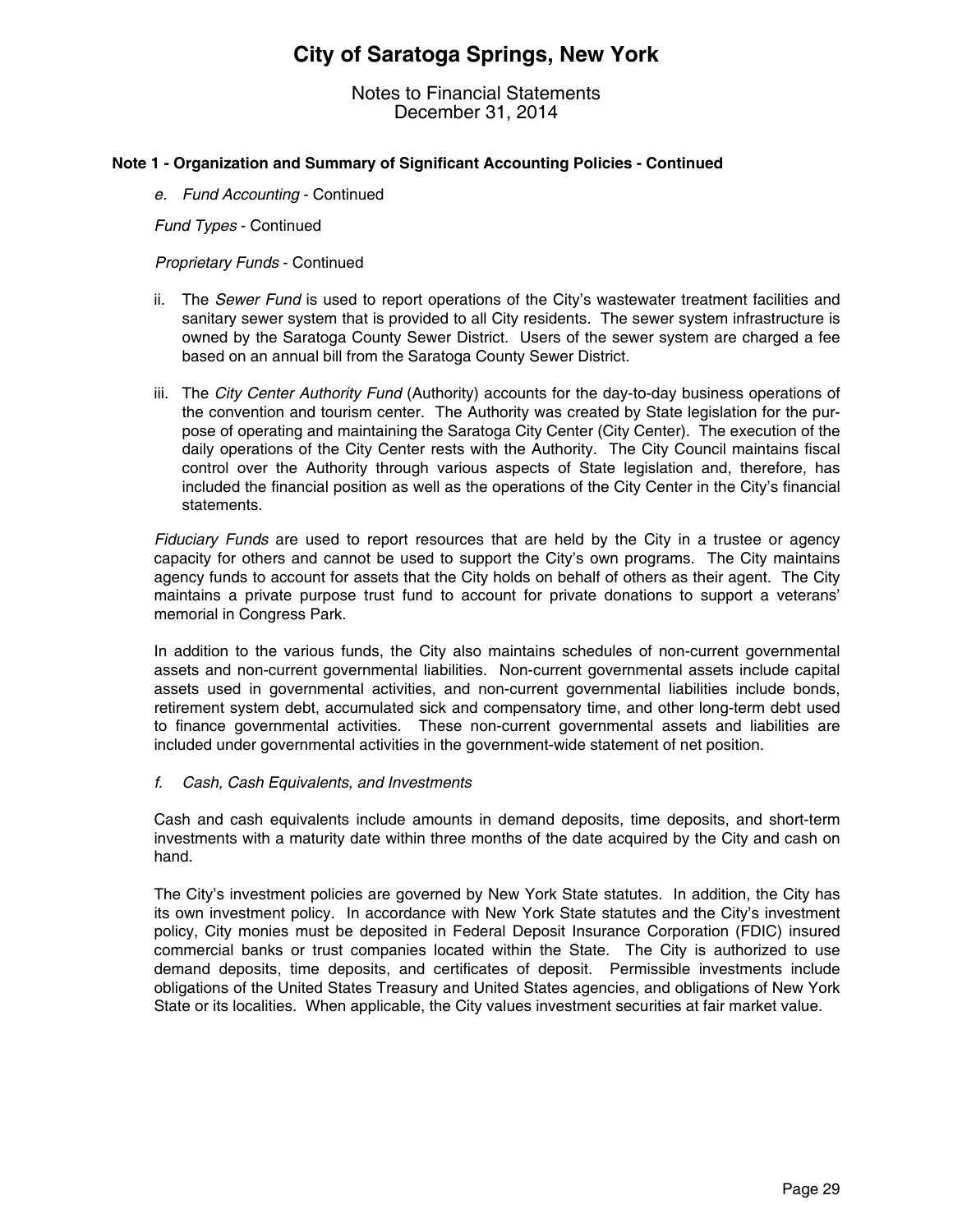# City of Saratoga Springs, New York

Notes to Financial Statements
December 31, 2014

**Note 1 - Organization and Summary of Significant Accounting Policies - Continued**

*e. Fund Accounting* - Continued

*Fund Types* - Continued

*Proprietary Funds* - Continued

ii. The *Sewer Fund* is used to report operations of the City's wastewater treatment facilities and sanitary sewer system that is provided to all City residents. The sewer system infrastructure is owned by the Saratoga County Sewer District. Users of the sewer system are charged a fee based on an annual bill from the Saratoga County Sewer District.

iii. The *City Center Authority Fund* (Authority) accounts for the day-to-day business operations of the convention and tourism center. The Authority was created by State legislation for the purpose of operating and maintaining the Saratoga City Center (City Center). The execution of the daily operations of the City Center rests with the Authority. The City Council maintains fiscal control over the Authority through various aspects of State legislation and, therefore, has included the financial position as well as the operations of the City Center in the City's financial statements.

*Fiduciary Funds* are used to report resources that are held by the City in a trustee or agency capacity for others and cannot be used to support the City's own programs. The City maintains agency funds to account for assets that the City holds on behalf of others as their agent. The City maintains a private purpose trust fund to account for private donations to support a veterans' memorial in Congress Park.

In addition to the various funds, the City also maintains schedules of non-current governmental assets and non-current governmental liabilities. Non-current governmental assets include capital assets used in governmental activities, and non-current governmental liabilities include bonds, retirement system debt, accumulated sick and compensatory time, and other long-term debt used to finance governmental activities. These non-current governmental assets and liabilities are included under governmental activities in the government-wide statement of net position.

*f. Cash, Cash Equivalents, and Investments*

Cash and cash equivalents include amounts in demand deposits, time deposits, and short-term investments with a maturity date within three months of the date acquired by the City and cash on hand.

The City's investment policies are governed by New York State statutes. In addition, the City has its own investment policy. In accordance with New York State statutes and the City's investment policy, City monies must be deposited in Federal Deposit Insurance Corporation (FDIC) insured commercial banks or trust companies located within the State. The City is authorized to use demand deposits, time deposits, and certificates of deposit. Permissible investments include obligations of the United States Treasury and United States agencies, and obligations of New York State or its localities. When applicable, the City values investment securities at fair market value.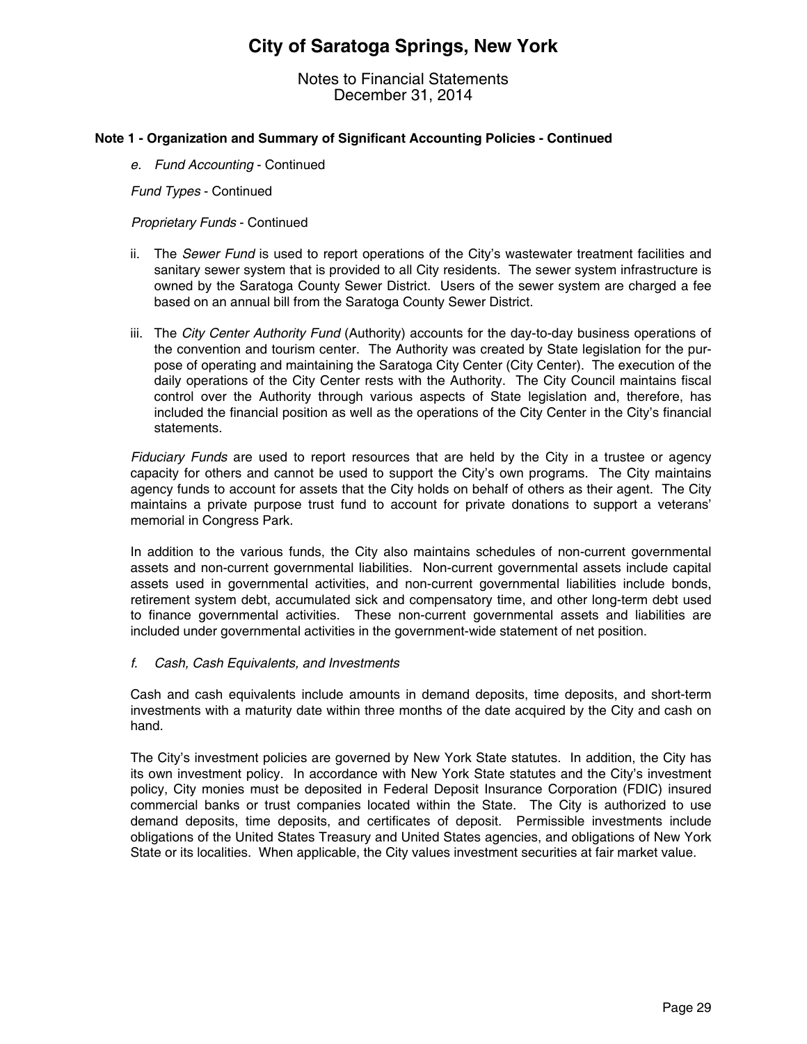### Note 1 - Organization and Summary of Significant Accounting Policies - Continued

*e. Fund Accounting* - Continued

*Fund Types* - Continued

*Proprietary Funds* - Continued

ii. The *Sewer Fund* is used to report operations of the City's wastewater treatment facilities and sanitary sewer system that is provided to all City residents. The sewer system infrastructure is owned by the Saratoga County Sewer District. Users of the sewer system are charged a fee based on an annual bill from the Saratoga County Sewer District.

iii. The *City Center Authority Fund* (Authority) accounts for the day-to-day business operations of the convention and tourism center. The Authority was created by State legislation for the purpose of operating and maintaining the Saratoga City Center (City Center). The execution of the daily operations of the City Center rests with the Authority. The City Council maintains fiscal control over the Authority through various aspects of State legislation and, therefore, has included the financial position as well as the operations of the City Center in the City's financial statements.

*Fiduciary Funds* are used to report resources that are held by the City in a trustee or agency capacity for others and cannot be used to support the City's own programs. The City maintains agency funds to account for assets that the City holds on behalf of others as their agent. The City maintains a private purpose trust fund to account for private donations to support a veterans' memorial in Congress Park.

In addition to the various funds, the City also maintains schedules of non-current governmental assets and non-current governmental liabilities. Non-current governmental assets include capital assets used in governmental activities, and non-current governmental liabilities include bonds, retirement system debt, accumulated sick and compensatory time, and other long-term debt used to finance governmental activities. These non-current governmental assets and liabilities are included under governmental activities in the government-wide statement of net position.

*f. Cash, Cash Equivalents, and Investments*

Cash and cash equivalents include amounts in demand deposits, time deposits, and short-term investments with a maturity date within three months of the date acquired by the City and cash on hand.

The City's investment policies are governed by New York State statutes. In addition, the City has its own investment policy. In accordance with New York State statutes and the City's investment policy, City monies must be deposited in Federal Deposit Insurance Corporation (FDIC) insured commercial banks or trust companies located within the State. The City is authorized to use demand deposits, time deposits, and certificates of deposit. Permissible investments include obligations of the United States Treasury and United States agencies, and obligations of New York State or its localities. When applicable, the City values investment securities at fair market value.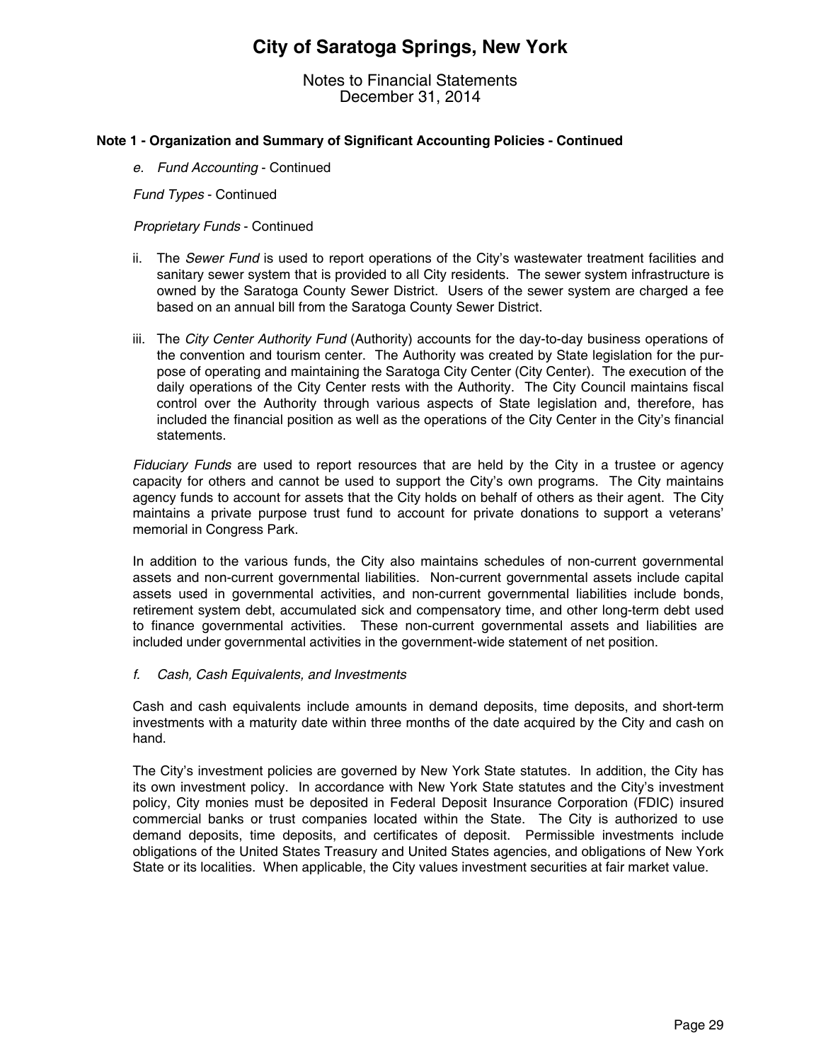# City of Saratoga Springs, New York

Notes to Financial Statements
December 31, 2014

**Note 1 - Organization and Summary of Significant Accounting Policies - Continued**

*e. Fund Accounting* - Continued

*Fund Types* - Continued

*Proprietary Funds* - Continued

ii. The *Sewer Fund* is used to report operations of the City's wastewater treatment facilities and sanitary sewer system that is provided to all City residents. The sewer system infrastructure is owned by the Saratoga County Sewer District. Users of the sewer system are charged a fee based on an annual bill from the Saratoga County Sewer District.

iii. The *City Center Authority Fund* (Authority) accounts for the day-to-day business operations of the convention and tourism center. The Authority was created by State legislation for the purpose of operating and maintaining the Saratoga City Center (City Center). The execution of the daily operations of the City Center rests with the Authority. The City Council maintains fiscal control over the Authority through various aspects of State legislation and, therefore, has included the financial position as well as the operations of the City Center in the City's financial statements.

*Fiduciary Funds* are used to report resources that are held by the City in a trustee or agency capacity for others and cannot be used to support the City's own programs. The City maintains agency funds to account for assets that the City holds on behalf of others as their agent. The City maintains a private purpose trust fund to account for private donations to support a veterans' memorial in Congress Park.

In addition to the various funds, the City also maintains schedules of non-current governmental assets and non-current governmental liabilities. Non-current governmental assets include capital assets used in governmental activities, and non-current governmental liabilities include bonds, retirement system debt, accumulated sick and compensatory time, and other long-term debt used to finance governmental activities. These non-current governmental assets and liabilities are included under governmental activities in the government-wide statement of net position.

*f. Cash, Cash Equivalents, and Investments*

Cash and cash equivalents include amounts in demand deposits, time deposits, and short-term investments with a maturity date within three months of the date acquired by the City and cash on hand.

The City's investment policies are governed by New York State statutes. In addition, the City has its own investment policy. In accordance with New York State statutes and the City's investment policy, City monies must be deposited in Federal Deposit Insurance Corporation (FDIC) insured commercial banks or trust companies located within the State. The City is authorized to use demand deposits, time deposits, and certificates of deposit. Permissible investments include obligations of the United States Treasury and United States agencies, and obligations of New York State or its localities. When applicable, the City values investment securities at fair market value.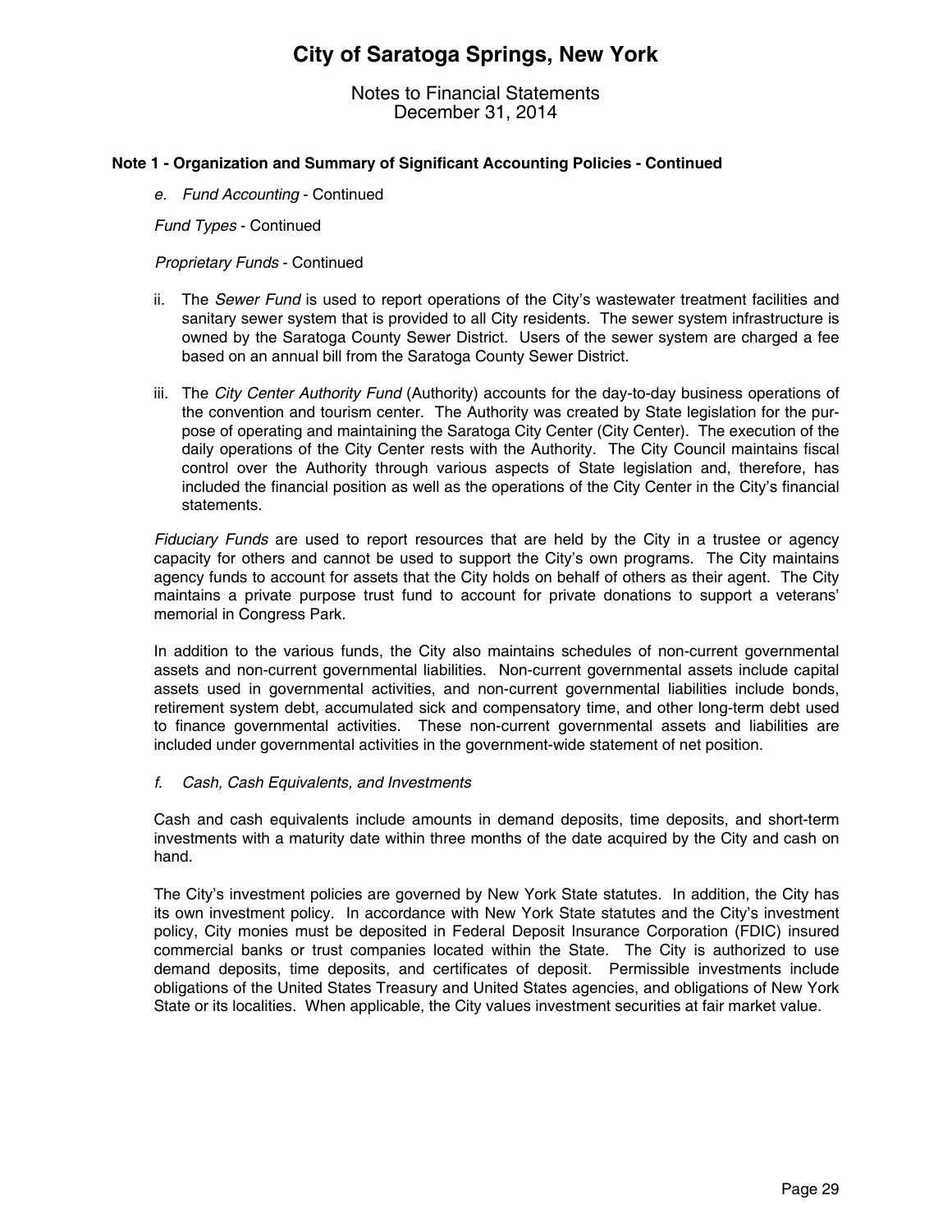# City of Saratoga Springs, New York

Notes to Financial Statements
December 31, 2014

**Note 1 - Organization and Summary of Significant Accounting Policies - Continued**

*e. Fund Accounting* - Continued

*Fund Types* - Continued

*Proprietary Funds* - Continued

ii. The *Sewer Fund* is used to report operations of the City's wastewater treatment facilities and sanitary sewer system that is provided to all City residents. The sewer system infrastructure is owned by the Saratoga County Sewer District. Users of the sewer system are charged a fee based on an annual bill from the Saratoga County Sewer District.

iii. The *City Center Authority Fund* (Authority) accounts for the day-to-day business operations of the convention and tourism center. The Authority was created by State legislation for the purpose of operating and maintaining the Saratoga City Center (City Center). The execution of the daily operations of the City Center rests with the Authority. The City Council maintains fiscal control over the Authority through various aspects of State legislation and, therefore, has included the financial position as well as the operations of the City Center in the City's financial statements.

*Fiduciary Funds* are used to report resources that are held by the City in a trustee or agency capacity for others and cannot be used to support the City's own programs. The City maintains agency funds to account for assets that the City holds on behalf of others as their agent. The City maintains a private purpose trust fund to account for private donations to support a veterans' memorial in Congress Park.

In addition to the various funds, the City also maintains schedules of non-current governmental assets and non-current governmental liabilities. Non-current governmental assets include capital assets used in governmental activities, and non-current governmental liabilities include bonds, retirement system debt, accumulated sick and compensatory time, and other long-term debt used to finance governmental activities. These non-current governmental assets and liabilities are included under governmental activities in the government-wide statement of net position.

*f. Cash, Cash Equivalents, and Investments*

Cash and cash equivalents include amounts in demand deposits, time deposits, and short-term investments with a maturity date within three months of the date acquired by the City and cash on hand.

The City's investment policies are governed by New York State statutes. In addition, the City has its own investment policy. In accordance with New York State statutes and the City's investment policy, City monies must be deposited in Federal Deposit Insurance Corporation (FDIC) insured commercial banks or trust companies located within the State. The City is authorized to use demand deposits, time deposits, and certificates of deposit. Permissible investments include obligations of the United States Treasury and United States agencies, and obligations of New York State or its localities. When applicable, the City values investment securities at fair market value.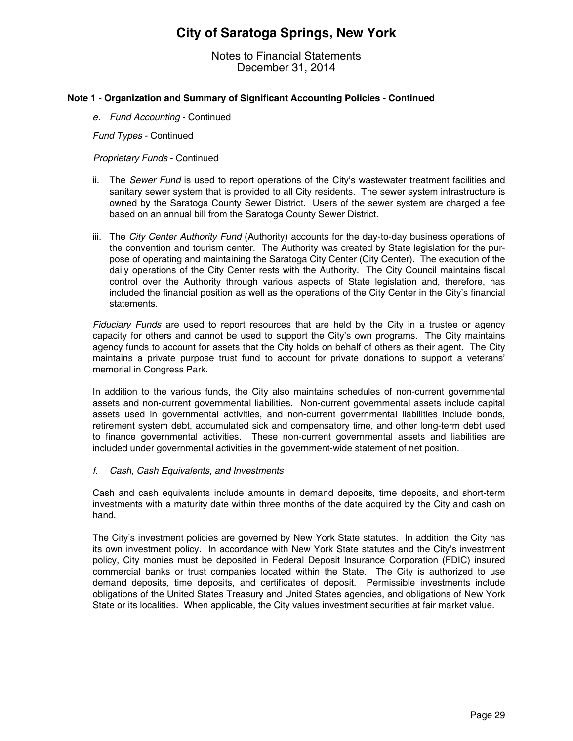# City of Saratoga Springs, New York

Notes to Financial Statements
December 31, 2014

**Note 1 - Organization and Summary of Significant Accounting Policies - Continued**

*e. Fund Accounting* - Continued

*Fund Types* - Continued

*Proprietary Funds* - Continued

ii. The *Sewer Fund* is used to report operations of the City's wastewater treatment facilities and sanitary sewer system that is provided to all City residents. The sewer system infrastructure is owned by the Saratoga County Sewer District. Users of the sewer system are charged a fee based on an annual bill from the Saratoga County Sewer District.

iii. The *City Center Authority Fund* (Authority) accounts for the day-to-day business operations of the convention and tourism center. The Authority was created by State legislation for the purpose of operating and maintaining the Saratoga City Center (City Center). The execution of the daily operations of the City Center rests with the Authority. The City Council maintains fiscal control over the Authority through various aspects of State legislation and, therefore, has included the financial position as well as the operations of the City Center in the City's financial statements.

*Fiduciary Funds* are used to report resources that are held by the City in a trustee or agency capacity for others and cannot be used to support the City's own programs. The City maintains agency funds to account for assets that the City holds on behalf of others as their agent. The City maintains a private purpose trust fund to account for private donations to support a veterans' memorial in Congress Park.

In addition to the various funds, the City also maintains schedules of non-current governmental assets and non-current governmental liabilities. Non-current governmental assets include capital assets used in governmental activities, and non-current governmental liabilities include bonds, retirement system debt, accumulated sick and compensatory time, and other long-term debt used to finance governmental activities. These non-current governmental assets and liabilities are included under governmental activities in the government-wide statement of net position.

*f. Cash, Cash Equivalents, and Investments*

Cash and cash equivalents include amounts in demand deposits, time deposits, and short-term investments with a maturity date within three months of the date acquired by the City and cash on hand.

The City's investment policies are governed by New York State statutes. In addition, the City has its own investment policy. In accordance with New York State statutes and the City's investment policy, City monies must be deposited in Federal Deposit Insurance Corporation (FDIC) insured commercial banks or trust companies located within the State. The City is authorized to use demand deposits, time deposits, and certificates of deposit. Permissible investments include obligations of the United States Treasury and United States agencies, and obligations of New York State or its localities. When applicable, the City values investment securities at fair market value.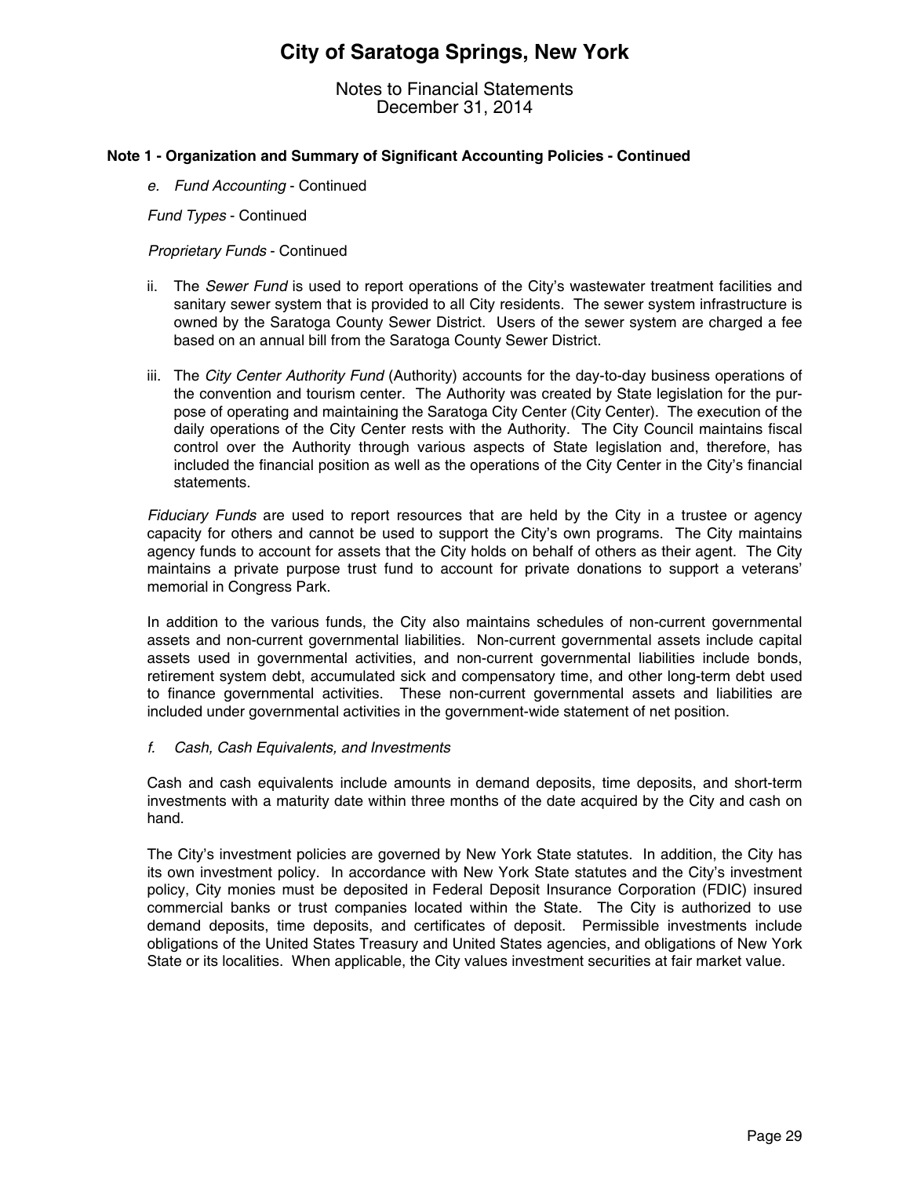# City of Saratoga Springs, New York

Notes to Financial Statements
December 31, 2014

**Note 1 - Organization and Summary of Significant Accounting Policies - Continued**

*e. Fund Accounting* - Continued

*Fund Types* - Continued

*Proprietary Funds* - Continued

ii. The *Sewer Fund* is used to report operations of the City's wastewater treatment facilities and sanitary sewer system that is provided to all City residents. The sewer system infrastructure is owned by the Saratoga County Sewer District. Users of the sewer system are charged a fee based on an annual bill from the Saratoga County Sewer District.

iii. The *City Center Authority Fund* (Authority) accounts for the day-to-day business operations of the convention and tourism center. The Authority was created by State legislation for the purpose of operating and maintaining the Saratoga City Center (City Center). The execution of the daily operations of the City Center rests with the Authority. The City Council maintains fiscal control over the Authority through various aspects of State legislation and, therefore, has included the financial position as well as the operations of the City Center in the City's financial statements.

*Fiduciary Funds* are used to report resources that are held by the City in a trustee or agency capacity for others and cannot be used to support the City's own programs. The City maintains agency funds to account for assets that the City holds on behalf of others as their agent. The City maintains a private purpose trust fund to account for private donations to support a veterans' memorial in Congress Park.

In addition to the various funds, the City also maintains schedules of non-current governmental assets and non-current governmental liabilities. Non-current governmental assets include capital assets used in governmental activities, and non-current governmental liabilities include bonds, retirement system debt, accumulated sick and compensatory time, and other long-term debt used to finance governmental activities. These non-current governmental assets and liabilities are included under governmental activities in the government-wide statement of net position.

*f. Cash, Cash Equivalents, and Investments*

Cash and cash equivalents include amounts in demand deposits, time deposits, and short-term investments with a maturity date within three months of the date acquired by the City and cash on hand.

The City's investment policies are governed by New York State statutes. In addition, the City has its own investment policy. In accordance with New York State statutes and the City's investment policy, City monies must be deposited in Federal Deposit Insurance Corporation (FDIC) insured commercial banks or trust companies located within the State. The City is authorized to use demand deposits, time deposits, and certificates of deposit. Permissible investments include obligations of the United States Treasury and United States agencies, and obligations of New York State or its localities. When applicable, the City values investment securities at fair market value.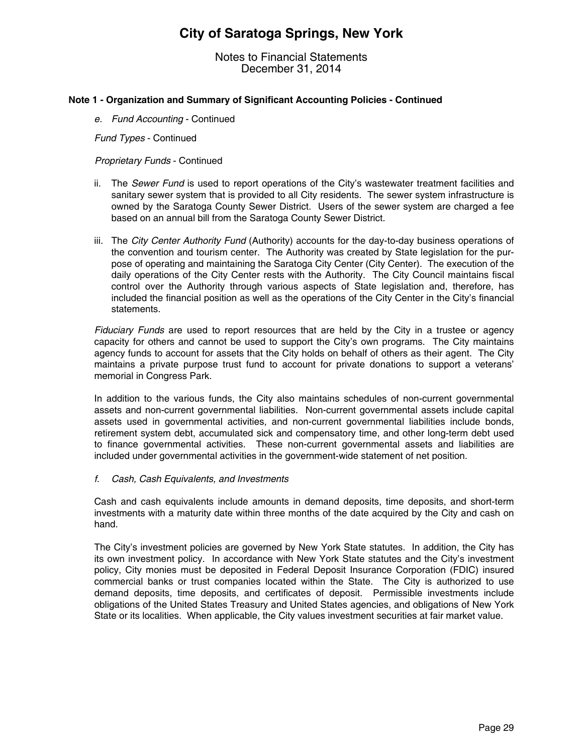## Note 1 - Organization and Summary of Significant Accounting Policies - Continued

*e. Fund Accounting* - Continued

*Fund Types* - Continued

*Proprietary Funds* - Continued

ii. The *Sewer Fund* is used to report operations of the City's wastewater treatment facilities and sanitary sewer system that is provided to all City residents. The sewer system infrastructure is owned by the Saratoga County Sewer District. Users of the sewer system are charged a fee based on an annual bill from the Saratoga County Sewer District.

iii. The *City Center Authority Fund* (Authority) accounts for the day-to-day business operations of the convention and tourism center. The Authority was created by State legislation for the purpose of operating and maintaining the Saratoga City Center (City Center). The execution of the daily operations of the City Center rests with the Authority. The City Council maintains fiscal control over the Authority through various aspects of State legislation and, therefore, has included the financial position as well as the operations of the City Center in the City's financial statements.

*Fiduciary Funds* are used to report resources that are held by the City in a trustee or agency capacity for others and cannot be used to support the City's own programs. The City maintains agency funds to account for assets that the City holds on behalf of others as their agent. The City maintains a private purpose trust fund to account for private donations to support a veterans' memorial in Congress Park.

In addition to the various funds, the City also maintains schedules of non-current governmental assets and non-current governmental liabilities. Non-current governmental assets include capital assets used in governmental activities, and non-current governmental liabilities include bonds, retirement system debt, accumulated sick and compensatory time, and other long-term debt used to finance governmental activities. These non-current governmental assets and liabilities are included under governmental activities in the government-wide statement of net position.

*f. Cash, Cash Equivalents, and Investments*

Cash and cash equivalents include amounts in demand deposits, time deposits, and short-term investments with a maturity date within three months of the date acquired by the City and cash on hand.

The City's investment policies are governed by New York State statutes. In addition, the City has its own investment policy. In accordance with New York State statutes and the City's investment policy, City monies must be deposited in Federal Deposit Insurance Corporation (FDIC) insured commercial banks or trust companies located within the State. The City is authorized to use demand deposits, time deposits, and certificates of deposit. Permissible investments include obligations of the United States Treasury and United States agencies, and obligations of New York State or its localities. When applicable, the City values investment securities at fair market value.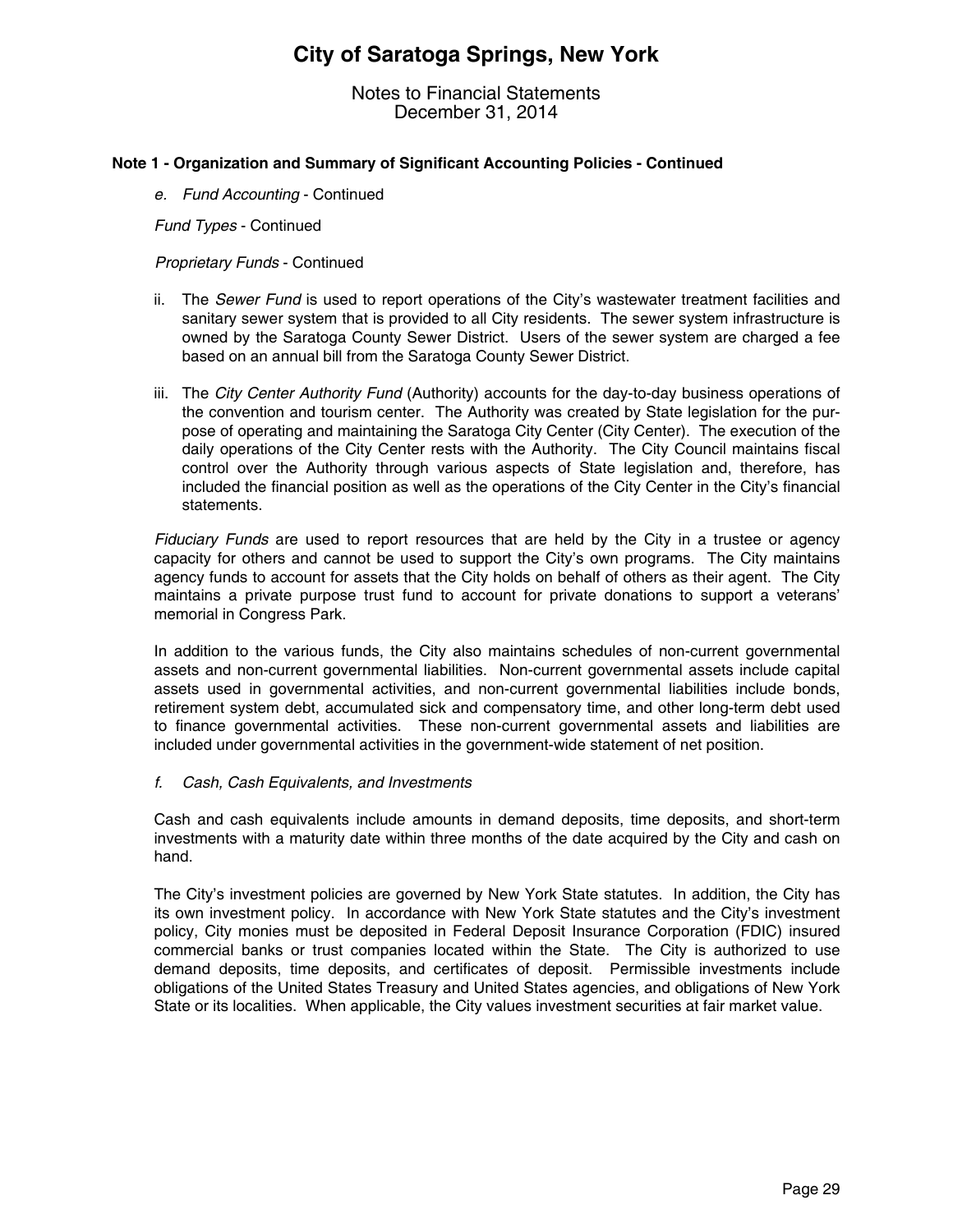**Note 1 - Organization and Summary of Significant Accounting Policies - Continued**

*e. Fund Accounting* - Continued

*Fund Types* - Continued

*Proprietary Funds* - Continued

ii. The *Sewer Fund* is used to report operations of the City's wastewater treatment facilities and sanitary sewer system that is provided to all City residents. The sewer system infrastructure is owned by the Saratoga County Sewer District. Users of the sewer system are charged a fee based on an annual bill from the Saratoga County Sewer District.

iii. The *City Center Authority Fund* (Authority) accounts for the day-to-day business operations of the convention and tourism center. The Authority was created by State legislation for the purpose of operating and maintaining the Saratoga City Center (City Center). The execution of the daily operations of the City Center rests with the Authority. The City Council maintains fiscal control over the Authority through various aspects of State legislation and, therefore, has included the financial position as well as the operations of the City Center in the City's financial statements.

*Fiduciary Funds* are used to report resources that are held by the City in a trustee or agency capacity for others and cannot be used to support the City's own programs. The City maintains agency funds to account for assets that the City holds on behalf of others as their agent. The City maintains a private purpose trust fund to account for private donations to support a veterans' memorial in Congress Park.

In addition to the various funds, the City also maintains schedules of non-current governmental assets and non-current governmental liabilities. Non-current governmental assets include capital assets used in governmental activities, and non-current governmental liabilities include bonds, retirement system debt, accumulated sick and compensatory time, and other long-term debt used to finance governmental activities. These non-current governmental assets and liabilities are included under governmental activities in the government-wide statement of net position.

*f. Cash, Cash Equivalents, and Investments*

Cash and cash equivalents include amounts in demand deposits, time deposits, and short-term investments with a maturity date within three months of the date acquired by the City and cash on hand.

The City's investment policies are governed by New York State statutes. In addition, the City has its own investment policy. In accordance with New York State statutes and the City's investment policy, City monies must be deposited in Federal Deposit Insurance Corporation (FDIC) insured commercial banks or trust companies located within the State. The City is authorized to use demand deposits, time deposits, and certificates of deposit. Permissible investments include obligations of the United States Treasury and United States agencies, and obligations of New York State or its localities. When applicable, the City values investment securities at fair market value.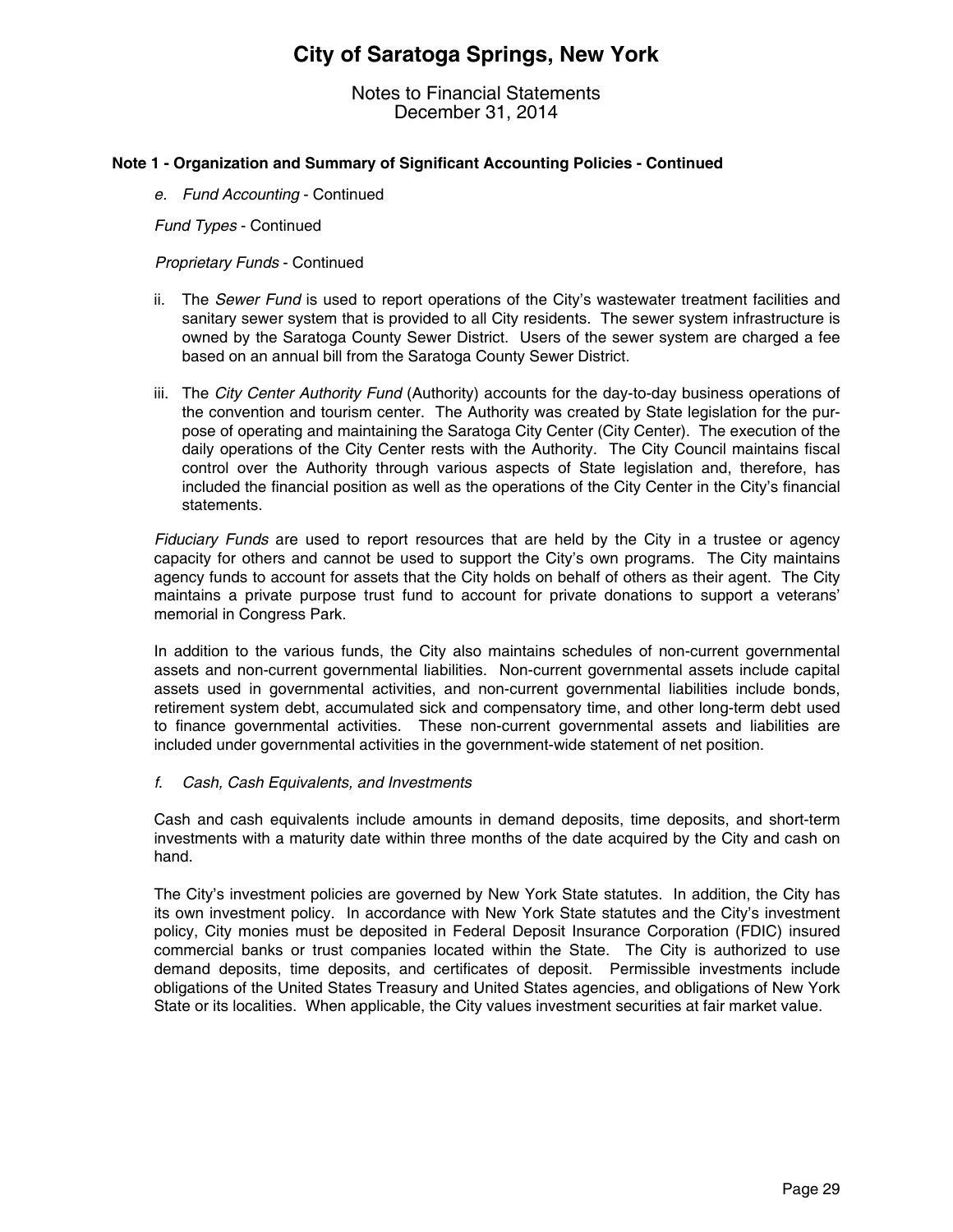# City of Saratoga Springs, New York

Notes to Financial Statements
December 31, 2014

**Note 1 - Organization and Summary of Significant Accounting Policies - Continued**

*e. Fund Accounting* - Continued

*Fund Types* - Continued

*Proprietary Funds* - Continued

ii. The *Sewer Fund* is used to report operations of the City's wastewater treatment facilities and sanitary sewer system that is provided to all City residents. The sewer system infrastructure is owned by the Saratoga County Sewer District. Users of the sewer system are charged a fee based on an annual bill from the Saratoga County Sewer District.

iii. The *City Center Authority Fund* (Authority) accounts for the day-to-day business operations of the convention and tourism center. The Authority was created by State legislation for the purpose of operating and maintaining the Saratoga City Center (City Center). The execution of the daily operations of the City Center rests with the Authority. The City Council maintains fiscal control over the Authority through various aspects of State legislation and, therefore, has included the financial position as well as the operations of the City Center in the City's financial statements.

*Fiduciary Funds* are used to report resources that are held by the City in a trustee or agency capacity for others and cannot be used to support the City's own programs. The City maintains agency funds to account for assets that the City holds on behalf of others as their agent. The City maintains a private purpose trust fund to account for private donations to support a veterans' memorial in Congress Park.

In addition to the various funds, the City also maintains schedules of non-current governmental assets and non-current governmental liabilities. Non-current governmental assets include capital assets used in governmental activities, and non-current governmental liabilities include bonds, retirement system debt, accumulated sick and compensatory time, and other long-term debt used to finance governmental activities. These non-current governmental assets and liabilities are included under governmental activities in the government-wide statement of net position.

*f. Cash, Cash Equivalents, and Investments*

Cash and cash equivalents include amounts in demand deposits, time deposits, and short-term investments with a maturity date within three months of the date acquired by the City and cash on hand.

The City's investment policies are governed by New York State statutes. In addition, the City has its own investment policy. In accordance with New York State statutes and the City's investment policy, City monies must be deposited in Federal Deposit Insurance Corporation (FDIC) insured commercial banks or trust companies located within the State. The City is authorized to use demand deposits, time deposits, and certificates of deposit. Permissible investments include obligations of the United States Treasury and United States agencies, and obligations of New York State or its localities. When applicable, the City values investment securities at fair market value.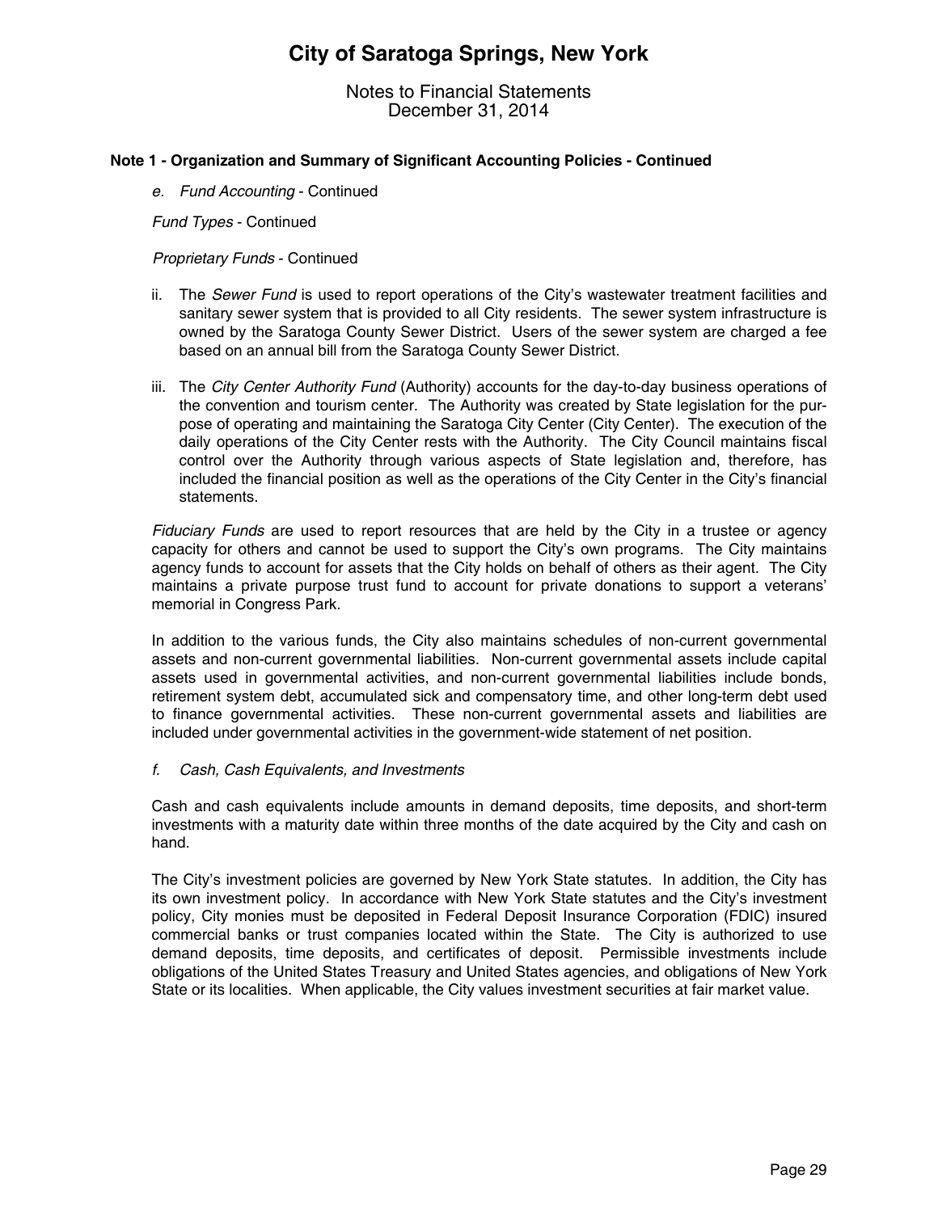**Note 1 - Organization and Summary of Significant Accounting Policies - Continued**

*e. Fund Accounting* - Continued

*Fund Types* - Continued

*Proprietary Funds* - Continued

ii. The *Sewer Fund* is used to report operations of the City's wastewater treatment facilities and sanitary sewer system that is provided to all City residents. The sewer system infrastructure is owned by the Saratoga County Sewer District. Users of the sewer system are charged a fee based on an annual bill from the Saratoga County Sewer District.

iii. The *City Center Authority Fund* (Authority) accounts for the day-to-day business operations of the convention and tourism center. The Authority was created by State legislation for the purpose of operating and maintaining the Saratoga City Center (City Center). The execution of the daily operations of the City Center rests with the Authority. The City Council maintains fiscal control over the Authority through various aspects of State legislation and, therefore, has included the financial position as well as the operations of the City Center in the City's financial statements.

*Fiduciary Funds* are used to report resources that are held by the City in a trustee or agency capacity for others and cannot be used to support the City's own programs. The City maintains agency funds to account for assets that the City holds on behalf of others as their agent. The City maintains a private purpose trust fund to account for private donations to support a veterans' memorial in Congress Park.

In addition to the various funds, the City also maintains schedules of non-current governmental assets and non-current governmental liabilities. Non-current governmental assets include capital assets used in governmental activities, and non-current governmental liabilities include bonds, retirement system debt, accumulated sick and compensatory time, and other long-term debt used to finance governmental activities. These non-current governmental assets and liabilities are included under governmental activities in the government-wide statement of net position.

*f. Cash, Cash Equivalents, and Investments*

Cash and cash equivalents include amounts in demand deposits, time deposits, and short-term investments with a maturity date within three months of the date acquired by the City and cash on hand.

The City's investment policies are governed by New York State statutes. In addition, the City has its own investment policy. In accordance with New York State statutes and the City's investment policy, City monies must be deposited in Federal Deposit Insurance Corporation (FDIC) insured commercial banks or trust companies located within the State. The City is authorized to use demand deposits, time deposits, and certificates of deposit. Permissible investments include obligations of the United States Treasury and United States agencies, and obligations of New York State or its localities. When applicable, the City values investment securities at fair market value.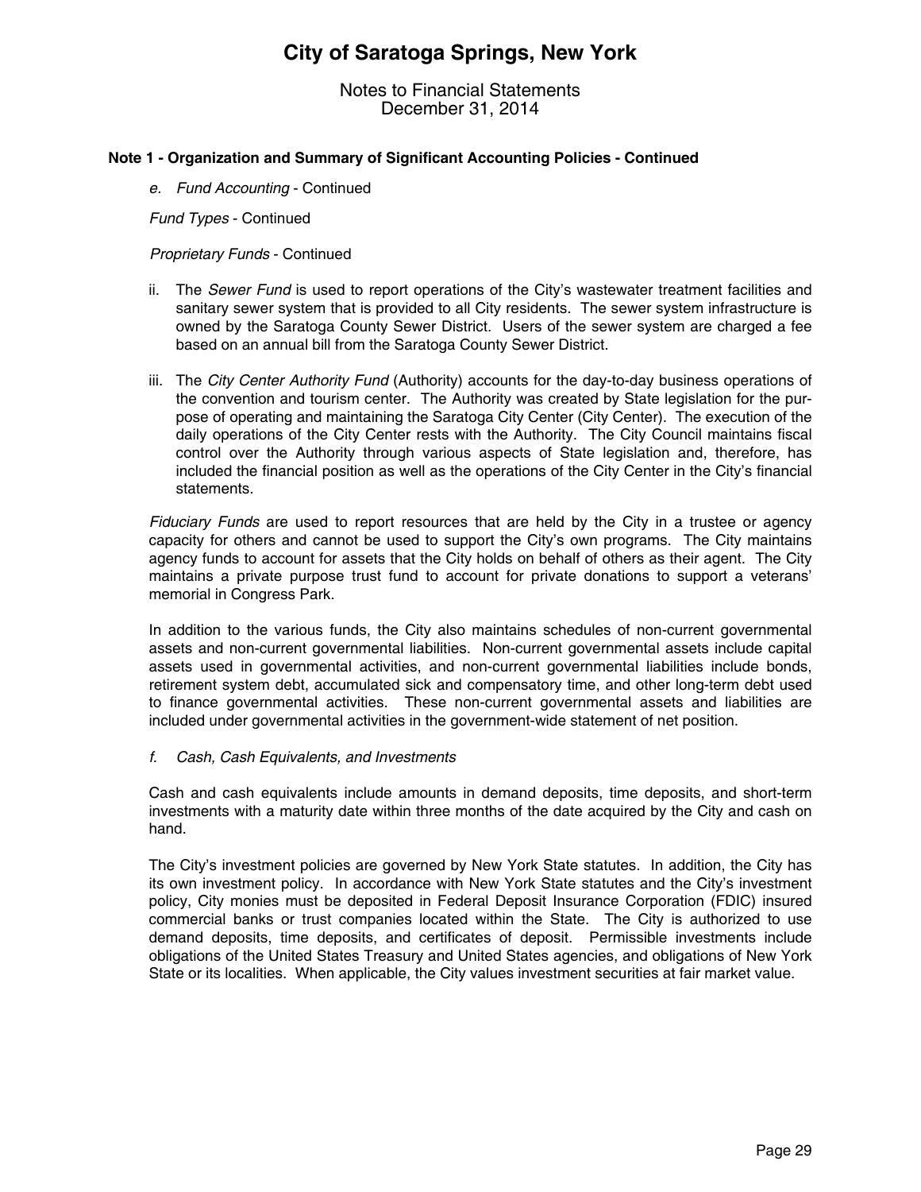## Note 1 - Organization and Summary of Significant Accounting Policies - Continued

*e. Fund Accounting* - Continued

*Fund Types* - Continued

*Proprietary Funds* - Continued

ii. The *Sewer Fund* is used to report operations of the City's wastewater treatment facilities and sanitary sewer system that is provided to all City residents. The sewer system infrastructure is owned by the Saratoga County Sewer District. Users of the sewer system are charged a fee based on an annual bill from the Saratoga County Sewer District.

iii. The *City Center Authority Fund* (Authority) accounts for the day-to-day business operations of the convention and tourism center. The Authority was created by State legislation for the purpose of operating and maintaining the Saratoga City Center (City Center). The execution of the daily operations of the City Center rests with the Authority. The City Council maintains fiscal control over the Authority through various aspects of State legislation and, therefore, has included the financial position as well as the operations of the City Center in the City's financial statements.

*Fiduciary Funds* are used to report resources that are held by the City in a trustee or agency capacity for others and cannot be used to support the City's own programs. The City maintains agency funds to account for assets that the City holds on behalf of others as their agent. The City maintains a private purpose trust fund to account for private donations to support a veterans' memorial in Congress Park.

In addition to the various funds, the City also maintains schedules of non-current governmental assets and non-current governmental liabilities. Non-current governmental assets include capital assets used in governmental activities, and non-current governmental liabilities include bonds, retirement system debt, accumulated sick and compensatory time, and other long-term debt used to finance governmental activities. These non-current governmental assets and liabilities are included under governmental activities in the government-wide statement of net position.

*f. Cash, Cash Equivalents, and Investments*

Cash and cash equivalents include amounts in demand deposits, time deposits, and short-term investments with a maturity date within three months of the date acquired by the City and cash on hand.

The City's investment policies are governed by New York State statutes. In addition, the City has its own investment policy. In accordance with New York State statutes and the City's investment policy, City monies must be deposited in Federal Deposit Insurance Corporation (FDIC) insured commercial banks or trust companies located within the State. The City is authorized to use demand deposits, time deposits, and certificates of deposit. Permissible investments include obligations of the United States Treasury and United States agencies, and obligations of New York State or its localities. When applicable, the City values investment securities at fair market value.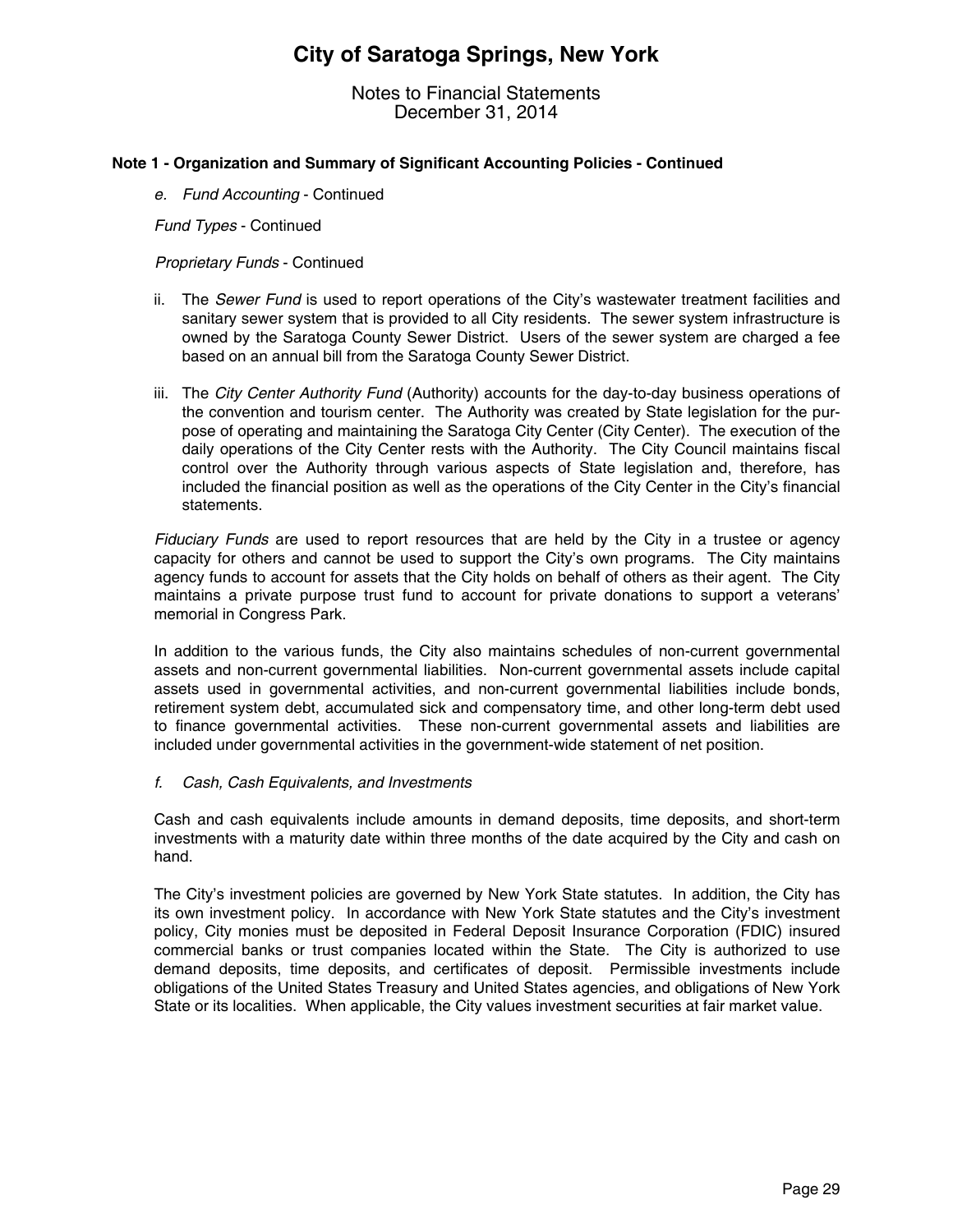### Note 1 - Organization and Summary of Significant Accounting Policies - Continued

*e. Fund Accounting* - Continued

*Fund Types* - Continued

*Proprietary Funds* - Continued

ii. The *Sewer Fund* is used to report operations of the City's wastewater treatment facilities and sanitary sewer system that is provided to all City residents. The sewer system infrastructure is owned by the Saratoga County Sewer District. Users of the sewer system are charged a fee based on an annual bill from the Saratoga County Sewer District.

iii. The *City Center Authority Fund* (Authority) accounts for the day-to-day business operations of the convention and tourism center. The Authority was created by State legislation for the purpose of operating and maintaining the Saratoga City Center (City Center). The execution of the daily operations of the City Center rests with the Authority. The City Council maintains fiscal control over the Authority through various aspects of State legislation and, therefore, has included the financial position as well as the operations of the City Center in the City's financial statements.

*Fiduciary Funds* are used to report resources that are held by the City in a trustee or agency capacity for others and cannot be used to support the City's own programs. The City maintains agency funds to account for assets that the City holds on behalf of others as their agent. The City maintains a private purpose trust fund to account for private donations to support a veterans' memorial in Congress Park.

In addition to the various funds, the City also maintains schedules of non-current governmental assets and non-current governmental liabilities. Non-current governmental assets include capital assets used in governmental activities, and non-current governmental liabilities include bonds, retirement system debt, accumulated sick and compensatory time, and other long-term debt used to finance governmental activities. These non-current governmental assets and liabilities are included under governmental activities in the government-wide statement of net position.

*f. Cash, Cash Equivalents, and Investments*

Cash and cash equivalents include amounts in demand deposits, time deposits, and short-term investments with a maturity date within three months of the date acquired by the City and cash on hand.

The City's investment policies are governed by New York State statutes. In addition, the City has its own investment policy. In accordance with New York State statutes and the City's investment policy, City monies must be deposited in Federal Deposit Insurance Corporation (FDIC) insured commercial banks or trust companies located within the State. The City is authorized to use demand deposits, time deposits, and certificates of deposit. Permissible investments include obligations of the United States Treasury and United States agencies, and obligations of New York State or its localities. When applicable, the City values investment securities at fair market value.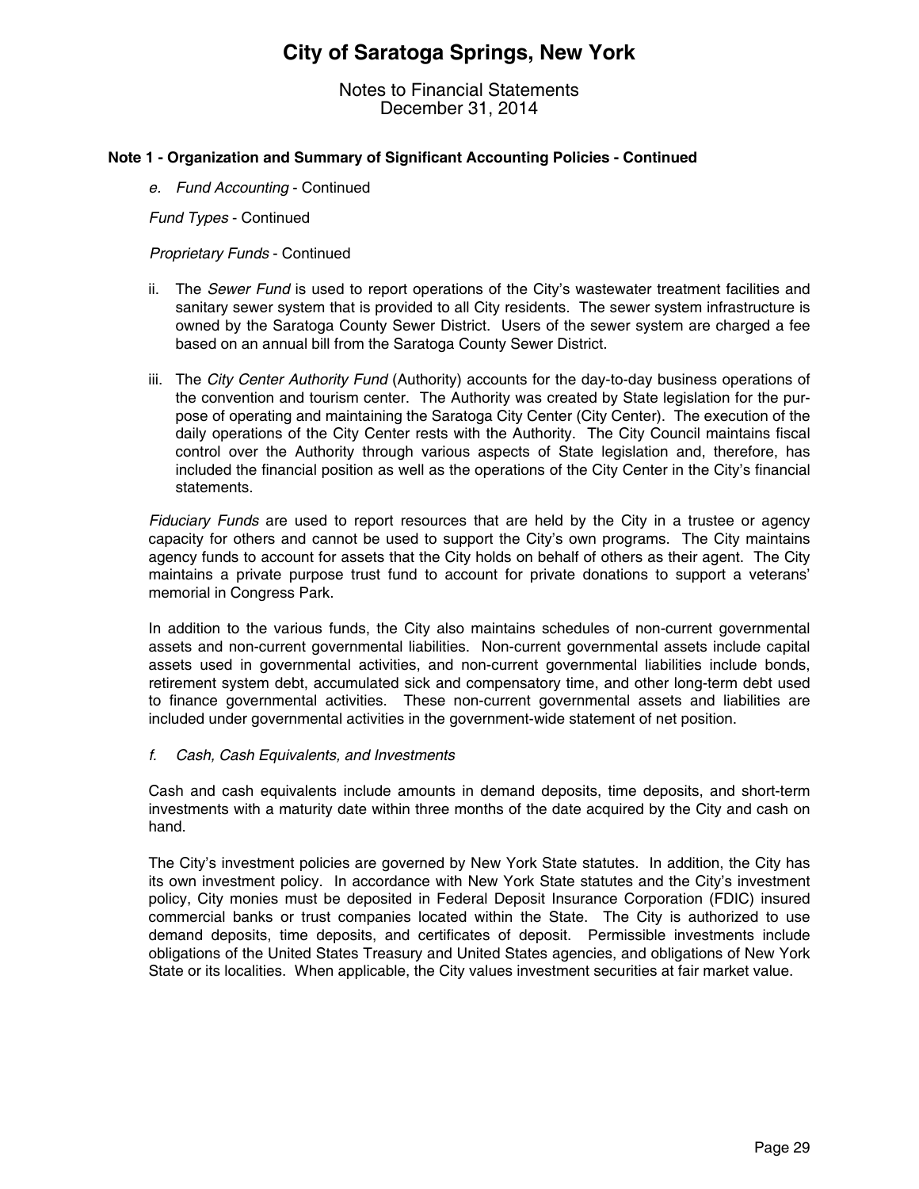### Note 1 - Organization and Summary of Significant Accounting Policies - Continued

*e. Fund Accounting* - Continued

*Fund Types* - Continued

*Proprietary Funds* - Continued

ii. The *Sewer Fund* is used to report operations of the City's wastewater treatment facilities and sanitary sewer system that is provided to all City residents. The sewer system infrastructure is owned by the Saratoga County Sewer District. Users of the sewer system are charged a fee based on an annual bill from the Saratoga County Sewer District.

iii. The *City Center Authority Fund* (Authority) accounts for the day-to-day business operations of the convention and tourism center. The Authority was created by State legislation for the purpose of operating and maintaining the Saratoga City Center (City Center). The execution of the daily operations of the City Center rests with the Authority. The City Council maintains fiscal control over the Authority through various aspects of State legislation and, therefore, has included the financial position as well as the operations of the City Center in the City's financial statements.

*Fiduciary Funds* are used to report resources that are held by the City in a trustee or agency capacity for others and cannot be used to support the City's own programs. The City maintains agency funds to account for assets that the City holds on behalf of others as their agent. The City maintains a private purpose trust fund to account for private donations to support a veterans' memorial in Congress Park.

In addition to the various funds, the City also maintains schedules of non-current governmental assets and non-current governmental liabilities. Non-current governmental assets include capital assets used in governmental activities, and non-current governmental liabilities include bonds, retirement system debt, accumulated sick and compensatory time, and other long-term debt used to finance governmental activities. These non-current governmental assets and liabilities are included under governmental activities in the government-wide statement of net position.

*f. Cash, Cash Equivalents, and Investments*

Cash and cash equivalents include amounts in demand deposits, time deposits, and short-term investments with a maturity date within three months of the date acquired by the City and cash on hand.

The City's investment policies are governed by New York State statutes. In addition, the City has its own investment policy. In accordance with New York State statutes and the City's investment policy, City monies must be deposited in Federal Deposit Insurance Corporation (FDIC) insured commercial banks or trust companies located within the State. The City is authorized to use demand deposits, time deposits, and certificates of deposit. Permissible investments include obligations of the United States Treasury and United States agencies, and obligations of New York State or its localities. When applicable, the City values investment securities at fair market value.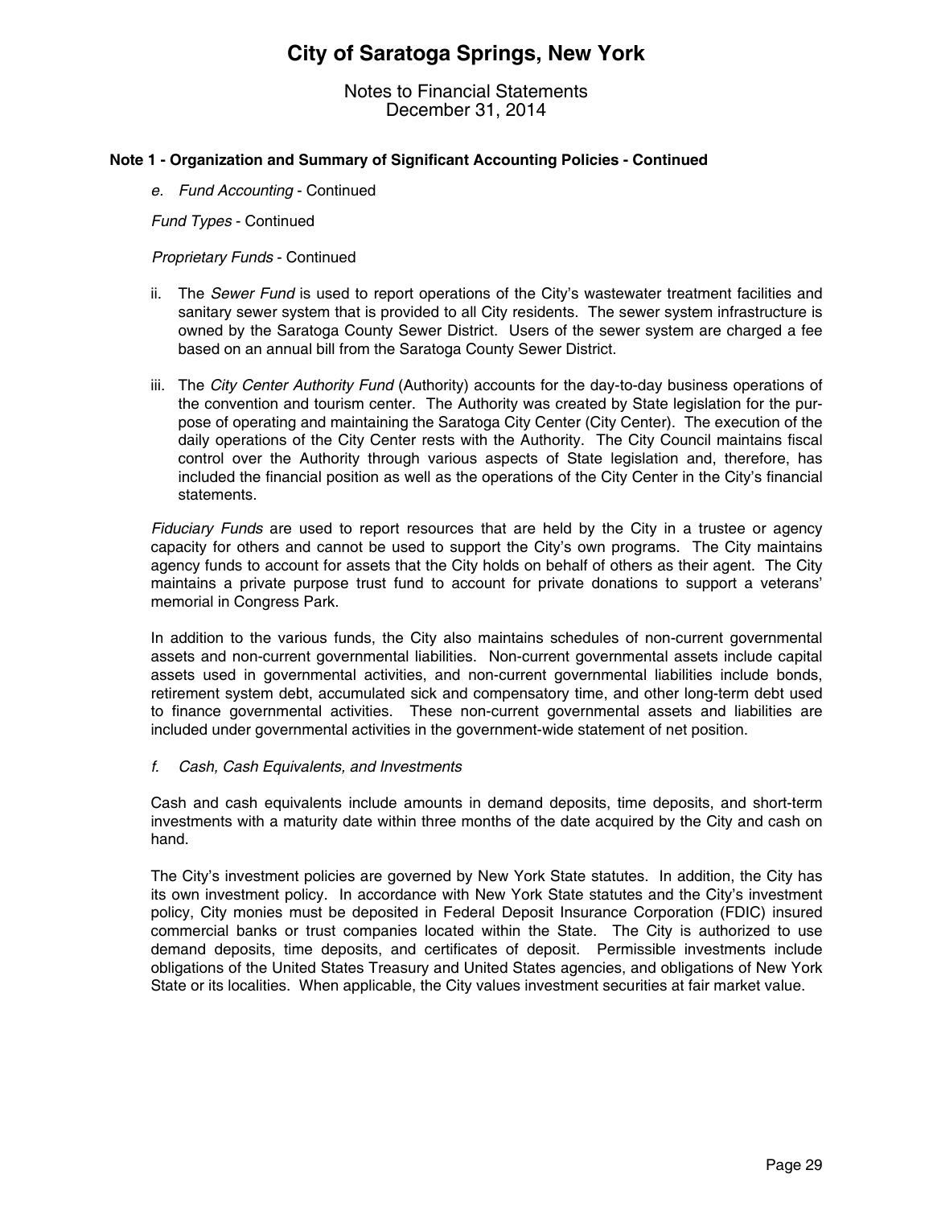# City of Saratoga Springs, New York

Notes to Financial Statements
December 31, 2014

**Note 1 - Organization and Summary of Significant Accounting Policies - Continued**

*e. Fund Accounting* - Continued

*Fund Types* - Continued

*Proprietary Funds* - Continued

ii. The *Sewer Fund* is used to report operations of the City's wastewater treatment facilities and sanitary sewer system that is provided to all City residents. The sewer system infrastructure is owned by the Saratoga County Sewer District. Users of the sewer system are charged a fee based on an annual bill from the Saratoga County Sewer District.

iii. The *City Center Authority Fund* (Authority) accounts for the day-to-day business operations of the convention and tourism center. The Authority was created by State legislation for the purpose of operating and maintaining the Saratoga City Center (City Center). The execution of the daily operations of the City Center rests with the Authority. The City Council maintains fiscal control over the Authority through various aspects of State legislation and, therefore, has included the financial position as well as the operations of the City Center in the City's financial statements.

*Fiduciary Funds* are used to report resources that are held by the City in a trustee or agency capacity for others and cannot be used to support the City's own programs. The City maintains agency funds to account for assets that the City holds on behalf of others as their agent. The City maintains a private purpose trust fund to account for private donations to support a veterans' memorial in Congress Park.

In addition to the various funds, the City also maintains schedules of non-current governmental assets and non-current governmental liabilities. Non-current governmental assets include capital assets used in governmental activities, and non-current governmental liabilities include bonds, retirement system debt, accumulated sick and compensatory time, and other long-term debt used to finance governmental activities. These non-current governmental assets and liabilities are included under governmental activities in the government-wide statement of net position.

*f. Cash, Cash Equivalents, and Investments*

Cash and cash equivalents include amounts in demand deposits, time deposits, and short-term investments with a maturity date within three months of the date acquired by the City and cash on hand.

The City's investment policies are governed by New York State statutes. In addition, the City has its own investment policy. In accordance with New York State statutes and the City's investment policy, City monies must be deposited in Federal Deposit Insurance Corporation (FDIC) insured commercial banks or trust companies located within the State. The City is authorized to use demand deposits, time deposits, and certificates of deposit. Permissible investments include obligations of the United States Treasury and United States agencies, and obligations of New York State or its localities. When applicable, the City values investment securities at fair market value.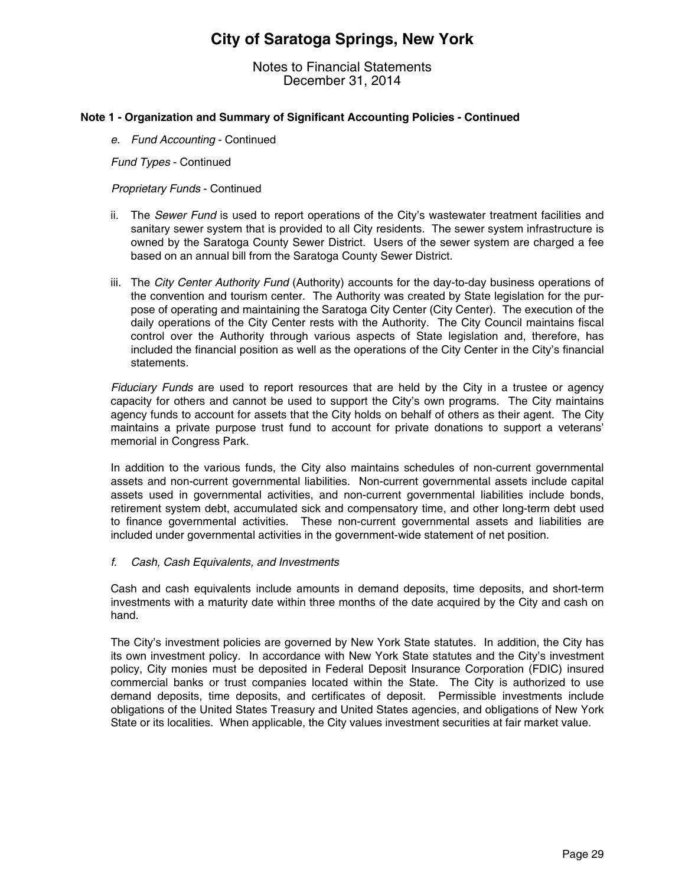### Note 1 - Organization and Summary of Significant Accounting Policies - Continued

*e. Fund Accounting* - Continued

*Fund Types* - Continued

*Proprietary Funds* - Continued

ii. The *Sewer Fund* is used to report operations of the City's wastewater treatment facilities and sanitary sewer system that is provided to all City residents. The sewer system infrastructure is owned by the Saratoga County Sewer District. Users of the sewer system are charged a fee based on an annual bill from the Saratoga County Sewer District.

iii. The *City Center Authority Fund* (Authority) accounts for the day-to-day business operations of the convention and tourism center. The Authority was created by State legislation for the purpose of operating and maintaining the Saratoga City Center (City Center). The execution of the daily operations of the City Center rests with the Authority. The City Council maintains fiscal control over the Authority through various aspects of State legislation and, therefore, has included the financial position as well as the operations of the City Center in the City's financial statements.

*Fiduciary Funds* are used to report resources that are held by the City in a trustee or agency capacity for others and cannot be used to support the City's own programs. The City maintains agency funds to account for assets that the City holds on behalf of others as their agent. The City maintains a private purpose trust fund to account for private donations to support a veterans' memorial in Congress Park.

In addition to the various funds, the City also maintains schedules of non-current governmental assets and non-current governmental liabilities. Non-current governmental assets include capital assets used in governmental activities, and non-current governmental liabilities include bonds, retirement system debt, accumulated sick and compensatory time, and other long-term debt used to finance governmental activities. These non-current governmental assets and liabilities are included under governmental activities in the government-wide statement of net position.

*f. Cash, Cash Equivalents, and Investments*

Cash and cash equivalents include amounts in demand deposits, time deposits, and short-term investments with a maturity date within three months of the date acquired by the City and cash on hand.

The City's investment policies are governed by New York State statutes. In addition, the City has its own investment policy. In accordance with New York State statutes and the City's investment policy, City monies must be deposited in Federal Deposit Insurance Corporation (FDIC) insured commercial banks or trust companies located within the State. The City is authorized to use demand deposits, time deposits, and certificates of deposit. Permissible investments include obligations of the United States Treasury and United States agencies, and obligations of New York State or its localities. When applicable, the City values investment securities at fair market value.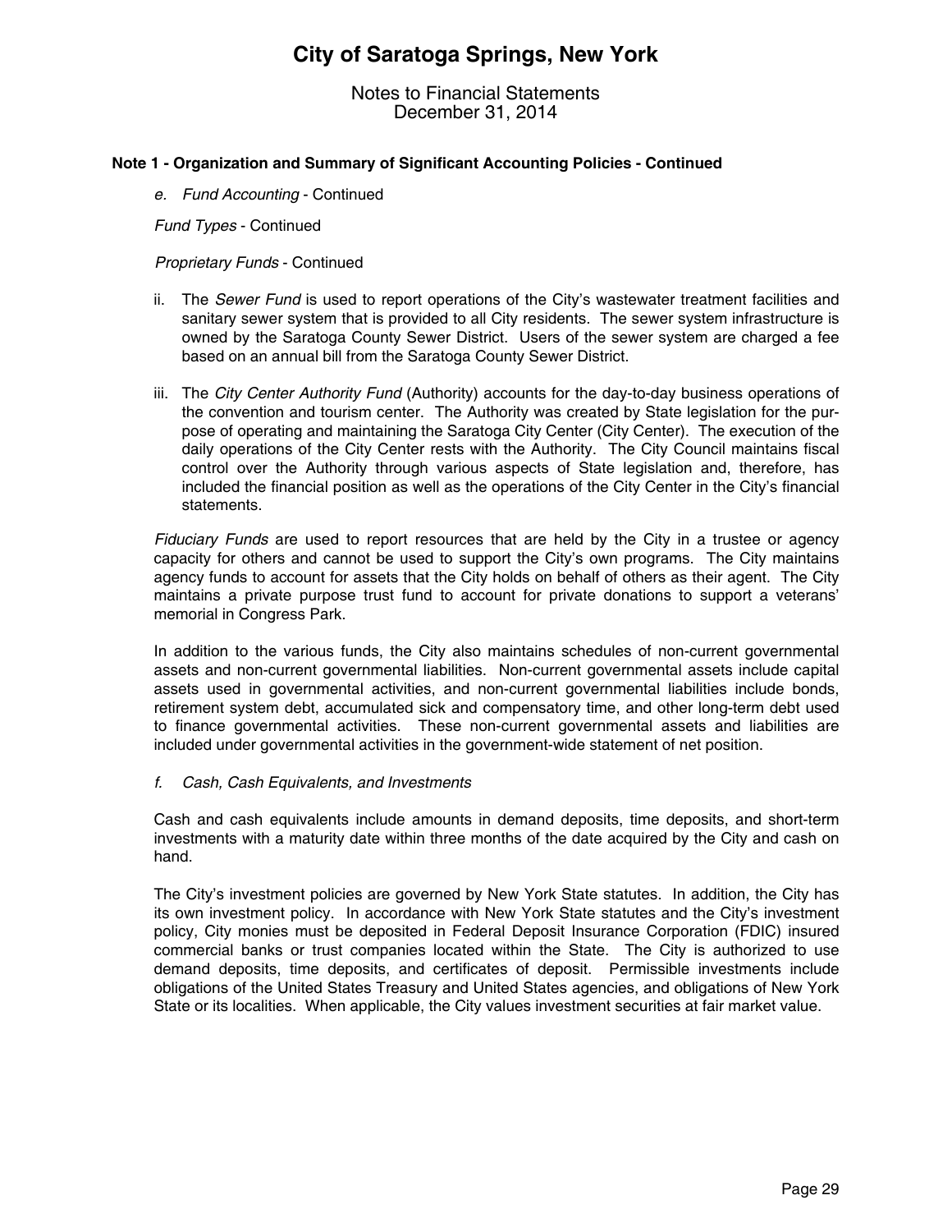# City of Saratoga Springs, New York

Notes to Financial Statements
December 31, 2014

**Note 1 - Organization and Summary of Significant Accounting Policies - Continued**

*e. Fund Accounting* - Continued

*Fund Types* - Continued

*Proprietary Funds* - Continued

ii. The *Sewer Fund* is used to report operations of the City's wastewater treatment facilities and sanitary sewer system that is provided to all City residents. The sewer system infrastructure is owned by the Saratoga County Sewer District. Users of the sewer system are charged a fee based on an annual bill from the Saratoga County Sewer District.

iii. The *City Center Authority Fund* (Authority) accounts for the day-to-day business operations of the convention and tourism center. The Authority was created by State legislation for the purpose of operating and maintaining the Saratoga City Center (City Center). The execution of the daily operations of the City Center rests with the Authority. The City Council maintains fiscal control over the Authority through various aspects of State legislation and, therefore, has included the financial position as well as the operations of the City Center in the City's financial statements.

*Fiduciary Funds* are used to report resources that are held by the City in a trustee or agency capacity for others and cannot be used to support the City's own programs. The City maintains agency funds to account for assets that the City holds on behalf of others as their agent. The City maintains a private purpose trust fund to account for private donations to support a veterans' memorial in Congress Park.

In addition to the various funds, the City also maintains schedules of non-current governmental assets and non-current governmental liabilities. Non-current governmental assets include capital assets used in governmental activities, and non-current governmental liabilities include bonds, retirement system debt, accumulated sick and compensatory time, and other long-term debt used to finance governmental activities. These non-current governmental assets and liabilities are included under governmental activities in the government-wide statement of net position.

*f. Cash, Cash Equivalents, and Investments*

Cash and cash equivalents include amounts in demand deposits, time deposits, and short-term investments with a maturity date within three months of the date acquired by the City and cash on hand.

The City's investment policies are governed by New York State statutes. In addition, the City has its own investment policy. In accordance with New York State statutes and the City's investment policy, City monies must be deposited in Federal Deposit Insurance Corporation (FDIC) insured commercial banks or trust companies located within the State. The City is authorized to use demand deposits, time deposits, and certificates of deposit. Permissible investments include obligations of the United States Treasury and United States agencies, and obligations of New York State or its localities. When applicable, the City values investment securities at fair market value.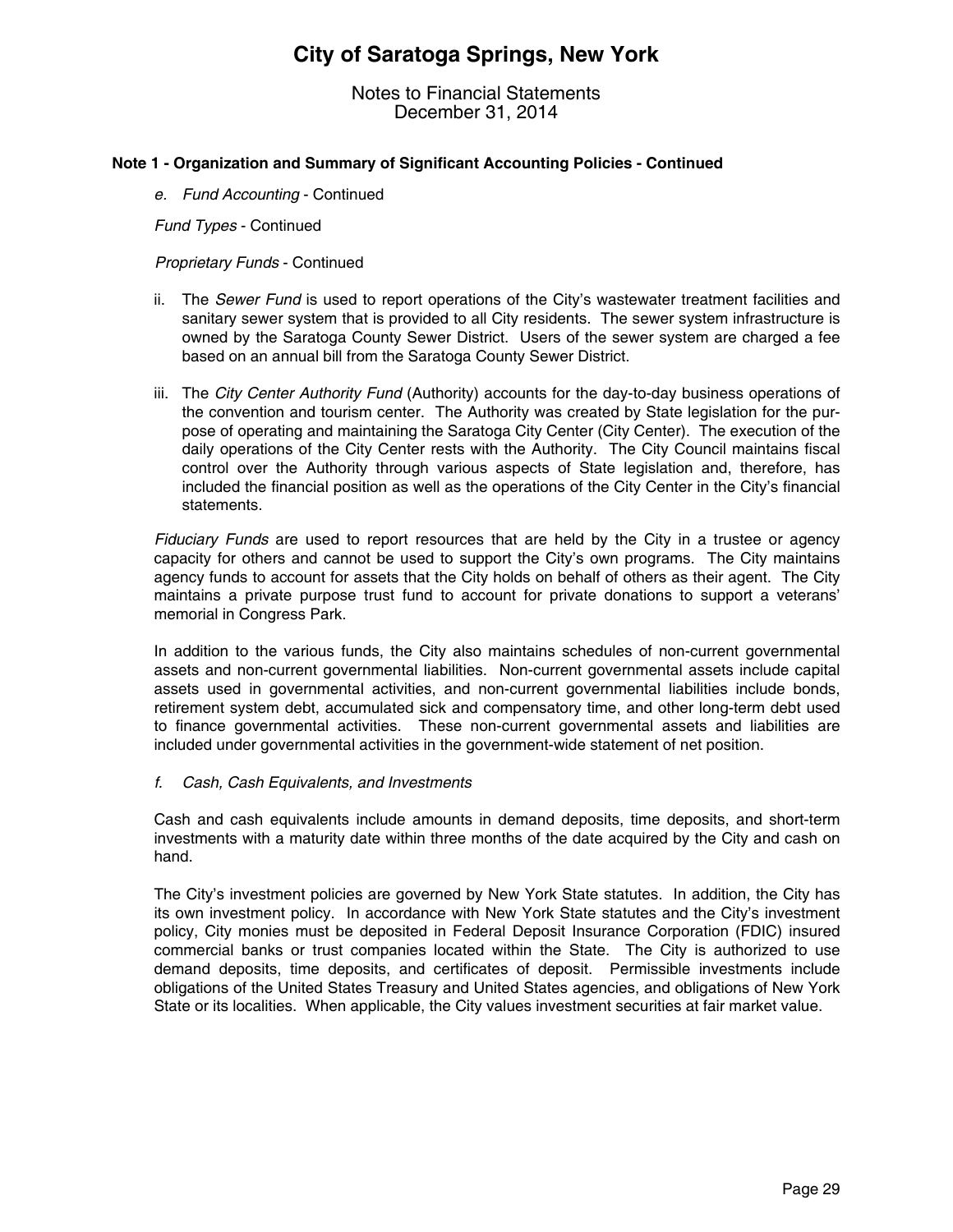### Note 1 - Organization and Summary of Significant Accounting Policies - Continued

*e. Fund Accounting* - Continued

*Fund Types* - Continued

*Proprietary Funds* - Continued

ii. The *Sewer Fund* is used to report operations of the City's wastewater treatment facilities and sanitary sewer system that is provided to all City residents. The sewer system infrastructure is owned by the Saratoga County Sewer District. Users of the sewer system are charged a fee based on an annual bill from the Saratoga County Sewer District.

iii. The *City Center Authority Fund* (Authority) accounts for the day-to-day business operations of the convention and tourism center. The Authority was created by State legislation for the purpose of operating and maintaining the Saratoga City Center (City Center). The execution of the daily operations of the City Center rests with the Authority. The City Council maintains fiscal control over the Authority through various aspects of State legislation and, therefore, has included the financial position as well as the operations of the City Center in the City's financial statements.

*Fiduciary Funds* are used to report resources that are held by the City in a trustee or agency capacity for others and cannot be used to support the City's own programs. The City maintains agency funds to account for assets that the City holds on behalf of others as their agent. The City maintains a private purpose trust fund to account for private donations to support a veterans' memorial in Congress Park.

In addition to the various funds, the City also maintains schedules of non-current governmental assets and non-current governmental liabilities. Non-current governmental assets include capital assets used in governmental activities, and non-current governmental liabilities include bonds, retirement system debt, accumulated sick and compensatory time, and other long-term debt used to finance governmental activities. These non-current governmental assets and liabilities are included under governmental activities in the government-wide statement of net position.

*f. Cash, Cash Equivalents, and Investments*

Cash and cash equivalents include amounts in demand deposits, time deposits, and short-term investments with a maturity date within three months of the date acquired by the City and cash on hand.

The City's investment policies are governed by New York State statutes. In addition, the City has its own investment policy. In accordance with New York State statutes and the City's investment policy, City monies must be deposited in Federal Deposit Insurance Corporation (FDIC) insured commercial banks or trust companies located within the State. The City is authorized to use demand deposits, time deposits, and certificates of deposit. Permissible investments include obligations of the United States Treasury and United States agencies, and obligations of New York State or its localities. When applicable, the City values investment securities at fair market value.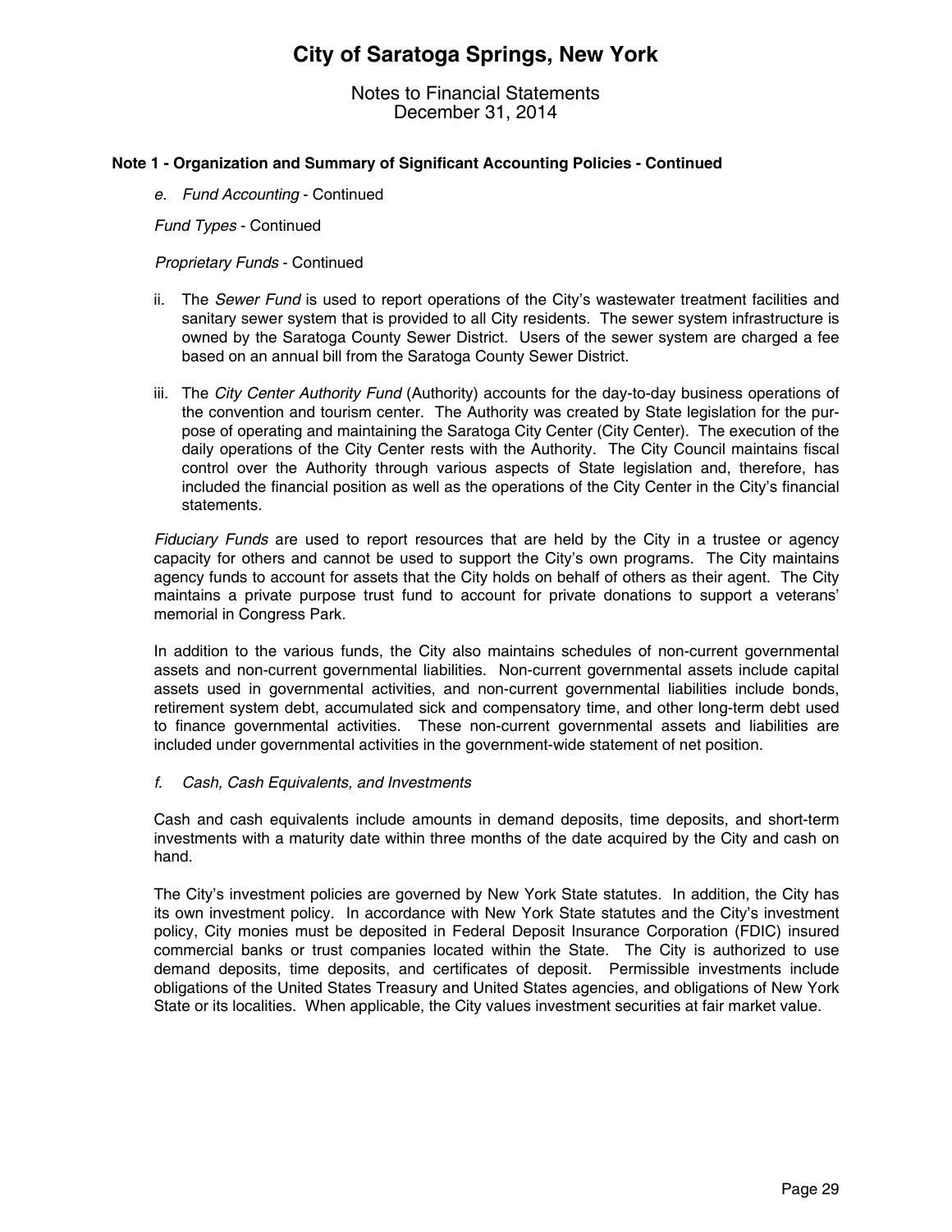### Note 1 - Organization and Summary of Significant Accounting Policies - Continued

*e. Fund Accounting* - Continued

*Fund Types* - Continued

*Proprietary Funds* - Continued

ii. The *Sewer Fund* is used to report operations of the City's wastewater treatment facilities and sanitary sewer system that is provided to all City residents. The sewer system infrastructure is owned by the Saratoga County Sewer District. Users of the sewer system are charged a fee based on an annual bill from the Saratoga County Sewer District.

iii. The *City Center Authority Fund* (Authority) accounts for the day-to-day business operations of the convention and tourism center. The Authority was created by State legislation for the purpose of operating and maintaining the Saratoga City Center (City Center). The execution of the daily operations of the City Center rests with the Authority. The City Council maintains fiscal control over the Authority through various aspects of State legislation and, therefore, has included the financial position as well as the operations of the City Center in the City's financial statements.

*Fiduciary Funds* are used to report resources that are held by the City in a trustee or agency capacity for others and cannot be used to support the City's own programs. The City maintains agency funds to account for assets that the City holds on behalf of others as their agent. The City maintains a private purpose trust fund to account for private donations to support a veterans' memorial in Congress Park.

In addition to the various funds, the City also maintains schedules of non-current governmental assets and non-current governmental liabilities. Non-current governmental assets include capital assets used in governmental activities, and non-current governmental liabilities include bonds, retirement system debt, accumulated sick and compensatory time, and other long-term debt used to finance governmental activities. These non-current governmental assets and liabilities are included under governmental activities in the government-wide statement of net position.

*f. Cash, Cash Equivalents, and Investments*

Cash and cash equivalents include amounts in demand deposits, time deposits, and short-term investments with a maturity date within three months of the date acquired by the City and cash on hand.

The City's investment policies are governed by New York State statutes. In addition, the City has its own investment policy. In accordance with New York State statutes and the City's investment policy, City monies must be deposited in Federal Deposit Insurance Corporation (FDIC) insured commercial banks or trust companies located within the State. The City is authorized to use demand deposits, time deposits, and certificates of deposit. Permissible investments include obligations of the United States Treasury and United States agencies, and obligations of New York State or its localities. When applicable, the City values investment securities at fair market value.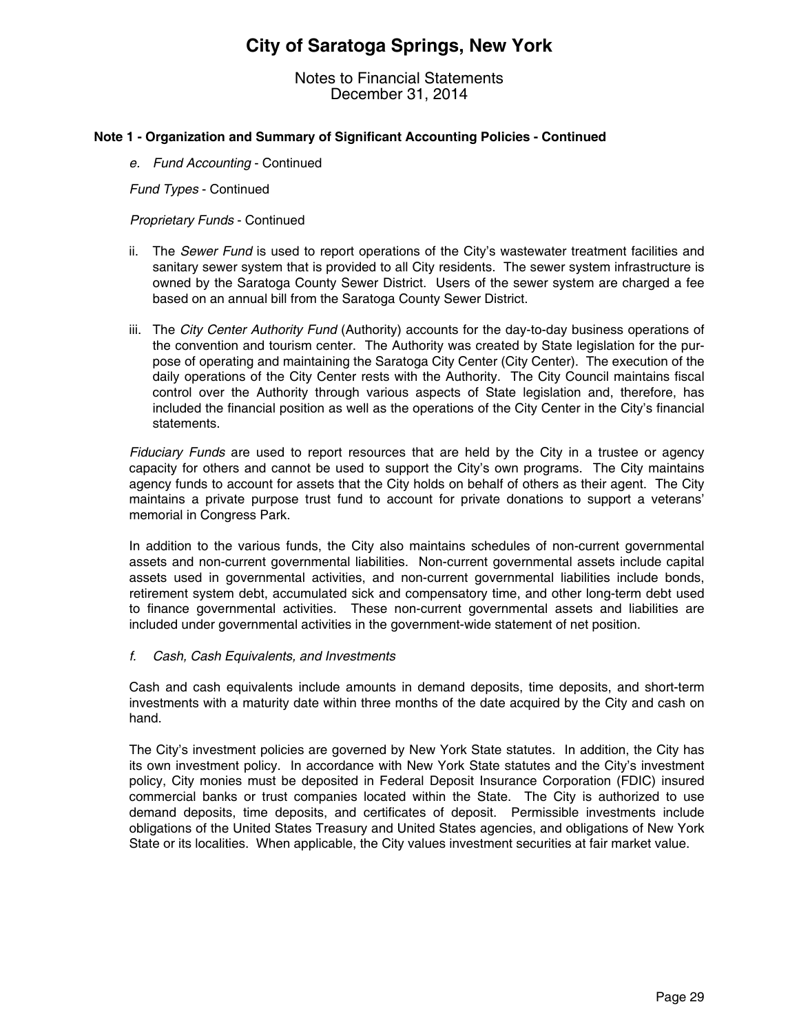### Note 1 - Organization and Summary of Significant Accounting Policies - Continued

*e. Fund Accounting* - Continued

*Fund Types* - Continued

*Proprietary Funds* - Continued

ii. The *Sewer Fund* is used to report operations of the City's wastewater treatment facilities and sanitary sewer system that is provided to all City residents. The sewer system infrastructure is owned by the Saratoga County Sewer District. Users of the sewer system are charged a fee based on an annual bill from the Saratoga County Sewer District.

iii. The *City Center Authority Fund* (Authority) accounts for the day-to-day business operations of the convention and tourism center. The Authority was created by State legislation for the purpose of operating and maintaining the Saratoga City Center (City Center). The execution of the daily operations of the City Center rests with the Authority. The City Council maintains fiscal control over the Authority through various aspects of State legislation and, therefore, has included the financial position as well as the operations of the City Center in the City's financial statements.

*Fiduciary Funds* are used to report resources that are held by the City in a trustee or agency capacity for others and cannot be used to support the City's own programs. The City maintains agency funds to account for assets that the City holds on behalf of others as their agent. The City maintains a private purpose trust fund to account for private donations to support a veterans' memorial in Congress Park.

In addition to the various funds, the City also maintains schedules of non-current governmental assets and non-current governmental liabilities. Non-current governmental assets include capital assets used in governmental activities, and non-current governmental liabilities include bonds, retirement system debt, accumulated sick and compensatory time, and other long-term debt used to finance governmental activities. These non-current governmental assets and liabilities are included under governmental activities in the government-wide statement of net position.

*f. Cash, Cash Equivalents, and Investments*

Cash and cash equivalents include amounts in demand deposits, time deposits, and short-term investments with a maturity date within three months of the date acquired by the City and cash on hand.

The City's investment policies are governed by New York State statutes. In addition, the City has its own investment policy. In accordance with New York State statutes and the City's investment policy, City monies must be deposited in Federal Deposit Insurance Corporation (FDIC) insured commercial banks or trust companies located within the State. The City is authorized to use demand deposits, time deposits, and certificates of deposit. Permissible investments include obligations of the United States Treasury and United States agencies, and obligations of New York State or its localities. When applicable, the City values investment securities at fair market value.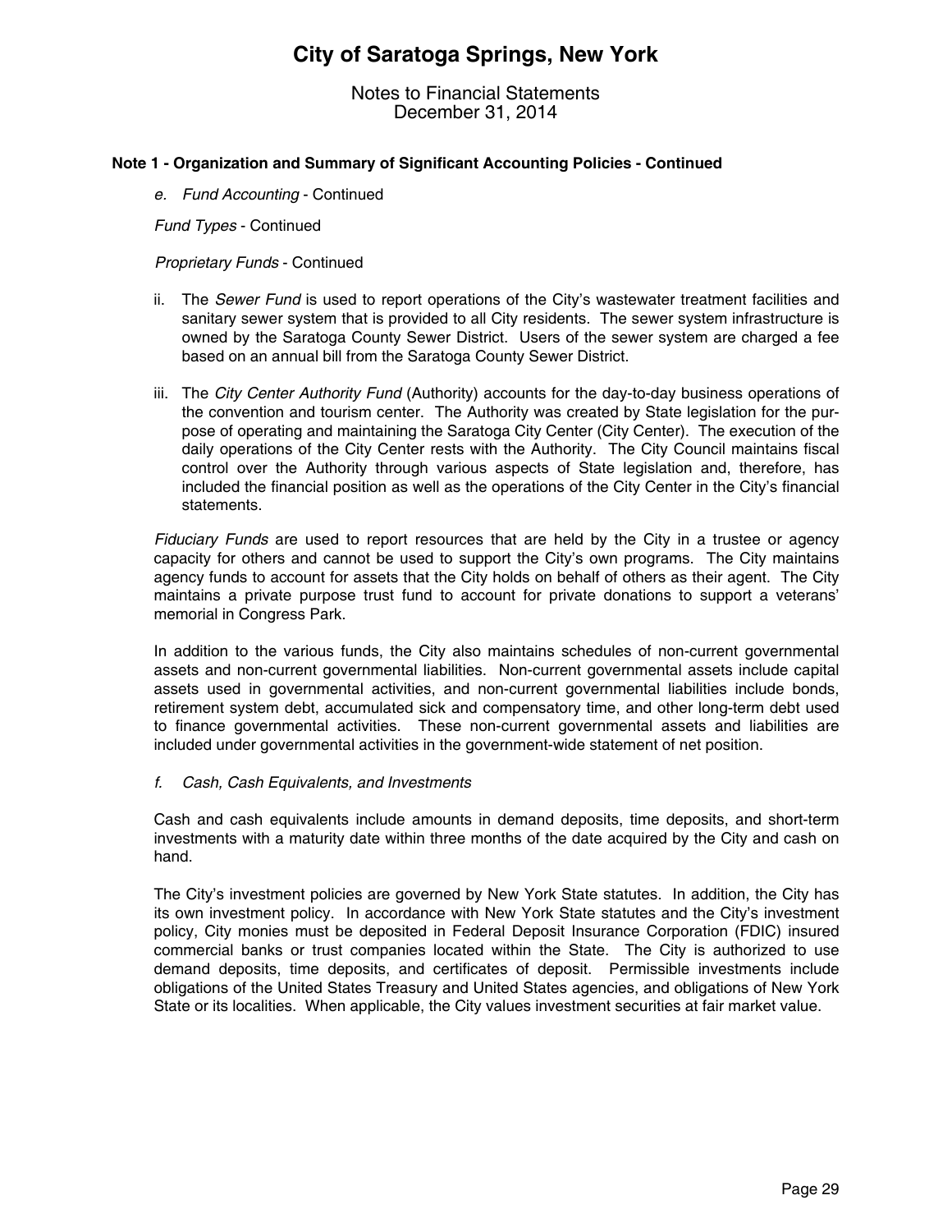### Note 1 - Organization and Summary of Significant Accounting Policies - Continued

*e. Fund Accounting* - Continued

*Fund Types* - Continued

*Proprietary Funds* - Continued

ii. The *Sewer Fund* is used to report operations of the City's wastewater treatment facilities and sanitary sewer system that is provided to all City residents. The sewer system infrastructure is owned by the Saratoga County Sewer District. Users of the sewer system are charged a fee based on an annual bill from the Saratoga County Sewer District.

iii. The *City Center Authority Fund* (Authority) accounts for the day-to-day business operations of the convention and tourism center. The Authority was created by State legislation for the purpose of operating and maintaining the Saratoga City Center (City Center). The execution of the daily operations of the City Center rests with the Authority. The City Council maintains fiscal control over the Authority through various aspects of State legislation and, therefore, has included the financial position as well as the operations of the City Center in the City's financial statements.

*Fiduciary Funds* are used to report resources that are held by the City in a trustee or agency capacity for others and cannot be used to support the City's own programs. The City maintains agency funds to account for assets that the City holds on behalf of others as their agent. The City maintains a private purpose trust fund to account for private donations to support a veterans' memorial in Congress Park.

In addition to the various funds, the City also maintains schedules of non-current governmental assets and non-current governmental liabilities. Non-current governmental assets include capital assets used in governmental activities, and non-current governmental liabilities include bonds, retirement system debt, accumulated sick and compensatory time, and other long-term debt used to finance governmental activities. These non-current governmental assets and liabilities are included under governmental activities in the government-wide statement of net position.

*f. Cash, Cash Equivalents, and Investments*

Cash and cash equivalents include amounts in demand deposits, time deposits, and short-term investments with a maturity date within three months of the date acquired by the City and cash on hand.

The City's investment policies are governed by New York State statutes. In addition, the City has its own investment policy. In accordance with New York State statutes and the City's investment policy, City monies must be deposited in Federal Deposit Insurance Corporation (FDIC) insured commercial banks or trust companies located within the State. The City is authorized to use demand deposits, time deposits, and certificates of deposit. Permissible investments include obligations of the United States Treasury and United States agencies, and obligations of New York State or its localities. When applicable, the City values investment securities at fair market value.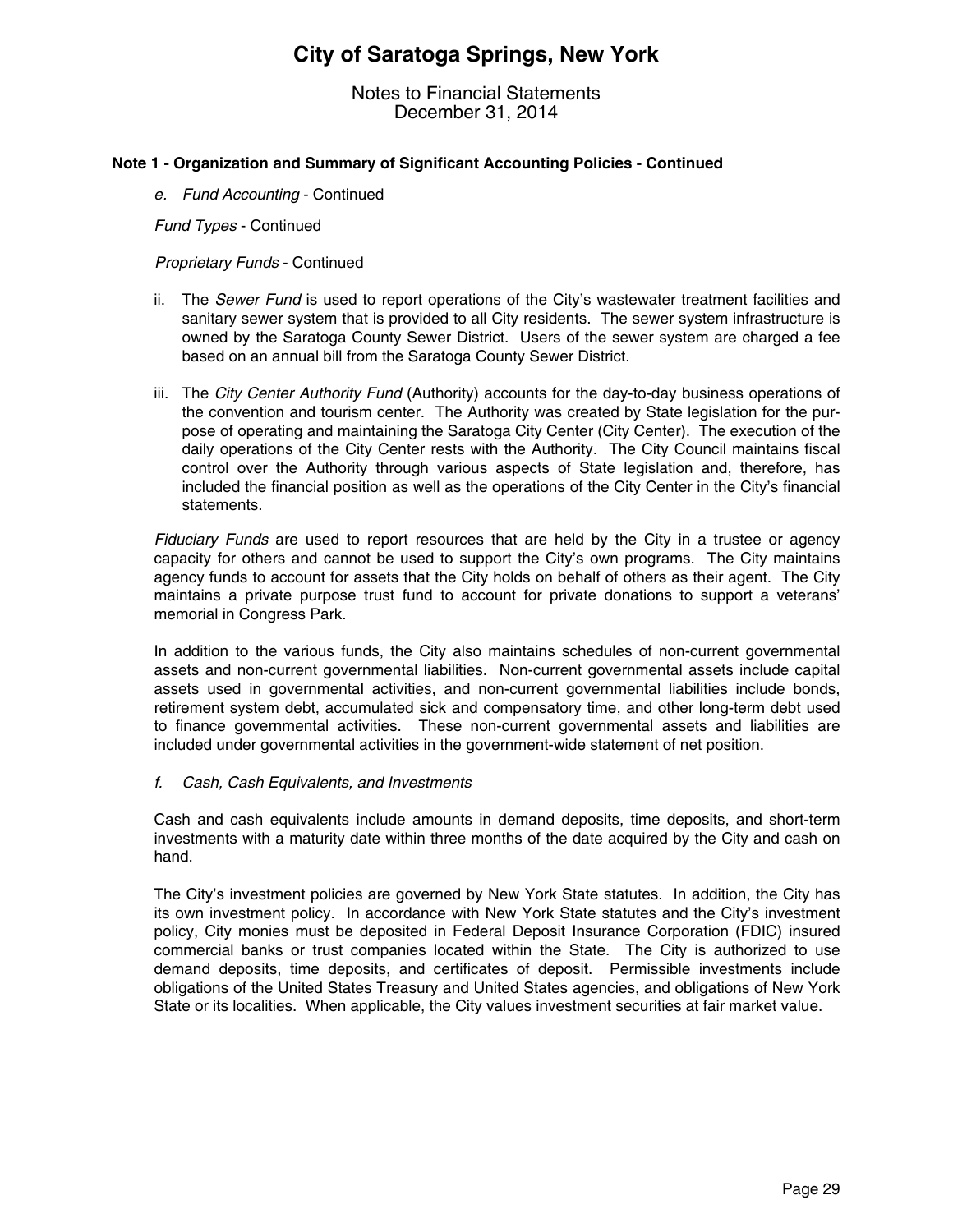# City of Saratoga Springs, New York

Notes to Financial Statements
December 31, 2014

**Note 1 - Organization and Summary of Significant Accounting Policies - Continued**

*e. Fund Accounting* - Continued

*Fund Types* - Continued

*Proprietary Funds* - Continued

ii. The *Sewer Fund* is used to report operations of the City's wastewater treatment facilities and sanitary sewer system that is provided to all City residents. The sewer system infrastructure is owned by the Saratoga County Sewer District. Users of the sewer system are charged a fee based on an annual bill from the Saratoga County Sewer District.

iii. The *City Center Authority Fund* (Authority) accounts for the day-to-day business operations of the convention and tourism center. The Authority was created by State legislation for the purpose of operating and maintaining the Saratoga City Center (City Center). The execution of the daily operations of the City Center rests with the Authority. The City Council maintains fiscal control over the Authority through various aspects of State legislation and, therefore, has included the financial position as well as the operations of the City Center in the City's financial statements.

*Fiduciary Funds* are used to report resources that are held by the City in a trustee or agency capacity for others and cannot be used to support the City's own programs. The City maintains agency funds to account for assets that the City holds on behalf of others as their agent. The City maintains a private purpose trust fund to account for private donations to support a veterans' memorial in Congress Park.

In addition to the various funds, the City also maintains schedules of non-current governmental assets and non-current governmental liabilities. Non-current governmental assets include capital assets used in governmental activities, and non-current governmental liabilities include bonds, retirement system debt, accumulated sick and compensatory time, and other long-term debt used to finance governmental activities. These non-current governmental assets and liabilities are included under governmental activities in the government-wide statement of net position.

*f. Cash, Cash Equivalents, and Investments*

Cash and cash equivalents include amounts in demand deposits, time deposits, and short-term investments with a maturity date within three months of the date acquired by the City and cash on hand.

The City's investment policies are governed by New York State statutes. In addition, the City has its own investment policy. In accordance with New York State statutes and the City's investment policy, City monies must be deposited in Federal Deposit Insurance Corporation (FDIC) insured commercial banks or trust companies located within the State. The City is authorized to use demand deposits, time deposits, and certificates of deposit. Permissible investments include obligations of the United States Treasury and United States agencies, and obligations of New York State or its localities. When applicable, the City values investment securities at fair market value.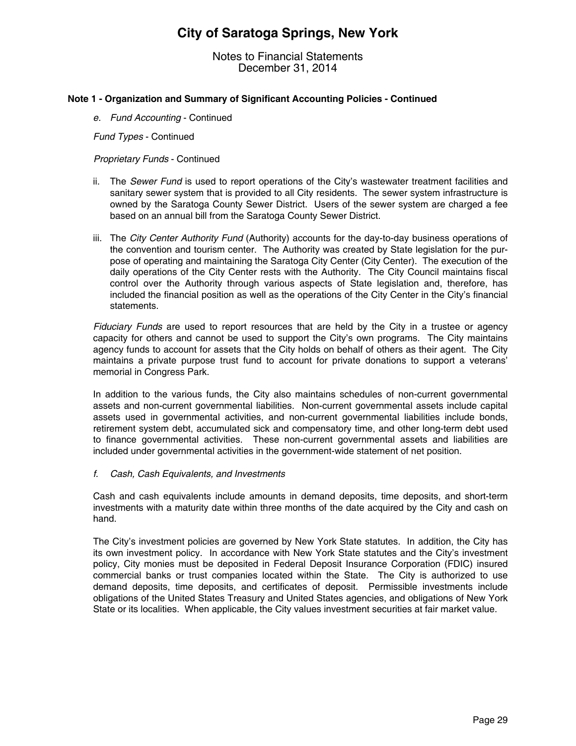# City of Saratoga Springs, New York

Notes to Financial Statements
December 31, 2014

**Note 1 - Organization and Summary of Significant Accounting Policies - Continued**

*e. Fund Accounting* - Continued

*Fund Types* - Continued

*Proprietary Funds* - Continued

ii. The *Sewer Fund* is used to report operations of the City's wastewater treatment facilities and sanitary sewer system that is provided to all City residents. The sewer system infrastructure is owned by the Saratoga County Sewer District. Users of the sewer system are charged a fee based on an annual bill from the Saratoga County Sewer District.

iii. The *City Center Authority Fund* (Authority) accounts for the day-to-day business operations of the convention and tourism center. The Authority was created by State legislation for the purpose of operating and maintaining the Saratoga City Center (City Center). The execution of the daily operations of the City Center rests with the Authority. The City Council maintains fiscal control over the Authority through various aspects of State legislation and, therefore, has included the financial position as well as the operations of the City Center in the City's financial statements.

*Fiduciary Funds* are used to report resources that are held by the City in a trustee or agency capacity for others and cannot be used to support the City's own programs. The City maintains agency funds to account for assets that the City holds on behalf of others as their agent. The City maintains a private purpose trust fund to account for private donations to support a veterans' memorial in Congress Park.

In addition to the various funds, the City also maintains schedules of non-current governmental assets and non-current governmental liabilities. Non-current governmental assets include capital assets used in governmental activities, and non-current governmental liabilities include bonds, retirement system debt, accumulated sick and compensatory time, and other long-term debt used to finance governmental activities. These non-current governmental assets and liabilities are included under governmental activities in the government-wide statement of net position.

*f. Cash, Cash Equivalents, and Investments*

Cash and cash equivalents include amounts in demand deposits, time deposits, and short-term investments with a maturity date within three months of the date acquired by the City and cash on hand.

The City's investment policies are governed by New York State statutes. In addition, the City has its own investment policy. In accordance with New York State statutes and the City's investment policy, City monies must be deposited in Federal Deposit Insurance Corporation (FDIC) insured commercial banks or trust companies located within the State. The City is authorized to use demand deposits, time deposits, and certificates of deposit. Permissible investments include obligations of the United States Treasury and United States agencies, and obligations of New York State or its localities. When applicable, the City values investment securities at fair market value.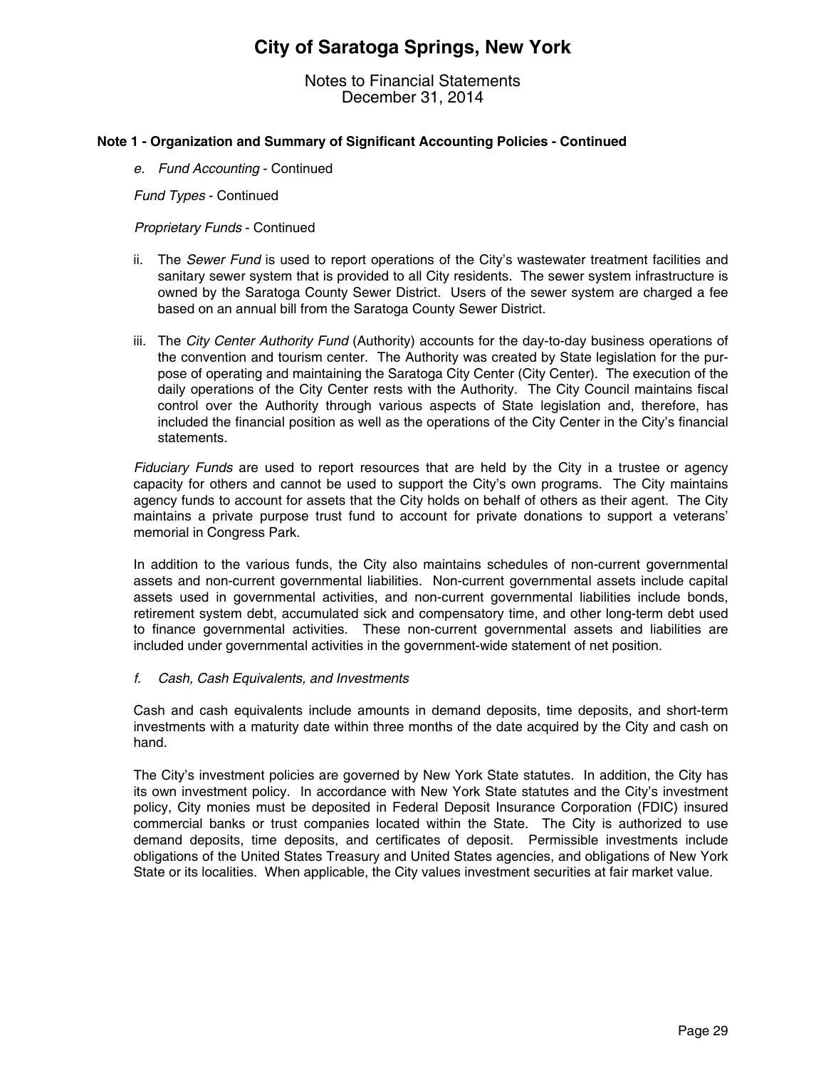### Note 1 - Organization and Summary of Significant Accounting Policies - Continued

*e. Fund Accounting* - Continued

*Fund Types* - Continued

*Proprietary Funds* - Continued

ii. The *Sewer Fund* is used to report operations of the City's wastewater treatment facilities and sanitary sewer system that is provided to all City residents. The sewer system infrastructure is owned by the Saratoga County Sewer District. Users of the sewer system are charged a fee based on an annual bill from the Saratoga County Sewer District.

iii. The *City Center Authority Fund* (Authority) accounts for the day-to-day business operations of the convention and tourism center. The Authority was created by State legislation for the purpose of operating and maintaining the Saratoga City Center (City Center). The execution of the daily operations of the City Center rests with the Authority. The City Council maintains fiscal control over the Authority through various aspects of State legislation and, therefore, has included the financial position as well as the operations of the City Center in the City's financial statements.

*Fiduciary Funds* are used to report resources that are held by the City in a trustee or agency capacity for others and cannot be used to support the City's own programs. The City maintains agency funds to account for assets that the City holds on behalf of others as their agent. The City maintains a private purpose trust fund to account for private donations to support a veterans' memorial in Congress Park.

In addition to the various funds, the City also maintains schedules of non-current governmental assets and non-current governmental liabilities. Non-current governmental assets include capital assets used in governmental activities, and non-current governmental liabilities include bonds, retirement system debt, accumulated sick and compensatory time, and other long-term debt used to finance governmental activities. These non-current governmental assets and liabilities are included under governmental activities in the government-wide statement of net position.

*f. Cash, Cash Equivalents, and Investments*

Cash and cash equivalents include amounts in demand deposits, time deposits, and short-term investments with a maturity date within three months of the date acquired by the City and cash on hand.

The City's investment policies are governed by New York State statutes. In addition, the City has its own investment policy. In accordance with New York State statutes and the City's investment policy, City monies must be deposited in Federal Deposit Insurance Corporation (FDIC) insured commercial banks or trust companies located within the State. The City is authorized to use demand deposits, time deposits, and certificates of deposit. Permissible investments include obligations of the United States Treasury and United States agencies, and obligations of New York State or its localities. When applicable, the City values investment securities at fair market value.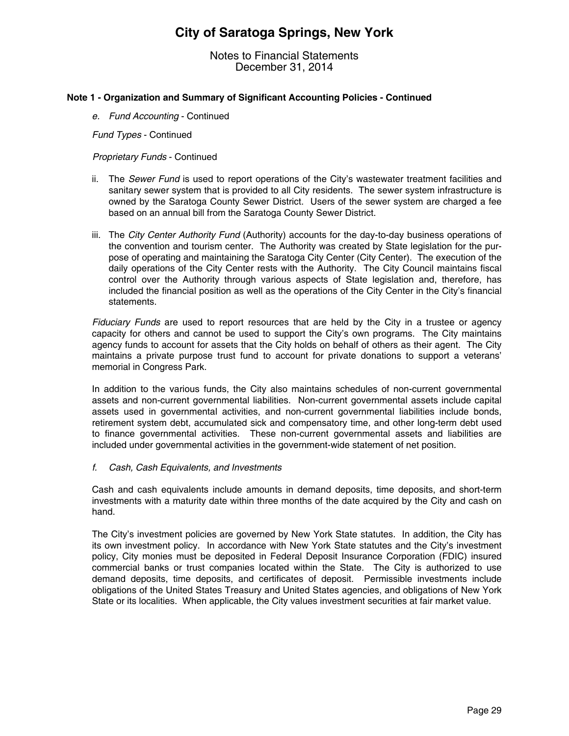# City of Saratoga Springs, New York

Notes to Financial Statements
December 31, 2014

**Note 1 - Organization and Summary of Significant Accounting Policies - Continued**

*e. Fund Accounting* - Continued

*Fund Types* - Continued

*Proprietary Funds* - Continued

ii. The *Sewer Fund* is used to report operations of the City's wastewater treatment facilities and sanitary sewer system that is provided to all City residents. The sewer system infrastructure is owned by the Saratoga County Sewer District. Users of the sewer system are charged a fee based on an annual bill from the Saratoga County Sewer District.

iii. The *City Center Authority Fund* (Authority) accounts for the day-to-day business operations of the convention and tourism center. The Authority was created by State legislation for the purpose of operating and maintaining the Saratoga City Center (City Center). The execution of the daily operations of the City Center rests with the Authority. The City Council maintains fiscal control over the Authority through various aspects of State legislation and, therefore, has included the financial position as well as the operations of the City Center in the City's financial statements.

*Fiduciary Funds* are used to report resources that are held by the City in a trustee or agency capacity for others and cannot be used to support the City's own programs. The City maintains agency funds to account for assets that the City holds on behalf of others as their agent. The City maintains a private purpose trust fund to account for private donations to support a veterans' memorial in Congress Park.

In addition to the various funds, the City also maintains schedules of non-current governmental assets and non-current governmental liabilities. Non-current governmental assets include capital assets used in governmental activities, and non-current governmental liabilities include bonds, retirement system debt, accumulated sick and compensatory time, and other long-term debt used to finance governmental activities. These non-current governmental assets and liabilities are included under governmental activities in the government-wide statement of net position.

*f. Cash, Cash Equivalents, and Investments*

Cash and cash equivalents include amounts in demand deposits, time deposits, and short-term investments with a maturity date within three months of the date acquired by the City and cash on hand.

The City's investment policies are governed by New York State statutes. In addition, the City has its own investment policy. In accordance with New York State statutes and the City's investment policy, City monies must be deposited in Federal Deposit Insurance Corporation (FDIC) insured commercial banks or trust companies located within the State. The City is authorized to use demand deposits, time deposits, and certificates of deposit. Permissible investments include obligations of the United States Treasury and United States agencies, and obligations of New York State or its localities. When applicable, the City values investment securities at fair market value.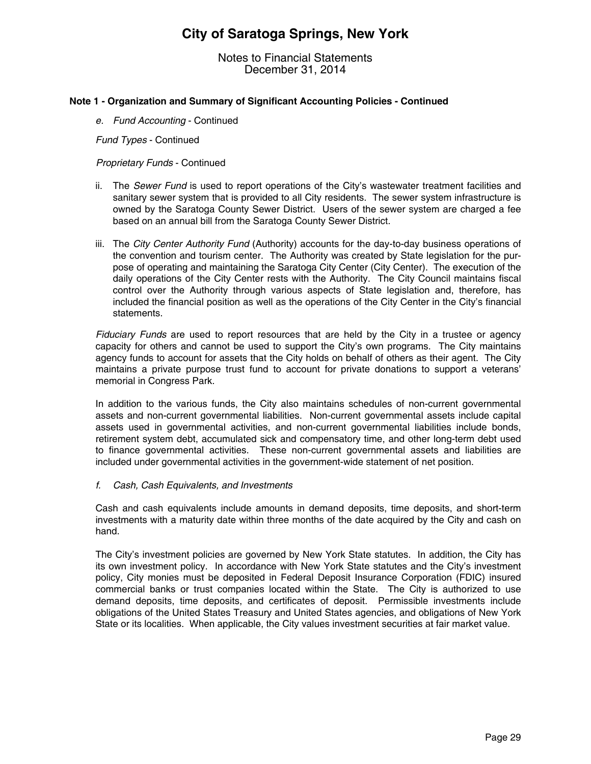# City of Saratoga Springs, New York

Notes to Financial Statements
December 31, 2014

**Note 1 - Organization and Summary of Significant Accounting Policies - Continued**

*e. Fund Accounting* - Continued

*Fund Types* - Continued

*Proprietary Funds* - Continued

ii. The *Sewer Fund* is used to report operations of the City's wastewater treatment facilities and sanitary sewer system that is provided to all City residents. The sewer system infrastructure is owned by the Saratoga County Sewer District. Users of the sewer system are charged a fee based on an annual bill from the Saratoga County Sewer District.

iii. The *City Center Authority Fund* (Authority) accounts for the day-to-day business operations of the convention and tourism center. The Authority was created by State legislation for the purpose of operating and maintaining the Saratoga City Center (City Center). The execution of the daily operations of the City Center rests with the Authority. The City Council maintains fiscal control over the Authority through various aspects of State legislation and, therefore, has included the financial position as well as the operations of the City Center in the City's financial statements.

*Fiduciary Funds* are used to report resources that are held by the City in a trustee or agency capacity for others and cannot be used to support the City's own programs. The City maintains agency funds to account for assets that the City holds on behalf of others as their agent. The City maintains a private purpose trust fund to account for private donations to support a veterans' memorial in Congress Park.

In addition to the various funds, the City also maintains schedules of non-current governmental assets and non-current governmental liabilities. Non-current governmental assets include capital assets used in governmental activities, and non-current governmental liabilities include bonds, retirement system debt, accumulated sick and compensatory time, and other long-term debt used to finance governmental activities. These non-current governmental assets and liabilities are included under governmental activities in the government-wide statement of net position.

*f. Cash, Cash Equivalents, and Investments*

Cash and cash equivalents include amounts in demand deposits, time deposits, and short-term investments with a maturity date within three months of the date acquired by the City and cash on hand.

The City's investment policies are governed by New York State statutes. In addition, the City has its own investment policy. In accordance with New York State statutes and the City's investment policy, City monies must be deposited in Federal Deposit Insurance Corporation (FDIC) insured commercial banks or trust companies located within the State. The City is authorized to use demand deposits, time deposits, and certificates of deposit. Permissible investments include obligations of the United States Treasury and United States agencies, and obligations of New York State or its localities. When applicable, the City values investment securities at fair market value.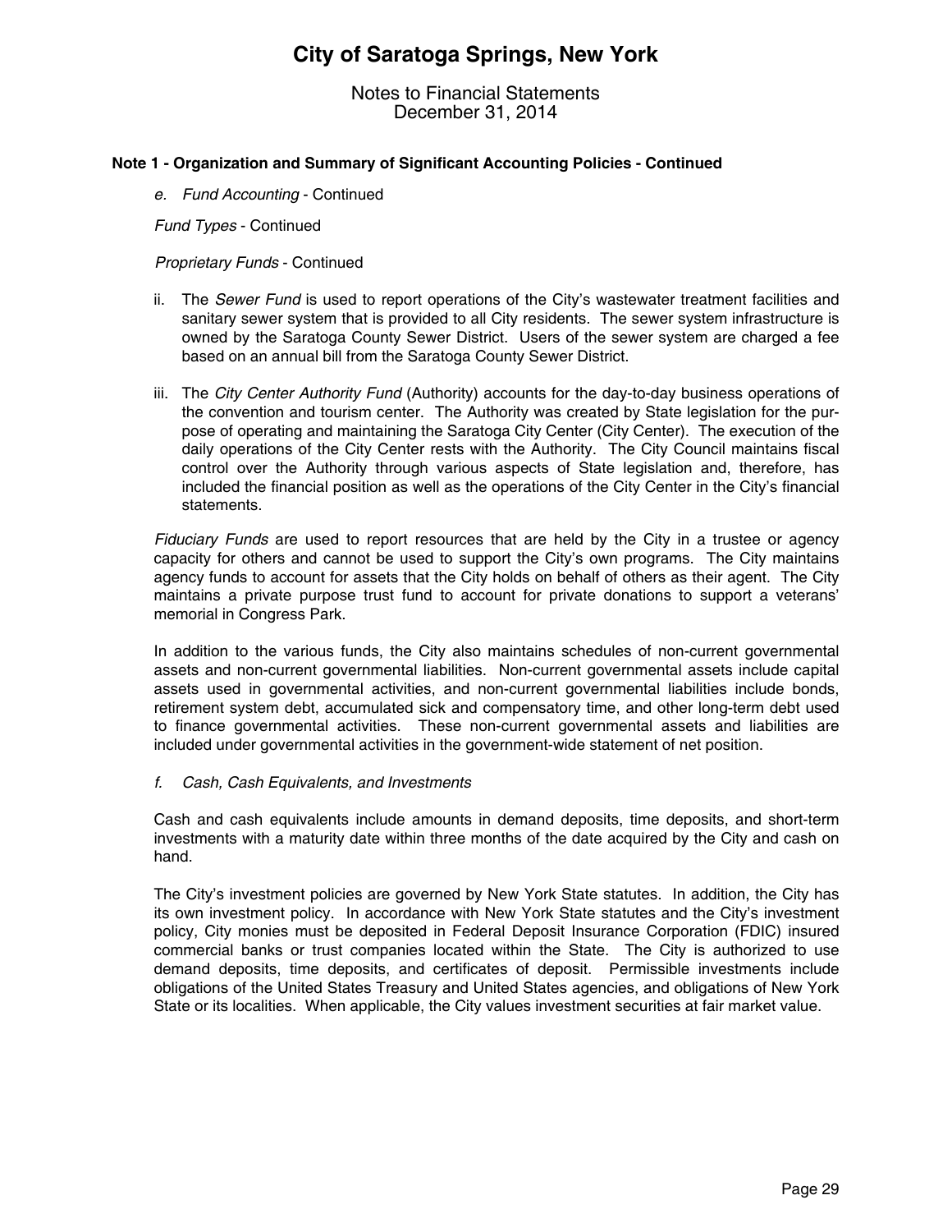# City of Saratoga Springs, New York

Notes to Financial Statements
December 31, 2014

**Note 1 - Organization and Summary of Significant Accounting Policies - Continued**

*e. Fund Accounting* - Continued

*Fund Types* - Continued

*Proprietary Funds* - Continued

ii. The *Sewer Fund* is used to report operations of the City's wastewater treatment facilities and sanitary sewer system that is provided to all City residents. The sewer system infrastructure is owned by the Saratoga County Sewer District. Users of the sewer system are charged a fee based on an annual bill from the Saratoga County Sewer District.

iii. The *City Center Authority Fund* (Authority) accounts for the day-to-day business operations of the convention and tourism center. The Authority was created by State legislation for the purpose of operating and maintaining the Saratoga City Center (City Center). The execution of the daily operations of the City Center rests with the Authority. The City Council maintains fiscal control over the Authority through various aspects of State legislation and, therefore, has included the financial position as well as the operations of the City Center in the City's financial statements.

*Fiduciary Funds* are used to report resources that are held by the City in a trustee or agency capacity for others and cannot be used to support the City's own programs. The City maintains agency funds to account for assets that the City holds on behalf of others as their agent. The City maintains a private purpose trust fund to account for private donations to support a veterans' memorial in Congress Park.

In addition to the various funds, the City also maintains schedules of non-current governmental assets and non-current governmental liabilities. Non-current governmental assets include capital assets used in governmental activities, and non-current governmental liabilities include bonds, retirement system debt, accumulated sick and compensatory time, and other long-term debt used to finance governmental activities. These non-current governmental assets and liabilities are included under governmental activities in the government-wide statement of net position.

*f. Cash, Cash Equivalents, and Investments*

Cash and cash equivalents include amounts in demand deposits, time deposits, and short-term investments with a maturity date within three months of the date acquired by the City and cash on hand.

The City's investment policies are governed by New York State statutes. In addition, the City has its own investment policy. In accordance with New York State statutes and the City's investment policy, City monies must be deposited in Federal Deposit Insurance Corporation (FDIC) insured commercial banks or trust companies located within the State. The City is authorized to use demand deposits, time deposits, and certificates of deposit. Permissible investments include obligations of the United States Treasury and United States agencies, and obligations of New York State or its localities. When applicable, the City values investment securities at fair market value.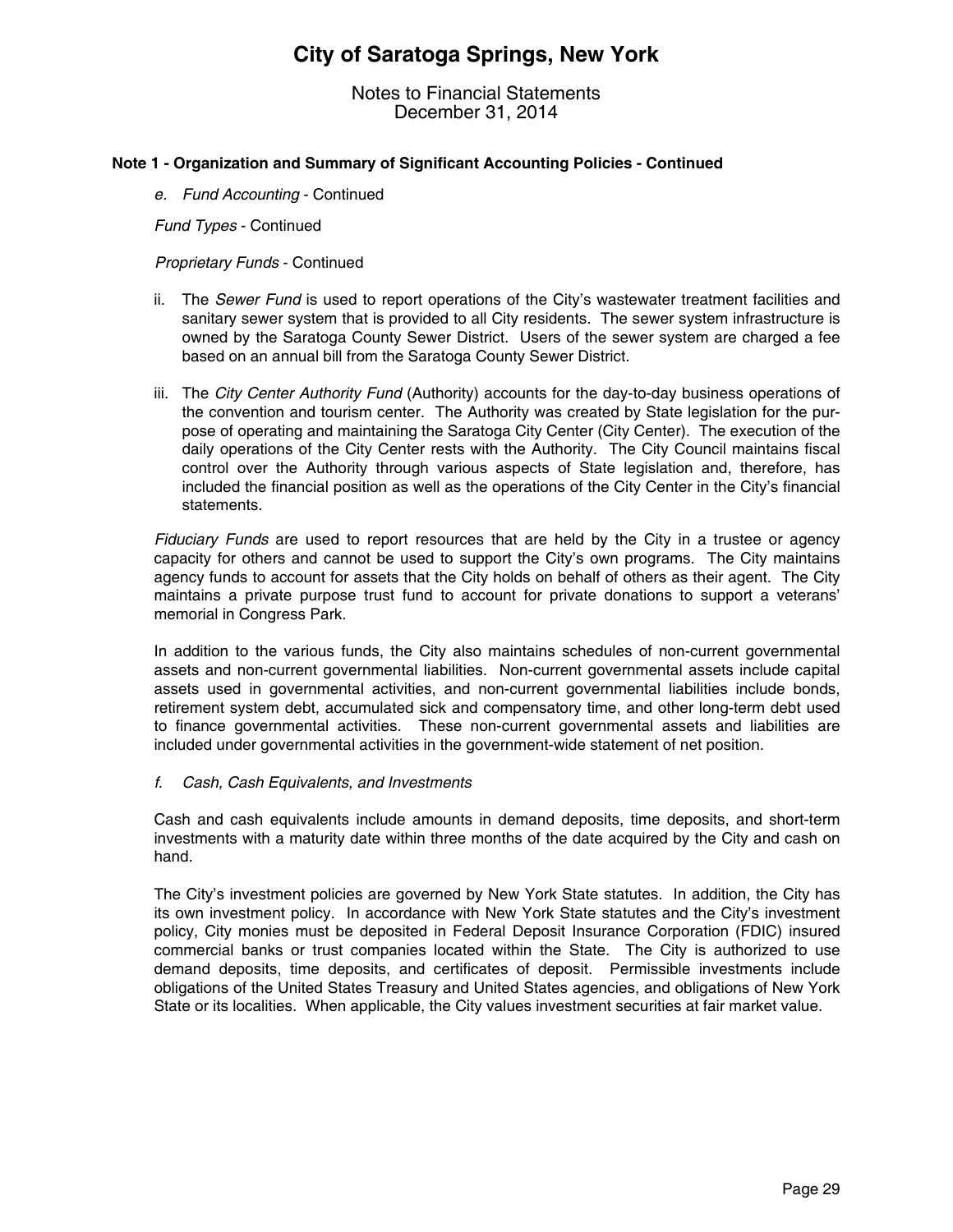# City of Saratoga Springs, New York

Notes to Financial Statements
December 31, 2014

**Note 1 - Organization and Summary of Significant Accounting Policies - Continued**

*e. Fund Accounting* - Continued

*Fund Types* - Continued

*Proprietary Funds* - Continued

ii. The *Sewer Fund* is used to report operations of the City's wastewater treatment facilities and sanitary sewer system that is provided to all City residents. The sewer system infrastructure is owned by the Saratoga County Sewer District. Users of the sewer system are charged a fee based on an annual bill from the Saratoga County Sewer District.

iii. The *City Center Authority Fund* (Authority) accounts for the day-to-day business operations of the convention and tourism center. The Authority was created by State legislation for the purpose of operating and maintaining the Saratoga City Center (City Center). The execution of the daily operations of the City Center rests with the Authority. The City Council maintains fiscal control over the Authority through various aspects of State legislation and, therefore, has included the financial position as well as the operations of the City Center in the City's financial statements.

*Fiduciary Funds* are used to report resources that are held by the City in a trustee or agency capacity for others and cannot be used to support the City's own programs. The City maintains agency funds to account for assets that the City holds on behalf of others as their agent. The City maintains a private purpose trust fund to account for private donations to support a veterans' memorial in Congress Park.

In addition to the various funds, the City also maintains schedules of non-current governmental assets and non-current governmental liabilities. Non-current governmental assets include capital assets used in governmental activities, and non-current governmental liabilities include bonds, retirement system debt, accumulated sick and compensatory time, and other long-term debt used to finance governmental activities. These non-current governmental assets and liabilities are included under governmental activities in the government-wide statement of net position.

*f. Cash, Cash Equivalents, and Investments*

Cash and cash equivalents include amounts in demand deposits, time deposits, and short-term investments with a maturity date within three months of the date acquired by the City and cash on hand.

The City's investment policies are governed by New York State statutes. In addition, the City has its own investment policy. In accordance with New York State statutes and the City's investment policy, City monies must be deposited in Federal Deposit Insurance Corporation (FDIC) insured commercial banks or trust companies located within the State. The City is authorized to use demand deposits, time deposits, and certificates of deposit. Permissible investments include obligations of the United States Treasury and United States agencies, and obligations of New York State or its localities. When applicable, the City values investment securities at fair market value.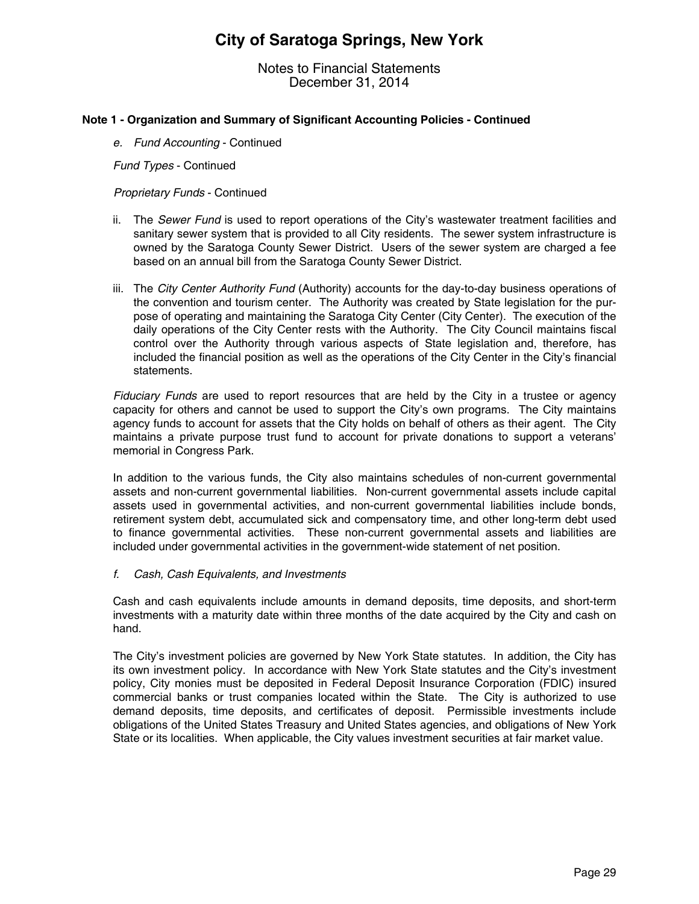# City of Saratoga Springs, New York

Notes to Financial Statements
December 31, 2014

**Note 1 - Organization and Summary of Significant Accounting Policies - Continued**

*e. Fund Accounting* - Continued

*Fund Types* - Continued

*Proprietary Funds* - Continued

ii. The *Sewer Fund* is used to report operations of the City's wastewater treatment facilities and sanitary sewer system that is provided to all City residents. The sewer system infrastructure is owned by the Saratoga County Sewer District. Users of the sewer system are charged a fee based on an annual bill from the Saratoga County Sewer District.

iii. The *City Center Authority Fund* (Authority) accounts for the day-to-day business operations of the convention and tourism center. The Authority was created by State legislation for the purpose of operating and maintaining the Saratoga City Center (City Center). The execution of the daily operations of the City Center rests with the Authority. The City Council maintains fiscal control over the Authority through various aspects of State legislation and, therefore, has included the financial position as well as the operations of the City Center in the City's financial statements.

*Fiduciary Funds* are used to report resources that are held by the City in a trustee or agency capacity for others and cannot be used to support the City's own programs. The City maintains agency funds to account for assets that the City holds on behalf of others as their agent. The City maintains a private purpose trust fund to account for private donations to support a veterans' memorial in Congress Park.

In addition to the various funds, the City also maintains schedules of non-current governmental assets and non-current governmental liabilities. Non-current governmental assets include capital assets used in governmental activities, and non-current governmental liabilities include bonds, retirement system debt, accumulated sick and compensatory time, and other long-term debt used to finance governmental activities. These non-current governmental assets and liabilities are included under governmental activities in the government-wide statement of net position.

*f. Cash, Cash Equivalents, and Investments*

Cash and cash equivalents include amounts in demand deposits, time deposits, and short-term investments with a maturity date within three months of the date acquired by the City and cash on hand.

The City's investment policies are governed by New York State statutes. In addition, the City has its own investment policy. In accordance with New York State statutes and the City's investment policy, City monies must be deposited in Federal Deposit Insurance Corporation (FDIC) insured commercial banks or trust companies located within the State. The City is authorized to use demand deposits, time deposits, and certificates of deposit. Permissible investments include obligations of the United States Treasury and United States agencies, and obligations of New York State or its localities. When applicable, the City values investment securities at fair market value.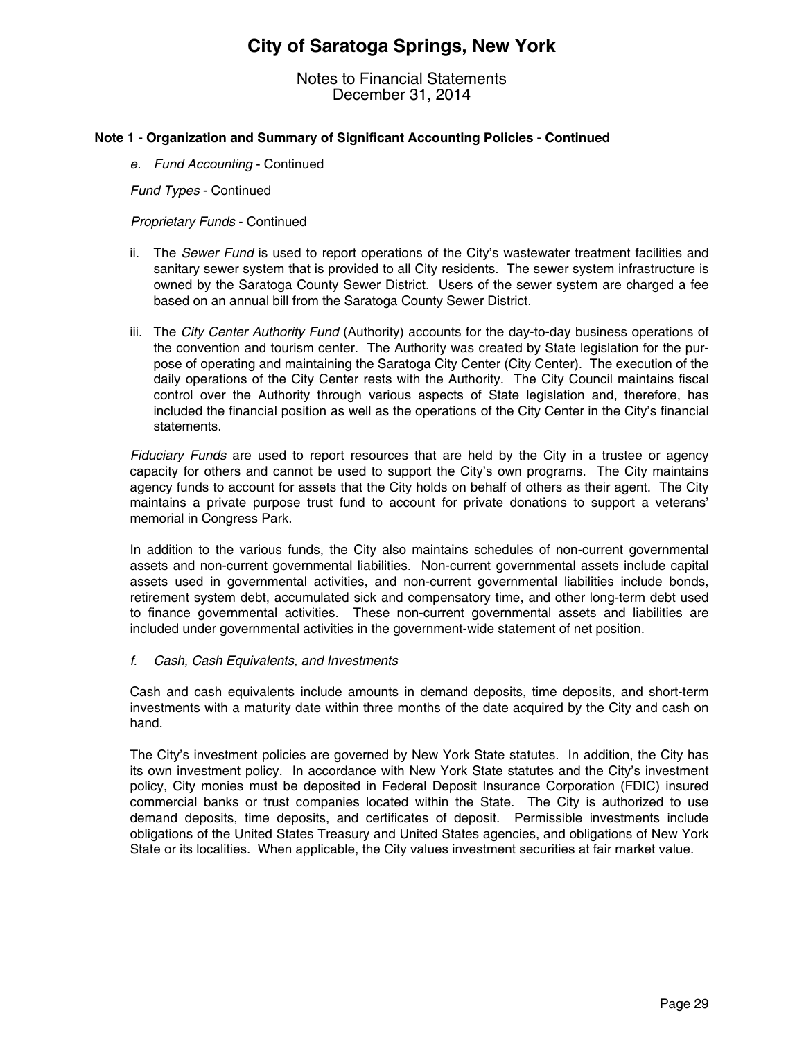# City of Saratoga Springs, New York

Notes to Financial Statements
December 31, 2014

**Note 1 - Organization and Summary of Significant Accounting Policies - Continued**

*e. Fund Accounting* - Continued

*Fund Types* - Continued

*Proprietary Funds* - Continued

ii. The *Sewer Fund* is used to report operations of the City's wastewater treatment facilities and sanitary sewer system that is provided to all City residents. The sewer system infrastructure is owned by the Saratoga County Sewer District. Users of the sewer system are charged a fee based on an annual bill from the Saratoga County Sewer District.

iii. The *City Center Authority Fund* (Authority) accounts for the day-to-day business operations of the convention and tourism center. The Authority was created by State legislation for the purpose of operating and maintaining the Saratoga City Center (City Center). The execution of the daily operations of the City Center rests with the Authority. The City Council maintains fiscal control over the Authority through various aspects of State legislation and, therefore, has included the financial position as well as the operations of the City Center in the City's financial statements.

*Fiduciary Funds* are used to report resources that are held by the City in a trustee or agency capacity for others and cannot be used to support the City's own programs. The City maintains agency funds to account for assets that the City holds on behalf of others as their agent. The City maintains a private purpose trust fund to account for private donations to support a veterans' memorial in Congress Park.

In addition to the various funds, the City also maintains schedules of non-current governmental assets and non-current governmental liabilities. Non-current governmental assets include capital assets used in governmental activities, and non-current governmental liabilities include bonds, retirement system debt, accumulated sick and compensatory time, and other long-term debt used to finance governmental activities. These non-current governmental assets and liabilities are included under governmental activities in the government-wide statement of net position.

*f. Cash, Cash Equivalents, and Investments*

Cash and cash equivalents include amounts in demand deposits, time deposits, and short-term investments with a maturity date within three months of the date acquired by the City and cash on hand.

The City's investment policies are governed by New York State statutes. In addition, the City has its own investment policy. In accordance with New York State statutes and the City's investment policy, City monies must be deposited in Federal Deposit Insurance Corporation (FDIC) insured commercial banks or trust companies located within the State. The City is authorized to use demand deposits, time deposits, and certificates of deposit. Permissible investments include obligations of the United States Treasury and United States agencies, and obligations of New York State or its localities. When applicable, the City values investment securities at fair market value.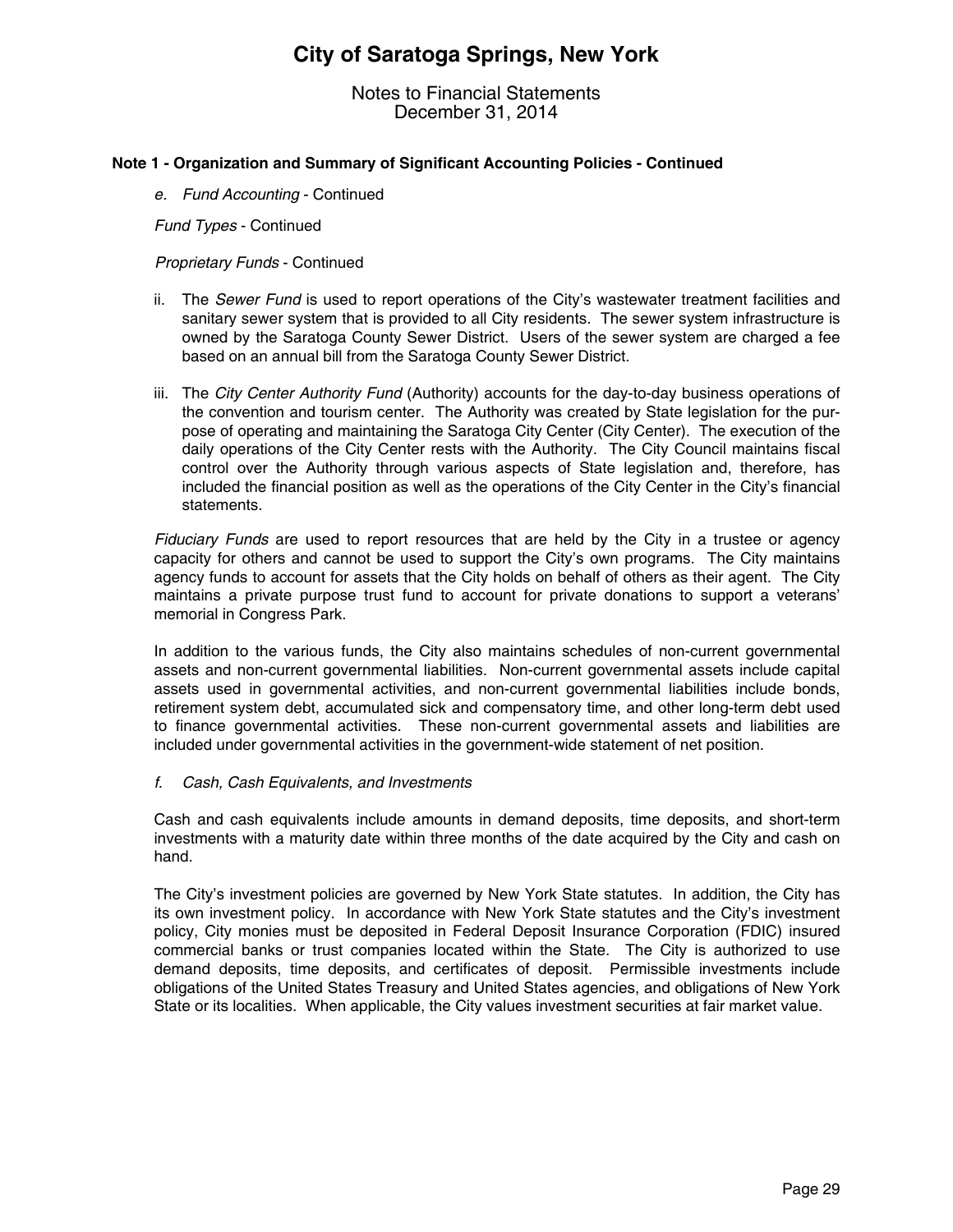# City of Saratoga Springs, New York

Notes to Financial Statements
December 31, 2014

**Note 1 - Organization and Summary of Significant Accounting Policies - Continued**

*e. Fund Accounting* - Continued

*Fund Types* - Continued

*Proprietary Funds* - Continued

ii. The *Sewer Fund* is used to report operations of the City's wastewater treatment facilities and sanitary sewer system that is provided to all City residents. The sewer system infrastructure is owned by the Saratoga County Sewer District. Users of the sewer system are charged a fee based on an annual bill from the Saratoga County Sewer District.

iii. The *City Center Authority Fund* (Authority) accounts for the day-to-day business operations of the convention and tourism center. The Authority was created by State legislation for the purpose of operating and maintaining the Saratoga City Center (City Center). The execution of the daily operations of the City Center rests with the Authority. The City Council maintains fiscal control over the Authority through various aspects of State legislation and, therefore, has included the financial position as well as the operations of the City Center in the City's financial statements.

*Fiduciary Funds* are used to report resources that are held by the City in a trustee or agency capacity for others and cannot be used to support the City's own programs. The City maintains agency funds to account for assets that the City holds on behalf of others as their agent. The City maintains a private purpose trust fund to account for private donations to support a veterans' memorial in Congress Park.

In addition to the various funds, the City also maintains schedules of non-current governmental assets and non-current governmental liabilities. Non-current governmental assets include capital assets used in governmental activities, and non-current governmental liabilities include bonds, retirement system debt, accumulated sick and compensatory time, and other long-term debt used to finance governmental activities. These non-current governmental assets and liabilities are included under governmental activities in the government-wide statement of net position.

*f. Cash, Cash Equivalents, and Investments*

Cash and cash equivalents include amounts in demand deposits, time deposits, and short-term investments with a maturity date within three months of the date acquired by the City and cash on hand.

The City's investment policies are governed by New York State statutes. In addition, the City has its own investment policy. In accordance with New York State statutes and the City's investment policy, City monies must be deposited in Federal Deposit Insurance Corporation (FDIC) insured commercial banks or trust companies located within the State. The City is authorized to use demand deposits, time deposits, and certificates of deposit. Permissible investments include obligations of the United States Treasury and United States agencies, and obligations of New York State or its localities. When applicable, the City values investment securities at fair market value.